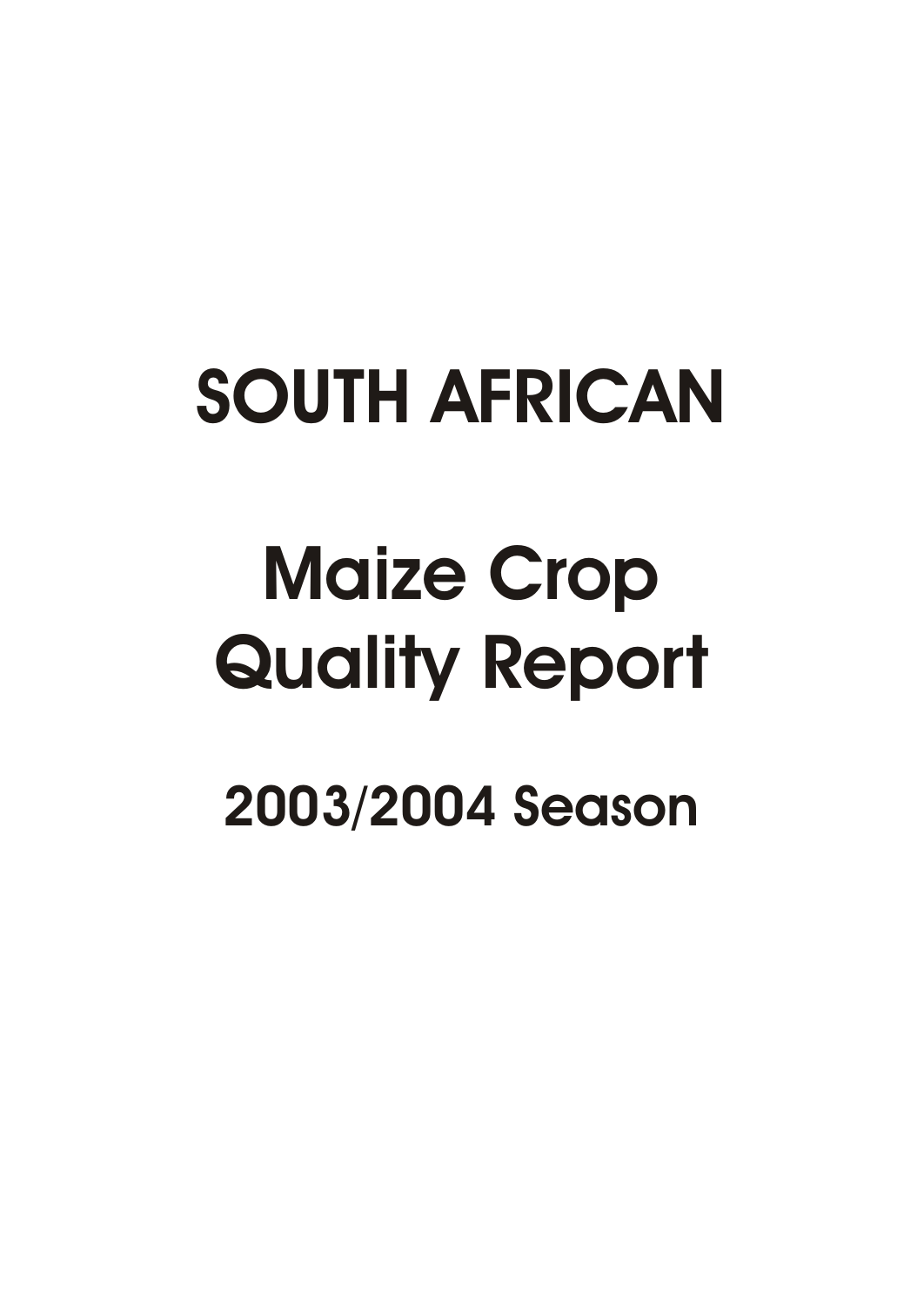# SOUTH AFRICAN

# Maize Crop Quality Report

## 2003/2004 Season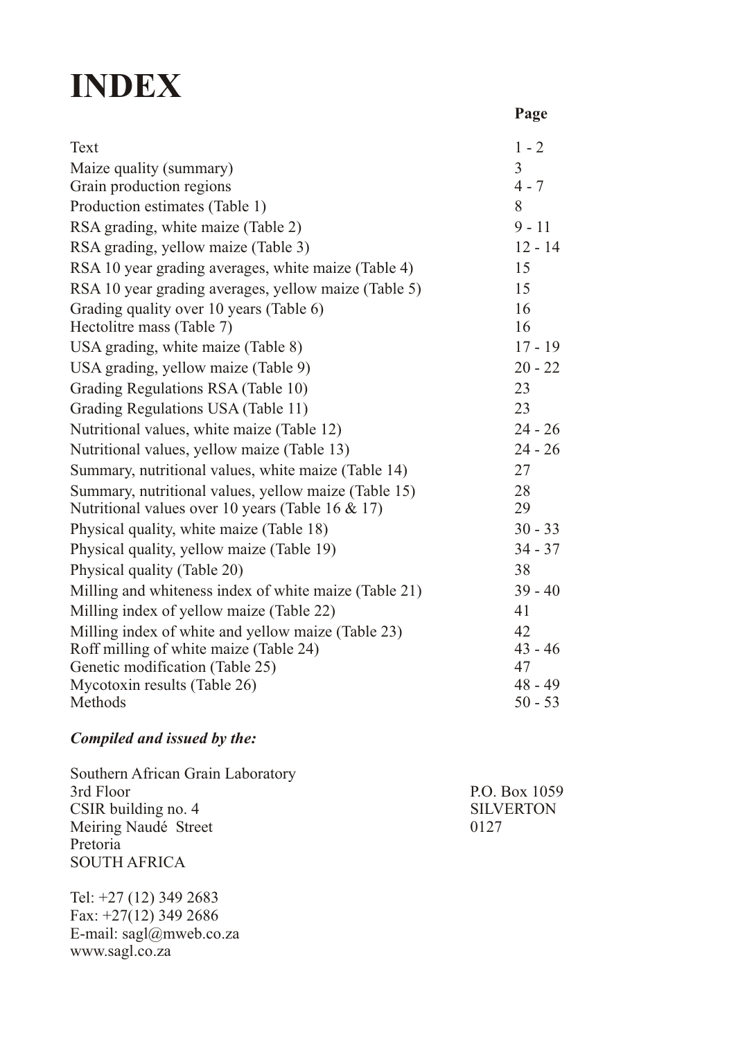# INDEX

| | Page |
|---|---|
| Text | 1 - 2 |
| Maize quality (summary) | 3 |
| Grain production regions | 4 - 7 |
| Production estimates (Table 1) | 8 |
| RSA grading, white maize (Table 2) | 9 - 11 |
| RSA grading, yellow maize (Table 3) | 12 - 14 |
| RSA 10 year grading averages, white maize (Table 4) | 15 |
| RSA 10 year grading averages, yellow maize (Table 5) | 15 |
| Grading quality over 10 years (Table 6) | 16 |
| Hectolitre mass (Table 7) | 16 |
| USA grading, white maize (Table 8) | 17 - 19 |
| USA grading, yellow maize (Table 9) | 20 - 22 |
| Grading Regulations RSA (Table 10) | 23 |
| Grading Regulations USA (Table 11) | 23 |
| Nutritional values, white maize (Table 12) | 24 - 26 |
| Nutritional values, yellow maize (Table 13) | 24 - 26 |
| Summary, nutritional values, white maize (Table 14) | 27 |
| Summary, nutritional values, yellow maize (Table 15) | 28 |
| Nutritional values over 10 years (Table 16 & 17) | 29 |
| Physical quality, white maize (Table 18) | 30 - 33 |
| Physical quality, yellow maize (Table 19) | 34 - 37 |
| Physical quality (Table 20) | 38 |
| Milling and whiteness index of white maize (Table 21) | 39 - 40 |
| Milling index of yellow maize (Table 22) | 41 |
| Milling index of white and yellow maize (Table 23) | 42 |
| Roff milling of white maize (Table 24) | 43 - 46 |
| Genetic modification (Table 25) | 47 |
| Mycotoxin results (Table 26) | 48 - 49 |
| Methods | 50 - 53 |

***Compiled and issued by the:***

Southern African Grain Laboratory
3rd Floor
CSIR building no. 4
Meiring Naudé Street
Pretoria
SOUTH AFRICA

P.O. Box 1059
SILVERTON
0127

Tel: +27 (12) 349 2683
Fax: +27(12) 349 2686
E-mail: sagl@mweb.co.za
www.sagl.co.za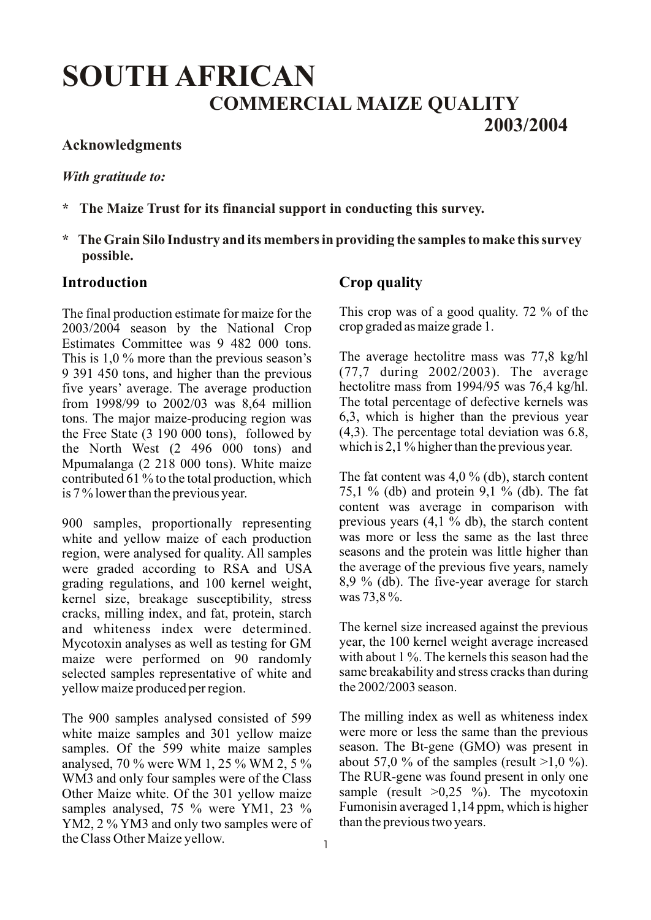# SOUTH AFRICAN

## COMMERCIAL MAIZE QUALITY

## 2003/2004

**Acknowledgments**

***With gratitude to:***

- **The Maize Trust for its financial support in conducting this survey.**
- **The Grain Silo Industry and its members in providing the samples to make this survey possible.**

## Introduction

The final production estimate for maize for the 2003/2004 season by the National Crop Estimates Committee was 9 482 000 tons. This is 1,0 % more than the previous season's 9 391 450 tons, and higher than the previous five years' average. The average production from 1998/99 to 2002/03 was 8,64 million tons. The major maize-producing region was the Free State (3 190 000 tons), followed by the North West (2 496 000 tons) and Mpumalanga (2 218 000 tons). White maize contributed 61 % to the total production, which is 7 % lower than the previous year.

900 samples, proportionally representing white and yellow maize of each production region, were analysed for quality. All samples were graded according to RSA and USA grading regulations, and 100 kernel weight, kernel size, breakage susceptibility, stress cracks, milling index, and fat, protein, starch and whiteness index were determined. Mycotoxin analyses as well as testing for GM maize were performed on 90 randomly selected samples representative of white and yellow maize produced per region.

The 900 samples analysed consisted of 599 white maize samples and 301 yellow maize samples. Of the 599 white maize samples analysed, 70 % were WM 1, 25 % WM 2, 5 % WM3 and only four samples were of the Class Other Maize white. Of the 301 yellow maize samples analysed, 75 % were YM1, 23 % YM2, 2 % YM3 and only two samples were of the Class Other Maize yellow.

## Crop quality

This crop was of a good quality. 72 % of the crop graded as maize grade 1.

The average hectolitre mass was 77,8 kg/hl (77,7 during 2002/2003). The average hectolitre mass from 1994/95 was 76,4 kg/hl. The total percentage of defective kernels was 6,3, which is higher than the previous year (4,3). The percentage total deviation was 6.8, which is 2,1 % higher than the previous year.

The fat content was 4,0 % (db), starch content 75,1 % (db) and protein 9,1 % (db). The fat content was average in comparison with previous years (4,1 % db), the starch content was more or less the same as the last three seasons and the protein was little higher than the average of the previous five years, namely 8,9 % (db). The five-year average for starch was 73,8 %.

The kernel size increased against the previous year, the 100 kernel weight average increased with about 1 %. The kernels this season had the same breakability and stress cracks than during the 2002/2003 season.

The milling index as well as whiteness index were more or less the same than the previous season. The Bt-gene (GMO) was present in about 57,0 % of the samples (result >1,0 %). The RUR-gene was found present in only one sample (result >0,25 %). The mycotoxin Fumonisin averaged 1,14 ppm, which is higher than the previous two years.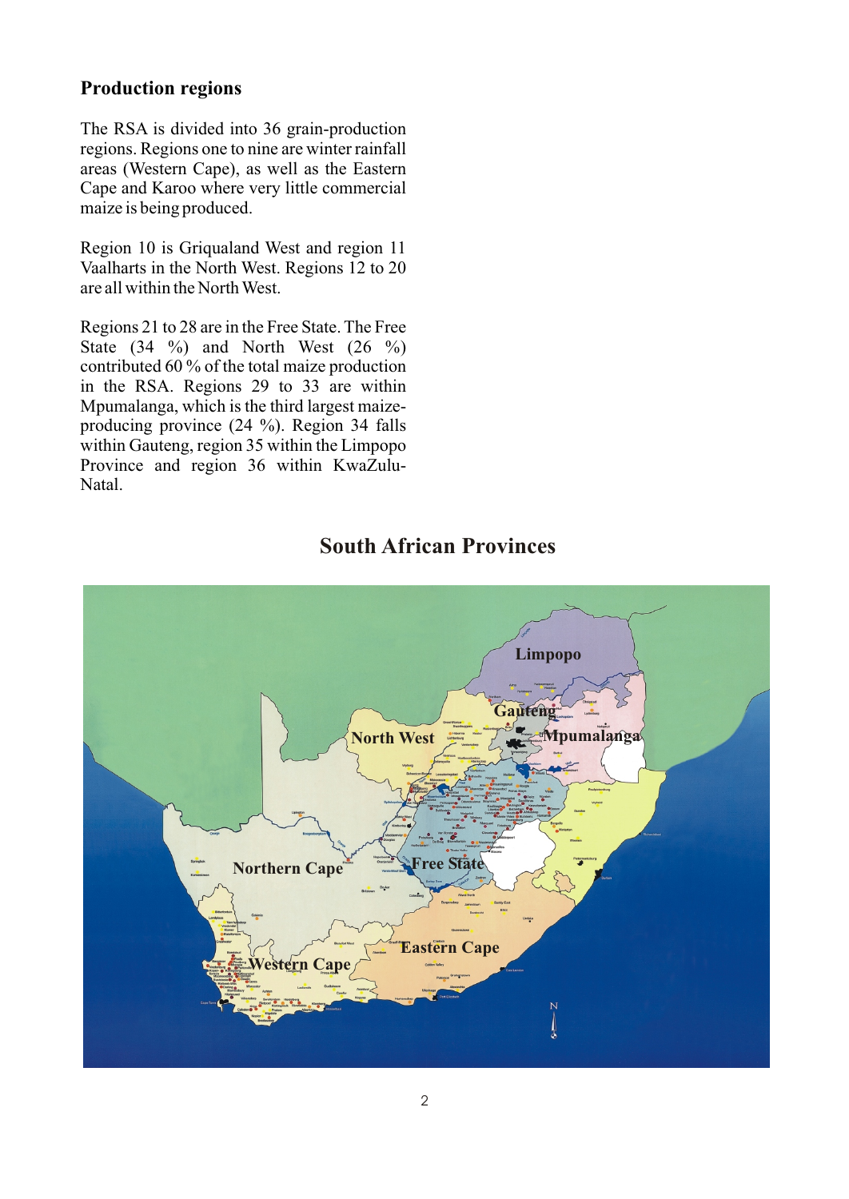## Production regions

The RSA is divided into 36 grain-production regions. Regions one to nine are winter rainfall areas (Western Cape), as well as the Eastern Cape and Karoo where very little commercial maize is being produced.

Region 10 is Griqualand West and region 11 Vaalharts in the North West. Regions 12 to 20 are all within the North West.

Regions 21 to 28 are in the Free State. The Free State (34 %) and North West (26 %) contributed 60 % of the total maize production in the RSA. Regions 29 to 33 are within Mpumalanga, which is the third largest maize-producing province (24 %). Region 34 falls within Gauteng, region 35 within the Limpopo Province and region 36 within KwaZulu-Natal.

## South African Provinces

Limpopo

Gauteng

Mpumalanga

North West

Northern Cape

Free State

Eastern Cape

Western Cape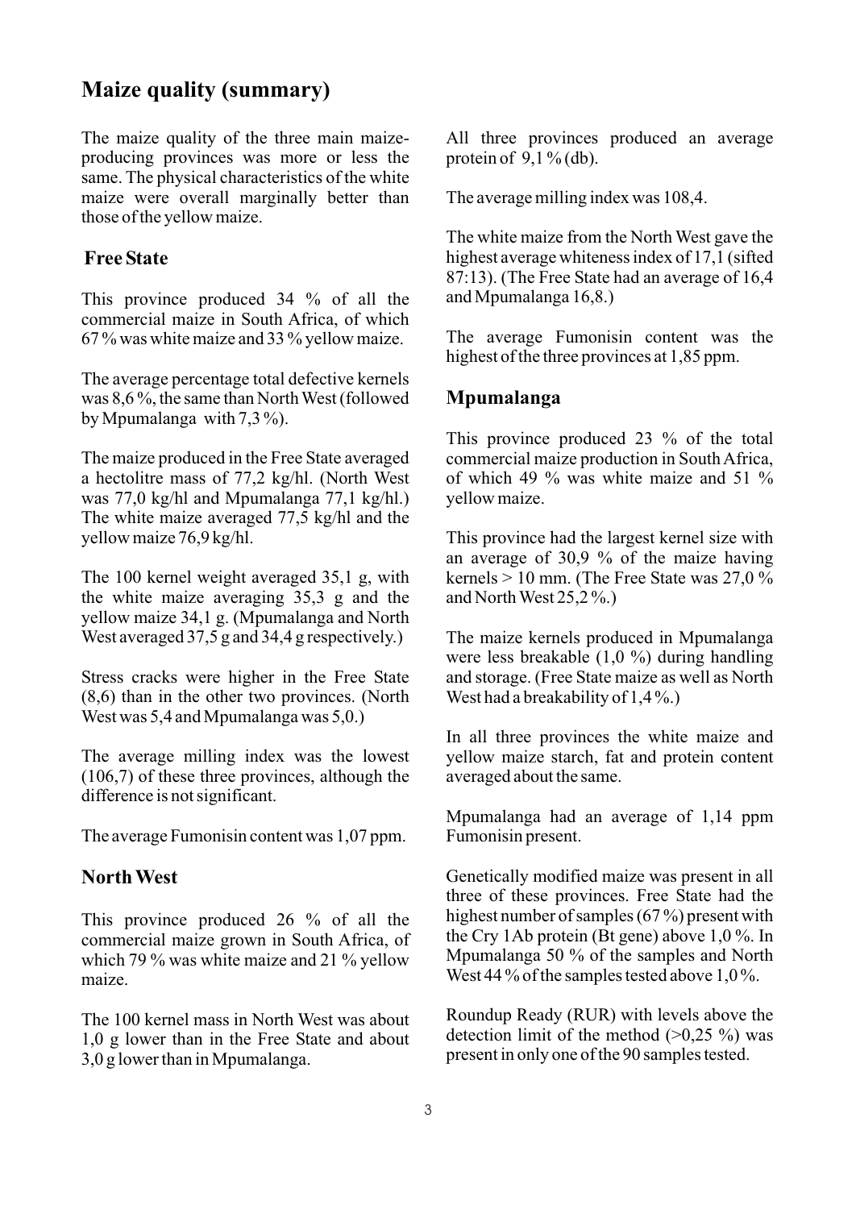# Maize quality (summary)

The maize quality of the three main maize-producing provinces was more or less the same. The physical characteristics of the white maize were overall marginally better than those of the yellow maize.

## Free State

This province produced 34 % of all the commercial maize in South Africa, of which 67 % was white maize and 33 % yellow maize.

The average percentage total defective kernels was 8,6 %, the same than North West (followed by Mpumalanga with 7,3 %).

The maize produced in the Free State averaged a hectolitre mass of 77,2 kg/hl. (North West was 77,0 kg/hl and Mpumalanga 77,1 kg/hl.) The white maize averaged 77,5 kg/hl and the yellow maize 76,9 kg/hl.

The 100 kernel weight averaged 35,1 g, with the white maize averaging 35,3 g and the yellow maize 34,1 g. (Mpumalanga and North West averaged 37,5 g and 34,4 g respectively.)

Stress cracks were higher in the Free State (8,6) than in the other two provinces. (North West was 5,4 and Mpumalanga was 5,0.)

The average milling index was the lowest (106,7) of these three provinces, although the difference is not significant.

The average Fumonisin content was 1,07 ppm.

## North West

This province produced 26 % of all the commercial maize grown in South Africa, of which 79 % was white maize and 21 % yellow maize.

The 100 kernel mass in North West was about 1,0 g lower than in the Free State and about 3,0 g lower than in Mpumalanga.

All three provinces produced an average protein of 9,1 % (db).

The average milling index was 108,4.

The white maize from the North West gave the highest average whiteness index of 17,1 (sifted 87:13). (The Free State had an average of 16,4 and Mpumalanga 16,8.)

The average Fumonisin content was the highest of the three provinces at 1,85 ppm.

## Mpumalanga

This province produced 23 % of the total commercial maize production in South Africa, of which 49 % was white maize and 51 % yellow maize.

This province had the largest kernel size with an average of 30,9 % of the maize having kernels > 10 mm. (The Free State was 27,0 % and North West 25,2 %.)

The maize kernels produced in Mpumalanga were less breakable (1,0 %) during handling and storage. (Free State maize as well as North West had a breakability of 1,4 %.)

In all three provinces the white maize and yellow maize starch, fat and protein content averaged about the same.

Mpumalanga had an average of 1,14 ppm Fumonisin present.

Genetically modified maize was present in all three of these provinces. Free State had the highest number of samples (67 %) present with the Cry 1Ab protein (Bt gene) above 1,0 %. In Mpumalanga 50 % of the samples and North West 44 % of the samples tested above 1,0 %.

Roundup Ready (RUR) with levels above the detection limit of the method (>0,25 %) was present in only one of the 90 samples tested.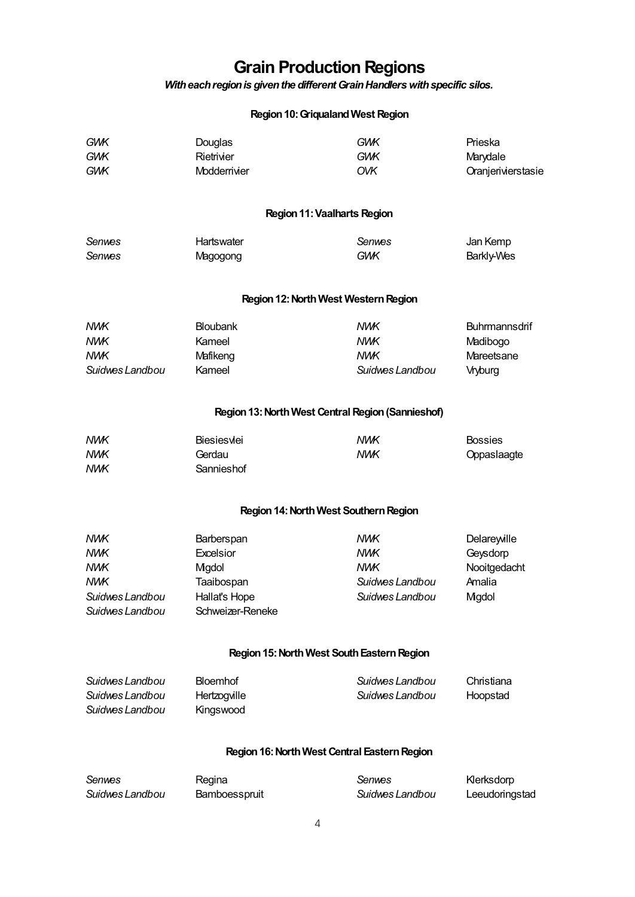# Grain Production Regions

***With each region is given the different Grain Handlers with specific silos.***

### Region 10: Griqualand West Region

| | | | |
|---|---|---|---|
| *GWK* | Douglas | *GWK* | Prieska |
| *GWK* | Rietrivier | *GWK* | Marydale |
| *GWK* | Modderrivier | *OVK* | Oranjerivierstasie |

### Region 11: Vaalharts Region

| | | | |
|---|---|---|---|
| *Senwes* | Hartswater | *Senwes* | Jan Kemp |
| *Senwes* | Magogong | *GWK* | Barkly-Wes |

### Region 12: North West Western Region

| | | | |
|---|---|---|---|
| *NWK* | Bloubank | *NWK* | Buhrmannsdrif |
| *NWK* | Kameel | *NWK* | Madibogo |
| *NWK* | Mafikeng | *NWK* | Mareetsane |
| *Suidwes Landbou* | Kameel | *Suidwes Landbou* | Vryburg |

### Region 13: North West Central Region (Sannieshof)

| | | | |
|---|---|---|---|
| *NWK* | Biesiesvlei | *NWK* | Bossies |
| *NWK* | Gerdau | *NWK* | Oppaslaagte |
| *NWK* | Sannieshof | | |

### Region 14: North West Southern Region

| | | | |
|---|---|---|---|
| *NWK* | Barberspan | *NWK* | Delareyville |
| *NWK* | Excelsior | *NWK* | Geysdorp |
| *NWK* | Migdol | *NWK* | Nooitgedacht |
| *NWK* | Taaibospan | *Suidwes Landbou* | Amalia |
| *Suidwes Landbou* | Hallat's Hope | *Suidwes Landbou* | Migdol |
| *Suidwes Landbou* | Schweizer-Reneke | | |

### Region 15: North West South Eastern Region

| | | | |
|---|---|---|---|
| *Suidwes Landbou* | Bloemhof | *Suidwes Landbou* | Christiana |
| *Suidwes Landbou* | Hertzogville | *Suidwes Landbou* | Hoopstad |
| *Suidwes Landbou* | Kingswood | | |

### Region 16: North West Central Eastern Region

| | | | |
|---|---|---|---|
| *Senwes* | Regina | *Senwes* | Klerksdorp |
| *Suidwes Landbou* | Bamboesspruit | *Suidwes Landbou* | Leeudoringstad |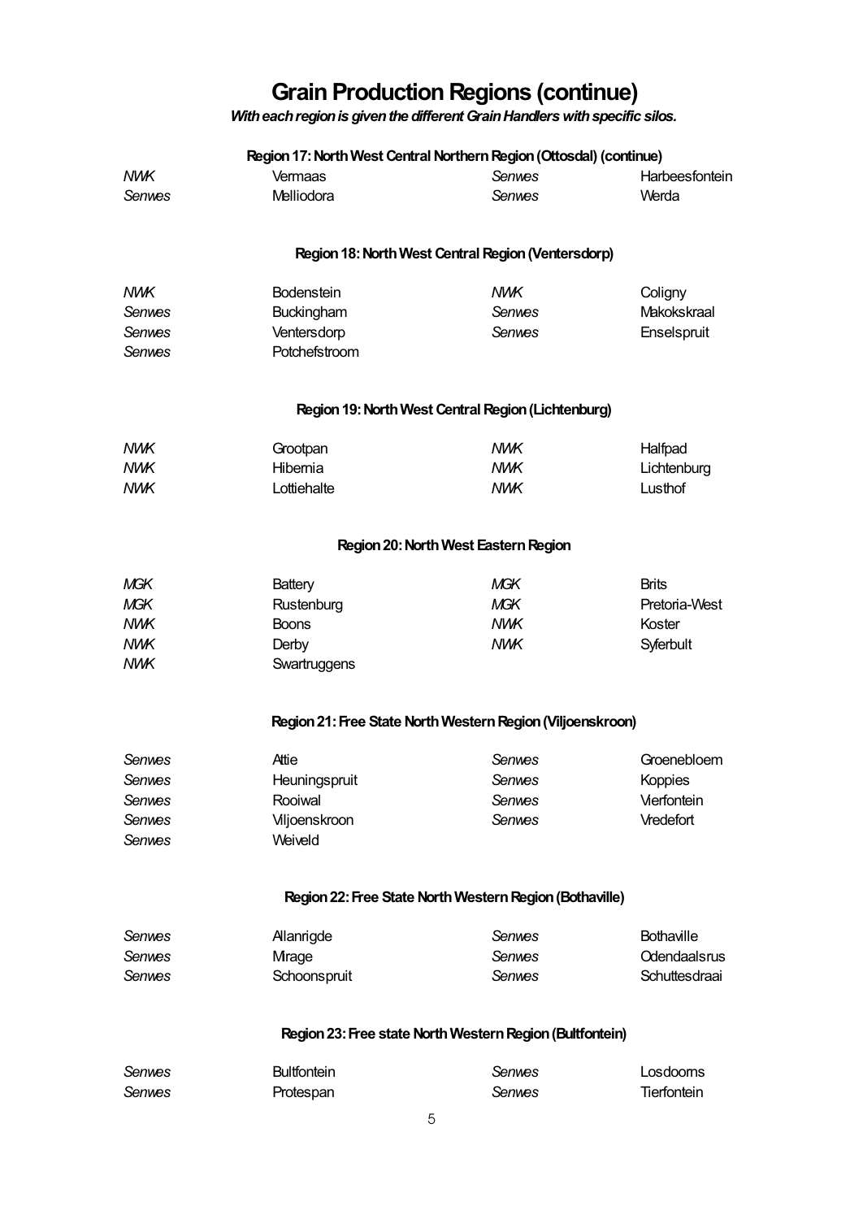# Grain Production Regions (continue)

***With each region is given the different Grain Handlers with specific silos.***

### Region 17: North West Central Northern Region (Ottosdal) (continue)

| | | | |
|---|---|---|---|
| *NWK* | Vermaas | *Senwes* | Harbeesfontein |
| *Senwes* | Melliodora | *Senwes* | Werda |

### Region 18: North West Central Region (Ventersdorp)

| | | | |
|---|---|---|---|
| *NWK* | Bodenstein | *NWK* | Coligny |
| *Senwes* | Buckingham | *Senwes* | Makokskraal |
| *Senwes* | Ventersdorp | *Senwes* | Enselspruit |
| *Senwes* | Potchefstroom | | |

### Region 19: North West Central Region (Lichtenburg)

| | | | |
|---|---|---|---|
| *NWK* | Grootpan | *NWK* | Halfpad |
| *NWK* | Hibernia | *NWK* | Lichtenburg |
| *NWK* | Lottiehalte | *NWK* | Lusthof |

### Region 20: North West Eastern Region

| | | | |
|---|---|---|---|
| *MGK* | Battery | *MGK* | Brits |
| *MGK* | Rustenburg | *MGK* | Pretoria-West |
| *NWK* | Boons | *NWK* | Koster |
| *NWK* | Derby | *NWK* | Syferbult |
| *NWK* | Swartruggens | | |

### Region 21: Free State North Western Region (Viljoenskroon)

| | | | |
|---|---|---|---|
| *Senwes* | Attie | *Senwes* | Groenebloem |
| *Senwes* | Heuningspruit | *Senwes* | Koppies |
| *Senwes* | Rooiwal | *Senwes* | Vierfontein |
| *Senwes* | Viljoenskroon | *Senwes* | Vredefort |
| *Senwes* | Weiveld | | |

### Region 22: Free State North Western Region (Bothaville)

| | | | |
|---|---|---|---|
| *Senwes* | Allanrigde | *Senwes* | Bothaville |
| *Senwes* | Mirage | *Senwes* | Odendaalsrus |
| *Senwes* | Schoonspruit | *Senwes* | Schuttesdraai |

### Region 23: Free state North Western Region (Bultfontein)

| | | | |
|---|---|---|---|
| *Senwes* | Bultfontein | *Senwes* | Losdoorns |
| *Senwes* | Protespan | *Senwes* | Tierfontein |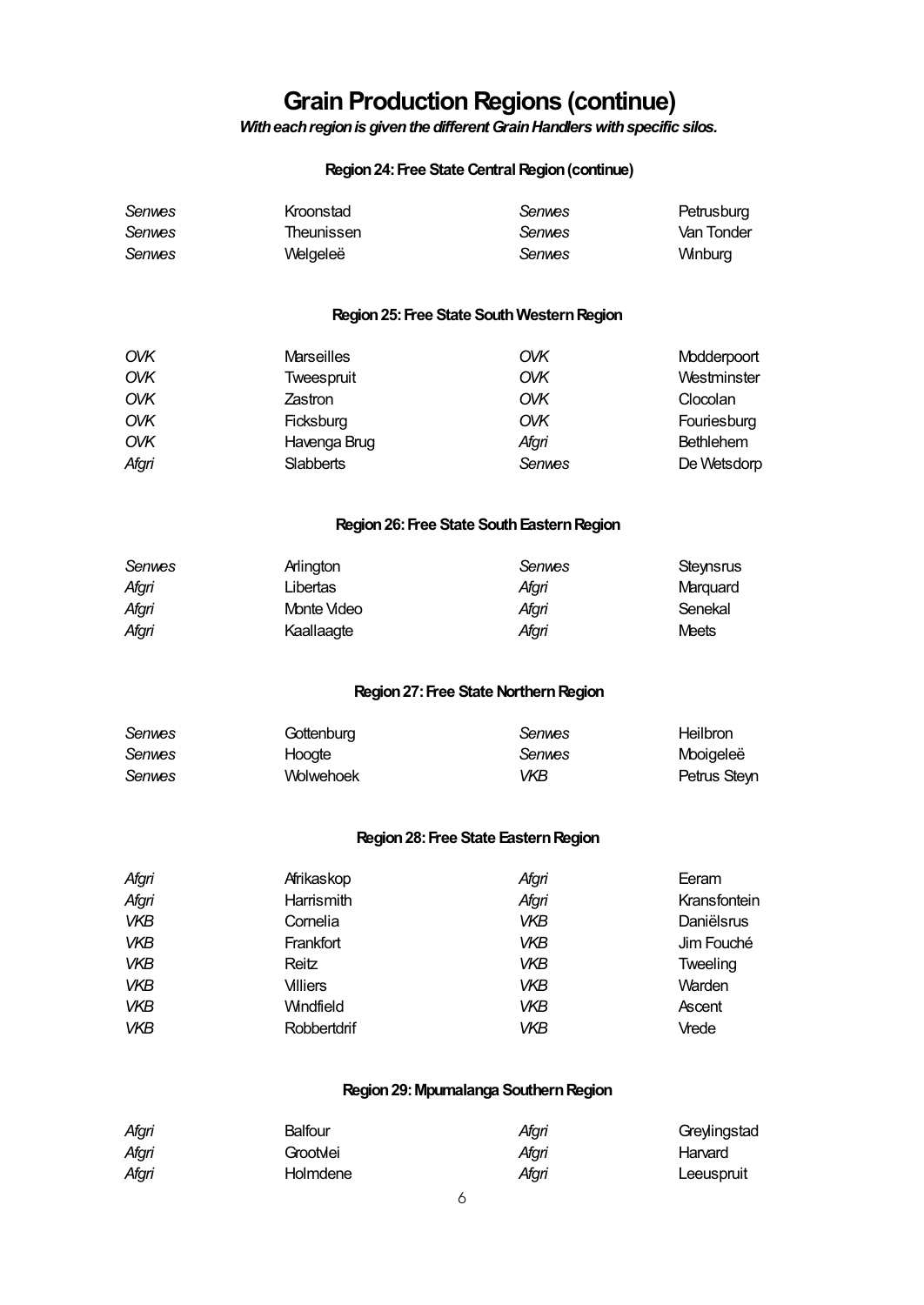# Grain Production Regions (continue)

***With each region is given the different Grain Handlers with specific silos.***

### Region 24: Free State Central Region (continue)

| | | | |
|---|---|---|---|
| *Senwes* | Kroonstad | *Senwes* | Petrusburg |
| *Senwes* | Theunissen | *Senwes* | Van Tonder |
| *Senwes* | Welgeleë | *Senwes* | Winburg |

### Region 25: Free State South Western Region

| | | | |
|---|---|---|---|
| *OVK* | Marseilles | *OVK* | Modderpoort |
| *OVK* | Tweespruit | *OVK* | Westminster |
| *OVK* | Zastron | *OVK* | Clocolan |
| *OVK* | Ficksburg | *OVK* | Fouriesburg |
| *OVK* | Havenga Brug | *Afgri* | Bethlehem |
| *Afgri* | Slabberts | *Senwes* | De Wetsdorp |

### Region 26: Free State South Eastern Region

| | | | |
|---|---|---|---|
| *Senwes* | Arlington | *Senwes* | Steynsrus |
| *Afgri* | Libertas | *Afgri* | Marquard |
| *Afgri* | Monte Video | *Afgri* | Senekal |
| *Afgri* | Kaallaagte | *Afgri* | Meets |

### Region 27: Free State Northern Region

| | | | |
|---|---|---|---|
| *Senwes* | Gottenburg | *Senwes* | Heilbron |
| *Senwes* | Hoogte | *Senwes* | Mooigeleë |
| *Senwes* | Wolwehoek | *VKB* | Petrus Steyn |

### Region 28: Free State Eastern Region

| | | | |
|---|---|---|---|
| *Afgri* | Afrikaskop | *Afgri* | Eeram |
| *Afgri* | Harrismith | *Afgri* | Kransfontein |
| *VKB* | Cornelia | *VKB* | Daniëlsrus |
| *VKB* | Frankfort | *VKB* | Jim Fouché |
| *VKB* | Reitz | *VKB* | Tweeling |
| *VKB* | Villiers | *VKB* | Warden |
| *VKB* | Windfield | *VKB* | Ascent |
| *VKB* | Robbertdrif | *VKB* | Vrede |

### Region 29: Mpumalanga Southern Region

| | | | |
|---|---|---|---|
| *Afgri* | Balfour | *Afgri* | Greylingstad |
| *Afgri* | Grootvlei | *Afgri* | Harvard |
| *Afgri* | Holmdene | *Afgri* | Leeuspruit |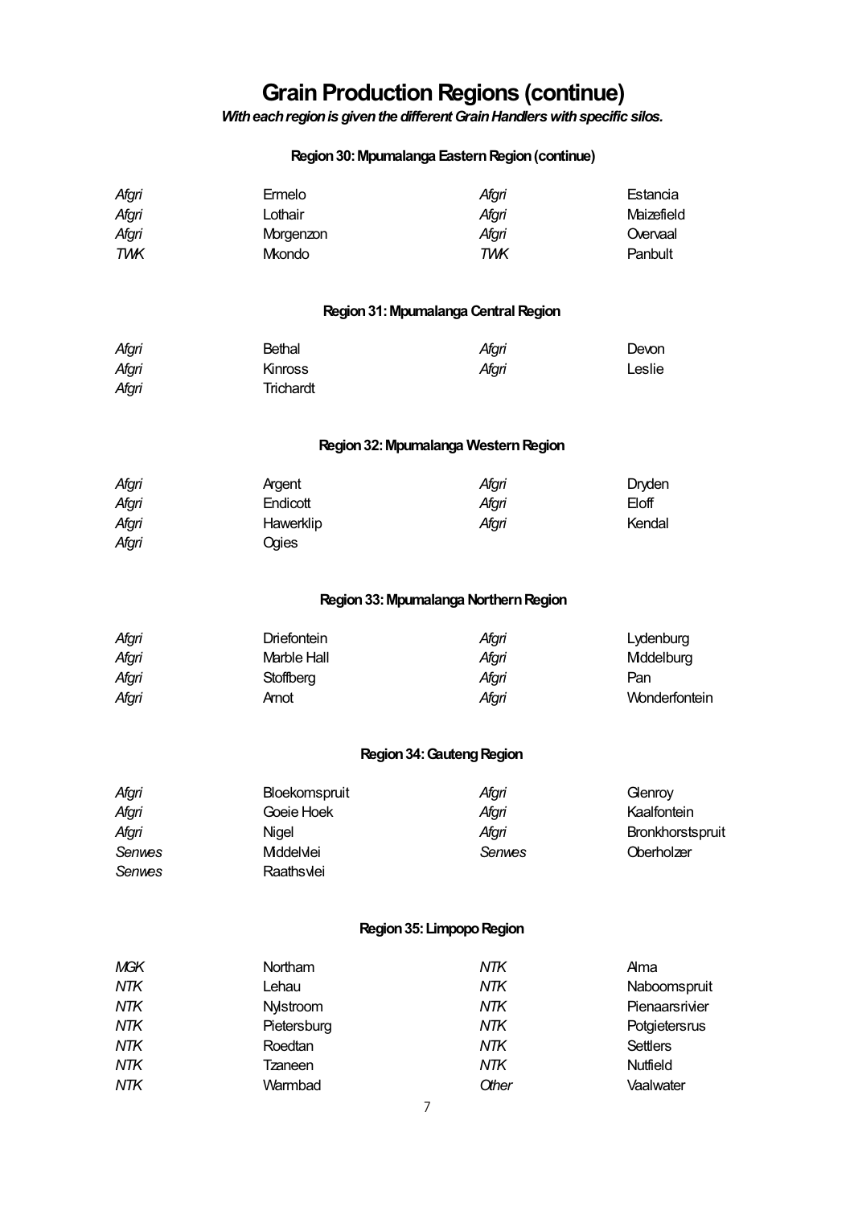# Grain Production Regions (continue)

***With each region is given the different Grain Handlers with specific silos.***

### Region 30: Mpumalanga Eastern Region (continue)

| | | | |
|---|---|---|---|
| *Afgri* | Ermelo | *Afgri* | Estancia |
| *Afgri* | Lothair | *Afgri* | Maizefield |
| *Afgri* | Morgenzon | *Afgri* | Overvaal |
| *TWK* | Mkondo | *TWK* | Panbult |

### Region 31: Mpumalanga Central Region

| | | | |
|---|---|---|---|
| *Afgri* | Bethal | *Afgri* | Devon |
| *Afgri* | Kinross | *Afgri* | Leslie |
| *Afgri* | Trichardt | | |

### Region 32: Mpumalanga Western Region

| | | | |
|---|---|---|---|
| *Afgri* | Argent | *Afgri* | Dryden |
| *Afgri* | Endicott | *Afgri* | Eloff |
| *Afgri* | Hawerklip | *Afgri* | Kendal |
| *Afgri* | Ogies | | |

### Region 33: Mpumalanga Northern Region

| | | | |
|---|---|---|---|
| *Afgri* | Driefontein | *Afgri* | Lydenburg |
| *Afgri* | Marble Hall | *Afgri* | Middelburg |
| *Afgri* | Stoffberg | *Afgri* | Pan |
| *Afgri* | Arnot | *Afgri* | Wonderfontein |

### Region 34: Gauteng Region

| | | | |
|---|---|---|---|
| *Afgri* | Bloekomspruit | *Afgri* | Glenroy |
| *Afgri* | Goeie Hoek | *Afgri* | Kaalfontein |
| *Afgri* | Nigel | *Afgri* | Bronkhorstspruit |
| *Senwes* | Middelvlei | *Senwes* | Oberholzer |
| *Senwes* | Raathsvlei | | |

### Region 35: Limpopo Region

| | | | |
|---|---|---|---|
| *MGK* | Northam | *NTK* | Alma |
| *NTK* | Lehau | *NTK* | Naboomspruit |
| *NTK* | Nylstroom | *NTK* | Pienaarsrivier |
| *NTK* | Pietersburg | *NTK* | Potgietersrus |
| *NTK* | Roedtan | *NTK* | Settlers |
| *NTK* | Tzaneen | *NTK* | Nutfield |
| *NTK* | Warmbad | *Other* | Vaalwater |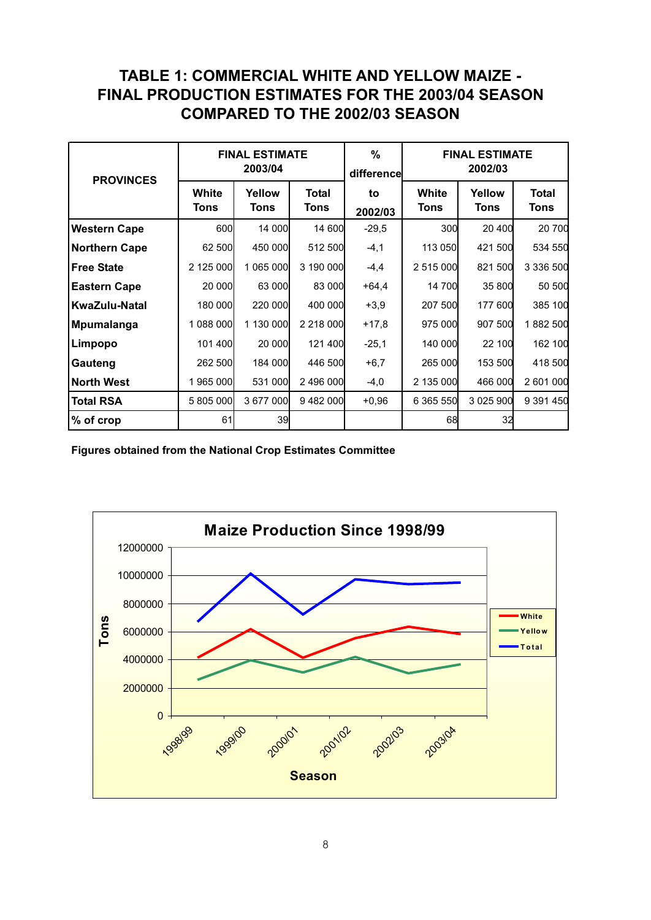# TABLE 1: COMMERCIAL WHITE AND YELLOW MAIZE - FINAL PRODUCTION ESTIMATES FOR THE 2003/04 SEASON COMPARED TO THE 2002/03 SEASON

| PROVINCES | FINAL ESTIMATE 2003/04 | | | % difference to 2002/03 | FINAL ESTIMATE 2002/03 | | |
|---|---|---|---|---|---|---|---|
| | White Tons | Yellow Tons | Total Tons | | White Tons | Yellow Tons | Total Tons |
| Western Cape | 600 | 14 000 | 14 600 | -29,5 | 300 | 20 400 | 20 700 |
| Northern Cape | 62 500 | 450 000 | 512 500 | -4,1 | 113 050 | 421 500 | 534 550 |
| Free State | 2 125 000 | 1 065 000 | 3 190 000 | -4,4 | 2 515 000 | 821 500 | 3 336 500 |
| Eastern Cape | 20 000 | 63 000 | 83 000 | +64,4 | 14 700 | 35 800 | 50 500 |
| KwaZulu-Natal | 180 000 | 220 000 | 400 000 | +3,9 | 207 500 | 177 600 | 385 100 |
| Mpumalanga | 1 088 000 | 1 130 000 | 2 218 000 | +17,8 | 975 000 | 907 500 | 1 882 500 |
| Limpopo | 101 400 | 20 000 | 121 400 | -25,1 | 140 000 | 22 100 | 162 100 |
| Gauteng | 262 500 | 184 000 | 446 500 | +6,7 | 265 000 | 153 500 | 418 500 |
| North West | 1 965 000 | 531 000 | 2 496 000 | -4,0 | 2 135 000 | 466 000 | 2 601 000 |
| Total RSA | 5 805 000 | 3 677 000 | 9 482 000 | +0,96 | 6 365 550 | 3 025 900 | 9 391 450 |
| % of crop | 61 | 39 | | | 68 | 32 | |

**Figures obtained from the National Crop Estimates Committee**

**Maize Production Since 1998/99**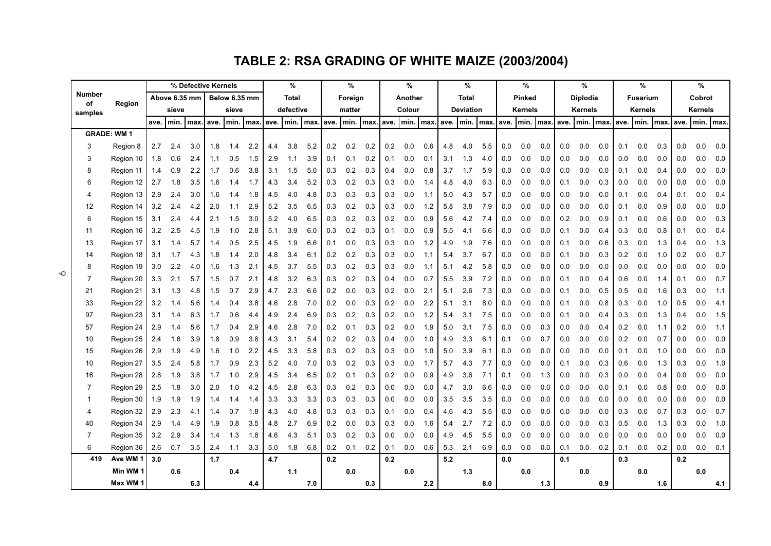# TABLE 2: RSA GRADING OF WHITE MAIZE (2003/2004)

| Number of samples | Region | % Defective Kernels Above 6.35 mm sieve | | | % Defective Kernels Below 6.35 mm sieve | | | % Total defective | | | % Foreign matter | | | % Another Colour | | | % Total Deviation | | | % Pinked Kernels | | | % Diplodia Kernels | | | % Fusarium Kernels | | | % Cobrot Kernels | | |
|---|---|---|---|---|---|---|---|---|---|---|---|---|---|---|---|---|---|---|---|---|---|---|---|---|---|---|---|---|---|---|---|
| | | ave. | min. | max. | ave. | min. | max. | ave. | min. | max. | ave. | min. | max. | ave. | min. | max. | ave. | min. | max. | ave. | min. | max. | ave. | min. | max. | ave. | min. | max. | ave. | min. | max. |
| **GRADE: WM 1** | | | | | | | | | | | | | | | | | | | | | | | | | | | | | | | |
| 3 | Region 8 | 2.7 | 2.4 | 3.0 | 1.8 | 1.4 | 2.2 | 4.4 | 3.8 | 5.2 | 0.2 | 0.2 | 0.2 | 0.2 | 0.0 | 0.6 | 4.8 | 4.0 | 5.5 | 0.0 | 0.0 | 0.0 | 0.0 | 0.0 | 0.0 | 0.1 | 0.0 | 0.3 | 0.0 | 0.0 | 0.0 |
| 3 | Region 10 | 1.8 | 0.6 | 2.4 | 1.1 | 0.5 | 1.5 | 2.9 | 1.1 | 3.9 | 0.1 | 0.1 | 0.2 | 0.1 | 0.0 | 0.1 | 3.1 | 1.3 | 4.0 | 0.0 | 0.0 | 0.0 | 0.0 | 0.0 | 0.0 | 0.0 | 0.0 | 0.0 | 0.0 | 0.0 | 0.0 |
| 8 | Region 11 | 1.4 | 0.9 | 2.2 | 1.7 | 0.6 | 3.8 | 3.1 | 1.5 | 5.0 | 0.3 | 0.2 | 0.3 | 0.4 | 0.0 | 0.8 | 3.7 | 1.7 | 5.9 | 0.0 | 0.0 | 0.0 | 0.0 | 0.0 | 0.0 | 0.1 | 0.0 | 0.4 | 0.0 | 0.0 | 0.0 |
| 6 | Region 12 | 2.7 | 1.8 | 3.5 | 1.6 | 1.4 | 1.7 | 4.3 | 3.4 | 5.2 | 0.3 | 0.2 | 0.3 | 0.3 | 0.0 | 1.4 | 4.8 | 4.0 | 6.3 | 0.0 | 0.0 | 0.0 | 0.1 | 0.0 | 0.3 | 0.0 | 0.0 | 0.0 | 0.0 | 0.0 | 0.0 |
| 4 | Region 13 | 2.9 | 2.4 | 3.0 | 1.6 | 1.4 | 1.8 | 4.5 | 4.0 | 4.8 | 0.3 | 0.3 | 0.3 | 0.3 | 0.0 | 1.1 | 5.0 | 4.3 | 5.7 | 0.0 | 0.0 | 0.0 | 0.0 | 0.0 | 0.0 | 0.1 | 0.0 | 0.4 | 0.1 | 0.0 | 0.4 |
| 12 | Region 14 | 3.2 | 2.4 | 4.2 | 2.0 | 1.1 | 2.9 | 5.2 | 3.5 | 6.5 | 0.3 | 0.2 | 0.3 | 0.3 | 0.0 | 1.2 | 5.8 | 3.8 | 7.9 | 0.0 | 0.0 | 0.0 | 0.0 | 0.0 | 0.0 | 0.1 | 0.0 | 0.9 | 0.0 | 0.0 | 0.0 |
| 6 | Region 15 | 3.1 | 2.4 | 4.4 | 2.1 | 1.5 | 3.0 | 5.2 | 4.0 | 6.5 | 0.3 | 0.2 | 0.3 | 0.2 | 0.0 | 0.9 | 5.6 | 4.2 | 7.4 | 0.0 | 0.0 | 0.0 | 0.2 | 0.0 | 0.9 | 0.1 | 0.0 | 0.6 | 0.0 | 0.0 | 0.3 |
| 11 | Region 16 | 3.2 | 2.5 | 4.5 | 1.9 | 1.0 | 2.8 | 5.1 | 3.9 | 6.0 | 0.3 | 0.2 | 0.3 | 0.1 | 0.0 | 0.9 | 5.5 | 4.1 | 6.6 | 0.0 | 0.0 | 0.0 | 0.1 | 0.0 | 0.4 | 0.3 | 0.0 | 0.8 | 0.1 | 0.0 | 0.4 |
| 13 | Region 17 | 3.1 | 1.4 | 5.7 | 1.4 | 0.5 | 2.5 | 4.5 | 1.9 | 6.6 | 0.1 | 0.0 | 0.3 | 0.3 | 0.0 | 1.2 | 4.9 | 1.9 | 7.6 | 0.0 | 0.0 | 0.0 | 0.1 | 0.0 | 0.6 | 0.3 | 0.0 | 1.3 | 0.4 | 0.0 | 1.3 |
| 14 | Region 18 | 3.1 | 1.7 | 4.3 | 1.8 | 1.4 | 2.0 | 4.8 | 3.4 | 6.1 | 0.2 | 0.2 | 0.3 | 0.3 | 0.0 | 1.1 | 5.4 | 3.7 | 6.7 | 0.0 | 0.0 | 0.0 | 0.1 | 0.0 | 0.3 | 0.2 | 0.0 | 1.0 | 0.2 | 0.0 | 0.7 |
| 8 | Region 19 | 3.0 | 2.2 | 4.0 | 1.6 | 1.3 | 2.1 | 4.5 | 3.7 | 5.5 | 0.3 | 0.2 | 0.3 | 0.3 | 0.0 | 1.1 | 5.1 | 4.2 | 5.8 | 0.0 | 0.0 | 0.0 | 0.0 | 0.0 | 0.0 | 0.0 | 0.0 | 0.0 | 0.0 | 0.0 | 0.0 |
| 7 | Region 20 | 3.3 | 2.1 | 5.7 | 1.5 | 0.7 | 2.1 | 4.8 | 3.2 | 6.3 | 0.3 | 0.2 | 0.3 | 0.4 | 0.0 | 0.7 | 5.5 | 3.9 | 7.2 | 0.0 | 0.0 | 0.0 | 0.1 | 0.0 | 0.4 | 0.6 | 0.0 | 1.4 | 0.1 | 0.0 | 0.7 |
| 21 | Region 21 | 3.1 | 1.3 | 4.8 | 1.5 | 0.7 | 2.9 | 4.7 | 2.3 | 6.6 | 0.2 | 0.0 | 0.3 | 0.2 | 0.0 | 2.1 | 5.1 | 2.6 | 7.3 | 0.0 | 0.0 | 0.0 | 0.1 | 0.0 | 0.5 | 0.5 | 0.0 | 1.6 | 0.3 | 0.0 | 1.1 |
| 33 | Region 22 | 3.2 | 1.4 | 5.6 | 1.4 | 0.4 | 3.8 | 4.6 | 2.8 | 7.0 | 0.2 | 0.0 | 0.3 | 0.2 | 0.0 | 2.2 | 5.1 | 3.1 | 8.0 | 0.0 | 0.0 | 0.0 | 0.1 | 0.0 | 0.8 | 0.3 | 0.0 | 1.0 | 0.5 | 0.0 | 4.1 |
| 97 | Region 23 | 3.1 | 1.4 | 6.3 | 1.7 | 0.6 | 4.4 | 4.9 | 2.4 | 6.9 | 0.3 | 0.2 | 0.3 | 0.2 | 0.0 | 1.2 | 5.4 | 3.1 | 7.5 | 0.0 | 0.0 | 0.0 | 0.1 | 0.0 | 0.4 | 0.3 | 0.0 | 1.3 | 0.4 | 0.0 | 1.5 |
| 57 | Region 24 | 2.9 | 1.4 | 5.6 | 1.7 | 0.4 | 2.9 | 4.6 | 2.8 | 7.0 | 0.2 | 0.1 | 0.3 | 0.2 | 0.0 | 1.9 | 5.0 | 3.1 | 7.5 | 0.0 | 0.0 | 0.3 | 0.0 | 0.0 | 0.4 | 0.2 | 0.0 | 1.1 | 0.2 | 0.0 | 1.1 |
| 10 | Region 25 | 2.4 | 1.6 | 3.9 | 1.8 | 0.9 | 3.8 | 4.3 | 3.1 | 5.4 | 0.2 | 0.2 | 0.3 | 0.4 | 0.0 | 1.0 | 4.9 | 3.3 | 6.1 | 0.1 | 0.0 | 0.7 | 0.0 | 0.0 | 0.0 | 0.2 | 0.0 | 0.7 | 0.0 | 0.0 | 0.0 |
| 15 | Region 26 | 2.9 | 1.9 | 4.9 | 1.6 | 1.0 | 2.2 | 4.5 | 3.3 | 5.8 | 0.3 | 0.2 | 0.3 | 0.3 | 0.0 | 1.0 | 5.0 | 3.9 | 6.1 | 0.0 | 0.0 | 0.0 | 0.0 | 0.0 | 0.0 | 0.1 | 0.0 | 1.0 | 0.0 | 0.0 | 0.0 |
| 10 | Region 27 | 3.5 | 2.4 | 5.8 | 1.7 | 0.9 | 2.3 | 5.2 | 4.0 | 7.0 | 0.3 | 0.2 | 0.3 | 0.3 | 0.0 | 1.7 | 5.7 | 4.3 | 7.7 | 0.0 | 0.0 | 0.0 | 0.1 | 0.0 | 0.3 | 0.6 | 0.0 | 1.3 | 0.3 | 0.0 | 1.0 |
| 16 | Region 28 | 2.8 | 1.9 | 3.8 | 1.7 | 1.0 | 2.9 | 4.5 | 3.4 | 6.5 | 0.2 | 0.1 | 0.3 | 0.2 | 0.0 | 0.9 | 4.9 | 3.6 | 7.1 | 0.1 | 0.0 | 1.3 | 0.0 | 0.0 | 0.3 | 0.0 | 0.0 | 0.4 | 0.0 | 0.0 | 0.0 |
| 7 | Region 29 | 2.5 | 1.8 | 3.0 | 2.0 | 1.0 | 4.2 | 4.5 | 2.8 | 6.3 | 0.3 | 0.2 | 0.3 | 0.0 | 0.0 | 0.0 | 4.7 | 3.0 | 6.6 | 0.0 | 0.0 | 0.0 | 0.0 | 0.0 | 0.0 | 0.1 | 0.0 | 0.8 | 0.0 | 0.0 | 0.0 |
| 1 | Region 30 | 1.9 | 1.9 | 1.9 | 1.4 | 1.4 | 1.4 | 3.3 | 3.3 | 3.3 | 0.3 | 0.3 | 0.3 | 0.0 | 0.0 | 0.0 | 3.5 | 3.5 | 3.5 | 0.0 | 0.0 | 0.0 | 0.0 | 0.0 | 0.0 | 0.0 | 0.0 | 0.0 | 0.0 | 0.0 | 0.0 |
| 4 | Region 32 | 2.9 | 2.3 | 4.1 | 1.4 | 0.7 | 1.8 | 4.3 | 4.0 | 4.8 | 0.3 | 0.3 | 0.3 | 0.1 | 0.0 | 0.4 | 4.6 | 4.3 | 5.5 | 0.0 | 0.0 | 0.0 | 0.0 | 0.0 | 0.0 | 0.3 | 0.0 | 0.7 | 0.3 | 0.0 | 0.7 |
| 40 | Region 34 | 2.9 | 1.4 | 4.9 | 1.9 | 0.8 | 3.5 | 4.8 | 2.7 | 6.9 | 0.2 | 0.0 | 0.3 | 0.3 | 0.0 | 1.6 | 5.4 | 2.7 | 7.2 | 0.0 | 0.0 | 0.0 | 0.0 | 0.0 | 0.3 | 0.5 | 0.0 | 1.3 | 0.3 | 0.0 | 1.0 |
| 7 | Region 35 | 3.2 | 2.9 | 3.4 | 1.4 | 1.3 | 1.8 | 4.6 | 4.3 | 5.1 | 0.3 | 0.2 | 0.3 | 0.0 | 0.0 | 0.0 | 4.9 | 4.5 | 5.5 | 0.0 | 0.0 | 0.0 | 0.0 | 0.0 | 0.0 | 0.0 | 0.0 | 0.0 | 0.0 | 0.0 | 0.0 |
| 6 | Region 36 | 2.6 | 0.7 | 3.5 | 2.4 | 1.1 | 3.3 | 5.0 | 1.8 | 6.8 | 0.2 | 0.1 | 0.2 | 0.1 | 0.0 | 0.6 | 5.3 | 2.1 | 6.9 | 0.0 | 0.0 | 0.0 | 0.1 | 0.0 | 0.2 | 0.1 | 0.0 | 0.2 | 0.0 | 0.0 | 0.1 |
| **419** | **Ave WM 1** | **3.0** | | | **1.7** | | | **4.7** | | | **0.2** | | | **0.2** | | | **5.2** | | | **0.0** | | | **0.1** | | | **0.3** | | | **0.2** | | |
| | **Min WM 1** | | **0.6** | | | **0.4** | | | **1.1** | | | **0.0** | | | **0.0** | | | **1.3** | | | **0.0** | | | **0.0** | | | **0.0** | | | **0.0** | |
| | **Max WM 1** | | | **6.3** | | | **4.4** | | | **7.0** | | | **0.3** | | | **2.2** | | | **8.0** | | | **1.3** | | | **0.9** | | | **1.6** | | | **4.1** |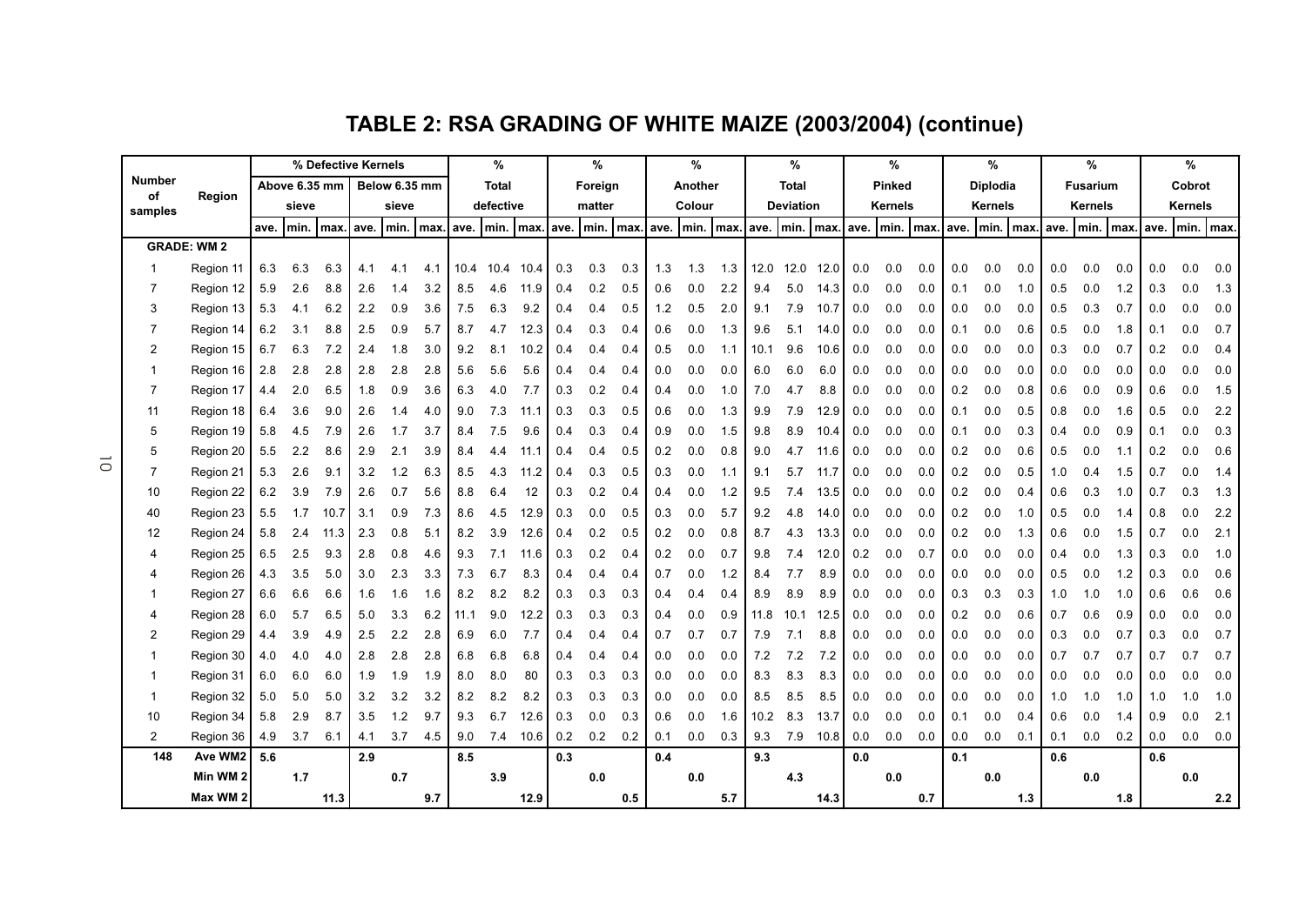# TABLE 2: RSA GRADING OF WHITE MAIZE (2003/2004) (continue)

| Number of samples | Region | % Defective Kernels Above 6.35 mm sieve | | | % Defective Kernels Below 6.35 mm sieve | | | % Total defective | | | % Foreign matter | | | % Another Colour | | | % Total Deviation | | | % Pinked Kernels | | | % Diplodia Kernels | | | % Fusarium Kernels | | | % Cobrot Kernels | | |
|---|---|---|---|---|---|---|---|---|---|---|---|---|---|---|---|---|---|---|---|---|---|---|---|---|---|---|---|---|---|---|---|
| | | ave. | min. | max. | ave. | min. | max. | ave. | min. | max. | ave. | min. | max. | ave. | min. | max. | ave. | min. | max. | ave. | min. | max. | ave. | min. | max. | ave. | min. | max. | ave. | min. | max. |
| **GRADE: WM 2** | | | | | | | | | | | | | | | | | | | | | | | | | | | | | | | |
| 1 | Region 11 | 6.3 | 6.3 | 6.3 | 4.1 | 4.1 | 4.1 | 10.4 | 10.4 | 10.4 | 0.3 | 0.3 | 0.3 | 1.3 | 1.3 | 1.3 | 12.0 | 12.0 | 12.0 | 0.0 | 0.0 | 0.0 | 0.0 | 0.0 | 0.0 | 0.0 | 0.0 | 0.0 | 0.0 | 0.0 | 0.0 |
| 7 | Region 12 | 5.9 | 2.6 | 8.8 | 2.6 | 1.4 | 3.2 | 8.5 | 4.6 | 11.9 | 0.4 | 0.2 | 0.5 | 0.6 | 0.0 | 2.2 | 9.4 | 5.0 | 14.3 | 0.0 | 0.0 | 0.0 | 0.1 | 0.0 | 1.0 | 0.5 | 0.0 | 1.2 | 0.3 | 0.0 | 1.3 |
| 3 | Region 13 | 5.3 | 4.1 | 6.2 | 2.2 | 0.9 | 3.6 | 7.5 | 6.3 | 9.2 | 0.4 | 0.4 | 0.5 | 1.2 | 0.5 | 2.0 | 9.1 | 7.9 | 10.7 | 0.0 | 0.0 | 0.0 | 0.0 | 0.0 | 0.0 | 0.5 | 0.3 | 0.7 | 0.0 | 0.0 | 0.0 |
| 7 | Region 14 | 6.2 | 3.1 | 8.8 | 2.5 | 0.9 | 5.7 | 8.7 | 4.7 | 12.3 | 0.4 | 0.3 | 0.4 | 0.6 | 0.0 | 1.3 | 9.6 | 5.1 | 14.0 | 0.0 | 0.0 | 0.0 | 0.1 | 0.0 | 0.6 | 0.5 | 0.0 | 1.8 | 0.1 | 0.0 | 0.7 |
| 2 | Region 15 | 6.7 | 6.3 | 7.2 | 2.4 | 1.8 | 3.0 | 9.2 | 8.1 | 10.2 | 0.4 | 0.4 | 0.4 | 0.5 | 0.0 | 1.1 | 10.1 | 9.6 | 10.6 | 0.0 | 0.0 | 0.0 | 0.0 | 0.0 | 0.0 | 0.3 | 0.0 | 0.7 | 0.2 | 0.0 | 0.4 |
| 1 | Region 16 | 2.8 | 2.8 | 2.8 | 2.8 | 2.8 | 2.8 | 5.6 | 5.6 | 5.6 | 0.4 | 0.4 | 0.4 | 0.0 | 0.0 | 0.0 | 6.0 | 6.0 | 6.0 | 0.0 | 0.0 | 0.0 | 0.0 | 0.0 | 0.0 | 0.0 | 0.0 | 0.0 | 0.0 | 0.0 | 0.0 |
| 7 | Region 17 | 4.4 | 2.0 | 6.5 | 1.8 | 0.9 | 3.6 | 6.3 | 4.0 | 7.7 | 0.3 | 0.2 | 0.4 | 0.4 | 0.0 | 1.0 | 7.0 | 4.7 | 8.8 | 0.0 | 0.0 | 0.0 | 0.2 | 0.0 | 0.8 | 0.6 | 0.0 | 0.9 | 0.6 | 0.0 | 1.5 |
| 11 | Region 18 | 6.4 | 3.6 | 9.0 | 2.6 | 1.4 | 4.0 | 9.0 | 7.3 | 11.1 | 0.3 | 0.3 | 0.5 | 0.6 | 0.0 | 1.3 | 9.9 | 7.9 | 12.9 | 0.0 | 0.0 | 0.0 | 0.1 | 0.0 | 0.5 | 0.8 | 0.0 | 1.6 | 0.5 | 0.0 | 2.2 |
| 5 | Region 19 | 5.8 | 4.5 | 7.9 | 2.6 | 1.7 | 3.7 | 8.4 | 7.5 | 9.6 | 0.4 | 0.3 | 0.4 | 0.9 | 0.0 | 1.5 | 9.8 | 8.9 | 10.4 | 0.0 | 0.0 | 0.0 | 0.1 | 0.0 | 0.3 | 0.4 | 0.0 | 0.9 | 0.1 | 0.0 | 0.3 |
| 5 | Region 20 | 5.5 | 2.2 | 8.6 | 2.9 | 2.1 | 3.9 | 8.4 | 4.4 | 11.1 | 0.4 | 0.4 | 0.5 | 0.2 | 0.0 | 0.8 | 9.0 | 4.7 | 11.6 | 0.0 | 0.0 | 0.0 | 0.2 | 0.0 | 0.6 | 0.5 | 0.0 | 1.1 | 0.2 | 0.0 | 0.6 |
| 7 | Region 21 | 5.3 | 2.6 | 9.1 | 3.2 | 1.2 | 6.3 | 8.5 | 4.3 | 11.2 | 0.4 | 0.3 | 0.5 | 0.3 | 0.0 | 1.1 | 9.1 | 5.7 | 11.7 | 0.0 | 0.0 | 0.0 | 0.2 | 0.0 | 0.5 | 1.0 | 0.4 | 1.5 | 0.7 | 0.0 | 1.4 |
| 10 | Region 22 | 6.2 | 3.9 | 7.9 | 2.6 | 0.7 | 5.6 | 8.8 | 6.4 | 12 | 0.3 | 0.2 | 0.4 | 0.4 | 0.0 | 1.2 | 9.5 | 7.4 | 13.5 | 0.0 | 0.0 | 0.0 | 0.2 | 0.0 | 0.4 | 0.6 | 0.3 | 1.0 | 0.7 | 0.3 | 1.3 |
| 40 | Region 23 | 5.5 | 1.7 | 10.7 | 3.1 | 0.9 | 7.3 | 8.6 | 4.5 | 12.9 | 0.3 | 0.0 | 0.5 | 0.3 | 0.0 | 5.7 | 9.2 | 4.8 | 14.0 | 0.0 | 0.0 | 0.0 | 0.2 | 0.0 | 1.0 | 0.5 | 0.0 | 1.4 | 0.8 | 0.0 | 2.2 |
| 12 | Region 24 | 5.8 | 2.4 | 11.3 | 2.3 | 0.8 | 5.1 | 8.2 | 3.9 | 12.6 | 0.4 | 0.2 | 0.5 | 0.2 | 0.0 | 0.8 | 8.7 | 4.3 | 13.3 | 0.0 | 0.0 | 0.0 | 0.2 | 0.0 | 1.3 | 0.6 | 0.0 | 1.5 | 0.7 | 0.0 | 2.1 |
| 4 | Region 25 | 6.5 | 2.5 | 9.3 | 2.8 | 0.8 | 4.6 | 9.3 | 7.1 | 11.6 | 0.3 | 0.2 | 0.4 | 0.2 | 0.0 | 0.7 | 9.8 | 7.4 | 12.0 | 0.2 | 0.0 | 0.7 | 0.0 | 0.0 | 0.0 | 0.4 | 0.0 | 1.3 | 0.3 | 0.0 | 1.0 |
| 4 | Region 26 | 4.3 | 3.5 | 5.0 | 3.0 | 2.3 | 3.3 | 7.3 | 6.7 | 8.3 | 0.4 | 0.4 | 0.4 | 0.7 | 0.0 | 1.2 | 8.4 | 7.7 | 8.9 | 0.0 | 0.0 | 0.0 | 0.0 | 0.0 | 0.0 | 0.5 | 0.0 | 1.2 | 0.3 | 0.0 | 0.6 |
| 1 | Region 27 | 6.6 | 6.6 | 6.6 | 1.6 | 1.6 | 1.6 | 8.2 | 8.2 | 8.2 | 0.3 | 0.3 | 0.3 | 0.4 | 0.4 | 0.4 | 8.9 | 8.9 | 8.9 | 0.0 | 0.0 | 0.0 | 0.3 | 0.3 | 0.3 | 1.0 | 1.0 | 1.0 | 0.6 | 0.6 | 0.6 |
| 4 | Region 28 | 6.0 | 5.7 | 6.5 | 5.0 | 3.3 | 6.2 | 11.1 | 9.0 | 12.2 | 0.3 | 0.3 | 0.3 | 0.4 | 0.0 | 0.9 | 11.8 | 10.1 | 12.5 | 0.0 | 0.0 | 0.0 | 0.2 | 0.0 | 0.6 | 0.7 | 0.6 | 0.9 | 0.0 | 0.0 | 0.0 |
| 2 | Region 29 | 4.4 | 3.9 | 4.9 | 2.5 | 2.2 | 2.8 | 6.9 | 6.0 | 7.7 | 0.4 | 0.4 | 0.4 | 0.7 | 0.7 | 0.7 | 7.9 | 7.1 | 8.8 | 0.0 | 0.0 | 0.0 | 0.0 | 0.0 | 0.0 | 0.3 | 0.0 | 0.7 | 0.3 | 0.0 | 0.7 |
| 1 | Region 30 | 4.0 | 4.0 | 4.0 | 2.8 | 2.8 | 2.8 | 6.8 | 6.8 | 6.8 | 0.4 | 0.4 | 0.4 | 0.0 | 0.0 | 0.0 | 7.2 | 7.2 | 7.2 | 0.0 | 0.0 | 0.0 | 0.0 | 0.0 | 0.0 | 0.7 | 0.7 | 0.7 | 0.7 | 0.7 | 0.7 |
| 1 | Region 31 | 6.0 | 6.0 | 6.0 | 1.9 | 1.9 | 1.9 | 8.0 | 8.0 | 80 | 0.3 | 0.3 | 0.3 | 0.0 | 0.0 | 0.0 | 8.3 | 8.3 | 8.3 | 0.0 | 0.0 | 0.0 | 0.0 | 0.0 | 0.0 | 0.0 | 0.0 | 0.0 | 0.0 | 0.0 | 0.0 |
| 1 | Region 32 | 5.0 | 5.0 | 5.0 | 3.2 | 3.2 | 3.2 | 8.2 | 8.2 | 8.2 | 0.3 | 0.3 | 0.3 | 0.0 | 0.0 | 0.0 | 8.5 | 8.5 | 8.5 | 0.0 | 0.0 | 0.0 | 0.0 | 0.0 | 0.0 | 1.0 | 1.0 | 1.0 | 1.0 | 1.0 | 1.0 |
| 10 | Region 34 | 5.8 | 2.9 | 8.7 | 3.5 | 1.2 | 9.7 | 9.3 | 6.7 | 12.6 | 0.3 | 0.0 | 0.3 | 0.6 | 0.0 | 1.6 | 10.2 | 8.3 | 13.7 | 0.0 | 0.0 | 0.0 | 0.1 | 0.0 | 0.4 | 0.6 | 0.0 | 1.4 | 0.9 | 0.0 | 2.1 |
| 2 | Region 36 | 4.9 | 3.7 | 6.1 | 4.1 | 3.7 | 4.5 | 9.0 | 7.4 | 10.6 | 0.2 | 0.2 | 0.2 | 0.1 | 0.0 | 0.3 | 9.3 | 7.9 | 10.8 | 0.0 | 0.0 | 0.0 | 0.0 | 0.0 | 0.1 | 0.1 | 0.0 | 0.2 | 0.0 | 0.0 | 0.0 |
| **148** | **Ave WM2** | **5.6** | | | **2.9** | | | **8.5** | | | **0.3** | | | **0.4** | | | **9.3** | | | **0.0** | | | **0.1** | | | **0.6** | | | **0.6** | | |
| | **Min WM 2** | | **1.7** | | | **0.7** | | | **3.9** | | | **0.0** | | | **0.0** | | | **4.3** | | | **0.0** | | | **0.0** | | | **0.0** | | | **0.0** | |
| | **Max WM 2** | | | **11.3** | | | **9.7** | | | **12.9** | | | **0.5** | | | **5.7** | | | **14.3** | | | **0.7** | | | **1.3** | | | **1.8** | | | **2.2** |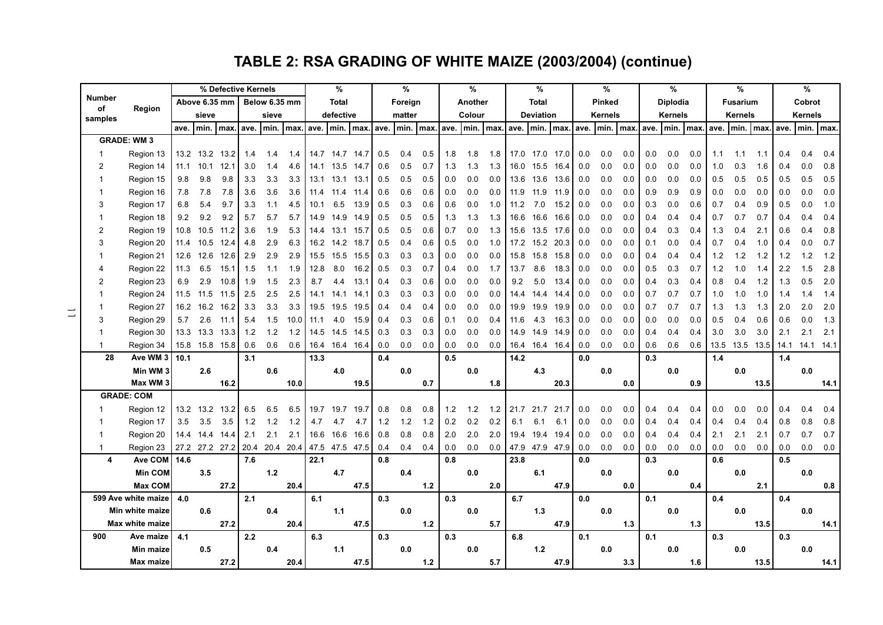# TABLE 2: RSA GRADING OF WHITE MAIZE (2003/2004) (continue)

| Number of samples | Region | % Defective Kernels Above 6.35 mm sieve | | | % Defective Kernels Below 6.35 mm sieve | | | % Total defective | | | % Foreign matter | | | % Another Colour | | | % Total Deviation | | | % Pinked Kernels | | | % Diplodia Kernels | | | % Fusarium Kernels | | | % Cobrot Kernels | | |
|---|---|---|---|---|---|---|---|---|---|---|---|---|---|---|---|---|---|---|---|---|---|---|---|---|---|---|---|---|---|---|---|
| | | ave. | min. | max. | ave. | min. | max. | ave. | min. | max. | ave. | min. | max. | ave. | min. | max. | ave. | min. | max. | ave. | min. | max. | ave. | min. | max. | ave. | min. | max. | ave. | min. | max. |
| **GRADE: WM 3** | | | | | | | | | | | | | | | | | | | | | | | | | | | | | | | |
| 1 | Region 13 | 13.2 | 13.2 | 13.2 | 1.4 | 1.4 | 1.4 | 14.7 | 14.7 | 14.7 | 0.5 | 0.4 | 0.5 | 1.8 | 1.8 | 1.8 | 17.0 | 17.0 | 17.0 | 0.0 | 0.0 | 0.0 | 0.0 | 0.0 | 0.0 | 1.1 | 1.1 | 1.1 | 0.4 | 0.4 | 0.4 |
| 2 | Region 14 | 11.1 | 10.1 | 12.1 | 3.0 | 1.4 | 4.6 | 14.1 | 13.5 | 14.7 | 0.6 | 0.5 | 0.7 | 1.3 | 1.3 | 1.3 | 16.0 | 15.5 | 16.4 | 0.0 | 0.0 | 0.0 | 0.0 | 0.0 | 0.0 | 1.0 | 0.3 | 1.6 | 0.4 | 0.0 | 0.8 |
| 1 | Region 15 | 9.8 | 9.8 | 9.8 | 3.3 | 3.3 | 3.3 | 13.1 | 13.1 | 13.1 | 0.5 | 0.5 | 0.5 | 0.0 | 0.0 | 0.0 | 13.6 | 13.6 | 13.6 | 0.0 | 0.0 | 0.0 | 0.0 | 0.0 | 0.0 | 0.5 | 0.5 | 0.5 | 0.5 | 0.5 | 0.5 |
| 1 | Region 16 | 7.8 | 7.8 | 7.8 | 3.6 | 3.6 | 3.6 | 11.4 | 11.4 | 11.4 | 0.6 | 0.6 | 0.6 | 0.0 | 0.0 | 0.0 | 11.9 | 11.9 | 11.9 | 0.0 | 0.0 | 0.0 | 0.9 | 0.9 | 0.9 | 0.0 | 0.0 | 0.0 | 0.0 | 0.0 | 0.0 |
| 3 | Region 17 | 6.8 | 5.4 | 9.7 | 3.3 | 1.1 | 4.5 | 10.1 | 6.5 | 13.9 | 0.5 | 0.3 | 0.6 | 0.6 | 0.0 | 1.0 | 11.2 | 7.0 | 15.2 | 0.0 | 0.0 | 0.0 | 0.3 | 0.0 | 0.6 | 0.7 | 0.4 | 0.9 | 0.5 | 0.0 | 1.0 |
| 1 | Region 18 | 9.2 | 9.2 | 9.2 | 5.7 | 5.7 | 5.7 | 14.9 | 14.9 | 14.9 | 0.5 | 0.5 | 0.5 | 1.3 | 1.3 | 1.3 | 16.6 | 16.6 | 16.6 | 0.0 | 0.0 | 0.0 | 0.4 | 0.4 | 0.4 | 0.7 | 0.7 | 0.7 | 0.4 | 0.4 | 0.4 |
| 2 | Region 19 | 10.8 | 10.5 | 11.2 | 3.6 | 1.9 | 5.3 | 14.4 | 13.1 | 15.7 | 0.5 | 0.5 | 0.6 | 0.7 | 0.0 | 1.3 | 15.6 | 13.5 | 17.6 | 0.0 | 0.0 | 0.0 | 0.4 | 0.3 | 0.4 | 1.3 | 0.4 | 2.1 | 0.6 | 0.4 | 0.8 |
| 3 | Region 20 | 11.4 | 10.5 | 12.4 | 4.8 | 2.9 | 6.3 | 16.2 | 14.2 | 18.7 | 0.5 | 0.4 | 0.6 | 0.5 | 0.0 | 1.0 | 17.2 | 15.2 | 20.3 | 0.0 | 0.0 | 0.0 | 0.1 | 0.0 | 0.4 | 0.7 | 0.4 | 1.0 | 0.4 | 0.0 | 0.7 |
| 1 | Region 21 | 12.6 | 12.6 | 12.6 | 2.9 | 2.9 | 2.9 | 15.5 | 15.5 | 15.5 | 0.3 | 0.3 | 0.3 | 0.0 | 0.0 | 0.0 | 15.8 | 15.8 | 15.8 | 0.0 | 0.0 | 0.0 | 0.4 | 0.4 | 0.4 | 1.2 | 1.2 | 1.2 | 1.2 | 1.2 | 1.2 |
| 4 | Region 22 | 11.3 | 6.5 | 15.1 | 1.5 | 1.1 | 1.9 | 12.8 | 8.0 | 16.2 | 0.5 | 0.3 | 0.7 | 0.4 | 0.0 | 1.7 | 13.7 | 8.6 | 18.3 | 0.0 | 0.0 | 0.0 | 0.5 | 0.3 | 0.7 | 1.2 | 1.0 | 1.4 | 2.2 | 1.5 | 2.8 |
| 2 | Region 23 | 6.9 | 2.9 | 10.8 | 1.9 | 1.5 | 2.3 | 8.7 | 4.4 | 13.1 | 0.4 | 0.3 | 0.6 | 0.0 | 0.0 | 0.0 | 9.2 | 5.0 | 13.4 | 0.0 | 0.0 | 0.0 | 0.4 | 0.3 | 0.4 | 0.8 | 0.4 | 1.2 | 1.3 | 0.5 | 2.0 |
| 1 | Region 24 | 11.5 | 11.5 | 11.5 | 2.5 | 2.5 | 2.5 | 14.1 | 14.1 | 14.1 | 0.3 | 0.3 | 0.3 | 0.0 | 0.0 | 0.0 | 14.4 | 14.4 | 14.4 | 0.0 | 0.0 | 0.0 | 0.7 | 0.7 | 0.7 | 1.0 | 1.0 | 1.0 | 1.4 | 1.4 | 1.4 |
| 1 | Region 27 | 16.2 | 16.2 | 16.2 | 3.3 | 3.3 | 3.3 | 19.5 | 19.5 | 19.5 | 0.4 | 0.4 | 0.4 | 0.0 | 0.0 | 0.0 | 19.9 | 19.9 | 19.9 | 0.0 | 0.0 | 0.0 | 0.7 | 0.7 | 0.7 | 1.3 | 1.3 | 1.3 | 2.0 | 2.0 | 2.0 |
| 3 | Region 29 | 5.7 | 2.6 | 11.1 | 5.4 | 1.5 | 10.0 | 11.1 | 4.0 | 15.9 | 0.4 | 0.3 | 0.6 | 0.1 | 0.0 | 0.4 | 11.6 | 4.3 | 16.3 | 0.0 | 0.0 | 0.0 | 0.0 | 0.0 | 0.0 | 0.5 | 0.4 | 0.6 | 0.6 | 0.0 | 1.3 |
| 1 | Region 30 | 13.3 | 13.3 | 13.3 | 1.2 | 1.2 | 1.2 | 14.5 | 14.5 | 14.5 | 0.3 | 0.3 | 0.3 | 0.0 | 0.0 | 0.0 | 14.9 | 14.9 | 14.9 | 0.0 | 0.0 | 0.0 | 0.4 | 0.4 | 0.4 | 3.0 | 3.0 | 3.0 | 2.1 | 2.1 | 2.1 |
| 1 | Region 34 | 15.8 | 15.8 | 15.8 | 0.6 | 0.6 | 0.6 | 16.4 | 16.4 | 16.4 | 0.0 | 0.0 | 0.0 | 0.0 | 0.0 | 0.0 | 16.4 | 16.4 | 16.4 | 0.0 | 0.0 | 0.0 | 0.6 | 0.6 | 0.6 | 13.5 | 13.5 | 13.5 | 14.1 | 14.1 | 14.1 |
| **28** | **Ave WM 3** | **10.1** | | | **3.1** | | | **13.3** | | | **0.4** | | | **0.5** | | | **14.2** | | | **0.0** | | | **0.3** | | | **1.4** | | | **1.4** | | |
| | **Min WM 3** | | **2.6** | | | **0.6** | | | **4.0** | | | **0.0** | | | **0.0** | | | **4.3** | | | **0.0** | | | **0.0** | | | **0.0** | | | **0.0** | |
| | **Max WM 3** | | | **16.2** | | | **10.0** | | | **19.5** | | | **0.7** | | | **1.8** | | | **20.3** | | | **0.0** | | | **0.9** | | | **13.5** | | | **14.1** |
| **GRADE: COM** | | | | | | | | | | | | | | | | | | | | | | | | | | | | | | | |
| 1 | Region 12 | 13.2 | 13.2 | 13.2 | 6.5 | 6.5 | 6.5 | 19.7 | 19.7 | 19.7 | 0.8 | 0.8 | 0.8 | 1.2 | 1.2 | 1.2 | 21.7 | 21.7 | 21.7 | 0.0 | 0.0 | 0.0 | 0.4 | 0.4 | 0.4 | 0.0 | 0.0 | 0.0 | 0.4 | 0.4 | 0.4 |
| 1 | Region 17 | 3.5 | 3.5 | 3.5 | 1.2 | 1.2 | 1.2 | 4.7 | 4.7 | 4.7 | 1.2 | 1.2 | 1.2 | 0.2 | 0.2 | 0.2 | 6.1 | 6.1 | 6.1 | 0.0 | 0.0 | 0.0 | 0.4 | 0.4 | 0.4 | 0.4 | 0.4 | 0.4 | 0.8 | 0.8 | 0.8 |
| 1 | Region 20 | 14.4 | 14.4 | 14.4 | 2.1 | 2.1 | 2.1 | 16.6 | 16.6 | 16.6 | 0.8 | 0.8 | 0.8 | 2.0 | 2.0 | 2.0 | 19.4 | 19.4 | 19.4 | 0.0 | 0.0 | 0.0 | 0.4 | 0.4 | 0.4 | 2.1 | 2.1 | 2.1 | 0.7 | 0.7 | 0.7 |
| 1 | Region 23 | 27.2 | 27.2 | 27.2 | 20.4 | 20.4 | 20.4 | 47.5 | 47.5 | 47.5 | 0.4 | 0.4 | 0.4 | 0.0 | 0.0 | 0.0 | 47.9 | 47.9 | 47.9 | 0.0 | 0.0 | 0.0 | 0.0 | 0.0 | 0.0 | 0.0 | 0.0 | 0.0 | 0.0 | 0.0 | 0.0 |
| **4** | **Ave COM** | **14.6** | | | **7.6** | | | **22.1** | | | **0.8** | | | **0.8** | | | **23.8** | | | **0.0** | | | **0.3** | | | **0.6** | | | **0.5** | | |
| | **Min COM** | | **3.5** | | | **1.2** | | | **4.7** | | | **0.4** | | | **0.0** | | | **6.1** | | | **0.0** | | | **0.0** | | | **0.0** | | | **0.0** | |
| | **Max COM** | | | **27.2** | | | **20.4** | | | **47.5** | | | **1.2** | | | **2.0** | | | **47.9** | | | **0.0** | | | **0.4** | | | **2.1** | | | **0.8** |
| **599** | **Ave white maize** | **4.0** | | | **2.1** | | | **6.1** | | | **0.3** | | | **0.3** | | | **6.7** | | | **0.0** | | | **0.1** | | | **0.4** | | | **0.4** | | |
| | **Min white maize** | | **0.6** | | | **0.4** | | | **1.1** | | | **0.0** | | | **0.0** | | | **1.3** | | | **0.0** | | | **0.0** | | | **0.0** | | | **0.0** | |
| | **Max white maize** | | | **27.2** | | | **20.4** | | | **47.5** | | | **1.2** | | | **5.7** | | | **47.9** | | | **1.3** | | | **1.3** | | | **13.5** | | | **14.1** |
| **900** | **Ave maize** | **4.1** | | | **2.2** | | | **6.3** | | | **0.3** | | | **0.3** | | | **6.8** | | | **0.1** | | | **0.1** | | | **0.3** | | | **0.3** | | |
| | **Min maize** | | **0.5** | | | **0.4** | | | **1.1** | | | **0.0** | | | **0.0** | | | **1.2** | | | **0.0** | | | **0.0** | | | **0.0** | | | **0.0** | |
| | **Max maize** | | | **27.2** | | | **20.4** | | | **47.5** | | | **1.2** | | | **5.7** | | | **47.9** | | | **3.3** | | | **1.6** | | | **13.5** | | | **14.1** |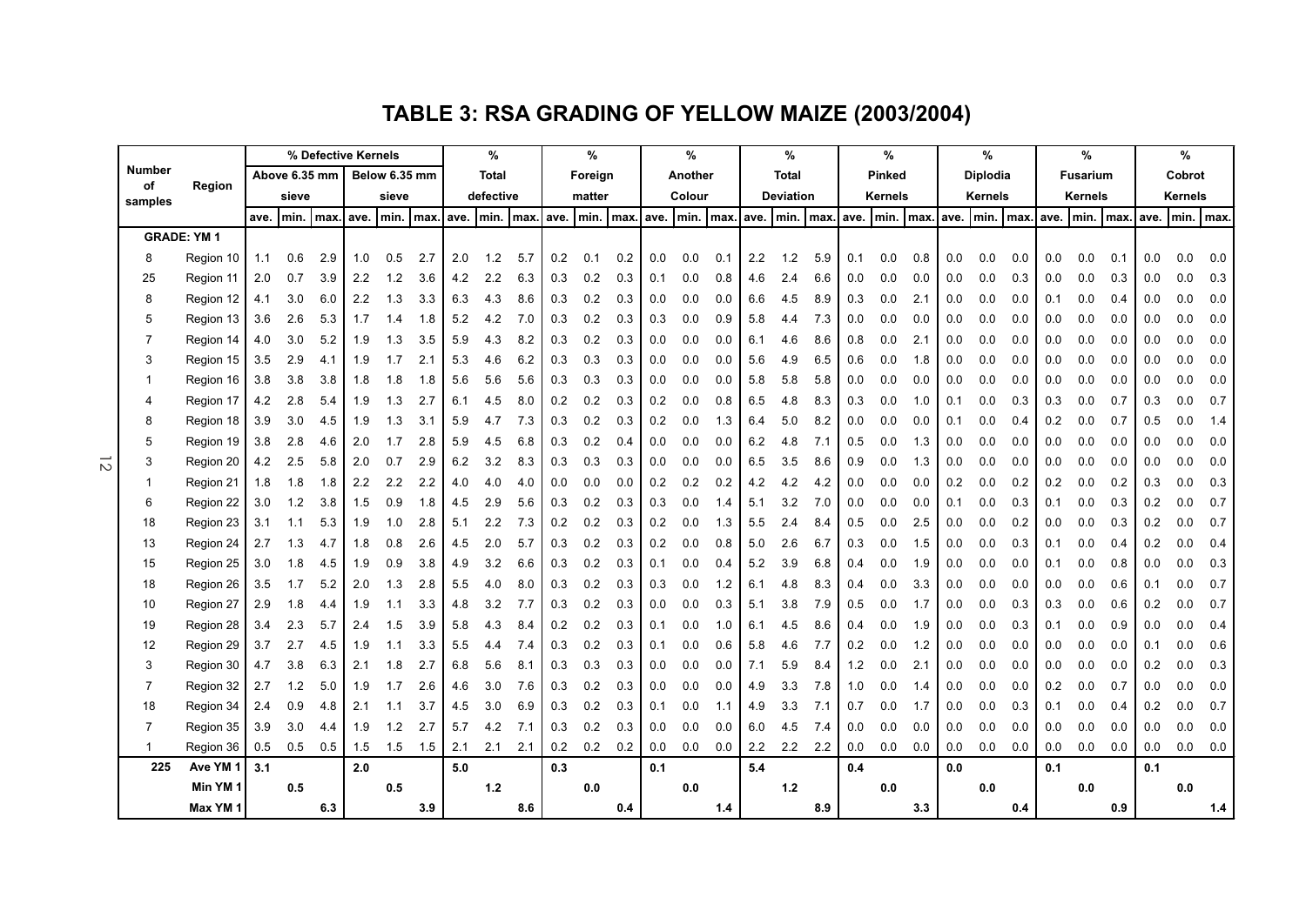# TABLE 3: RSA GRADING OF YELLOW MAIZE (2003/2004)

| Number of samples | Region | % Defective Kernels Above 6.35 mm sieve | | | % Defective Kernels Below 6.35 mm sieve | | | % Total defective | | | % Foreign matter | | | % Another Colour | | | % Total Deviation | | | % Pinked Kernels | | | % Diplodia Kernels | | | % Fusarium Kernels | | | % Cobrot Kernels | | |
|---|---|---|---|---|---|---|---|---|---|---|---|---|---|---|---|---|---|---|---|---|---|---|---|---|---|---|---|---|---|---|---|
| | | ave. | min. | max. | ave. | min. | max. | ave. | min. | max. | ave. | min. | max. | ave. | min. | max. | ave. | min. | max. | ave. | min. | max. | ave. | min. | max. | ave. | min. | max. | ave. | min. | max. |
| **GRADE: YM 1** | | | | | | | | | | | | | | | | | | | | | | | | | | | | | | | |
| 8 | Region 10 | 1.1 | 0.6 | 2.9 | 1.0 | 0.5 | 2.7 | 2.0 | 1.2 | 5.7 | 0.2 | 0.1 | 0.2 | 0.0 | 0.0 | 0.1 | 2.2 | 1.2 | 5.9 | 0.1 | 0.0 | 0.8 | 0.0 | 0.0 | 0.0 | 0.0 | 0.0 | 0.1 | 0.0 | 0.0 | 0.0 |
| 25 | Region 11 | 2.0 | 0.7 | 3.9 | 2.2 | 1.2 | 3.6 | 4.2 | 2.2 | 6.3 | 0.3 | 0.2 | 0.3 | 0.1 | 0.0 | 0.8 | 4.6 | 2.4 | 6.6 | 0.0 | 0.0 | 0.0 | 0.0 | 0.0 | 0.3 | 0.0 | 0.0 | 0.3 | 0.0 | 0.0 | 0.3 |
| 8 | Region 12 | 4.1 | 3.0 | 6.0 | 2.2 | 1.3 | 3.3 | 6.3 | 4.3 | 8.6 | 0.3 | 0.2 | 0.3 | 0.0 | 0.0 | 0.0 | 6.6 | 4.5 | 8.9 | 0.3 | 0.0 | 2.1 | 0.0 | 0.0 | 0.0 | 0.1 | 0.0 | 0.4 | 0.0 | 0.0 | 0.0 |
| 5 | Region 13 | 3.6 | 2.6 | 5.3 | 1.7 | 1.4 | 1.8 | 5.2 | 4.2 | 7.0 | 0.3 | 0.2 | 0.3 | 0.3 | 0.0 | 0.9 | 5.8 | 4.4 | 7.3 | 0.0 | 0.0 | 0.0 | 0.0 | 0.0 | 0.0 | 0.0 | 0.0 | 0.0 | 0.0 | 0.0 | 0.0 |
| 7 | Region 14 | 4.0 | 3.0 | 5.2 | 1.9 | 1.3 | 3.5 | 5.9 | 4.3 | 8.2 | 0.3 | 0.2 | 0.3 | 0.0 | 0.0 | 0.0 | 6.1 | 4.6 | 8.6 | 0.8 | 0.0 | 2.1 | 0.0 | 0.0 | 0.0 | 0.0 | 0.0 | 0.0 | 0.0 | 0.0 | 0.0 |
| 3 | Region 15 | 3.5 | 2.9 | 4.1 | 1.9 | 1.7 | 2.1 | 5.3 | 4.6 | 6.2 | 0.3 | 0.3 | 0.3 | 0.0 | 0.0 | 0.0 | 5.6 | 4.9 | 6.5 | 0.6 | 0.0 | 1.8 | 0.0 | 0.0 | 0.0 | 0.0 | 0.0 | 0.0 | 0.0 | 0.0 | 0.0 |
| 1 | Region 16 | 3.8 | 3.8 | 3.8 | 1.8 | 1.8 | 1.8 | 5.6 | 5.6 | 5.6 | 0.3 | 0.3 | 0.3 | 0.0 | 0.0 | 0.0 | 5.8 | 5.8 | 5.8 | 0.0 | 0.0 | 0.0 | 0.0 | 0.0 | 0.0 | 0.0 | 0.0 | 0.0 | 0.0 | 0.0 | 0.0 |
| 4 | Region 17 | 4.2 | 2.8 | 5.4 | 1.9 | 1.3 | 2.7 | 6.1 | 4.5 | 8.0 | 0.2 | 0.2 | 0.3 | 0.2 | 0.0 | 0.8 | 6.5 | 4.8 | 8.3 | 0.3 | 0.0 | 1.0 | 0.1 | 0.0 | 0.3 | 0.3 | 0.0 | 0.7 | 0.3 | 0.0 | 0.7 |
| 8 | Region 18 | 3.9 | 3.0 | 4.5 | 1.9 | 1.3 | 3.1 | 5.9 | 4.7 | 7.3 | 0.3 | 0.2 | 0.3 | 0.2 | 0.0 | 1.3 | 6.4 | 5.0 | 8.2 | 0.0 | 0.0 | 0.0 | 0.1 | 0.0 | 0.4 | 0.2 | 0.0 | 0.7 | 0.5 | 0.0 | 1.4 |
| 5 | Region 19 | 3.8 | 2.8 | 4.6 | 2.0 | 1.7 | 2.8 | 5.9 | 4.5 | 6.8 | 0.3 | 0.2 | 0.4 | 0.0 | 0.0 | 0.0 | 6.2 | 4.8 | 7.1 | 0.5 | 0.0 | 1.3 | 0.0 | 0.0 | 0.0 | 0.0 | 0.0 | 0.0 | 0.0 | 0.0 | 0.0 |
| 3 | Region 20 | 4.2 | 2.5 | 5.8 | 2.0 | 0.7 | 2.9 | 6.2 | 3.2 | 8.3 | 0.3 | 0.3 | 0.3 | 0.0 | 0.0 | 0.0 | 6.5 | 3.5 | 8.6 | 0.9 | 0.0 | 1.3 | 0.0 | 0.0 | 0.0 | 0.0 | 0.0 | 0.0 | 0.0 | 0.0 | 0.0 |
| 1 | Region 21 | 1.8 | 1.8 | 1.8 | 2.2 | 2.2 | 2.2 | 4.0 | 4.0 | 4.0 | 0.0 | 0.0 | 0.0 | 0.2 | 0.2 | 0.2 | 4.2 | 4.2 | 4.2 | 0.0 | 0.0 | 0.0 | 0.2 | 0.0 | 0.2 | 0.2 | 0.0 | 0.2 | 0.3 | 0.0 | 0.3 |
| 6 | Region 22 | 3.0 | 1.2 | 3.8 | 1.5 | 0.9 | 1.8 | 4.5 | 2.9 | 5.6 | 0.3 | 0.2 | 0.3 | 0.3 | 0.0 | 1.4 | 5.1 | 3.2 | 7.0 | 0.0 | 0.0 | 0.0 | 0.1 | 0.0 | 0.3 | 0.1 | 0.0 | 0.3 | 0.2 | 0.0 | 0.7 |
| 18 | Region 23 | 3.1 | 1.1 | 5.3 | 1.9 | 1.0 | 2.8 | 5.1 | 2.2 | 7.3 | 0.2 | 0.2 | 0.3 | 0.2 | 0.0 | 1.3 | 5.5 | 2.4 | 8.4 | 0.5 | 0.0 | 2.5 | 0.0 | 0.0 | 0.2 | 0.0 | 0.0 | 0.3 | 0.2 | 0.0 | 0.7 |
| 13 | Region 24 | 2.7 | 1.3 | 4.7 | 1.8 | 0.8 | 2.6 | 4.5 | 2.0 | 5.7 | 0.3 | 0.2 | 0.3 | 0.2 | 0.0 | 0.8 | 5.0 | 2.6 | 6.7 | 0.3 | 0.0 | 1.5 | 0.0 | 0.0 | 0.3 | 0.1 | 0.0 | 0.4 | 0.2 | 0.0 | 0.4 |
| 15 | Region 25 | 3.0 | 1.8 | 4.5 | 1.9 | 0.9 | 3.8 | 4.9 | 3.2 | 6.6 | 0.3 | 0.2 | 0.3 | 0.1 | 0.0 | 0.4 | 5.2 | 3.9 | 6.8 | 0.4 | 0.0 | 1.9 | 0.0 | 0.0 | 0.0 | 0.1 | 0.0 | 0.8 | 0.0 | 0.0 | 0.3 |
| 18 | Region 26 | 3.5 | 1.7 | 5.2 | 2.0 | 1.3 | 2.8 | 5.5 | 4.0 | 8.0 | 0.3 | 0.2 | 0.3 | 0.3 | 0.0 | 1.2 | 6.1 | 4.8 | 8.3 | 0.4 | 0.0 | 3.3 | 0.0 | 0.0 | 0.0 | 0.0 | 0.0 | 0.6 | 0.1 | 0.0 | 0.7 |
| 10 | Region 27 | 2.9 | 1.8 | 4.4 | 1.9 | 1.1 | 3.3 | 4.8 | 3.2 | 7.7 | 0.3 | 0.2 | 0.3 | 0.0 | 0.0 | 0.3 | 5.1 | 3.8 | 7.9 | 0.5 | 0.0 | 1.7 | 0.0 | 0.0 | 0.3 | 0.3 | 0.0 | 0.6 | 0.2 | 0.0 | 0.7 |
| 19 | Region 28 | 3.4 | 2.3 | 5.7 | 2.4 | 1.5 | 3.9 | 5.8 | 4.3 | 8.4 | 0.2 | 0.2 | 0.3 | 0.1 | 0.0 | 1.0 | 6.1 | 4.5 | 8.6 | 0.4 | 0.0 | 1.9 | 0.0 | 0.0 | 0.3 | 0.1 | 0.0 | 0.9 | 0.0 | 0.0 | 0.4 |
| 12 | Region 29 | 3.7 | 2.7 | 4.5 | 1.9 | 1.1 | 3.3 | 5.5 | 4.4 | 7.4 | 0.3 | 0.2 | 0.3 | 0.1 | 0.0 | 0.6 | 5.8 | 4.6 | 7.7 | 0.2 | 0.0 | 1.2 | 0.0 | 0.0 | 0.0 | 0.0 | 0.0 | 0.0 | 0.1 | 0.0 | 0.6 |
| 3 | Region 30 | 4.7 | 3.8 | 6.3 | 2.1 | 1.8 | 2.7 | 6.8 | 5.6 | 8.1 | 0.3 | 0.3 | 0.3 | 0.0 | 0.0 | 0.0 | 7.1 | 5.9 | 8.4 | 1.2 | 0.0 | 2.1 | 0.0 | 0.0 | 0.0 | 0.0 | 0.0 | 0.0 | 0.2 | 0.0 | 0.3 |
| 7 | Region 32 | 2.7 | 1.2 | 5.0 | 1.9 | 1.7 | 2.6 | 4.6 | 3.0 | 7.6 | 0.3 | 0.2 | 0.3 | 0.0 | 0.0 | 0.0 | 4.9 | 3.3 | 7.8 | 1.0 | 0.0 | 1.4 | 0.0 | 0.0 | 0.0 | 0.2 | 0.0 | 0.7 | 0.0 | 0.0 | 0.0 |
| 18 | Region 34 | 2.4 | 0.9 | 4.8 | 2.1 | 1.1 | 3.7 | 4.5 | 3.0 | 6.9 | 0.3 | 0.2 | 0.3 | 0.1 | 0.0 | 1.1 | 4.9 | 3.3 | 7.1 | 0.7 | 0.0 | 1.7 | 0.0 | 0.0 | 0.3 | 0.1 | 0.0 | 0.4 | 0.2 | 0.0 | 0.7 |
| 7 | Region 35 | 3.9 | 3.0 | 4.4 | 1.9 | 1.2 | 2.7 | 5.7 | 4.2 | 7.1 | 0.3 | 0.2 | 0.3 | 0.0 | 0.0 | 0.0 | 6.0 | 4.5 | 7.4 | 0.0 | 0.0 | 0.0 | 0.0 | 0.0 | 0.0 | 0.0 | 0.0 | 0.0 | 0.0 | 0.0 | 0.0 |
| 1 | Region 36 | 0.5 | 0.5 | 0.5 | 1.5 | 1.5 | 1.5 | 2.1 | 2.1 | 2.1 | 0.2 | 0.2 | 0.2 | 0.0 | 0.0 | 0.0 | 2.2 | 2.2 | 2.2 | 0.0 | 0.0 | 0.0 | 0.0 | 0.0 | 0.0 | 0.0 | 0.0 | 0.0 | 0.0 | 0.0 | 0.0 |
| **225** | **Ave YM 1** | **3.1** | | | **2.0** | | | **5.0** | | | **0.3** | | | **0.1** | | | **5.4** | | | **0.4** | | | **0.0** | | | **0.1** | | | **0.1** | | |
| | **Min YM 1** | | **0.5** | | | **0.5** | | | **1.2** | | | **0.0** | | | **0.0** | | | **1.2** | | | **0.0** | | | **0.0** | | | **0.0** | | | **0.0** | |
| | **Max YM 1** | | | **6.3** | | | **3.9** | | | **8.6** | | | **0.4** | | | **1.4** | | | **8.9** | | | **3.3** | | | **0.4** | | | **0.9** | | | **1.4** |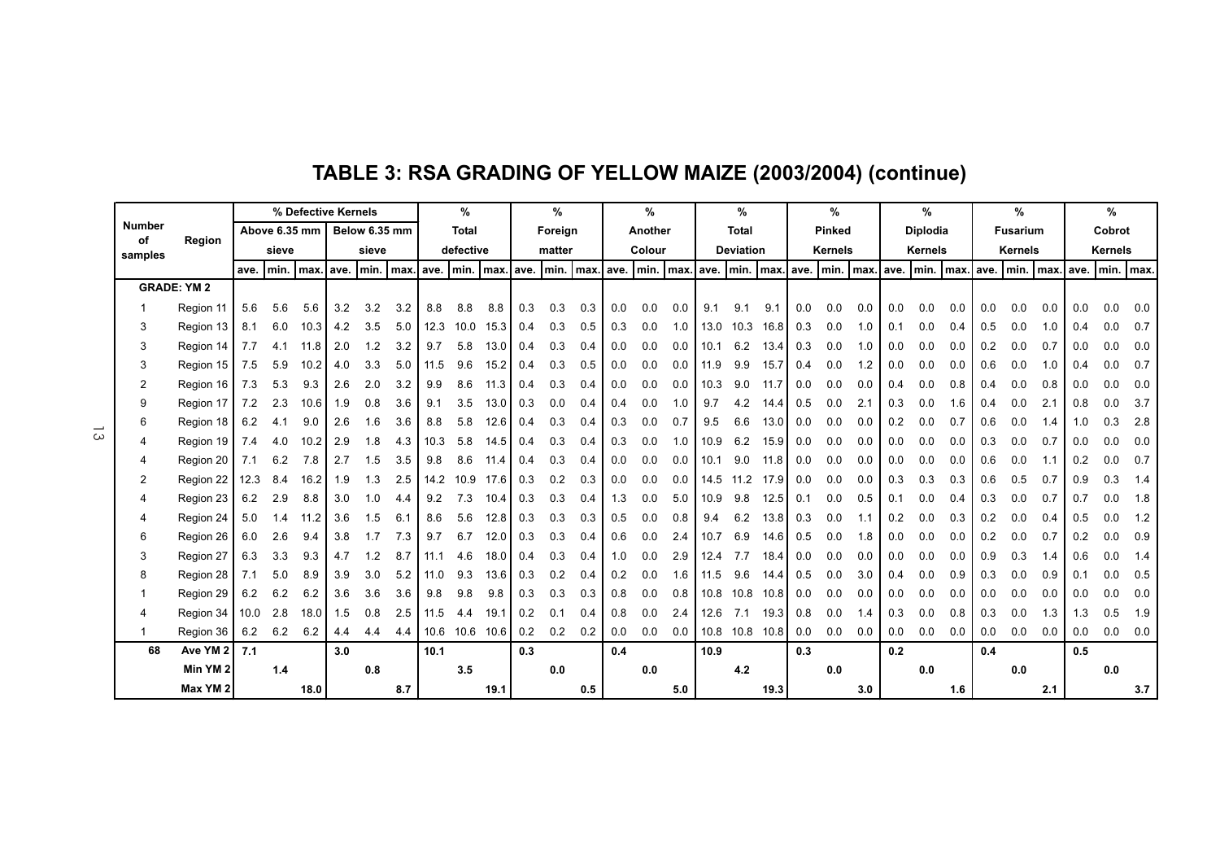# TABLE 3: RSA GRADING OF YELLOW MAIZE (2003/2004) (continue)

| Number of samples | Region | % Defective Kernels Above 6.35 mm sieve | | | % Defective Kernels Below 6.35 mm sieve | | | % Total defective | | | % Foreign matter | | | % Another Colour | | | % Total Deviation | | | % Pinked Kernels | | | % Diplodia Kernels | | | % Fusarium Kernels | | | % Cobrot Kernels | | |
|---|---|---|---|---|---|---|---|---|---|---|---|---|---|---|---|---|---|---|---|---|---|---|---|---|---|---|---|---|---|---|---|
| | | ave. | min. | max. | ave. | min. | max. | ave. | min. | max. | ave. | min. | max. | ave. | min. | max. | ave. | min. | max. | ave. | min. | max. | ave. | min. | max. | ave. | min. | max. | ave. | min. | max. |
| **GRADE: YM 2** | | | | | | | | | | | | | | | | | | | | | | | | | | | | | | | |
| 1 | Region 11 | 5.6 | 5.6 | 5.6 | 3.2 | 3.2 | 3.2 | 8.8 | 8.8 | 8.8 | 0.3 | 0.3 | 0.3 | 0.0 | 0.0 | 0.0 | 9.1 | 9.1 | 9.1 | 0.0 | 0.0 | 0.0 | 0.0 | 0.0 | 0.0 | 0.0 | 0.0 | 0.0 | 0.0 | 0.0 | 0.0 |
| 3 | Region 13 | 8.1 | 6.0 | 10.3 | 4.2 | 3.5 | 5.0 | 12.3 | 10.0 | 15.3 | 0.4 | 0.3 | 0.5 | 0.3 | 0.0 | 1.0 | 13.0 | 10.3 | 16.8 | 0.3 | 0.0 | 1.0 | 0.1 | 0.0 | 0.4 | 0.5 | 0.0 | 1.0 | 0.4 | 0.0 | 0.7 |
| 3 | Region 14 | 7.7 | 4.1 | 11.8 | 2.0 | 1.2 | 3.2 | 9.7 | 5.8 | 13.0 | 0.4 | 0.3 | 0.4 | 0.0 | 0.0 | 0.0 | 10.1 | 6.2 | 13.4 | 0.3 | 0.0 | 1.0 | 0.0 | 0.0 | 0.0 | 0.2 | 0.0 | 0.7 | 0.0 | 0.0 | 0.0 |
| 3 | Region 15 | 7.5 | 5.9 | 10.2 | 4.0 | 3.3 | 5.0 | 11.5 | 9.6 | 15.2 | 0.4 | 0.3 | 0.5 | 0.0 | 0.0 | 0.0 | 11.9 | 9.9 | 15.7 | 0.4 | 0.0 | 1.2 | 0.0 | 0.0 | 0.0 | 0.6 | 0.0 | 1.0 | 0.4 | 0.0 | 0.7 |
| 2 | Region 16 | 7.3 | 5.3 | 9.3 | 2.6 | 2.0 | 3.2 | 9.9 | 8.6 | 11.3 | 0.4 | 0.3 | 0.4 | 0.0 | 0.0 | 0.0 | 10.3 | 9.0 | 11.7 | 0.0 | 0.0 | 0.0 | 0.4 | 0.0 | 0.8 | 0.4 | 0.0 | 0.8 | 0.0 | 0.0 | 0.0 |
| 9 | Region 17 | 7.2 | 2.3 | 10.6 | 1.9 | 0.8 | 3.6 | 9.1 | 3.5 | 13.0 | 0.3 | 0.0 | 0.4 | 0.4 | 0.0 | 1.0 | 9.7 | 4.2 | 14.4 | 0.5 | 0.0 | 2.1 | 0.3 | 0.0 | 1.6 | 0.4 | 0.0 | 2.1 | 0.8 | 0.0 | 3.7 |
| 6 | Region 18 | 6.2 | 4.1 | 9.0 | 2.6 | 1.6 | 3.6 | 8.8 | 5.8 | 12.6 | 0.4 | 0.3 | 0.4 | 0.3 | 0.0 | 0.7 | 9.5 | 6.6 | 13.0 | 0.0 | 0.0 | 0.0 | 0.2 | 0.0 | 0.7 | 0.6 | 0.0 | 1.4 | 1.0 | 0.3 | 2.8 |
| 4 | Region 19 | 7.4 | 4.0 | 10.2 | 2.9 | 1.8 | 4.3 | 10.3 | 5.8 | 14.5 | 0.4 | 0.3 | 0.4 | 0.3 | 0.0 | 1.0 | 10.9 | 6.2 | 15.9 | 0.0 | 0.0 | 0.0 | 0.0 | 0.0 | 0.0 | 0.3 | 0.0 | 0.7 | 0.0 | 0.0 | 0.0 |
| 4 | Region 20 | 7.1 | 6.2 | 7.8 | 2.7 | 1.5 | 3.5 | 9.8 | 8.6 | 11.4 | 0.4 | 0.3 | 0.4 | 0.0 | 0.0 | 0.0 | 10.1 | 9.0 | 11.8 | 0.0 | 0.0 | 0.0 | 0.0 | 0.0 | 0.0 | 0.6 | 0.0 | 1.1 | 0.2 | 0.0 | 0.7 |
| 2 | Region 22 | 12.3 | 8.4 | 16.2 | 1.9 | 1.3 | 2.5 | 14.2 | 10.9 | 17.6 | 0.3 | 0.2 | 0.3 | 0.0 | 0.0 | 0.0 | 14.5 | 11.2 | 17.9 | 0.0 | 0.0 | 0.0 | 0.3 | 0.3 | 0.3 | 0.6 | 0.5 | 0.7 | 0.9 | 0.3 | 1.4 |
| 4 | Region 23 | 6.2 | 2.9 | 8.8 | 3.0 | 1.0 | 4.4 | 9.2 | 7.3 | 10.4 | 0.3 | 0.3 | 0.4 | 1.3 | 0.0 | 5.0 | 10.9 | 9.8 | 12.5 | 0.1 | 0.0 | 0.5 | 0.1 | 0.0 | 0.4 | 0.3 | 0.0 | 0.7 | 0.7 | 0.0 | 1.8 |
| 4 | Region 24 | 5.0 | 1.4 | 11.2 | 3.6 | 1.5 | 6.1 | 8.6 | 5.6 | 12.8 | 0.3 | 0.3 | 0.3 | 0.5 | 0.0 | 0.8 | 9.4 | 6.2 | 13.8 | 0.3 | 0.0 | 1.1 | 0.2 | 0.0 | 0.3 | 0.2 | 0.0 | 0.4 | 0.5 | 0.0 | 1.2 |
| 6 | Region 26 | 6.0 | 2.6 | 9.4 | 3.8 | 1.7 | 7.3 | 9.7 | 6.7 | 12.0 | 0.3 | 0.3 | 0.4 | 0.6 | 0.0 | 2.4 | 10.7 | 6.9 | 14.6 | 0.5 | 0.0 | 1.8 | 0.0 | 0.0 | 0.0 | 0.2 | 0.0 | 0.7 | 0.2 | 0.0 | 0.9 |
| 3 | Region 27 | 6.3 | 3.3 | 9.3 | 4.7 | 1.2 | 8.7 | 11.1 | 4.6 | 18.0 | 0.4 | 0.3 | 0.4 | 1.0 | 0.0 | 2.9 | 12.4 | 7.7 | 18.4 | 0.0 | 0.0 | 0.0 | 0.0 | 0.0 | 0.0 | 0.9 | 0.3 | 1.4 | 0.6 | 0.0 | 1.4 |
| 8 | Region 28 | 7.1 | 5.0 | 8.9 | 3.9 | 3.0 | 5.2 | 11.0 | 9.3 | 13.6 | 0.3 | 0.2 | 0.4 | 0.2 | 0.0 | 1.6 | 11.5 | 9.6 | 14.4 | 0.5 | 0.0 | 3.0 | 0.4 | 0.0 | 0.9 | 0.3 | 0.0 | 0.9 | 0.1 | 0.0 | 0.5 |
| 1 | Region 29 | 6.2 | 6.2 | 6.2 | 3.6 | 3.6 | 3.6 | 9.8 | 9.8 | 9.8 | 0.3 | 0.3 | 0.3 | 0.8 | 0.0 | 0.8 | 10.8 | 10.8 | 10.8 | 0.0 | 0.0 | 0.0 | 0.0 | 0.0 | 0.0 | 0.0 | 0.0 | 0.0 | 0.0 | 0.0 | 0.0 |
| 4 | Region 34 | 10.0 | 2.8 | 18.0 | 1.5 | 0.8 | 2.5 | 11.5 | 4.4 | 19.1 | 0.2 | 0.1 | 0.4 | 0.8 | 0.0 | 2.4 | 12.6 | 7.1 | 19.3 | 0.8 | 0.0 | 1.4 | 0.3 | 0.0 | 0.8 | 0.3 | 0.0 | 1.3 | 1.3 | 0.5 | 1.9 |
| 1 | Region 36 | 6.2 | 6.2 | 6.2 | 4.4 | 4.4 | 4.4 | 10.6 | 10.6 | 10.6 | 0.2 | 0.2 | 0.2 | 0.0 | 0.0 | 0.0 | 10.8 | 10.8 | 10.8 | 0.0 | 0.0 | 0.0 | 0.0 | 0.0 | 0.0 | 0.0 | 0.0 | 0.0 | 0.0 | 0.0 | 0.0 |
| **68** | **Ave YM 2** | **7.1** | | | **3.0** | | | **10.1** | | | **0.3** | | | **0.4** | | | **10.9** | | | **0.3** | | | **0.2** | | | **0.4** | | | **0.5** | | |
| | **Min YM 2** | | **1.4** | | | **0.8** | | | **3.5** | | | **0.0** | | | **0.0** | | | **4.2** | | | **0.0** | | | **0.0** | | | **0.0** | | | **0.0** | |
| | **Max YM 2** | | | **18.0** | | | **8.7** | | | **19.1** | | | **0.5** | | | **5.0** | | | **19.3** | | | **3.0** | | | **1.6** | | | **2.1** | | | **3.7** |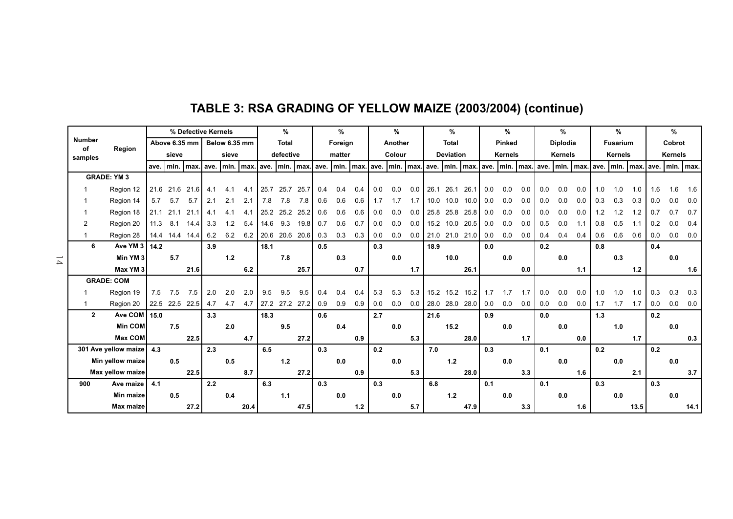# TABLE 3: RSA GRADING OF YELLOW MAIZE (2003/2004) (continue)

| Number of samples | Region | % Defective Kernels Above 6.35 mm sieve | | | % Defective Kernels Below 6.35 mm sieve | | | % Total defective | | | % Foreign matter | | | % Another Colour | | | % Total Deviation | | | % Pinked Kernels | | | % Diplodia Kernels | | | % Fusarium Kernels | | | % Cobrot Kernels | | |
|---|---|---|---|---|---|---|---|---|---|---|---|---|---|---|---|---|---|---|---|---|---|---|---|---|---|---|---|---|---|---|---|
| | | ave. | min. | max. | ave. | min. | max. | ave. | min. | max. | ave. | min. | max. | ave. | min. | max. | ave. | min. | max. | ave. | min. | max. | ave. | min. | max. | ave. | min. | max. | ave. | min. | max. |
| **GRADE: YM 3** | | | | | | | | | | | | | | | | | | | | | | | | | | | | | | | |
| 1 | Region 12 | 21.6 | 21.6 | 21.6 | 4.1 | 4.1 | 4.1 | 25.7 | 25.7 | 25.7 | 0.4 | 0.4 | 0.4 | 0.0 | 0.0 | 0.0 | 26.1 | 26.1 | 26.1 | 0.0 | 0.0 | 0.0 | 0.0 | 0.0 | 0.0 | 1.0 | 1.0 | 1.0 | 1.6 | 1.6 | 1.6 |
| 1 | Region 14 | 5.7 | 5.7 | 5.7 | 2.1 | 2.1 | 2.1 | 7.8 | 7.8 | 7.8 | 0.6 | 0.6 | 0.6 | 1.7 | 1.7 | 1.7 | 10.0 | 10.0 | 10.0 | 0.0 | 0.0 | 0.0 | 0.0 | 0.0 | 0.0 | 0.3 | 0.3 | 0.3 | 0.0 | 0.0 | 0.0 |
| 1 | Region 18 | 21.1 | 21.1 | 21.1 | 4.1 | 4.1 | 4.1 | 25.2 | 25.2 | 25.2 | 0.6 | 0.6 | 0.6 | 0.0 | 0.0 | 0.0 | 25.8 | 25.8 | 25.8 | 0.0 | 0.0 | 0.0 | 0.0 | 0.0 | 0.0 | 1.2 | 1.2 | 1.2 | 0.7 | 0.7 | 0.7 |
| 2 | Region 20 | 11.3 | 8.1 | 14.4 | 3.3 | 1.2 | 5.4 | 14.6 | 9.3 | 19.8 | 0.7 | 0.6 | 0.7 | 0.0 | 0.0 | 0.0 | 15.2 | 10.0 | 20.5 | 0.0 | 0.0 | 0.0 | 0.5 | 0.0 | 1.1 | 0.8 | 0.5 | 1.1 | 0.2 | 0.0 | 0.4 |
| 1 | Region 28 | 14.4 | 14.4 | 14.4 | 6.2 | 6.2 | 6.2 | 20.6 | 20.6 | 20.6 | 0.3 | 0.3 | 0.3 | 0.0 | 0.0 | 0.0 | 21.0 | 21.0 | 21.0 | 0.0 | 0.0 | 0.0 | 0.4 | 0.4 | 0.4 | 0.6 | 0.6 | 0.6 | 0.0 | 0.0 | 0.0 |
| **6** | **Ave YM 3** | **14.2** | | | **3.9** | | | **18.1** | | | **0.5** | | | **0.3** | | | **18.9** | | | **0.0** | | | **0.2** | | | **0.8** | | | **0.4** | | |
| | **Min YM 3** | | **5.7** | | | **1.2** | | | **7.8** | | | **0.3** | | | **0.0** | | | **10.0** | | | **0.0** | | | **0.0** | | | **0.3** | | | **0.0** | |
| | **Max YM 3** | | | **21.6** | | | **6.2** | | | **25.7** | | | **0.7** | | | **1.7** | | | **26.1** | | | **0.0** | | | **1.1** | | | **1.2** | | | **1.6** |
| **GRADE: COM** | | | | | | | | | | | | | | | | | | | | | | | | | | | | | | | |
| 1 | Region 19 | 7.5 | 7.5 | 7.5 | 2.0 | 2.0 | 2.0 | 9.5 | 9.5 | 9.5 | 0.4 | 0.4 | 0.4 | 5.3 | 5.3 | 5.3 | 15.2 | 15.2 | 15.2 | 1.7 | 1.7 | 1.7 | 0.0 | 0.0 | 0.0 | 1.0 | 1.0 | 1.0 | 0.3 | 0.3 | 0.3 |
| 1 | Region 20 | 22.5 | 22.5 | 22.5 | 4.7 | 4.7 | 4.7 | 27.2 | 27.2 | 27.2 | 0.9 | 0.9 | 0.9 | 0.0 | 0.0 | 0.0 | 28.0 | 28.0 | 28.0 | 0.0 | 0.0 | 0.0 | 0.0 | 0.0 | 0.0 | 1.7 | 1.7 | 1.7 | 0.0 | 0.0 | 0.0 |
| **2** | **Ave COM** | **15.0** | | | **3.3** | | | **18.3** | | | **0.6** | | | **2.7** | | | **21.6** | | | **0.9** | | | **0.0** | | | **1.3** | | | **0.2** | | |
| | **Min COM** | | **7.5** | | | **2.0** | | | **9.5** | | | **0.4** | | | **0.0** | | | **15.2** | | | **0.0** | | | **0.0** | | | **1.0** | | | **0.0** | |
| | **Max COM** | | | **22.5** | | | **4.7** | | | **27.2** | | | **0.9** | | | **5.3** | | | **28.0** | | | **1.7** | | | **0.0** | | | **1.7** | | | **0.3** |
| **301** | **Ave yellow maize** | **4.3** | | | **2.3** | | | **6.5** | | | **0.3** | | | **0.2** | | | **7.0** | | | **0.3** | | | **0.1** | | | **0.2** | | | **0.2** | | |
| | **Min yellow maize** | | **0.5** | | | **0.5** | | | **1.2** | | | **0.0** | | | **0.0** | | | **1.2** | | | **0.0** | | | **0.0** | | | **0.0** | | | **0.0** | |
| | **Max yellow maize** | | | **22.5** | | | **8.7** | | | **27.2** | | | **0.9** | | | **5.3** | | | **28.0** | | | **3.3** | | | **1.6** | | | **2.1** | | | **3.7** |
| **900** | **Ave maize** | **4.1** | | | **2.2** | | | **6.3** | | | **0.3** | | | **0.3** | | | **6.8** | | | **0.1** | | | **0.1** | | | **0.3** | | | **0.3** | | |
| | **Min maize** | | **0.5** | | | **0.4** | | | **1.1** | | | **0.0** | | | **0.0** | | | **1.2** | | | **0.0** | | | **0.0** | | | **0.0** | | | **0.0** | |
| | **Max maize** | | | **27.2** | | | **20.4** | | | **47.5** | | | **1.2** | | | **5.7** | | | **47.9** | | | **3.3** | | | **1.6** | | | **13.5** | | | **14.1** |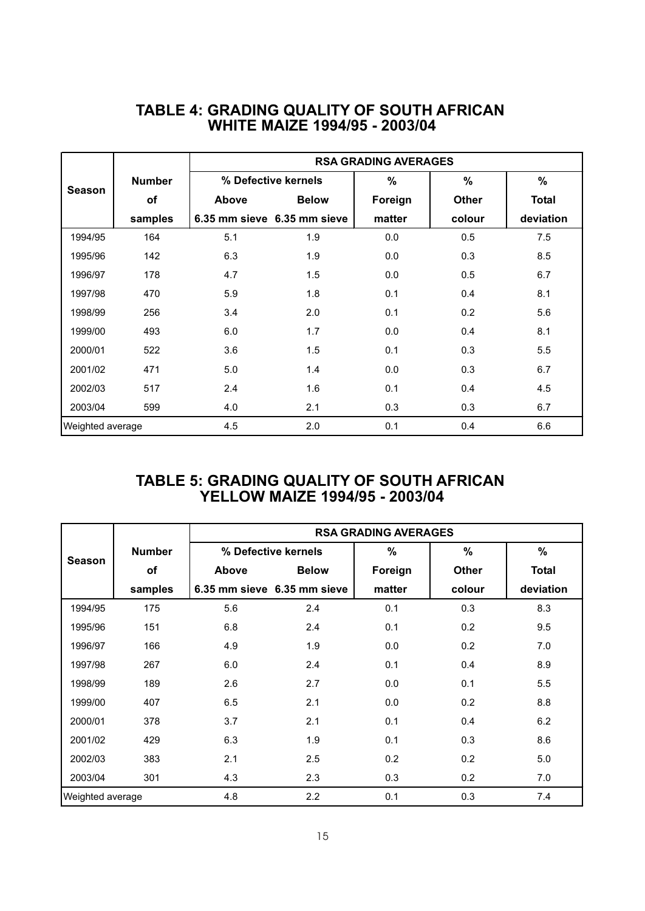## TABLE 4: GRADING QUALITY OF SOUTH AFRICAN WHITE MAIZE 1994/95 - 2003/04

| Season | Number of samples | RSA GRADING AVERAGES | | | | |
|---|---|---|---|---|---|---|
| | | % Defective kernels | | % | % | % |
| | | Above 6.35 mm sieve | Below 6.35 mm sieve | Foreign matter | Other colour | Total deviation |
| 1994/95 | 164 | 5.1 | 1.9 | 0.0 | 0.5 | 7.5 |
| 1995/96 | 142 | 6.3 | 1.9 | 0.0 | 0.3 | 8.5 |
| 1996/97 | 178 | 4.7 | 1.5 | 0.0 | 0.5 | 6.7 |
| 1997/98 | 470 | 5.9 | 1.8 | 0.1 | 0.4 | 8.1 |
| 1998/99 | 256 | 3.4 | 2.0 | 0.1 | 0.2 | 5.6 |
| 1999/00 | 493 | 6.0 | 1.7 | 0.0 | 0.4 | 8.1 |
| 2000/01 | 522 | 3.6 | 1.5 | 0.1 | 0.3 | 5.5 |
| 2001/02 | 471 | 5.0 | 1.4 | 0.0 | 0.3 | 6.7 |
| 2002/03 | 517 | 2.4 | 1.6 | 0.1 | 0.4 | 4.5 |
| 2003/04 | 599 | 4.0 | 2.1 | 0.3 | 0.3 | 6.7 |
| Weighted average | | 4.5 | 2.0 | 0.1 | 0.4 | 6.6 |

## TABLE 5: GRADING QUALITY OF SOUTH AFRICAN YELLOW MAIZE 1994/95 - 2003/04

| Season | Number of samples | RSA GRADING AVERAGES | | | | |
|---|---|---|---|---|---|---|
| | | % Defective kernels | | % | % | % |
| | | Above 6.35 mm sieve | Below 6.35 mm sieve | Foreign matter | Other colour | Total deviation |
| 1994/95 | 175 | 5.6 | 2.4 | 0.1 | 0.3 | 8.3 |
| 1995/96 | 151 | 6.8 | 2.4 | 0.1 | 0.2 | 9.5 |
| 1996/97 | 166 | 4.9 | 1.9 | 0.0 | 0.2 | 7.0 |
| 1997/98 | 267 | 6.0 | 2.4 | 0.1 | 0.4 | 8.9 |
| 1998/99 | 189 | 2.6 | 2.7 | 0.0 | 0.1 | 5.5 |
| 1999/00 | 407 | 6.5 | 2.1 | 0.0 | 0.2 | 8.8 |
| 2000/01 | 378 | 3.7 | 2.1 | 0.1 | 0.4 | 6.2 |
| 2001/02 | 429 | 6.3 | 1.9 | 0.1 | 0.3 | 8.6 |
| 2002/03 | 383 | 2.1 | 2.5 | 0.2 | 0.2 | 5.0 |
| 2003/04 | 301 | 4.3 | 2.3 | 0.3 | 0.2 | 7.0 |
| Weighted average | | 4.8 | 2.2 | 0.1 | 0.3 | 7.4 |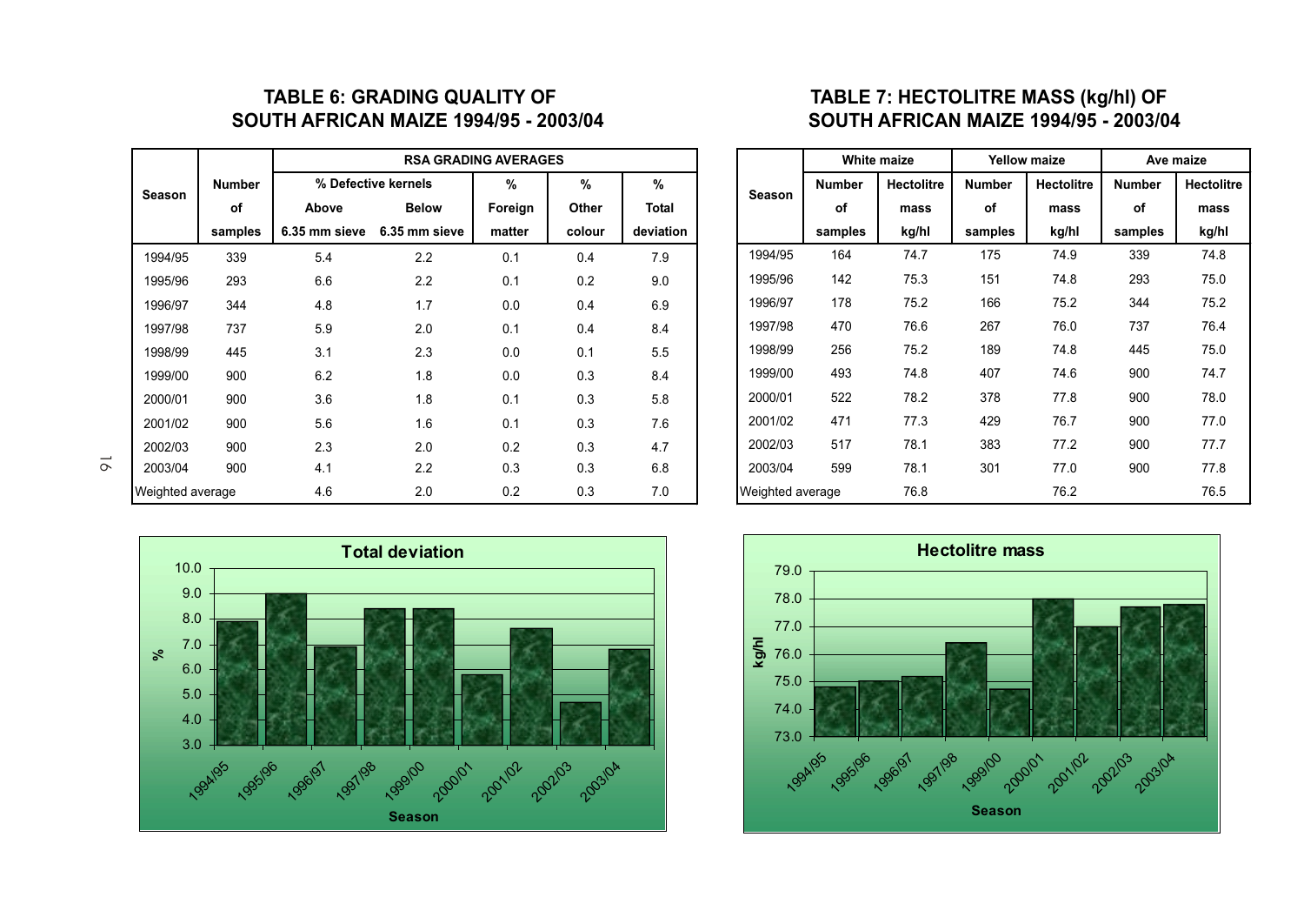## TABLE 6: GRADING QUALITY OF SOUTH AFRICAN MAIZE 1994/95 - 2003/04

| Season | Number of samples | RSA GRADING AVERAGES | | | | |
|---|---|---|---|---|---|---|
| | | % Defective kernels | | % | % | % |
| | | Above 6.35 mm sieve | Below 6.35 mm sieve | Foreign matter | Other colour | Total deviation |
| 1994/95 | 339 | 5.4 | 2.2 | 0.1 | 0.4 | 7.9 |
| 1995/96 | 293 | 6.6 | 2.2 | 0.1 | 0.2 | 9.0 |
| 1996/97 | 344 | 4.8 | 1.7 | 0.0 | 0.4 | 6.9 |
| 1997/98 | 737 | 5.9 | 2.0 | 0.1 | 0.4 | 8.4 |
| 1998/99 | 445 | 3.1 | 2.3 | 0.0 | 0.1 | 5.5 |
| 1999/00 | 900 | 6.2 | 1.8 | 0.0 | 0.3 | 8.4 |
| 2000/01 | 900 | 3.6 | 1.8 | 0.1 | 0.3 | 5.8 |
| 2001/02 | 900 | 5.6 | 1.6 | 0.1 | 0.3 | 7.6 |
| 2002/03 | 900 | 2.3 | 2.0 | 0.2 | 0.3 | 4.7 |
| 2003/04 | 900 | 4.1 | 2.2 | 0.3 | 0.3 | 6.8 |
| Weighted average | | 4.6 | 2.0 | 0.2 | 0.3 | 7.0 |

## TABLE 7: HECTOLITRE MASS (kg/hl) OF SOUTH AFRICAN MAIZE 1994/95 - 2003/04

| Season | White maize | | Yellow maize | | Ave maize | |
|---|---|---|---|---|---|---|
| | Number of samples | Hectolitre mass kg/hl | Number of samples | Hectolitre mass kg/hl | Number of samples | Hectolitre mass kg/hl |
| 1994/95 | 164 | 74.7 | 175 | 74.9 | 339 | 74.8 |
| 1995/96 | 142 | 75.3 | 151 | 74.8 | 293 | 75.0 |
| 1996/97 | 178 | 75.2 | 166 | 75.2 | 344 | 75.2 |
| 1997/98 | 470 | 76.6 | 267 | 76.0 | 737 | 76.4 |
| 1998/99 | 256 | 75.2 | 189 | 74.8 | 445 | 75.0 |
| 1999/00 | 493 | 74.8 | 407 | 74.6 | 900 | 74.7 |
| 2000/01 | 522 | 78.2 | 378 | 77.8 | 900 | 78.0 |
| 2001/02 | 471 | 77.3 | 429 | 76.7 | 900 | 77.0 |
| 2002/03 | 517 | 78.1 | 383 | 77.2 | 900 | 77.7 |
| 2003/04 | 599 | 78.1 | 301 | 77.0 | 900 | 77.8 |
| Weighted average | | 76.8 | | 76.2 | | 76.5 |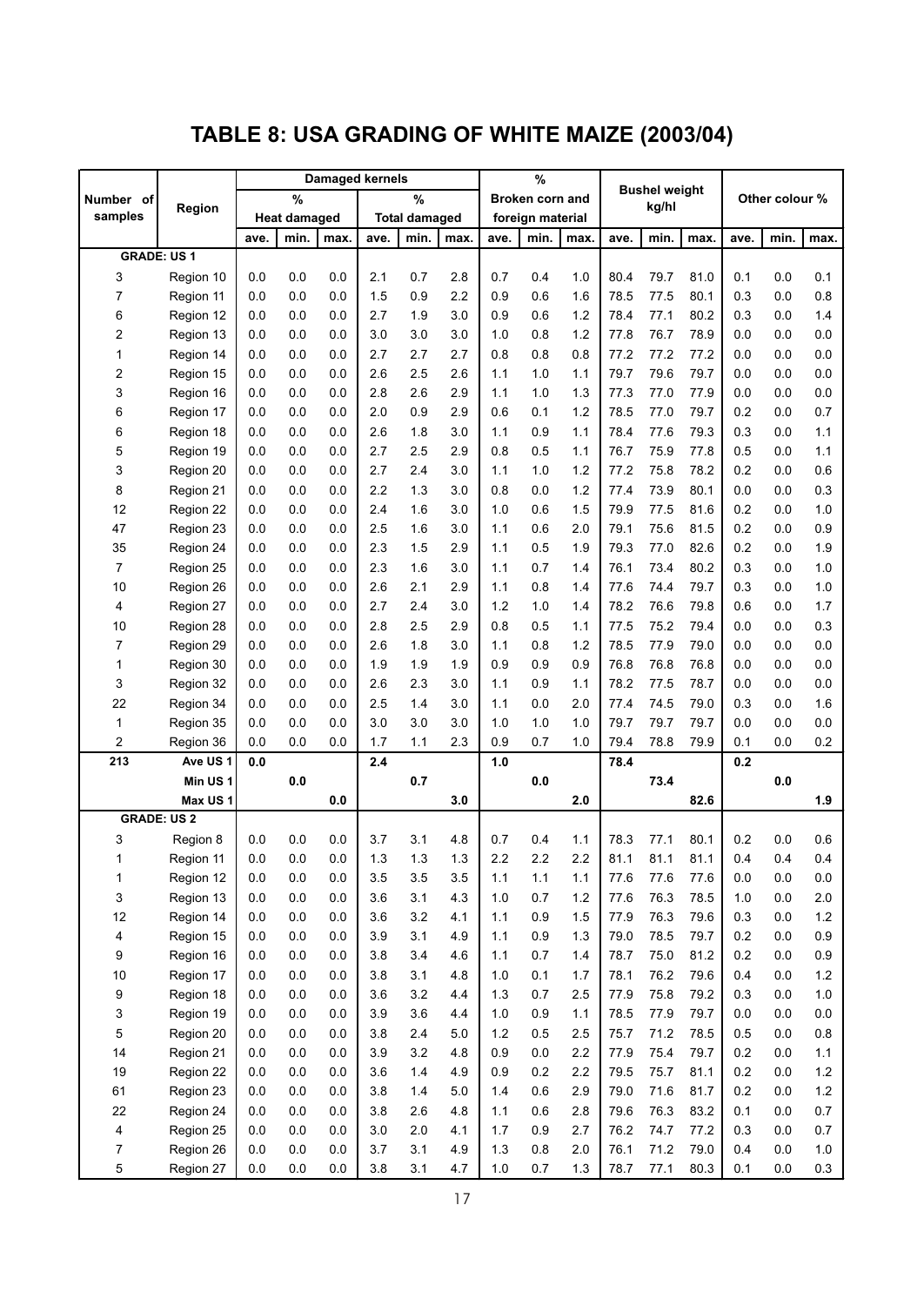# TABLE 8: USA GRADING OF WHITE MAIZE (2003/04)

| Number of samples | Region | Damaged kernels % Heat damaged | | | Damaged kernels % Total damaged | | | % Broken corn and foreign material | | | Bushel weight kg/hl | | | Other colour % | | |
|---|---|---|---|---|---|---|---|---|---|---|---|---|---|---|---|---|
| | | ave. | min. | max. | ave. | min. | max. | ave. | min. | max. | ave. | min. | max. | ave. | min. | max. |
| **GRADE: US 1** | | | | | | | | | | | | | | | | |
| 3 | Region 10 | 0.0 | 0.0 | 0.0 | 2.1 | 0.7 | 2.8 | 0.7 | 0.4 | 1.0 | 80.4 | 79.7 | 81.0 | 0.1 | 0.0 | 0.1 |
| 7 | Region 11 | 0.0 | 0.0 | 0.0 | 1.5 | 0.9 | 2.2 | 0.9 | 0.6 | 1.6 | 78.5 | 77.5 | 80.1 | 0.3 | 0.0 | 0.8 |
| 6 | Region 12 | 0.0 | 0.0 | 0.0 | 2.7 | 1.9 | 3.0 | 0.9 | 0.6 | 1.2 | 78.4 | 77.1 | 80.2 | 0.3 | 0.0 | 1.4 |
| 2 | Region 13 | 0.0 | 0.0 | 0.0 | 3.0 | 3.0 | 3.0 | 1.0 | 0.8 | 1.2 | 77.8 | 76.7 | 78.9 | 0.0 | 0.0 | 0.0 |
| 1 | Region 14 | 0.0 | 0.0 | 0.0 | 2.7 | 2.7 | 2.7 | 0.8 | 0.8 | 0.8 | 77.2 | 77.2 | 77.2 | 0.0 | 0.0 | 0.0 |
| 2 | Region 15 | 0.0 | 0.0 | 0.0 | 2.6 | 2.5 | 2.6 | 1.1 | 1.0 | 1.1 | 79.7 | 79.6 | 79.7 | 0.0 | 0.0 | 0.0 |
| 3 | Region 16 | 0.0 | 0.0 | 0.0 | 2.8 | 2.6 | 2.9 | 1.1 | 1.0 | 1.3 | 77.3 | 77.0 | 77.9 | 0.0 | 0.0 | 0.0 |
| 6 | Region 17 | 0.0 | 0.0 | 0.0 | 2.0 | 0.9 | 2.9 | 0.6 | 0.1 | 1.2 | 78.5 | 77.0 | 79.7 | 0.2 | 0.0 | 0.7 |
| 6 | Region 18 | 0.0 | 0.0 | 0.0 | 2.6 | 1.8 | 3.0 | 1.1 | 0.9 | 1.1 | 78.4 | 77.6 | 79.3 | 0.3 | 0.0 | 1.1 |
| 5 | Region 19 | 0.0 | 0.0 | 0.0 | 2.7 | 2.5 | 2.9 | 0.8 | 0.5 | 1.1 | 76.7 | 75.9 | 77.8 | 0.5 | 0.0 | 1.1 |
| 3 | Region 20 | 0.0 | 0.0 | 0.0 | 2.7 | 2.4 | 3.0 | 1.1 | 1.0 | 1.2 | 77.2 | 75.8 | 78.2 | 0.2 | 0.0 | 0.6 |
| 8 | Region 21 | 0.0 | 0.0 | 0.0 | 2.2 | 1.3 | 3.0 | 0.8 | 0.0 | 1.2 | 77.4 | 73.9 | 80.1 | 0.0 | 0.0 | 0.3 |
| 12 | Region 22 | 0.0 | 0.0 | 0.0 | 2.4 | 1.6 | 3.0 | 1.0 | 0.6 | 1.5 | 79.9 | 77.5 | 81.6 | 0.2 | 0.0 | 1.0 |
| 47 | Region 23 | 0.0 | 0.0 | 0.0 | 2.5 | 1.6 | 3.0 | 1.1 | 0.6 | 2.0 | 79.1 | 75.6 | 81.5 | 0.2 | 0.0 | 0.9 |
| 35 | Region 24 | 0.0 | 0.0 | 0.0 | 2.3 | 1.5 | 2.9 | 1.1 | 0.5 | 1.9 | 79.3 | 77.0 | 82.6 | 0.2 | 0.0 | 1.9 |
| 7 | Region 25 | 0.0 | 0.0 | 0.0 | 2.3 | 1.6 | 3.0 | 1.1 | 0.7 | 1.4 | 76.1 | 73.4 | 80.2 | 0.3 | 0.0 | 1.0 |
| 10 | Region 26 | 0.0 | 0.0 | 0.0 | 2.6 | 2.1 | 2.9 | 1.1 | 0.8 | 1.4 | 77.6 | 74.4 | 79.7 | 0.3 | 0.0 | 1.0 |
| 4 | Region 27 | 0.0 | 0.0 | 0.0 | 2.7 | 2.4 | 3.0 | 1.2 | 1.0 | 1.4 | 78.2 | 76.6 | 79.8 | 0.6 | 0.0 | 1.7 |
| 10 | Region 28 | 0.0 | 0.0 | 0.0 | 2.8 | 2.5 | 2.9 | 0.8 | 0.5 | 1.1 | 77.5 | 75.2 | 79.4 | 0.0 | 0.0 | 0.3 |
| 7 | Region 29 | 0.0 | 0.0 | 0.0 | 2.6 | 1.8 | 3.0 | 1.1 | 0.8 | 1.2 | 78.5 | 77.9 | 79.0 | 0.0 | 0.0 | 0.0 |
| 1 | Region 30 | 0.0 | 0.0 | 0.0 | 1.9 | 1.9 | 1.9 | 0.9 | 0.9 | 0.9 | 76.8 | 76.8 | 76.8 | 0.0 | 0.0 | 0.0 |
| 3 | Region 32 | 0.0 | 0.0 | 0.0 | 2.6 | 2.3 | 3.0 | 1.1 | 0.9 | 1.1 | 78.2 | 77.5 | 78.7 | 0.0 | 0.0 | 0.0 |
| 22 | Region 34 | 0.0 | 0.0 | 0.0 | 2.5 | 1.4 | 3.0 | 1.1 | 0.0 | 2.0 | 77.4 | 74.5 | 79.0 | 0.3 | 0.0 | 1.6 |
| 1 | Region 35 | 0.0 | 0.0 | 0.0 | 3.0 | 3.0 | 3.0 | 1.0 | 1.0 | 1.0 | 79.7 | 79.7 | 79.7 | 0.0 | 0.0 | 0.0 |
| 2 | Region 36 | 0.0 | 0.0 | 0.0 | 1.7 | 1.1 | 2.3 | 0.9 | 0.7 | 1.0 | 79.4 | 78.8 | 79.9 | 0.1 | 0.0 | 0.2 |
| **213** | **Ave US 1** | **0.0** | | | **2.4** | | | **1.0** | | | **78.4** | | | **0.2** | | |
| | **Min US 1** | | **0.0** | | | **0.7** | | | **0.0** | | | **73.4** | | | **0.0** | |
| | **Max US 1** | | | **0.0** | | | **3.0** | | | **2.0** | | | **82.6** | | | **1.9** |
| **GRADE: US 2** | | | | | | | | | | | | | | | | |
| 3 | Region 8 | 0.0 | 0.0 | 0.0 | 3.7 | 3.1 | 4.8 | 0.7 | 0.4 | 1.1 | 78.3 | 77.1 | 80.1 | 0.2 | 0.0 | 0.6 |
| 1 | Region 11 | 0.0 | 0.0 | 0.0 | 1.3 | 1.3 | 1.3 | 2.2 | 2.2 | 2.2 | 81.1 | 81.1 | 81.1 | 0.4 | 0.4 | 0.4 |
| 1 | Region 12 | 0.0 | 0.0 | 0.0 | 3.5 | 3.5 | 3.5 | 1.1 | 1.1 | 1.1 | 77.6 | 77.6 | 77.6 | 0.0 | 0.0 | 0.0 |
| 3 | Region 13 | 0.0 | 0.0 | 0.0 | 3.6 | 3.1 | 4.3 | 1.0 | 0.7 | 1.2 | 77.6 | 76.3 | 78.5 | 1.0 | 0.0 | 2.0 |
| 12 | Region 14 | 0.0 | 0.0 | 0.0 | 3.6 | 3.2 | 4.1 | 1.1 | 0.9 | 1.5 | 77.9 | 76.3 | 79.6 | 0.3 | 0.0 | 1.2 |
| 4 | Region 15 | 0.0 | 0.0 | 0.0 | 3.9 | 3.1 | 4.9 | 1.1 | 0.9 | 1.3 | 79.0 | 78.5 | 79.7 | 0.2 | 0.0 | 0.9 |
| 9 | Region 16 | 0.0 | 0.0 | 0.0 | 3.8 | 3.4 | 4.6 | 1.1 | 0.7 | 1.4 | 78.7 | 75.0 | 81.2 | 0.2 | 0.0 | 0.9 |
| 10 | Region 17 | 0.0 | 0.0 | 0.0 | 3.8 | 3.1 | 4.8 | 1.0 | 0.1 | 1.7 | 78.1 | 76.2 | 79.6 | 0.4 | 0.0 | 1.2 |
| 9 | Region 18 | 0.0 | 0.0 | 0.0 | 3.6 | 3.2 | 4.4 | 1.3 | 0.7 | 2.5 | 77.9 | 75.8 | 79.2 | 0.3 | 0.0 | 1.0 |
| 3 | Region 19 | 0.0 | 0.0 | 0.0 | 3.9 | 3.6 | 4.4 | 1.0 | 0.9 | 1.1 | 78.5 | 77.9 | 79.7 | 0.0 | 0.0 | 0.0 |
| 5 | Region 20 | 0.0 | 0.0 | 0.0 | 3.8 | 2.4 | 5.0 | 1.2 | 0.5 | 2.5 | 75.7 | 71.2 | 78.5 | 0.5 | 0.0 | 0.8 |
| 14 | Region 21 | 0.0 | 0.0 | 0.0 | 3.9 | 3.2 | 4.8 | 0.9 | 0.0 | 2.2 | 77.9 | 75.4 | 79.7 | 0.2 | 0.0 | 1.1 |
| 19 | Region 22 | 0.0 | 0.0 | 0.0 | 3.6 | 1.4 | 4.9 | 0.9 | 0.2 | 2.2 | 79.5 | 75.7 | 81.1 | 0.2 | 0.0 | 1.2 |
| 61 | Region 23 | 0.0 | 0.0 | 0.0 | 3.8 | 1.4 | 5.0 | 1.4 | 0.6 | 2.9 | 79.0 | 71.6 | 81.7 | 0.2 | 0.0 | 1.2 |
| 22 | Region 24 | 0.0 | 0.0 | 0.0 | 3.8 | 2.6 | 4.8 | 1.1 | 0.6 | 2.8 | 79.6 | 76.3 | 83.2 | 0.1 | 0.0 | 0.7 |
| 4 | Region 25 | 0.0 | 0.0 | 0.0 | 3.0 | 2.0 | 4.1 | 1.7 | 0.9 | 2.7 | 76.2 | 74.7 | 77.2 | 0.3 | 0.0 | 0.7 |
| 7 | Region 26 | 0.0 | 0.0 | 0.0 | 3.7 | 3.1 | 4.9 | 1.3 | 0.8 | 2.0 | 76.1 | 71.2 | 79.0 | 0.4 | 0.0 | 1.0 |
| 5 | Region 27 | 0.0 | 0.0 | 0.0 | 3.8 | 3.1 | 4.7 | 1.0 | 0.7 | 1.3 | 78.7 | 77.1 | 80.3 | 0.1 | 0.0 | 0.3 |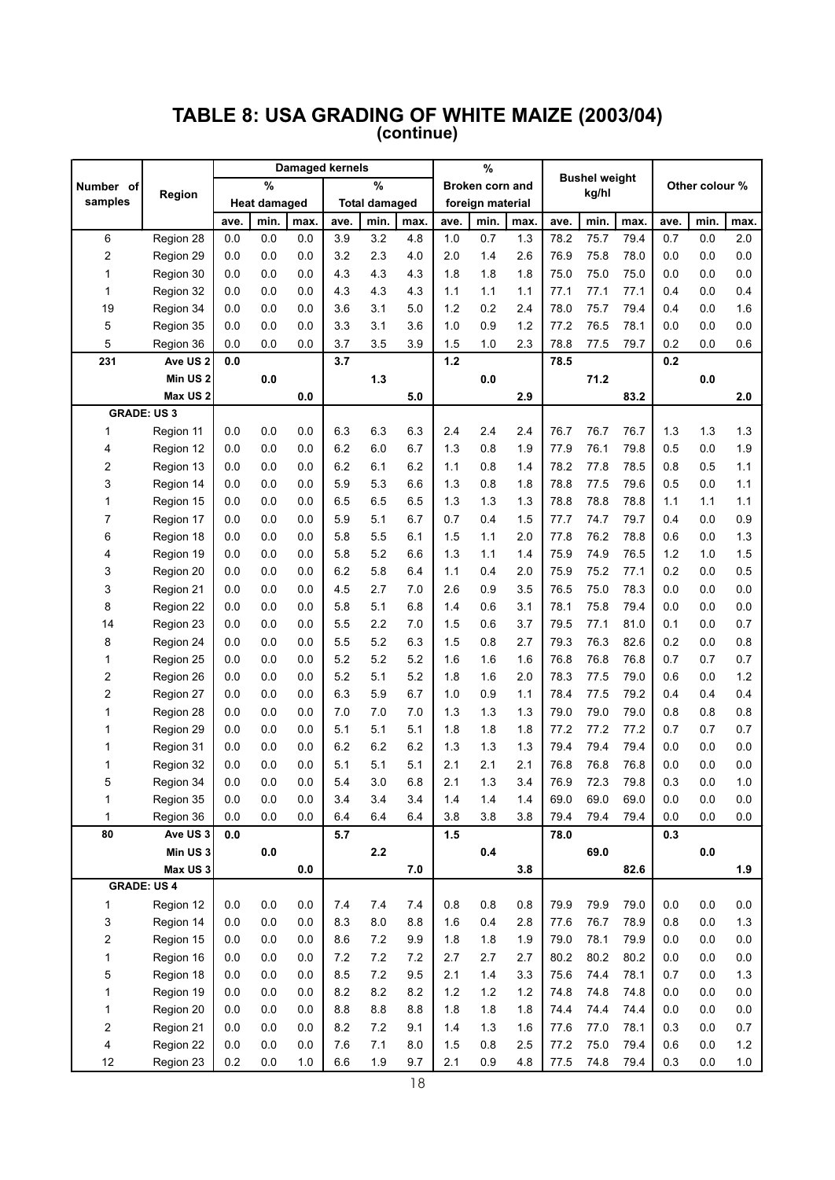# TABLE 8: USA GRADING OF WHITE MAIZE (2003/04)
## (continue)

| Number of samples | Region | Damaged kernels % Heat damaged | | | Damaged kernels % Total damaged | | | % Broken corn and foreign material | | | Bushel weight kg/hl | | | Other colour % | | |
|---|---|---|---|---|---|---|---|---|---|---|---|---|---|---|---|---|
| | | ave. | min. | max. | ave. | min. | max. | ave. | min. | max. | ave. | min. | max. | ave. | min. | max. |
| 6 | Region 28 | 0.0 | 0.0 | 0.0 | 3.9 | 3.2 | 4.8 | 1.0 | 0.7 | 1.3 | 78.2 | 75.7 | 79.4 | 0.7 | 0.0 | 2.0 |
| 2 | Region 29 | 0.0 | 0.0 | 0.0 | 3.2 | 2.3 | 4.0 | 2.0 | 1.4 | 2.6 | 76.9 | 75.8 | 78.0 | 0.0 | 0.0 | 0.0 |
| 1 | Region 30 | 0.0 | 0.0 | 0.0 | 4.3 | 4.3 | 4.3 | 1.8 | 1.8 | 1.8 | 75.0 | 75.0 | 75.0 | 0.0 | 0.0 | 0.0 |
| 1 | Region 32 | 0.0 | 0.0 | 0.0 | 4.3 | 4.3 | 4.3 | 1.1 | 1.1 | 1.1 | 77.1 | 77.1 | 77.1 | 0.4 | 0.0 | 0.4 |
| 19 | Region 34 | 0.0 | 0.0 | 0.0 | 3.6 | 3.1 | 5.0 | 1.2 | 0.2 | 2.4 | 78.0 | 75.7 | 79.4 | 0.4 | 0.0 | 1.6 |
| 5 | Region 35 | 0.0 | 0.0 | 0.0 | 3.3 | 3.1 | 3.6 | 1.0 | 0.9 | 1.2 | 77.2 | 76.5 | 78.1 | 0.0 | 0.0 | 0.0 |
| 5 | Region 36 | 0.0 | 0.0 | 0.0 | 3.7 | 3.5 | 3.9 | 1.5 | 1.0 | 2.3 | 78.8 | 77.5 | 79.7 | 0.2 | 0.0 | 0.6 |
| **231** | **Ave US 2** | **0.0** | | | **3.7** | | | **1.2** | | | **78.5** | | | **0.2** | | |
| | **Min US 2** | | **0.0** | | | **1.3** | | | **0.0** | | | **71.2** | | | **0.0** | |
| | **Max US 2** | | | **0.0** | | | **5.0** | | | **2.9** | | | **83.2** | | | **2.0** |
| **GRADE: US 3** | | | | | | | | | | | | | | | | |
| 1 | Region 11 | 0.0 | 0.0 | 0.0 | 6.3 | 6.3 | 6.3 | 2.4 | 2.4 | 2.4 | 76.7 | 76.7 | 76.7 | 1.3 | 1.3 | 1.3 |
| 4 | Region 12 | 0.0 | 0.0 | 0.0 | 6.2 | 6.0 | 6.7 | 1.3 | 0.8 | 1.9 | 77.9 | 76.1 | 79.8 | 0.5 | 0.0 | 1.9 |
| 2 | Region 13 | 0.0 | 0.0 | 0.0 | 6.2 | 6.1 | 6.2 | 1.1 | 0.8 | 1.4 | 78.2 | 77.8 | 78.5 | 0.8 | 0.5 | 1.1 |
| 3 | Region 14 | 0.0 | 0.0 | 0.0 | 5.9 | 5.3 | 6.6 | 1.3 | 0.8 | 1.8 | 78.8 | 77.5 | 79.6 | 0.5 | 0.0 | 1.1 |
| 1 | Region 15 | 0.0 | 0.0 | 0.0 | 6.5 | 6.5 | 6.5 | 1.3 | 1.3 | 1.3 | 78.8 | 78.8 | 78.8 | 1.1 | 1.1 | 1.1 |
| 7 | Region 17 | 0.0 | 0.0 | 0.0 | 5.9 | 5.1 | 6.7 | 0.7 | 0.4 | 1.5 | 77.7 | 74.7 | 79.7 | 0.4 | 0.0 | 0.9 |
| 6 | Region 18 | 0.0 | 0.0 | 0.0 | 5.8 | 5.5 | 6.1 | 1.5 | 1.1 | 2.0 | 77.8 | 76.2 | 78.8 | 0.6 | 0.0 | 1.3 |
| 4 | Region 19 | 0.0 | 0.0 | 0.0 | 5.8 | 5.2 | 6.6 | 1.3 | 1.1 | 1.4 | 75.9 | 74.9 | 76.5 | 1.2 | 1.0 | 1.5 |
| 3 | Region 20 | 0.0 | 0.0 | 0.0 | 6.2 | 5.8 | 6.4 | 1.1 | 0.4 | 2.0 | 75.9 | 75.2 | 77.1 | 0.2 | 0.0 | 0.5 |
| 3 | Region 21 | 0.0 | 0.0 | 0.0 | 4.5 | 2.7 | 7.0 | 2.6 | 0.9 | 3.5 | 76.5 | 75.0 | 78.3 | 0.0 | 0.0 | 0.0 |
| 8 | Region 22 | 0.0 | 0.0 | 0.0 | 5.8 | 5.1 | 6.8 | 1.4 | 0.6 | 3.1 | 78.1 | 75.8 | 79.4 | 0.0 | 0.0 | 0.0 |
| 14 | Region 23 | 0.0 | 0.0 | 0.0 | 5.5 | 2.2 | 7.0 | 1.5 | 0.6 | 3.7 | 79.5 | 77.1 | 81.0 | 0.1 | 0.0 | 0.7 |
| 8 | Region 24 | 0.0 | 0.0 | 0.0 | 5.5 | 5.2 | 6.3 | 1.5 | 0.8 | 2.7 | 79.3 | 76.3 | 82.6 | 0.2 | 0.0 | 0.8 |
| 1 | Region 25 | 0.0 | 0.0 | 0.0 | 5.2 | 5.2 | 5.2 | 1.6 | 1.6 | 1.6 | 76.8 | 76.8 | 76.8 | 0.7 | 0.7 | 0.7 |
| 2 | Region 26 | 0.0 | 0.0 | 0.0 | 5.2 | 5.1 | 5.2 | 1.8 | 1.6 | 2.0 | 78.3 | 77.5 | 79.0 | 0.6 | 0.0 | 1.2 |
| 2 | Region 27 | 0.0 | 0.0 | 0.0 | 6.3 | 5.9 | 6.7 | 1.0 | 0.9 | 1.1 | 78.4 | 77.5 | 79.2 | 0.4 | 0.4 | 0.4 |
| 1 | Region 28 | 0.0 | 0.0 | 0.0 | 7.0 | 7.0 | 7.0 | 1.3 | 1.3 | 1.3 | 79.0 | 79.0 | 79.0 | 0.8 | 0.8 | 0.8 |
| 1 | Region 29 | 0.0 | 0.0 | 0.0 | 5.1 | 5.1 | 5.1 | 1.8 | 1.8 | 1.8 | 77.2 | 77.2 | 77.2 | 0.7 | 0.7 | 0.7 |
| 1 | Region 31 | 0.0 | 0.0 | 0.0 | 6.2 | 6.2 | 6.2 | 1.3 | 1.3 | 1.3 | 79.4 | 79.4 | 79.4 | 0.0 | 0.0 | 0.0 |
| 1 | Region 32 | 0.0 | 0.0 | 0.0 | 5.1 | 5.1 | 5.1 | 2.1 | 2.1 | 2.1 | 76.8 | 76.8 | 76.8 | 0.0 | 0.0 | 0.0 |
| 5 | Region 34 | 0.0 | 0.0 | 0.0 | 5.4 | 3.0 | 6.8 | 2.1 | 1.3 | 3.4 | 76.9 | 72.3 | 79.8 | 0.3 | 0.0 | 1.0 |
| 1 | Region 35 | 0.0 | 0.0 | 0.0 | 3.4 | 3.4 | 3.4 | 1.4 | 1.4 | 1.4 | 69.0 | 69.0 | 69.0 | 0.0 | 0.0 | 0.0 |
| 1 | Region 36 | 0.0 | 0.0 | 0.0 | 6.4 | 6.4 | 6.4 | 3.8 | 3.8 | 3.8 | 79.4 | 79.4 | 79.4 | 0.0 | 0.0 | 0.0 |
| **80** | **Ave US 3** | **0.0** | | | **5.7** | | | **1.5** | | | **78.0** | | | **0.3** | | |
| | **Min US 3** | | **0.0** | | | **2.2** | | | **0.4** | | | **69.0** | | | **0.0** | |
| | **Max US 3** | | | **0.0** | | | **7.0** | | | **3.8** | | | **82.6** | | | **1.9** |
| **GRADE: US 4** | | | | | | | | | | | | | | | | |
| 1 | Region 12 | 0.0 | 0.0 | 0.0 | 7.4 | 7.4 | 7.4 | 0.8 | 0.8 | 0.8 | 79.9 | 79.9 | 79.0 | 0.0 | 0.0 | 0.0 |
| 3 | Region 14 | 0.0 | 0.0 | 0.0 | 8.3 | 8.0 | 8.8 | 1.6 | 0.4 | 2.8 | 77.6 | 76.7 | 78.9 | 0.8 | 0.0 | 1.3 |
| 2 | Region 15 | 0.0 | 0.0 | 0.0 | 8.6 | 7.2 | 9.9 | 1.8 | 1.8 | 1.9 | 79.0 | 78.1 | 79.9 | 0.0 | 0.0 | 0.0 |
| 1 | Region 16 | 0.0 | 0.0 | 0.0 | 7.2 | 7.2 | 7.2 | 2.7 | 2.7 | 2.7 | 80.2 | 80.2 | 80.2 | 0.0 | 0.0 | 0.0 |
| 5 | Region 18 | 0.0 | 0.0 | 0.0 | 8.5 | 7.2 | 9.5 | 2.1 | 1.4 | 3.3 | 75.6 | 74.4 | 78.1 | 0.7 | 0.0 | 1.3 |
| 1 | Region 19 | 0.0 | 0.0 | 0.0 | 8.2 | 8.2 | 8.2 | 1.2 | 1.2 | 1.2 | 74.8 | 74.8 | 74.8 | 0.0 | 0.0 | 0.0 |
| 1 | Region 20 | 0.0 | 0.0 | 0.0 | 8.8 | 8.8 | 8.8 | 1.8 | 1.8 | 1.8 | 74.4 | 74.4 | 74.4 | 0.0 | 0.0 | 0.0 |
| 2 | Region 21 | 0.0 | 0.0 | 0.0 | 8.2 | 7.2 | 9.1 | 1.4 | 1.3 | 1.6 | 77.6 | 77.0 | 78.1 | 0.3 | 0.0 | 0.7 |
| 4 | Region 22 | 0.0 | 0.0 | 0.0 | 7.6 | 7.1 | 8.0 | 1.5 | 0.8 | 2.5 | 77.2 | 75.0 | 79.4 | 0.6 | 0.0 | 1.2 |
| 12 | Region 23 | 0.2 | 0.0 | 1.0 | 6.6 | 1.9 | 9.7 | 2.1 | 0.9 | 4.8 | 77.5 | 74.8 | 79.4 | 0.3 | 0.0 | 1.0 |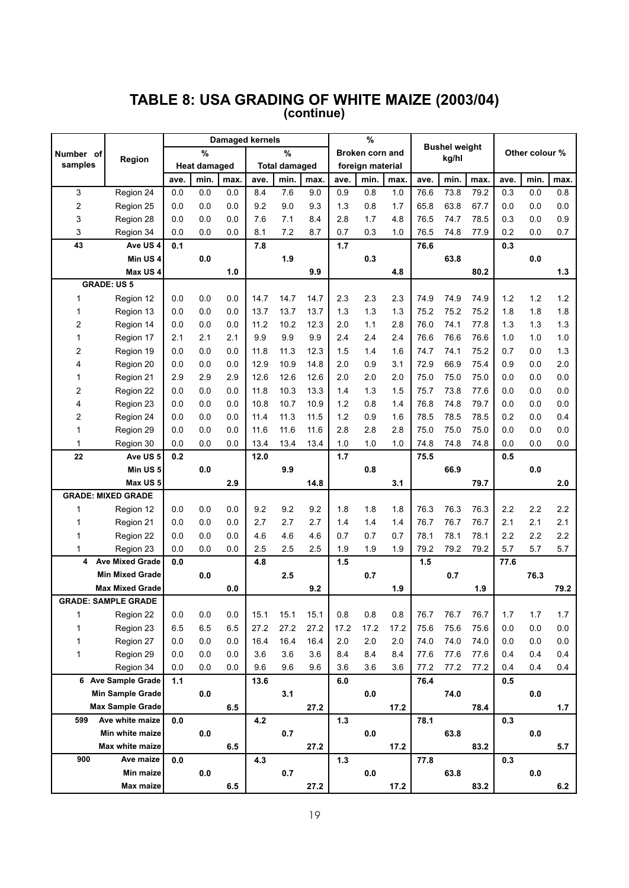# TABLE 8: USA GRADING OF WHITE MAIZE (2003/04)
## (continue)

| Number of samples | Region | Damaged kernels % Heat damaged | | | Damaged kernels % Total damaged | | | % Broken corn and foreign material | | | Bushel weight kg/hl | | | Other colour % | | |
|---|---|---|---|---|---|---|---|---|---|---|---|---|---|---|---|---|
| | | ave. | min. | max. | ave. | min. | max. | ave. | min. | max. | ave. | min. | max. | ave. | min. | max. |
| 3 | Region 24 | 0.0 | 0.0 | 0.0 | 8.4 | 7.6 | 9.0 | 0.9 | 0.8 | 1.0 | 76.6 | 73.8 | 79.2 | 0.3 | 0.0 | 0.8 |
| 2 | Region 25 | 0.0 | 0.0 | 0.0 | 9.2 | 9.0 | 9.3 | 1.3 | 0.8 | 1.7 | 65.8 | 63.8 | 67.7 | 0.0 | 0.0 | 0.0 |
| 3 | Region 28 | 0.0 | 0.0 | 0.0 | 7.6 | 7.1 | 8.4 | 2.8 | 1.7 | 4.8 | 76.5 | 74.7 | 78.5 | 0.3 | 0.0 | 0.9 |
| 3 | Region 34 | 0.0 | 0.0 | 0.0 | 8.1 | 7.2 | 8.7 | 0.7 | 0.3 | 1.0 | 76.5 | 74.8 | 77.9 | 0.2 | 0.0 | 0.7 |
| **43** | **Ave US 4** | **0.1** | | | **7.8** | | | **1.7** | | | **76.6** | | | **0.3** | | |
| | **Min US 4** | | **0.0** | | | **1.9** | | | **0.3** | | | **63.8** | | | **0.0** | |
| | **Max US 4** | | | **1.0** | | | **9.9** | | | **4.8** | | | **80.2** | | | **1.3** |
| **GRADE: US 5** | | | | | | | | | | | | | | | | |
| 1 | Region 12 | 0.0 | 0.0 | 0.0 | 14.7 | 14.7 | 14.7 | 2.3 | 2.3 | 2.3 | 74.9 | 74.9 | 74.9 | 1.2 | 1.2 | 1.2 |
| 1 | Region 13 | 0.0 | 0.0 | 0.0 | 13.7 | 13.7 | 13.7 | 1.3 | 1.3 | 1.3 | 75.2 | 75.2 | 75.2 | 1.8 | 1.8 | 1.8 |
| 2 | Region 14 | 0.0 | 0.0 | 0.0 | 11.2 | 10.2 | 12.3 | 2.0 | 1.1 | 2.8 | 76.0 | 74.1 | 77.8 | 1.3 | 1.3 | 1.3 |
| 1 | Region 17 | 2.1 | 2.1 | 2.1 | 9.9 | 9.9 | 9.9 | 2.4 | 2.4 | 2.4 | 76.6 | 76.6 | 76.6 | 1.0 | 1.0 | 1.0 |
| 2 | Region 19 | 0.0 | 0.0 | 0.0 | 11.8 | 11.3 | 12.3 | 1.5 | 1.4 | 1.6 | 74.7 | 74.1 | 75.2 | 0.7 | 0.0 | 1.3 |
| 4 | Region 20 | 0.0 | 0.0 | 0.0 | 12.9 | 10.9 | 14.8 | 2.0 | 0.9 | 3.1 | 72.9 | 66.9 | 75.4 | 0.9 | 0.0 | 2.0 |
| 1 | Region 21 | 2.9 | 2.9 | 2.9 | 12.6 | 12.6 | 12.6 | 2.0 | 2.0 | 2.0 | 75.0 | 75.0 | 75.0 | 0.0 | 0.0 | 0.0 |
| 2 | Region 22 | 0.0 | 0.0 | 0.0 | 11.8 | 10.3 | 13.3 | 1.4 | 1.3 | 1.5 | 75.7 | 73.8 | 77.6 | 0.0 | 0.0 | 0.0 |
| 4 | Region 23 | 0.0 | 0.0 | 0.0 | 10.8 | 10.7 | 10.9 | 1.2 | 0.8 | 1.4 | 76.8 | 74.8 | 79.7 | 0.0 | 0.0 | 0.0 |
| 2 | Region 24 | 0.0 | 0.0 | 0.0 | 11.4 | 11.3 | 11.5 | 1.2 | 0.9 | 1.6 | 78.5 | 78.5 | 78.5 | 0.2 | 0.0 | 0.4 |
| 1 | Region 29 | 0.0 | 0.0 | 0.0 | 11.6 | 11.6 | 11.6 | 2.8 | 2.8 | 2.8 | 75.0 | 75.0 | 75.0 | 0.0 | 0.0 | 0.0 |
| 1 | Region 30 | 0.0 | 0.0 | 0.0 | 13.4 | 13.4 | 13.4 | 1.0 | 1.0 | 1.0 | 74.8 | 74.8 | 74.8 | 0.0 | 0.0 | 0.0 |
| **22** | **Ave US 5** | **0.2** | | | **12.0** | | | **1.7** | | | **75.5** | | | **0.5** | | |
| | **Min US 5** | | **0.0** | | | **9.9** | | | **0.8** | | | **66.9** | | | **0.0** | |
| | **Max US 5** | | | **2.9** | | | **14.8** | | | **3.1** | | | **79.7** | | | **2.0** |
| **GRADE: MIXED GRADE** | | | | | | | | | | | | | | | | |
| 1 | Region 12 | 0.0 | 0.0 | 0.0 | 9.2 | 9.2 | 9.2 | 1.8 | 1.8 | 1.8 | 76.3 | 76.3 | 76.3 | 2.2 | 2.2 | 2.2 |
| 1 | Region 21 | 0.0 | 0.0 | 0.0 | 2.7 | 2.7 | 2.7 | 1.4 | 1.4 | 1.4 | 76.7 | 76.7 | 76.7 | 2.1 | 2.1 | 2.1 |
| 1 | Region 22 | 0.0 | 0.0 | 0.0 | 4.6 | 4.6 | 4.6 | 0.7 | 0.7 | 0.7 | 78.1 | 78.1 | 78.1 | 2.2 | 2.2 | 2.2 |
| 1 | Region 23 | 0.0 | 0.0 | 0.0 | 2.5 | 2.5 | 2.5 | 1.9 | 1.9 | 1.9 | 79.2 | 79.2 | 79.2 | 5.7 | 5.7 | 5.7 |
| **4** | **Ave Mixed Grade** | **0.0** | | | **4.8** | | | **1.5** | | | **1.5** | | | **77.6** | | |
| | **Min Mixed Grade** | | **0.0** | | | **2.5** | | | **0.7** | | | **0.7** | | | **76.3** | |
| | **Max Mixed Grade** | | | **0.0** | | | **9.2** | | | **1.9** | | | **1.9** | | | **79.2** |
| **GRADE: SAMPLE GRADE** | | | | | | | | | | | | | | | | |
| 1 | Region 22 | 0.0 | 0.0 | 0.0 | 15.1 | 15.1 | 15.1 | 0.8 | 0.8 | 0.8 | 76.7 | 76.7 | 76.7 | 1.7 | 1.7 | 1.7 |
| 1 | Region 23 | 6.5 | 6.5 | 6.5 | 27.2 | 27.2 | 27.2 | 17.2 | 17.2 | 17.2 | 75.6 | 75.6 | 75.6 | 0.0 | 0.0 | 0.0 |
| 1 | Region 27 | 0.0 | 0.0 | 0.0 | 16.4 | 16.4 | 16.4 | 2.0 | 2.0 | 2.0 | 74.0 | 74.0 | 74.0 | 0.0 | 0.0 | 0.0 |
| 1 | Region 29 | 0.0 | 0.0 | 0.0 | 3.6 | 3.6 | 3.6 | 8.4 | 8.4 | 8.4 | 77.6 | 77.6 | 77.6 | 0.4 | 0.4 | 0.4 |
| | Region 34 | 0.0 | 0.0 | 0.0 | 9.6 | 9.6 | 9.6 | 3.6 | 3.6 | 3.6 | 77.2 | 77.2 | 77.2 | 0.4 | 0.4 | 0.4 |
| **6** | **Ave Sample Grade** | **1.1** | | | **13.6** | | | **6.0** | | | **76.4** | | | **0.5** | | |
| | **Min Sample Grade** | | **0.0** | | | **3.1** | | | **0.0** | | | **74.0** | | | **0.0** | |
| | **Max Sample Grade** | | | **6.5** | | | **27.2** | | | **17.2** | | | **78.4** | | | **1.7** |
| **599** | **Ave white maize** | **0.0** | | | **4.2** | | | **1.3** | | | **78.1** | | | **0.3** | | |
| | **Min white maize** | | **0.0** | | | **0.7** | | | **0.0** | | | **63.8** | | | **0.0** | |
| | **Max white maize** | | | **6.5** | | | **27.2** | | | **17.2** | | | **83.2** | | | **5.7** |
| **900** | **Ave maize** | **0.0** | | | **4.3** | | | **1.3** | | | **77.8** | | | **0.3** | | |
| | **Min maize** | | **0.0** | | | **0.7** | | | **0.0** | | | **63.8** | | | **0.0** | |
| | **Max maize** | | | **6.5** | | | **27.2** | | | **17.2** | | | **83.2** | | | **6.2** |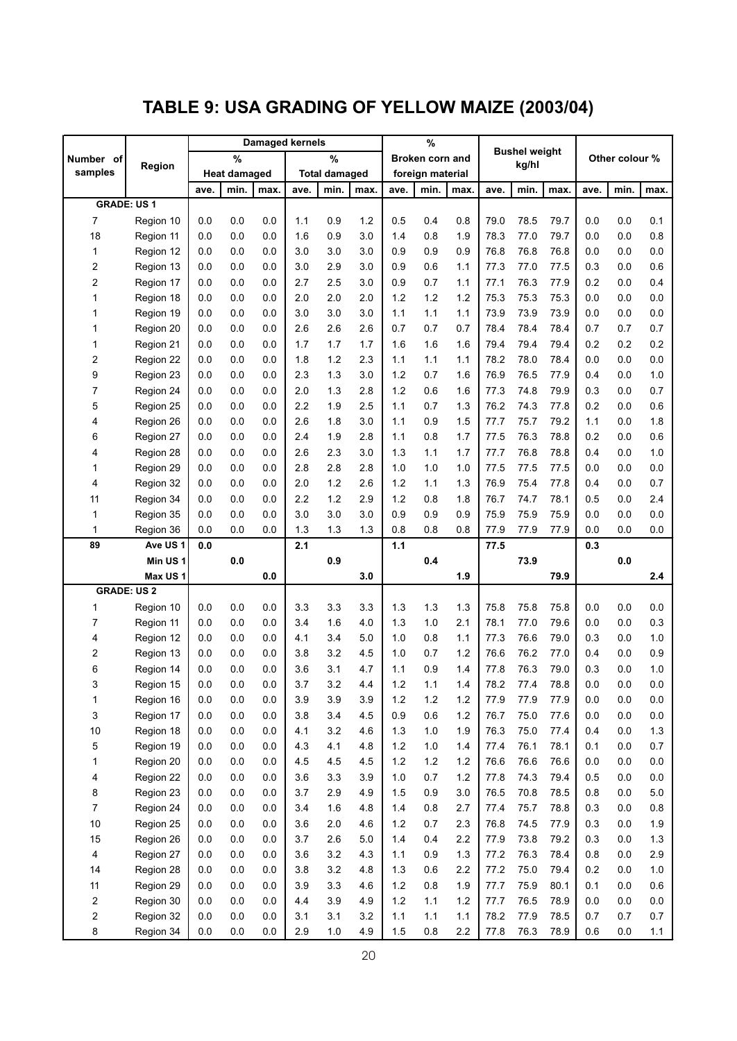# TABLE 9: USA GRADING OF YELLOW MAIZE (2003/04)

| Number of samples | Region | Damaged kernels % Heat damaged | | | Damaged kernels % Total damaged | | | % Broken corn and foreign material | | | Bushel weight kg/hl | | | Other colour % | | |
|---|---|---|---|---|---|---|---|---|---|---|---|---|---|---|---|---|
| | | ave. | min. | max. | ave. | min. | max. | ave. | min. | max. | ave. | min. | max. | ave. | min. | max. |
| **GRADE: US 1** | | | | | | | | | | | | | | | | |
| 7 | Region 10 | 0.0 | 0.0 | 0.0 | 1.1 | 0.9 | 1.2 | 0.5 | 0.4 | 0.8 | 79.0 | 78.5 | 79.7 | 0.0 | 0.0 | 0.1 |
| 18 | Region 11 | 0.0 | 0.0 | 0.0 | 1.6 | 0.9 | 3.0 | 1.4 | 0.8 | 1.9 | 78.3 | 77.0 | 79.7 | 0.0 | 0.0 | 0.8 |
| 1 | Region 12 | 0.0 | 0.0 | 0.0 | 3.0 | 3.0 | 3.0 | 0.9 | 0.9 | 0.9 | 76.8 | 76.8 | 76.8 | 0.0 | 0.0 | 0.0 |
| 2 | Region 13 | 0.0 | 0.0 | 0.0 | 3.0 | 2.9 | 3.0 | 0.9 | 0.6 | 1.1 | 77.3 | 77.0 | 77.5 | 0.3 | 0.0 | 0.6 |
| 2 | Region 17 | 0.0 | 0.0 | 0.0 | 2.7 | 2.5 | 3.0 | 0.9 | 0.7 | 1.1 | 77.1 | 76.3 | 77.9 | 0.2 | 0.0 | 0.4 |
| 1 | Region 18 | 0.0 | 0.0 | 0.0 | 2.0 | 2.0 | 2.0 | 1.2 | 1.2 | 1.2 | 75.3 | 75.3 | 75.3 | 0.0 | 0.0 | 0.0 |
| 1 | Region 19 | 0.0 | 0.0 | 0.0 | 3.0 | 3.0 | 3.0 | 1.1 | 1.1 | 1.1 | 73.9 | 73.9 | 73.9 | 0.0 | 0.0 | 0.0 |
| 1 | Region 20 | 0.0 | 0.0 | 0.0 | 2.6 | 2.6 | 2.6 | 0.7 | 0.7 | 0.7 | 78.4 | 78.4 | 78.4 | 0.7 | 0.7 | 0.7 |
| 1 | Region 21 | 0.0 | 0.0 | 0.0 | 1.7 | 1.7 | 1.7 | 1.6 | 1.6 | 1.6 | 79.4 | 79.4 | 79.4 | 0.2 | 0.2 | 0.2 |
| 2 | Region 22 | 0.0 | 0.0 | 0.0 | 1.8 | 1.2 | 2.3 | 1.1 | 1.1 | 1.1 | 78.2 | 78.0 | 78.4 | 0.0 | 0.0 | 0.0 |
| 9 | Region 23 | 0.0 | 0.0 | 0.0 | 2.3 | 1.3 | 3.0 | 1.2 | 0.7 | 1.6 | 76.9 | 76.5 | 77.9 | 0.4 | 0.0 | 1.0 |
| 7 | Region 24 | 0.0 | 0.0 | 0.0 | 2.0 | 1.3 | 2.8 | 1.2 | 0.6 | 1.6 | 77.3 | 74.8 | 79.9 | 0.3 | 0.0 | 0.7 |
| 5 | Region 25 | 0.0 | 0.0 | 0.0 | 2.2 | 1.9 | 2.5 | 1.1 | 0.7 | 1.3 | 76.2 | 74.3 | 77.8 | 0.2 | 0.0 | 0.6 |
| 4 | Region 26 | 0.0 | 0.0 | 0.0 | 2.6 | 1.8 | 3.0 | 1.1 | 0.9 | 1.5 | 77.7 | 75.7 | 79.2 | 1.1 | 0.0 | 1.8 |
| 6 | Region 27 | 0.0 | 0.0 | 0.0 | 2.4 | 1.9 | 2.8 | 1.1 | 0.8 | 1.7 | 77.5 | 76.3 | 78.8 | 0.2 | 0.0 | 0.6 |
| 4 | Region 28 | 0.0 | 0.0 | 0.0 | 2.6 | 2.3 | 3.0 | 1.3 | 1.1 | 1.7 | 77.7 | 76.8 | 78.8 | 0.4 | 0.0 | 1.0 |
| 1 | Region 29 | 0.0 | 0.0 | 0.0 | 2.8 | 2.8 | 2.8 | 1.0 | 1.0 | 1.0 | 77.5 | 77.5 | 77.5 | 0.0 | 0.0 | 0.0 |
| 4 | Region 32 | 0.0 | 0.0 | 0.0 | 2.0 | 1.2 | 2.6 | 1.2 | 1.1 | 1.3 | 76.9 | 75.4 | 77.8 | 0.4 | 0.0 | 0.7 |
| 11 | Region 34 | 0.0 | 0.0 | 0.0 | 2.2 | 1.2 | 2.9 | 1.2 | 0.8 | 1.8 | 76.7 | 74.7 | 78.1 | 0.5 | 0.0 | 2.4 |
| 1 | Region 35 | 0.0 | 0.0 | 0.0 | 3.0 | 3.0 | 3.0 | 0.9 | 0.9 | 0.9 | 75.9 | 75.9 | 75.9 | 0.0 | 0.0 | 0.0 |
| 1 | Region 36 | 0.0 | 0.0 | 0.0 | 1.3 | 1.3 | 1.3 | 0.8 | 0.8 | 0.8 | 77.9 | 77.9 | 77.9 | 0.0 | 0.0 | 0.0 |
| **89** | **Ave US 1** | **0.0** | | | **2.1** | | | **1.1** | | | **77.5** | | | **0.3** | | |
| | **Min US 1** | | **0.0** | | | **0.9** | | | **0.4** | | | **73.9** | | | **0.0** | |
| | **Max US 1** | | | **0.0** | | | **3.0** | | | **1.9** | | | **79.9** | | | **2.4** |
| **GRADE: US 2** | | | | | | | | | | | | | | | | |
| 1 | Region 10 | 0.0 | 0.0 | 0.0 | 3.3 | 3.3 | 3.3 | 1.3 | 1.3 | 1.3 | 75.8 | 75.8 | 75.8 | 0.0 | 0.0 | 0.0 |
| 7 | Region 11 | 0.0 | 0.0 | 0.0 | 3.4 | 1.6 | 4.0 | 1.3 | 1.0 | 2.1 | 78.1 | 77.0 | 79.6 | 0.0 | 0.0 | 0.3 |
| 4 | Region 12 | 0.0 | 0.0 | 0.0 | 4.1 | 3.4 | 5.0 | 1.0 | 0.8 | 1.1 | 77.3 | 76.6 | 79.0 | 0.3 | 0.0 | 1.0 |
| 2 | Region 13 | 0.0 | 0.0 | 0.0 | 3.8 | 3.2 | 4.5 | 1.0 | 0.7 | 1.2 | 76.6 | 76.2 | 77.0 | 0.4 | 0.0 | 0.9 |
| 6 | Region 14 | 0.0 | 0.0 | 0.0 | 3.6 | 3.1 | 4.7 | 1.1 | 0.9 | 1.4 | 77.8 | 76.3 | 79.0 | 0.3 | 0.0 | 1.0 |
| 3 | Region 15 | 0.0 | 0.0 | 0.0 | 3.7 | 3.2 | 4.4 | 1.2 | 1.1 | 1.4 | 78.2 | 77.4 | 78.8 | 0.0 | 0.0 | 0.0 |
| 1 | Region 16 | 0.0 | 0.0 | 0.0 | 3.9 | 3.9 | 3.9 | 1.2 | 1.2 | 1.2 | 77.9 | 77.9 | 77.9 | 0.0 | 0.0 | 0.0 |
| 3 | Region 17 | 0.0 | 0.0 | 0.0 | 3.8 | 3.4 | 4.5 | 0.9 | 0.6 | 1.2 | 76.7 | 75.0 | 77.6 | 0.0 | 0.0 | 0.0 |
| 10 | Region 18 | 0.0 | 0.0 | 0.0 | 4.1 | 3.2 | 4.6 | 1.3 | 1.0 | 1.9 | 76.3 | 75.0 | 77.4 | 0.4 | 0.0 | 1.3 |
| 5 | Region 19 | 0.0 | 0.0 | 0.0 | 4.3 | 4.1 | 4.8 | 1.2 | 1.0 | 1.4 | 77.4 | 76.1 | 78.1 | 0.1 | 0.0 | 0.7 |
| 1 | Region 20 | 0.0 | 0.0 | 0.0 | 4.5 | 4.5 | 4.5 | 1.2 | 1.2 | 1.2 | 76.6 | 76.6 | 76.6 | 0.0 | 0.0 | 0.0 |
| 4 | Region 22 | 0.0 | 0.0 | 0.0 | 3.6 | 3.3 | 3.9 | 1.0 | 0.7 | 1.2 | 77.8 | 74.3 | 79.4 | 0.5 | 0.0 | 0.0 |
| 8 | Region 23 | 0.0 | 0.0 | 0.0 | 3.7 | 2.9 | 4.9 | 1.5 | 0.9 | 3.0 | 76.5 | 70.8 | 78.5 | 0.8 | 0.0 | 5.0 |
| 7 | Region 24 | 0.0 | 0.0 | 0.0 | 3.4 | 1.6 | 4.8 | 1.4 | 0.8 | 2.7 | 77.4 | 75.7 | 78.8 | 0.3 | 0.0 | 0.8 |
| 10 | Region 25 | 0.0 | 0.0 | 0.0 | 3.6 | 2.0 | 4.6 | 1.2 | 0.7 | 2.3 | 76.8 | 74.5 | 77.9 | 0.3 | 0.0 | 1.9 |
| 15 | Region 26 | 0.0 | 0.0 | 0.0 | 3.7 | 2.6 | 5.0 | 1.4 | 0.4 | 2.2 | 77.9 | 73.8 | 79.2 | 0.3 | 0.0 | 1.3 |
| 4 | Region 27 | 0.0 | 0.0 | 0.0 | 3.6 | 3.2 | 4.3 | 1.1 | 0.9 | 1.3 | 77.2 | 76.3 | 78.4 | 0.8 | 0.0 | 2.9 |
| 14 | Region 28 | 0.0 | 0.0 | 0.0 | 3.8 | 3.2 | 4.8 | 1.3 | 0.6 | 2.2 | 77.2 | 75.0 | 79.4 | 0.2 | 0.0 | 1.0 |
| 11 | Region 29 | 0.0 | 0.0 | 0.0 | 3.9 | 3.3 | 4.6 | 1.2 | 0.8 | 1.9 | 77.7 | 75.9 | 80.1 | 0.1 | 0.0 | 0.6 |
| 2 | Region 30 | 0.0 | 0.0 | 0.0 | 4.4 | 3.9 | 4.9 | 1.2 | 1.1 | 1.2 | 77.7 | 76.5 | 78.9 | 0.0 | 0.0 | 0.0 |
| 2 | Region 32 | 0.0 | 0.0 | 0.0 | 3.1 | 3.1 | 3.2 | 1.1 | 1.1 | 1.1 | 78.2 | 77.9 | 78.5 | 0.7 | 0.7 | 0.7 |
| 8 | Region 34 | 0.0 | 0.0 | 0.0 | 2.9 | 1.0 | 4.9 | 1.5 | 0.8 | 2.2 | 77.8 | 76.3 | 78.9 | 0.6 | 0.0 | 1.1 |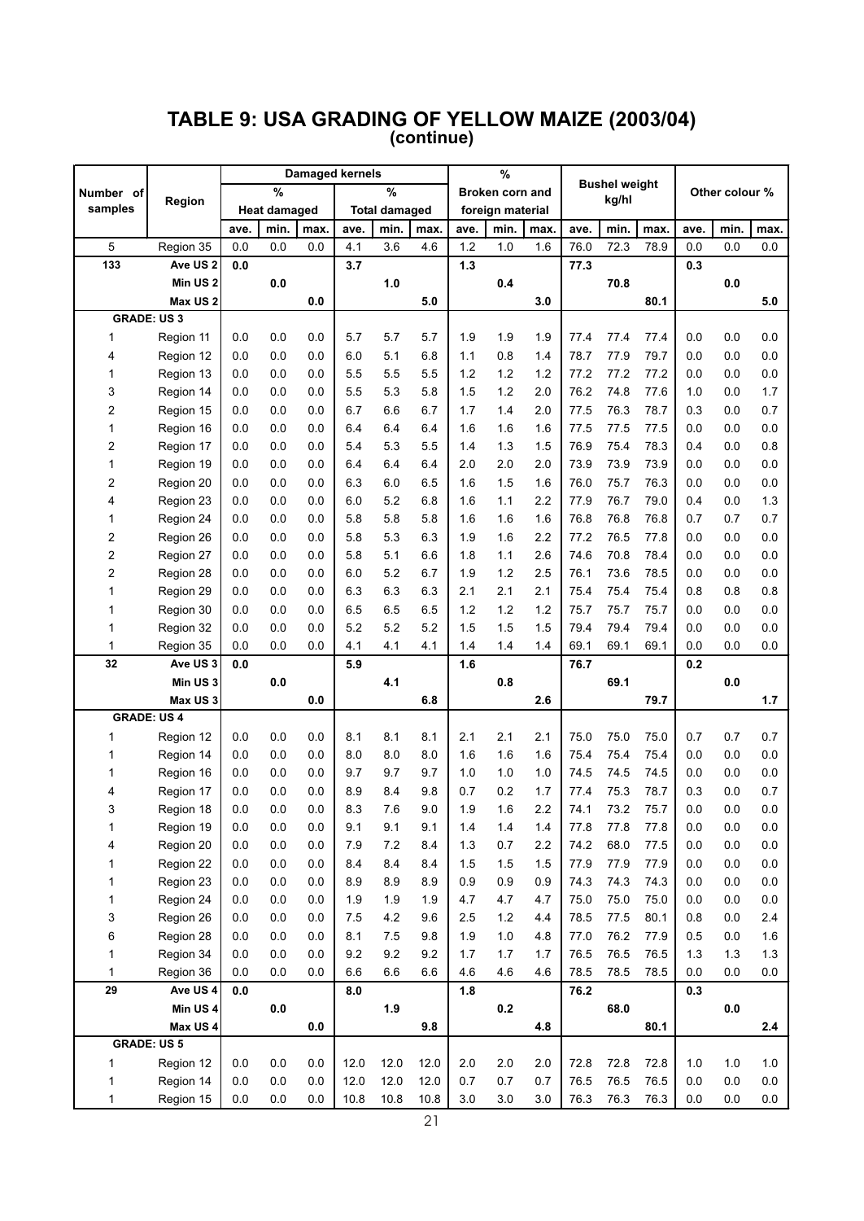## TABLE 9: USA GRADING OF YELLOW MAIZE (2003/04)
### (continue)

| Number of samples | Region | Damaged kernels % Heat damaged | | | Damaged kernels % Total damaged | | | % Broken corn and foreign material | | | Bushel weight kg/hl | | | Other colour % | | |
|---|---|---|---|---|---|---|---|---|---|---|---|---|---|---|---|---|
| | | ave. | min. | max. | ave. | min. | max. | ave. | min. | max. | ave. | min. | max. | ave. | min. | max. |
| 5 | Region 35 | 0.0 | 0.0 | 0.0 | 4.1 | 3.6 | 4.6 | 1.2 | 1.0 | 1.6 | 76.0 | 72.3 | 78.9 | 0.0 | 0.0 | 0.0 |
| **133** | **Ave US 2** | **0.0** | | | **3.7** | | | **1.3** | | | **77.3** | | | **0.3** | | |
| | **Min US 2** | | **0.0** | | | **1.0** | | | **0.4** | | | **70.8** | | | **0.0** | |
| | **Max US 2** | | | **0.0** | | | **5.0** | | | **3.0** | | | **80.1** | | | **5.0** |
| **GRADE: US 3** | | | | | | | | | | | | | | | | |
| 1 | Region 11 | 0.0 | 0.0 | 0.0 | 5.7 | 5.7 | 5.7 | 1.9 | 1.9 | 1.9 | 77.4 | 77.4 | 77.4 | 0.0 | 0.0 | 0.0 |
| 4 | Region 12 | 0.0 | 0.0 | 0.0 | 6.0 | 5.1 | 6.8 | 1.1 | 0.8 | 1.4 | 78.7 | 77.9 | 79.7 | 0.0 | 0.0 | 0.0 |
| 1 | Region 13 | 0.0 | 0.0 | 0.0 | 5.5 | 5.5 | 5.5 | 1.2 | 1.2 | 1.2 | 77.2 | 77.2 | 77.2 | 0.0 | 0.0 | 0.0 |
| 3 | Region 14 | 0.0 | 0.0 | 0.0 | 5.5 | 5.3 | 5.8 | 1.5 | 1.2 | 2.0 | 76.2 | 74.8 | 77.6 | 1.0 | 0.0 | 1.7 |
| 2 | Region 15 | 0.0 | 0.0 | 0.0 | 6.7 | 6.6 | 6.7 | 1.7 | 1.4 | 2.0 | 77.5 | 76.3 | 78.7 | 0.3 | 0.0 | 0.7 |
| 1 | Region 16 | 0.0 | 0.0 | 0.0 | 6.4 | 6.4 | 6.4 | 1.6 | 1.6 | 1.6 | 77.5 | 77.5 | 77.5 | 0.0 | 0.0 | 0.0 |
| 2 | Region 17 | 0.0 | 0.0 | 0.0 | 5.4 | 5.3 | 5.5 | 1.4 | 1.3 | 1.5 | 76.9 | 75.4 | 78.3 | 0.4 | 0.0 | 0.8 |
| 1 | Region 19 | 0.0 | 0.0 | 0.0 | 6.4 | 6.4 | 6.4 | 2.0 | 2.0 | 2.0 | 73.9 | 73.9 | 73.9 | 0.0 | 0.0 | 0.0 |
| 2 | Region 20 | 0.0 | 0.0 | 0.0 | 6.3 | 6.0 | 6.5 | 1.6 | 1.5 | 1.6 | 76.0 | 75.7 | 76.3 | 0.0 | 0.0 | 0.0 |
| 4 | Region 23 | 0.0 | 0.0 | 0.0 | 6.0 | 5.2 | 6.8 | 1.6 | 1.1 | 2.2 | 77.9 | 76.7 | 79.0 | 0.4 | 0.0 | 1.3 |
| 1 | Region 24 | 0.0 | 0.0 | 0.0 | 5.8 | 5.8 | 5.8 | 1.6 | 1.6 | 1.6 | 76.8 | 76.8 | 76.8 | 0.7 | 0.7 | 0.7 |
| 2 | Region 26 | 0.0 | 0.0 | 0.0 | 5.8 | 5.3 | 6.3 | 1.9 | 1.6 | 2.2 | 77.2 | 76.5 | 77.8 | 0.0 | 0.0 | 0.0 |
| 2 | Region 27 | 0.0 | 0.0 | 0.0 | 5.8 | 5.1 | 6.6 | 1.8 | 1.1 | 2.6 | 74.6 | 70.8 | 78.4 | 0.0 | 0.0 | 0.0 |
| 2 | Region 28 | 0.0 | 0.0 | 0.0 | 6.0 | 5.2 | 6.7 | 1.9 | 1.2 | 2.5 | 76.1 | 73.6 | 78.5 | 0.0 | 0.0 | 0.0 |
| 1 | Region 29 | 0.0 | 0.0 | 0.0 | 6.3 | 6.3 | 6.3 | 2.1 | 2.1 | 2.1 | 75.4 | 75.4 | 75.4 | 0.8 | 0.8 | 0.8 |
| 1 | Region 30 | 0.0 | 0.0 | 0.0 | 6.5 | 6.5 | 6.5 | 1.2 | 1.2 | 1.2 | 75.7 | 75.7 | 75.7 | 0.0 | 0.0 | 0.0 |
| 1 | Region 32 | 0.0 | 0.0 | 0.0 | 5.2 | 5.2 | 5.2 | 1.5 | 1.5 | 1.5 | 79.4 | 79.4 | 79.4 | 0.0 | 0.0 | 0.0 |
| 1 | Region 35 | 0.0 | 0.0 | 0.0 | 4.1 | 4.1 | 4.1 | 1.4 | 1.4 | 1.4 | 69.1 | 69.1 | 69.1 | 0.0 | 0.0 | 0.0 |
| **32** | **Ave US 3** | **0.0** | | | **5.9** | | | **1.6** | | | **76.7** | | | **0.2** | | |
| | **Min US 3** | | **0.0** | | | **4.1** | | | **0.8** | | | **69.1** | | | **0.0** | |
| | **Max US 3** | | | **0.0** | | | **6.8** | | | **2.6** | | | **79.7** | | | **1.7** |
| **GRADE: US 4** | | | | | | | | | | | | | | | | |
| 1 | Region 12 | 0.0 | 0.0 | 0.0 | 8.1 | 8.1 | 8.1 | 2.1 | 2.1 | 2.1 | 75.0 | 75.0 | 75.0 | 0.7 | 0.7 | 0.7 |
| 1 | Region 14 | 0.0 | 0.0 | 0.0 | 8.0 | 8.0 | 8.0 | 1.6 | 1.6 | 1.6 | 75.4 | 75.4 | 75.4 | 0.0 | 0.0 | 0.0 |
| 1 | Region 16 | 0.0 | 0.0 | 0.0 | 9.7 | 9.7 | 9.7 | 1.0 | 1.0 | 1.0 | 74.5 | 74.5 | 74.5 | 0.0 | 0.0 | 0.0 |
| 4 | Region 17 | 0.0 | 0.0 | 0.0 | 8.9 | 8.4 | 9.8 | 0.7 | 0.2 | 1.7 | 77.4 | 75.3 | 78.7 | 0.3 | 0.0 | 0.7 |
| 3 | Region 18 | 0.0 | 0.0 | 0.0 | 8.3 | 7.6 | 9.0 | 1.9 | 1.6 | 2.2 | 74.1 | 73.2 | 75.7 | 0.0 | 0.0 | 0.0 |
| 1 | Region 19 | 0.0 | 0.0 | 0.0 | 9.1 | 9.1 | 9.1 | 1.4 | 1.4 | 1.4 | 77.8 | 77.8 | 77.8 | 0.0 | 0.0 | 0.0 |
| 4 | Region 20 | 0.0 | 0.0 | 0.0 | 7.9 | 7.2 | 8.4 | 1.3 | 0.7 | 2.2 | 74.2 | 68.0 | 77.5 | 0.0 | 0.0 | 0.0 |
| 1 | Region 22 | 0.0 | 0.0 | 0.0 | 8.4 | 8.4 | 8.4 | 1.5 | 1.5 | 1.5 | 77.9 | 77.9 | 77.9 | 0.0 | 0.0 | 0.0 |
| 1 | Region 23 | 0.0 | 0.0 | 0.0 | 8.9 | 8.9 | 8.9 | 0.9 | 0.9 | 0.9 | 74.3 | 74.3 | 74.3 | 0.0 | 0.0 | 0.0 |
| 1 | Region 24 | 0.0 | 0.0 | 0.0 | 1.9 | 1.9 | 1.9 | 4.7 | 4.7 | 4.7 | 75.0 | 75.0 | 75.0 | 0.0 | 0.0 | 0.0 |
| 3 | Region 26 | 0.0 | 0.0 | 0.0 | 7.5 | 4.2 | 9.6 | 2.5 | 1.2 | 4.4 | 78.5 | 77.5 | 80.1 | 0.8 | 0.0 | 2.4 |
| 6 | Region 28 | 0.0 | 0.0 | 0.0 | 8.1 | 7.5 | 9.8 | 1.9 | 1.0 | 4.8 | 77.0 | 76.2 | 77.9 | 0.5 | 0.0 | 1.6 |
| 1 | Region 34 | 0.0 | 0.0 | 0.0 | 9.2 | 9.2 | 9.2 | 1.7 | 1.7 | 1.7 | 76.5 | 76.5 | 76.5 | 1.3 | 1.3 | 1.3 |
| 1 | Region 36 | 0.0 | 0.0 | 0.0 | 6.6 | 6.6 | 6.6 | 4.6 | 4.6 | 4.6 | 78.5 | 78.5 | 78.5 | 0.0 | 0.0 | 0.0 |
| **29** | **Ave US 4** | **0.0** | | | **8.0** | | | **1.8** | | | **76.2** | | | **0.3** | | |
| | **Min US 4** | | **0.0** | | | **1.9** | | | **0.2** | | | **68.0** | | | **0.0** | |
| | **Max US 4** | | | **0.0** | | | **9.8** | | | **4.8** | | | **80.1** | | | **2.4** |
| **GRADE: US 5** | | | | | | | | | | | | | | | | |
| 1 | Region 12 | 0.0 | 0.0 | 0.0 | 12.0 | 12.0 | 12.0 | 2.0 | 2.0 | 2.0 | 72.8 | 72.8 | 72.8 | 1.0 | 1.0 | 1.0 |
| 1 | Region 14 | 0.0 | 0.0 | 0.0 | 12.0 | 12.0 | 12.0 | 0.7 | 0.7 | 0.7 | 76.5 | 76.5 | 76.5 | 0.0 | 0.0 | 0.0 |
| 1 | Region 15 | 0.0 | 0.0 | 0.0 | 10.8 | 10.8 | 10.8 | 3.0 | 3.0 | 3.0 | 76.3 | 76.3 | 76.3 | 0.0 | 0.0 | 0.0 |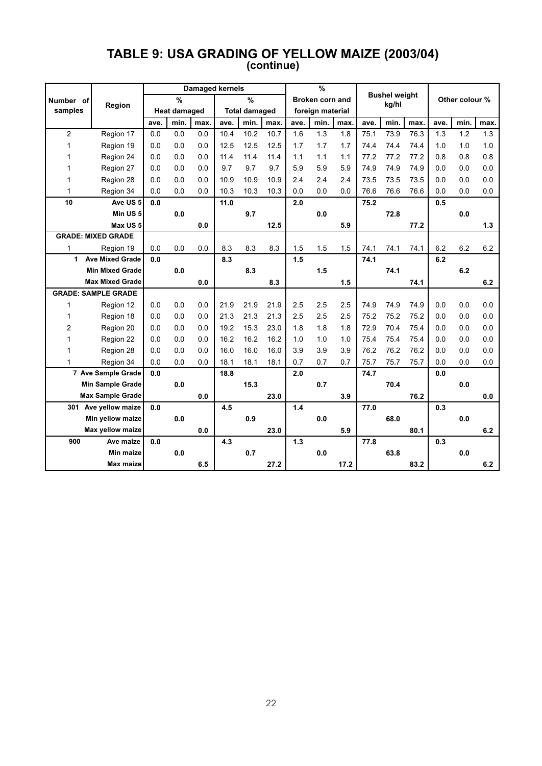# TABLE 9: USA GRADING OF YELLOW MAIZE (2003/04)
## (continue)

| Number of samples | Region | Damaged kernels | | | | | | % | | | Bushel weight kg/hl | | | Other colour % | | |
|---|---|---|---|---|---|---|---|---|---|---|---|---|---|---|---|---|
| | | % Heat damaged | | | % Total damaged | | | Broken corn and foreign material | | | | | | | | |
| | | ave. | min. | max. | ave. | min. | max. | ave. | min. | max. | ave. | min. | max. | ave. | min. | max. |
| 2 | Region 17 | 0.0 | 0.0 | 0.0 | 10.4 | 10.2 | 10.7 | 1.6 | 1.3 | 1.8 | 75.1 | 73.9 | 76.3 | 1.3 | 1.2 | 1.3 |
| 1 | Region 19 | 0.0 | 0.0 | 0.0 | 12.5 | 12.5 | 12.5 | 1.7 | 1.7 | 1.7 | 74.4 | 74.4 | 74.4 | 1.0 | 1.0 | 1.0 |
| 1 | Region 24 | 0.0 | 0.0 | 0.0 | 11.4 | 11.4 | 11.4 | 1.1 | 1.1 | 1.1 | 77.2 | 77.2 | 77.2 | 0.8 | 0.8 | 0.8 |
| 1 | Region 27 | 0.0 | 0.0 | 0.0 | 9.7 | 9.7 | 9.7 | 5.9 | 5.9 | 5.9 | 74.9 | 74.9 | 74.9 | 0.0 | 0.0 | 0.0 |
| 1 | Region 28 | 0.0 | 0.0 | 0.0 | 10.9 | 10.9 | 10.9 | 2.4 | 2.4 | 2.4 | 73.5 | 73.5 | 73.5 | 0.0 | 0.0 | 0.0 |
| 1 | Region 34 | 0.0 | 0.0 | 0.0 | 10.3 | 10.3 | 10.3 | 0.0 | 0.0 | 0.0 | 76.6 | 76.6 | 76.6 | 0.0 | 0.0 | 0.0 |
| **10** | **Ave US 5** | **0.0** | | | **11.0** | | | **2.0** | | | **75.2** | | | **0.5** | | |
| | **Min US 5** | | **0.0** | | | **9.7** | | | **0.0** | | | **72.8** | | | **0.0** | |
| | **Max US 5** | | | **0.0** | | | **12.5** | | | **5.9** | | | **77.2** | | | **1.3** |
| **GRADE: MIXED GRADE** | | | | | | | | | | | | | | | | |
| 1 | Region 19 | 0.0 | 0.0 | 0.0 | 8.3 | 8.3 | 8.3 | 1.5 | 1.5 | 1.5 | 74.1 | 74.1 | 74.1 | 6.2 | 6.2 | 6.2 |
| **1** | **Ave Mixed Grade** | **0.0** | | | **8.3** | | | **1.5** | | | **74.1** | | | **6.2** | | |
| | **Min Mixed Grade** | | **0.0** | | | **8.3** | | | **1.5** | | | **74.1** | | | **6.2** | |
| | **Max Mixed Grade** | | | **0.0** | | | **8.3** | | | **1.5** | | | **74.1** | | | **6.2** |
| **GRADE: SAMPLE GRADE** | | | | | | | | | | | | | | | | |
| 1 | Region 12 | 0.0 | 0.0 | 0.0 | 21.9 | 21.9 | 21.9 | 2.5 | 2.5 | 2.5 | 74.9 | 74.9 | 74.9 | 0.0 | 0.0 | 0.0 |
| 1 | Region 18 | 0.0 | 0.0 | 0.0 | 21.3 | 21.3 | 21.3 | 2.5 | 2.5 | 2.5 | 75.2 | 75.2 | 75.2 | 0.0 | 0.0 | 0.0 |
| 2 | Region 20 | 0.0 | 0.0 | 0.0 | 19.2 | 15.3 | 23.0 | 1.8 | 1.8 | 1.8 | 72.9 | 70.4 | 75.4 | 0.0 | 0.0 | 0.0 |
| 1 | Region 22 | 0.0 | 0.0 | 0.0 | 16.2 | 16.2 | 16.2 | 1.0 | 1.0 | 1.0 | 75.4 | 75.4 | 75.4 | 0.0 | 0.0 | 0.0 |
| 1 | Region 28 | 0.0 | 0.0 | 0.0 | 16.0 | 16.0 | 16.0 | 3.9 | 3.9 | 3.9 | 76.2 | 76.2 | 76.2 | 0.0 | 0.0 | 0.0 |
| 1 | Region 34 | 0.0 | 0.0 | 0.0 | 18.1 | 18.1 | 18.1 | 0.7 | 0.7 | 0.7 | 75.7 | 75.7 | 75.7 | 0.0 | 0.0 | 0.0 |
| **7** | **Ave Sample Grade** | **0.0** | | | **18.8** | | | **2.0** | | | **74.7** | | | **0.0** | | |
| | **Min Sample Grade** | | **0.0** | | | **15.3** | | | **0.7** | | | **70.4** | | | **0.0** | |
| | **Max Sample Grade** | | | **0.0** | | | **23.0** | | | **3.9** | | | **76.2** | | | **0.0** |
| **301** | **Ave yellow maize** | **0.0** | | | **4.5** | | | **1.4** | | | **77.0** | | | **0.3** | | |
| | **Min yellow maize** | | **0.0** | | | **0.9** | | | **0.0** | | | **68.0** | | | **0.0** | |
| | **Max yellow maize** | | | **0.0** | | | **23.0** | | | **5.9** | | | **80.1** | | | **6.2** |
| **900** | **Ave maize** | **0.0** | | | **4.3** | | | **1.3** | | | **77.8** | | | **0.3** | | |
| | **Min maize** | | **0.0** | | | **0.7** | | | **0.0** | | | **63.8** | | | **0.0** | |
| | **Max maize** | | | **6.5** | | | **27.2** | | | **17.2** | | | **83.2** | | | **6.2** |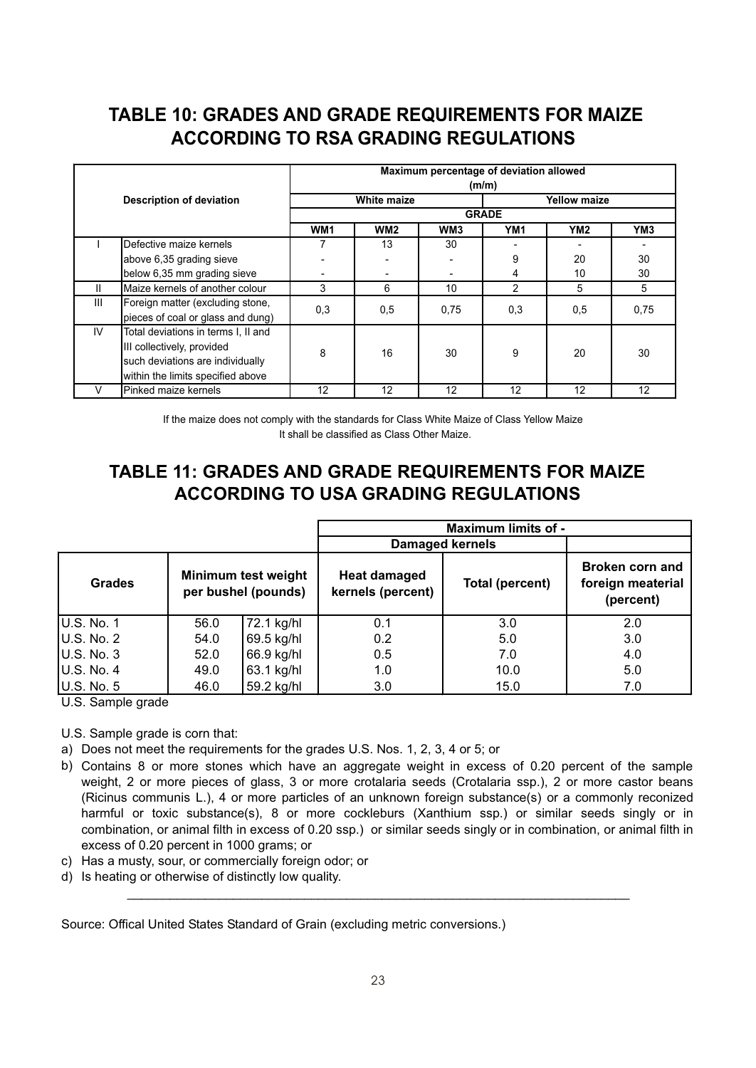## TABLE 10: GRADES AND GRADE REQUIREMENTS FOR MAIZE ACCORDING TO RSA GRADING REGULATIONS

| | Description of deviation | Maximum percentage of deviation allowed (m/m) | | | | | |
|---|---|---|---|---|---|---|---|
| | | White maize | | | Yellow maize | | |
| | | GRADE | | | | | |
| | | WM1 | WM2 | WM3 | YM1 | YM2 | YM3 |
| I | Defective maize kernels | 7 | 13 | 30 | - | - | - |
| | above 6,35 grading sieve | - | - | - | 9 | 20 | 30 |
| | below 6,35 mm grading sieve | - | - | - | 4 | 10 | 30 |
| II | Maize kernels of another colour | 3 | 6 | 10 | 2 | 5 | 5 |
| III | Foreign matter (excluding stone, pieces of coal or glass and dung) | 0,3 | 0,5 | 0,75 | 0,3 | 0,5 | 0,75 |
| IV | Total deviations in terms I, II and III collectively, provided such deviations are individually within the limits specified above | 8 | 16 | 30 | 9 | 20 | 30 |
| V | Pinked maize kernels | 12 | 12 | 12 | 12 | 12 | 12 |

If the maize does not comply with the standards for Class White Maize of Class Yellow Maize
It shall be classified as Class Other Maize.

## TABLE 11: GRADES AND GRADE REQUIREMENTS FOR MAIZE ACCORDING TO USA GRADING REGULATIONS

| Grades | Minimum test weight per bushel (pounds) | | Maximum limits of - Damaged kernels: Heat damaged kernels (percent) | Maximum limits of - Damaged kernels: Total (percent) | Broken corn and foreign meaterial (percent) |
|---|---|---|---|---|---|
| U.S. No. 1 | 56.0 | 72.1 kg/hl | 0.1 | 3.0 | 2.0 |
| U.S. No. 2 | 54.0 | 69.5 kg/hl | 0.2 | 5.0 | 3.0 |
| U.S. No. 3 | 52.0 | 66.9 kg/hl | 0.5 | 7.0 | 4.0 |
| U.S. No. 4 | 49.0 | 63.1 kg/hl | 1.0 | 10.0 | 5.0 |
| U.S. No. 5 | 46.0 | 59.2 kg/hl | 3.0 | 15.0 | 7.0 |

U.S. Sample grade

U.S. Sample grade is corn that:

a) Does not meet the requirements for the grades U.S. Nos. 1, 2, 3, 4 or 5; or
b) Contains 8 or more stones which have an aggregate weight in excess of 0.20 percent of the sample weight, 2 or more pieces of glass, 3 or more crotalaria seeds (Crotalaria ssp.), 2 or more castor beans (Ricinus communis L.), 4 or more particles of an unknown foreign substance(s) or a commonly reconized harmful or toxic substance(s), 8 or more cockleburs (Xanthium ssp.) or similar seeds singly or in combination, or animal filth in excess of 0.20 ssp.) or similar seeds singly or in combination, or animal filth in excess of 0.20 percent in 1000 grams; or
c) Has a musty, sour, or commercially foreign odor; or
d) Is heating or otherwise of distinctly low quality.

---

Source: Offical United States Standard of Grain (excluding metric conversions.)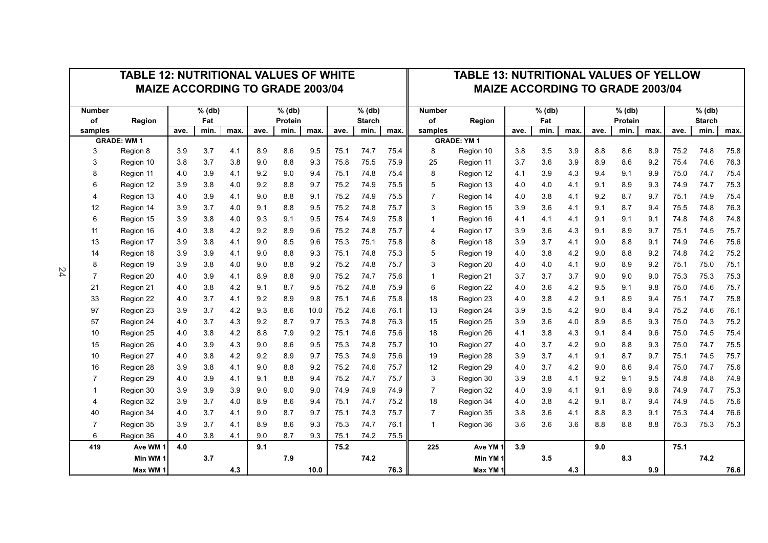## TABLE 12: NUTRITIONAL VALUES OF WHITE MAIZE ACCORDING TO GRADE 2003/04

| Number of samples | Region | % (db) Fat | | | % (db) Protein | | | % (db) Starch | | |
|---|---|---|---|---|---|---|---|---|---|---|
| | | ave. | min. | max. | ave. | min. | max. | ave. | min. | max. |
| **GRADE: WM 1** | | | | | | | | | | |
| 3 | Region 8 | 3.9 | 3.7 | 4.1 | 8.9 | 8.6 | 9.5 | 75.1 | 74.7 | 75.4 |
| 3 | Region 10 | 3.8 | 3.7 | 3.8 | 9.0 | 8.8 | 9.3 | 75.8 | 75.5 | 75.9 |
| 8 | Region 11 | 4.0 | 3.9 | 4.1 | 9.2 | 9.0 | 9.4 | 75.1 | 74.8 | 75.4 |
| 6 | Region 12 | 3.9 | 3.8 | 4.0 | 9.2 | 8.8 | 9.7 | 75.2 | 74.9 | 75.5 |
| 4 | Region 13 | 4.0 | 3.9 | 4.1 | 9.0 | 8.8 | 9.1 | 75.2 | 74.9 | 75.5 |
| 12 | Region 14 | 3.9 | 3.7 | 4.0 | 9.1 | 8.8 | 9.5 | 75.2 | 74.8 | 75.7 |
| 6 | Region 15 | 3.9 | 3.8 | 4.0 | 9.3 | 9.1 | 9.5 | 75.4 | 74.9 | 75.8 |
| 11 | Region 16 | 4.0 | 3.8 | 4.2 | 9.2 | 8.9 | 9.6 | 75.2 | 74.8 | 75.7 |
| 13 | Region 17 | 3.9 | 3.8 | 4.1 | 9.0 | 8.5 | 9.6 | 75.3 | 75.1 | 75.8 |
| 14 | Region 18 | 3.9 | 3.9 | 4.1 | 9.0 | 8.8 | 9.3 | 75.1 | 74.8 | 75.3 |
| 8 | Region 19 | 3.9 | 3.8 | 4.0 | 9.0 | 8.8 | 9.2 | 75.2 | 74.8 | 75.7 |
| 7 | Region 20 | 4.0 | 3.9 | 4.1 | 8.9 | 8.8 | 9.0 | 75.2 | 74.7 | 75.6 |
| 21 | Region 21 | 4.0 | 3.8 | 4.2 | 9.1 | 8.7 | 9.5 | 75.2 | 74.8 | 75.9 |
| 33 | Region 22 | 4.0 | 3.7 | 4.1 | 9.2 | 8.9 | 9.8 | 75.1 | 74.6 | 75.8 |
| 97 | Region 23 | 3.9 | 3.7 | 4.2 | 9.3 | 8.6 | 10.0 | 75.2 | 74.6 | 76.1 |
| 57 | Region 24 | 4.0 | 3.7 | 4.3 | 9.2 | 8.7 | 9.7 | 75.3 | 74.8 | 76.3 |
| 10 | Region 25 | 4.0 | 3.8 | 4.2 | 8.8 | 7.9 | 9.2 | 75.1 | 74.6 | 75.6 |
| 15 | Region 26 | 4.0 | 3.9 | 4.3 | 9.0 | 8.6 | 9.5 | 75.3 | 74.8 | 75.7 |
| 10 | Region 27 | 4.0 | 3.8 | 4.2 | 9.2 | 8.9 | 9.7 | 75.3 | 74.9 | 75.6 |
| 16 | Region 28 | 3.9 | 3.8 | 4.1 | 9.0 | 8.8 | 9.2 | 75.2 | 74.6 | 75.7 |
| 7 | Region 29 | 4.0 | 3.9 | 4.1 | 9.1 | 8.8 | 9.4 | 75.2 | 74.7 | 75.7 |
| 1 | Region 30 | 3.9 | 3.9 | 3.9 | 9.0 | 9.0 | 9.0 | 74.9 | 74.9 | 74.9 |
| 4 | Region 32 | 3.9 | 3.7 | 4.0 | 8.9 | 8.6 | 9.4 | 75.1 | 74.7 | 75.2 |
| 40 | Region 34 | 4.0 | 3.7 | 4.1 | 9.0 | 8.7 | 9.7 | 75.1 | 74.3 | 75.7 |
| 7 | Region 35 | 3.9 | 3.7 | 4.1 | 8.9 | 8.6 | 9.3 | 75.3 | 74.7 | 76.1 |
| 6 | Region 36 | 4.0 | 3.8 | 4.1 | 9.0 | 8.7 | 9.3 | 75.1 | 74.2 | 75.5 |
| **419** | **Ave WM 1** | **4.0** | | | **9.1** | | | **75.2** | | |
| | **Min WM 1** | | **3.7** | | | **7.9** | | | **74.2** | |
| | **Max WM 1** | | | **4.3** | | | **10.0** | | | **76.3** |

## TABLE 13: NUTRITIONAL VALUES OF YELLOW MAIZE ACCORDING TO GRADE 2003/04

| Number of samples | Region | % (db) Fat | | | % (db) Protein | | | % (db) Starch | | |
|---|---|---|---|---|---|---|---|---|---|---|
| | | ave. | min. | max. | ave. | min. | max. | ave. | min. | max. |
| **GRADE: YM 1** | | | | | | | | | | |
| 8 | Region 10 | 3.8 | 3.5 | 3.9 | 8.8 | 8.6 | 8.9 | 75.2 | 74.8 | 75.8 |
| 25 | Region 11 | 3.7 | 3.6 | 3.9 | 8.9 | 8.6 | 9.2 | 75.4 | 74.6 | 76.3 |
| 8 | Region 12 | 4.1 | 3.9 | 4.3 | 9.4 | 9.1 | 9.9 | 75.0 | 74.7 | 75.4 |
| 5 | Region 13 | 4.0 | 4.0 | 4.1 | 9.1 | 8.9 | 9.3 | 74.9 | 74.7 | 75.3 |
| 7 | Region 14 | 4.0 | 3.8 | 4.1 | 9.2 | 8.7 | 9.7 | 75.1 | 74.9 | 75.4 |
| 3 | Region 15 | 3.9 | 3.6 | 4.1 | 9.1 | 8.7 | 9.4 | 75.5 | 74.8 | 76.3 |
| 1 | Region 16 | 4.1 | 4.1 | 4.1 | 9.1 | 9.1 | 9.1 | 74.8 | 74.8 | 74.8 |
| 4 | Region 17 | 3.9 | 3.6 | 4.3 | 9.1 | 8.9 | 9.7 | 75.1 | 74.5 | 75.7 |
| 8 | Region 18 | 3.9 | 3.7 | 4.1 | 9.0 | 8.8 | 9.1 | 74.9 | 74.6 | 75.6 |
| 5 | Region 19 | 4.0 | 3.8 | 4.2 | 9.0 | 8.8 | 9.2 | 74.8 | 74.2 | 75.2 |
| 3 | Region 20 | 4.0 | 4.0 | 4.1 | 9.0 | 8.9 | 9.2 | 75.1 | 75.0 | 75.1 |
| 1 | Region 21 | 3.7 | 3.7 | 3.7 | 9.0 | 9.0 | 9.0 | 75.3 | 75.3 | 75.3 |
| 6 | Region 22 | 4.0 | 3.6 | 4.2 | 9.5 | 9.1 | 9.8 | 75.0 | 74.6 | 75.7 |
| 18 | Region 23 | 4.0 | 3.8 | 4.2 | 9.1 | 8.9 | 9.4 | 75.1 | 74.7 | 75.8 |
| 13 | Region 24 | 3.9 | 3.5 | 4.2 | 9.0 | 8.4 | 9.4 | 75.2 | 74.6 | 76.1 |
| 15 | Region 25 | 3.9 | 3.6 | 4.0 | 8.9 | 8.5 | 9.3 | 75.0 | 74.3 | 75.2 |
| 18 | Region 26 | 4.1 | 3.8 | 4.3 | 9.1 | 8.4 | 9.6 | 75.0 | 74.5 | 75.4 |
| 10 | Region 27 | 4.0 | 3.7 | 4.2 | 9.0 | 8.8 | 9.3 | 75.0 | 74.7 | 75.5 |
| 19 | Region 28 | 3.9 | 3.7 | 4.1 | 9.1 | 8.7 | 9.7 | 75.1 | 74.5 | 75.7 |
| 12 | Region 29 | 4.0 | 3.7 | 4.2 | 9.0 | 8.6 | 9.4 | 75.0 | 74.7 | 75.6 |
| 3 | Region 30 | 3.9 | 3.8 | 4.1 | 9.2 | 9.1 | 9.5 | 74.8 | 74.8 | 74.9 |
| 7 | Region 32 | 4.0 | 3.9 | 4.1 | 9.1 | 8.9 | 9.6 | 74.9 | 74.7 | 75.3 |
| 18 | Region 34 | 4.0 | 3.8 | 4.2 | 9.1 | 8.7 | 9.4 | 74.9 | 74.5 | 75.6 |
| 7 | Region 35 | 3.8 | 3.6 | 4.1 | 8.8 | 8.3 | 9.1 | 75.3 | 74.4 | 76.6 |
| 1 | Region 36 | 3.6 | 3.6 | 3.6 | 8.8 | 8.8 | 8.8 | 75.3 | 75.3 | 75.3 |
| **225** | **Ave YM 1** | **3.9** | | | **9.0** | | | **75.1** | | |
| | **Min YM 1** | | **3.5** | | | **8.3** | | | **74.2** | |
| | **Max YM 1** | | | **4.3** | | | **9.9** | | | **76.6** |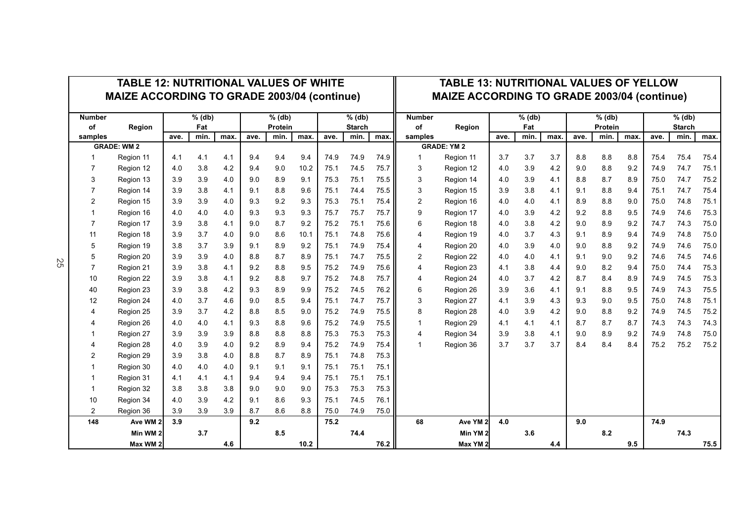## TABLE 12: NUTRITIONAL VALUES OF WHITE MAIZE ACCORDING TO GRADE 2003/04 (continue)

| Number of samples | Region | Fat % (db) ave. | Fat % (db) min. | Fat % (db) max. | Protein % (db) ave. | Protein % (db) min. | Protein % (db) max. | Starch % (db) ave. | Starch % (db) min. | Starch % (db) max. |
|---|---|---|---|---|---|---|---|---|---|---|
| **GRADE: WM 2** | | | | | | | | | | |
| 1 | Region 11 | 4.1 | 4.1 | 4.1 | 9.4 | 9.4 | 9.4 | 74.9 | 74.9 | 74.9 |
| 7 | Region 12 | 4.0 | 3.8 | 4.2 | 9.4 | 9.0 | 10.2 | 75.1 | 74.5 | 75.7 |
| 3 | Region 13 | 3.9 | 3.9 | 4.0 | 9.0 | 8.9 | 9.1 | 75.3 | 75.1 | 75.5 |
| 7 | Region 14 | 3.9 | 3.8 | 4.1 | 9.1 | 8.8 | 9.6 | 75.1 | 74.4 | 75.5 |
| 2 | Region 15 | 3.9 | 3.9 | 4.0 | 9.3 | 9.2 | 9.3 | 75.3 | 75.1 | 75.4 |
| 1 | Region 16 | 4.0 | 4.0 | 4.0 | 9.3 | 9.3 | 9.3 | 75.7 | 75.7 | 75.7 |
| 7 | Region 17 | 3.9 | 3.8 | 4.1 | 9.0 | 8.7 | 9.2 | 75.2 | 75.1 | 75.6 |
| 11 | Region 18 | 3.9 | 3.7 | 4.0 | 9.0 | 8.6 | 10.1 | 75.1 | 74.8 | 75.6 |
| 5 | Region 19 | 3.8 | 3.7 | 3.9 | 9.1 | 8.9 | 9.2 | 75.1 | 74.9 | 75.4 |
| 5 | Region 20 | 3.9 | 3.9 | 4.0 | 8.8 | 8.7 | 8.9 | 75.1 | 74.7 | 75.5 |
| 7 | Region 21 | 3.9 | 3.8 | 4.1 | 9.2 | 8.8 | 9.5 | 75.2 | 74.9 | 75.6 |
| 10 | Region 22 | 3.9 | 3.8 | 4.1 | 9.2 | 8.8 | 9.7 | 75.2 | 74.8 | 75.7 |
| 40 | Region 23 | 3.9 | 3.8 | 4.2 | 9.3 | 8.9 | 9.9 | 75.2 | 74.5 | 76.2 |
| 12 | Region 24 | 4.0 | 3.7 | 4.6 | 9.0 | 8.5 | 9.4 | 75.1 | 74.7 | 75.7 |
| 4 | Region 25 | 3.9 | 3.7 | 4.2 | 8.8 | 8.5 | 9.0 | 75.2 | 74.9 | 75.5 |
| 4 | Region 26 | 4.0 | 4.0 | 4.1 | 9.3 | 8.8 | 9.6 | 75.2 | 74.9 | 75.5 |
| 1 | Region 27 | 3.9 | 3.9 | 3.9 | 8.8 | 8.8 | 8.8 | 75.3 | 75.3 | 75.3 |
| 4 | Region 28 | 4.0 | 3.9 | 4.0 | 9.2 | 8.9 | 9.4 | 75.2 | 74.9 | 75.4 |
| 2 | Region 29 | 3.9 | 3.8 | 4.0 | 8.8 | 8.7 | 8.9 | 75.1 | 74.8 | 75.3 |
| 1 | Region 30 | 4.0 | 4.0 | 4.0 | 9.1 | 9.1 | 9.1 | 75.1 | 75.1 | 75.1 |
| 1 | Region 31 | 4.1 | 4.1 | 4.1 | 9.4 | 9.4 | 9.4 | 75.1 | 75.1 | 75.1 |
| 1 | Region 32 | 3.8 | 3.8 | 3.8 | 9.0 | 9.0 | 9.0 | 75.3 | 75.3 | 75.3 |
| 10 | Region 34 | 4.0 | 3.9 | 4.2 | 9.1 | 8.6 | 9.3 | 75.1 | 74.5 | 76.1 |
| 2 | Region 36 | 3.9 | 3.9 | 3.9 | 8.7 | 8.6 | 8.8 | 75.0 | 74.9 | 75.0 |
| **148** | **Ave WM 2** | **3.9** | | | **9.2** | | | **75.2** | | |
| | **Min WM 2** | | **3.7** | | | **8.5** | | | **74.4** | |
| | **Max WM 2** | | | **4.6** | | | **10.2** | | | **76.2** |

## TABLE 13: NUTRITIONAL VALUES OF YELLOW MAIZE ACCORDING TO GRADE 2003/04 (continue)

| Number of samples | Region | Fat % (db) ave. | Fat % (db) min. | Fat % (db) max. | Protein % (db) ave. | Protein % (db) min. | Protein % (db) max. | Starch % (db) ave. | Starch % (db) min. | Starch % (db) max. |
|---|---|---|---|---|---|---|---|---|---|---|
| **GRADE: YM 2** | | | | | | | | | | |
| 1 | Region 11 | 3.7 | 3.7 | 3.7 | 8.8 | 8.8 | 8.8 | 75.4 | 75.4 | 75.4 |
| 3 | Region 12 | 4.0 | 3.9 | 4.2 | 9.0 | 8.8 | 9.2 | 74.9 | 74.7 | 75.1 |
| 3 | Region 14 | 4.0 | 3.9 | 4.1 | 8.8 | 8.7 | 8.9 | 75.0 | 74.7 | 75.2 |
| 3 | Region 15 | 3.9 | 3.8 | 4.1 | 9.1 | 8.8 | 9.4 | 75.1 | 74.7 | 75.4 |
| 2 | Region 16 | 4.0 | 4.0 | 4.1 | 8.9 | 8.8 | 9.0 | 75.0 | 74.8 | 75.1 |
| 9 | Region 17 | 4.0 | 3.9 | 4.2 | 9.2 | 8.8 | 9.5 | 74.9 | 74.6 | 75.3 |
| 6 | Region 18 | 4.0 | 3.8 | 4.2 | 9.0 | 8.9 | 9.2 | 74.7 | 74.3 | 75.0 |
| 4 | Region 19 | 4.0 | 3.7 | 4.3 | 9.1 | 8.9 | 9.4 | 74.9 | 74.8 | 75.0 |
| 4 | Region 20 | 4.0 | 3.9 | 4.0 | 9.0 | 8.8 | 9.2 | 74.9 | 74.6 | 75.0 |
| 2 | Region 22 | 4.0 | 4.0 | 4.1 | 9.1 | 9.0 | 9.2 | 74.6 | 74.5 | 74.6 |
| 4 | Region 23 | 4.1 | 3.8 | 4.4 | 9.0 | 8.2 | 9.4 | 75.0 | 74.4 | 75.3 |
| 4 | Region 24 | 4.0 | 3.7 | 4.2 | 8.7 | 8.4 | 8.9 | 74.9 | 74.5 | 75.3 |
| 6 | Region 26 | 3.9 | 3.6 | 4.1 | 9.1 | 8.8 | 9.5 | 74.9 | 74.3 | 75.5 |
| 3 | Region 27 | 4.1 | 3.9 | 4.3 | 9.3 | 9.0 | 9.5 | 75.0 | 74.8 | 75.1 |
| 8 | Region 28 | 4.0 | 3.9 | 4.2 | 9.0 | 8.8 | 9.2 | 74.9 | 74.5 | 75.2 |
| 1 | Region 29 | 4.1 | 4.1 | 4.1 | 8.7 | 8.7 | 8.7 | 74.3 | 74.3 | 74.3 |
| 4 | Region 34 | 3.9 | 3.8 | 4.1 | 9.0 | 8.9 | 9.2 | 74.9 | 74.8 | 75.0 |
| 1 | Region 36 | 3.7 | 3.7 | 3.7 | 8.4 | 8.4 | 8.4 | 75.2 | 75.2 | 75.2 |
| **68** | **Ave YM 2** | **4.0** | | | **9.0** | | | **74.9** | | |
| | **Min YM 2** | | **3.6** | | | **8.2** | | | **74.3** | |
| | **Max YM 2** | | | **4.4** | | | **9.5** | | | **75.5** |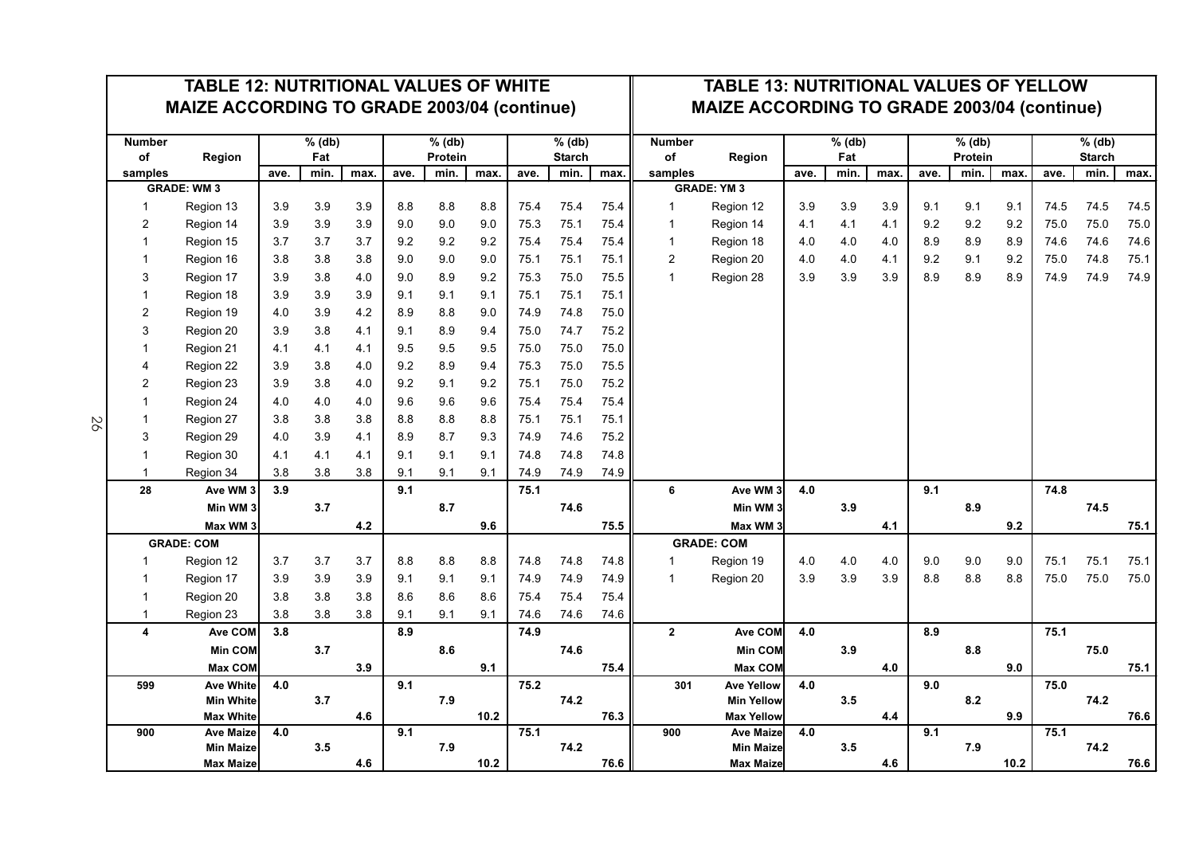## TABLE 12: NUTRITIONAL VALUES OF WHITE MAIZE ACCORDING TO GRADE 2003/04 (continue)

| Number of samples | Region | % (db) Fat | | | % (db) Protein | | | % (db) Starch | | |
|---|---|---|---|---|---|---|---|---|---|---|
| | | ave. | min. | max. | ave. | min. | max. | ave. | min. | max. |
| **GRADE: WM 3** | | | | | | | | | | |
| 1 | Region 13 | 3.9 | 3.9 | 3.9 | 8.8 | 8.8 | 8.8 | 75.4 | 75.4 | 75.4 |
| 2 | Region 14 | 3.9 | 3.9 | 3.9 | 9.0 | 9.0 | 9.0 | 75.3 | 75.1 | 75.4 |
| 1 | Region 15 | 3.7 | 3.7 | 3.7 | 9.2 | 9.2 | 9.2 | 75.4 | 75.4 | 75.4 |
| 1 | Region 16 | 3.8 | 3.8 | 3.8 | 9.0 | 9.0 | 9.0 | 75.1 | 75.1 | 75.1 |
| 3 | Region 17 | 3.9 | 3.8 | 4.0 | 9.0 | 8.9 | 9.2 | 75.3 | 75.0 | 75.5 |
| 1 | Region 18 | 3.9 | 3.9 | 3.9 | 9.1 | 9.1 | 9.1 | 75.1 | 75.1 | 75.1 |
| 2 | Region 19 | 4.0 | 3.9 | 4.2 | 8.9 | 8.8 | 9.0 | 74.9 | 74.8 | 75.0 |
| 3 | Region 20 | 3.9 | 3.8 | 4.1 | 9.1 | 8.9 | 9.4 | 75.0 | 74.7 | 75.2 |
| 1 | Region 21 | 4.1 | 4.1 | 4.1 | 9.5 | 9.5 | 9.5 | 75.0 | 75.0 | 75.0 |
| 4 | Region 22 | 3.9 | 3.8 | 4.0 | 9.2 | 8.9 | 9.4 | 75.3 | 75.0 | 75.5 |
| 2 | Region 23 | 3.9 | 3.8 | 4.0 | 9.2 | 9.1 | 9.2 | 75.1 | 75.0 | 75.2 |
| 1 | Region 24 | 4.0 | 4.0 | 4.0 | 9.6 | 9.6 | 9.6 | 75.4 | 75.4 | 75.4 |
| 1 | Region 27 | 3.8 | 3.8 | 3.8 | 8.8 | 8.8 | 8.8 | 75.1 | 75.1 | 75.1 |
| 3 | Region 29 | 4.0 | 3.9 | 4.1 | 8.9 | 8.7 | 9.3 | 74.9 | 74.6 | 75.2 |
| 1 | Region 30 | 4.1 | 4.1 | 4.1 | 9.1 | 9.1 | 9.1 | 74.8 | 74.8 | 74.8 |
| 1 | Region 34 | 3.8 | 3.8 | 3.8 | 9.1 | 9.1 | 9.1 | 74.9 | 74.9 | 74.9 |
| **28** | **Ave WM 3** | **3.9** | | | **9.1** | | | **75.1** | | |
| | **Min WM 3** | | **3.7** | | | **8.7** | | | **74.6** | |
| | **Max WM 3** | | | **4.2** | | | **9.6** | | | **75.5** |
| **GRADE: COM** | | | | | | | | | | |
| 1 | Region 12 | 3.7 | 3.7 | 3.7 | 8.8 | 8.8 | 8.8 | 74.8 | 74.8 | 74.8 |
| 1 | Region 17 | 3.9 | 3.9 | 3.9 | 9.1 | 9.1 | 9.1 | 74.9 | 74.9 | 74.9 |
| 1 | Region 20 | 3.8 | 3.8 | 3.8 | 8.6 | 8.6 | 8.6 | 75.4 | 75.4 | 75.4 |
| 1 | Region 23 | 3.8 | 3.8 | 3.8 | 9.1 | 9.1 | 9.1 | 74.6 | 74.6 | 74.6 |
| **4** | **Ave COM** | **3.8** | | | **8.9** | | | **74.9** | | |
| | **Min COM** | | **3.7** | | | **8.6** | | | **74.6** | |
| | **Max COM** | | | **3.9** | | | **9.1** | | | **75.4** |
| **599** | **Ave White** | **4.0** | | | **9.1** | | | **75.2** | | |
| | **Min White** | | **3.7** | | | **7.9** | | | **74.2** | |
| | **Max White** | | | **4.6** | | | **10.2** | | | **76.3** |
| **900** | **Ave Maize** | **4.0** | | | **9.1** | | | **75.1** | | |
| | **Min Maize** | | **3.5** | | | **7.9** | | | **74.2** | |
| | **Max Maize** | | | **4.6** | | | **10.2** | | | **76.6** |

## TABLE 13: NUTRITIONAL VALUES OF YELLOW MAIZE ACCORDING TO GRADE 2003/04 (continue)

| Number of samples | Region | % (db) Fat | | | % (db) Protein | | | % (db) Starch | | |
|---|---|---|---|---|---|---|---|---|---|---|
| | | ave. | min. | max. | ave. | min. | max. | ave. | min. | max. |
| **GRADE: YM 3** | | | | | | | | | | |
| 1 | Region 12 | 3.9 | 3.9 | 3.9 | 9.1 | 9.1 | 9.1 | 74.5 | 74.5 | 74.5 |
| 1 | Region 14 | 4.1 | 4.1 | 4.1 | 9.2 | 9.2 | 9.2 | 75.0 | 75.0 | 75.0 |
| 1 | Region 18 | 4.0 | 4.0 | 4.0 | 8.9 | 8.9 | 8.9 | 74.6 | 74.6 | 74.6 |
| 2 | Region 20 | 4.0 | 4.0 | 4.1 | 9.2 | 9.1 | 9.2 | 75.0 | 74.8 | 75.1 |
| 1 | Region 28 | 3.9 | 3.9 | 3.9 | 8.9 | 8.9 | 8.9 | 74.9 | 74.9 | 74.9 |
| **6** | **Ave WM 3** | **4.0** | | | **9.1** | | | **74.8** | | |
| | **Min WM 3** | | **3.9** | | | **8.9** | | | **74.5** | |
| | **Max WM 3** | | | **4.1** | | | **9.2** | | | **75.1** |
| **GRADE: COM** | | | | | | | | | | |
| 1 | Region 19 | 4.0 | 4.0 | 4.0 | 9.0 | 9.0 | 9.0 | 75.1 | 75.1 | 75.1 |
| 1 | Region 20 | 3.9 | 3.9 | 3.9 | 8.8 | 8.8 | 8.8 | 75.0 | 75.0 | 75.0 |
| **2** | **Ave COM** | **4.0** | | | **8.9** | | | **75.1** | | |
| | **Min COM** | | **3.9** | | | **8.8** | | | **75.0** | |
| | **Max COM** | | | **4.0** | | | **9.0** | | | **75.1** |
| **301** | **Ave Yellow** | **4.0** | | | **9.0** | | | **75.0** | | |
| | **Min Yellow** | | **3.5** | | | **8.2** | | | **74.2** | |
| | **Max Yellow** | | | **4.4** | | | **9.9** | | | **76.6** |
| **900** | **Ave Maize** | **4.0** | | | **9.1** | | | **75.1** | | |
| | **Min Maize** | | **3.5** | | | **7.9** | | | **74.2** | |
| | **Max Maize** | | | **4.6** | | | **10.2** | | | **76.6** |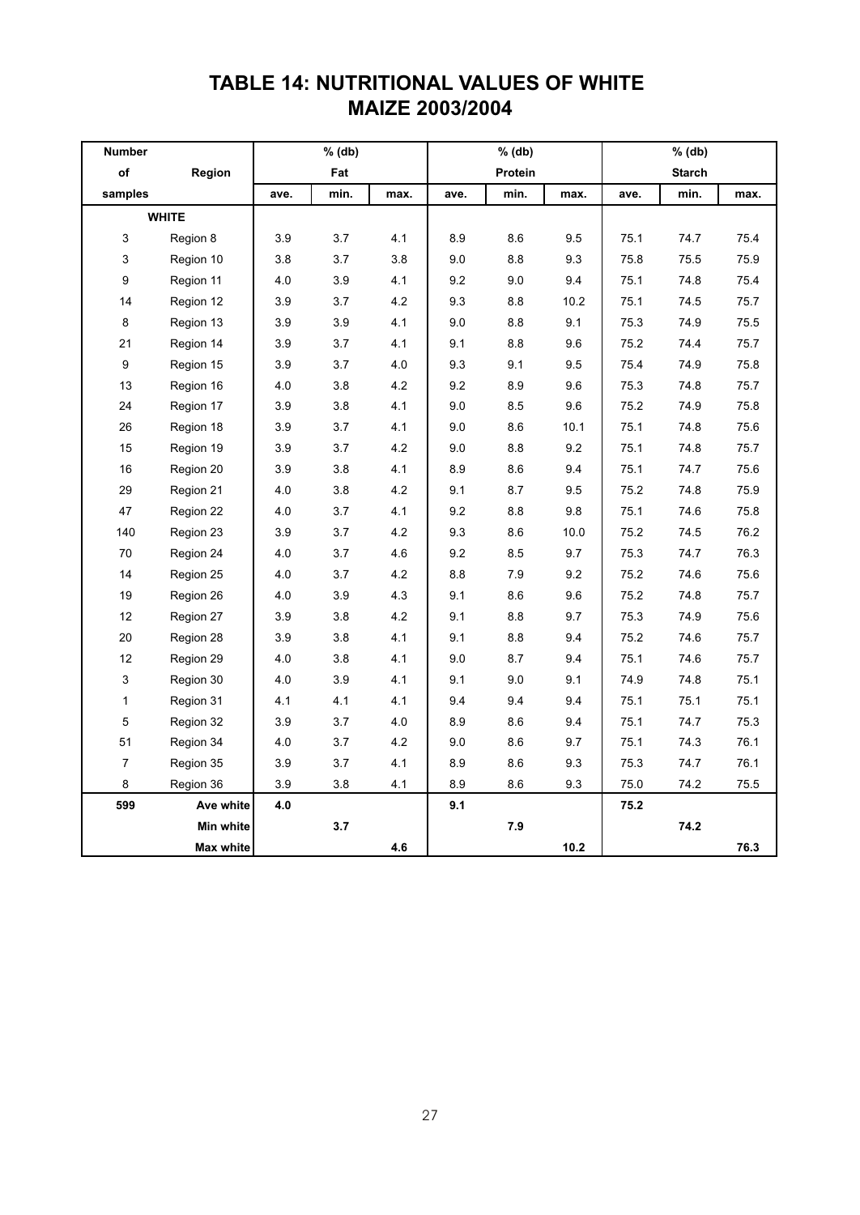# TABLE 14: NUTRITIONAL VALUES OF WHITE MAIZE 2003/2004

| Number of samples | Region | % (db) Fat | | | % (db) Protein | | | % (db) Starch | | |
|---|---|---|---|---|---|---|---|---|---|---|
| | | ave. | min. | max. | ave. | min. | max. | ave. | min. | max. |
| | **WHITE** | | | | | | | | | |
| 3 | Region 8 | 3.9 | 3.7 | 4.1 | 8.9 | 8.6 | 9.5 | 75.1 | 74.7 | 75.4 |
| 3 | Region 10 | 3.8 | 3.7 | 3.8 | 9.0 | 8.8 | 9.3 | 75.8 | 75.5 | 75.9 |
| 9 | Region 11 | 4.0 | 3.9 | 4.1 | 9.2 | 9.0 | 9.4 | 75.1 | 74.8 | 75.4 |
| 14 | Region 12 | 3.9 | 3.7 | 4.2 | 9.3 | 8.8 | 10.2 | 75.1 | 74.5 | 75.7 |
| 8 | Region 13 | 3.9 | 3.9 | 4.1 | 9.0 | 8.8 | 9.1 | 75.3 | 74.9 | 75.5 |
| 21 | Region 14 | 3.9 | 3.7 | 4.1 | 9.1 | 8.8 | 9.6 | 75.2 | 74.4 | 75.7 |
| 9 | Region 15 | 3.9 | 3.7 | 4.0 | 9.3 | 9.1 | 9.5 | 75.4 | 74.9 | 75.8 |
| 13 | Region 16 | 4.0 | 3.8 | 4.2 | 9.2 | 8.9 | 9.6 | 75.3 | 74.8 | 75.7 |
| 24 | Region 17 | 3.9 | 3.8 | 4.1 | 9.0 | 8.5 | 9.6 | 75.2 | 74.9 | 75.8 |
| 26 | Region 18 | 3.9 | 3.7 | 4.1 | 9.0 | 8.6 | 10.1 | 75.1 | 74.8 | 75.6 |
| 15 | Region 19 | 3.9 | 3.7 | 4.2 | 9.0 | 8.8 | 9.2 | 75.1 | 74.8 | 75.7 |
| 16 | Region 20 | 3.9 | 3.8 | 4.1 | 8.9 | 8.6 | 9.4 | 75.1 | 74.7 | 75.6 |
| 29 | Region 21 | 4.0 | 3.8 | 4.2 | 9.1 | 8.7 | 9.5 | 75.2 | 74.8 | 75.9 |
| 47 | Region 22 | 4.0 | 3.7 | 4.1 | 9.2 | 8.8 | 9.8 | 75.1 | 74.6 | 75.8 |
| 140 | Region 23 | 3.9 | 3.7 | 4.2 | 9.3 | 8.6 | 10.0 | 75.2 | 74.5 | 76.2 |
| 70 | Region 24 | 4.0 | 3.7 | 4.6 | 9.2 | 8.5 | 9.7 | 75.3 | 74.7 | 76.3 |
| 14 | Region 25 | 4.0 | 3.7 | 4.2 | 8.8 | 7.9 | 9.2 | 75.2 | 74.6 | 75.6 |
| 19 | Region 26 | 4.0 | 3.9 | 4.3 | 9.1 | 8.6 | 9.6 | 75.2 | 74.8 | 75.7 |
| 12 | Region 27 | 3.9 | 3.8 | 4.2 | 9.1 | 8.8 | 9.7 | 75.3 | 74.9 | 75.6 |
| 20 | Region 28 | 3.9 | 3.8 | 4.1 | 9.1 | 8.8 | 9.4 | 75.2 | 74.6 | 75.7 |
| 12 | Region 29 | 4.0 | 3.8 | 4.1 | 9.0 | 8.7 | 9.4 | 75.1 | 74.6 | 75.7 |
| 3 | Region 30 | 4.0 | 3.9 | 4.1 | 9.1 | 9.0 | 9.1 | 74.9 | 74.8 | 75.1 |
| 1 | Region 31 | 4.1 | 4.1 | 4.1 | 9.4 | 9.4 | 9.4 | 75.1 | 75.1 | 75.1 |
| 5 | Region 32 | 3.9 | 3.7 | 4.0 | 8.9 | 8.6 | 9.4 | 75.1 | 74.7 | 75.3 |
| 51 | Region 34 | 4.0 | 3.7 | 4.2 | 9.0 | 8.6 | 9.7 | 75.1 | 74.3 | 76.1 |
| 7 | Region 35 | 3.9 | 3.7 | 4.1 | 8.9 | 8.6 | 9.3 | 75.3 | 74.7 | 76.1 |
| 8 | Region 36 | 3.9 | 3.8 | 4.1 | 8.9 | 8.6 | 9.3 | 75.0 | 74.2 | 75.5 |
| **599** | **Ave white** | **4.0** | | | **9.1** | | | **75.2** | | |
| | **Min white** | | **3.7** | | | **7.9** | | | **74.2** | |
| | **Max white** | | | **4.6** | | | **10.2** | | | **76.3** |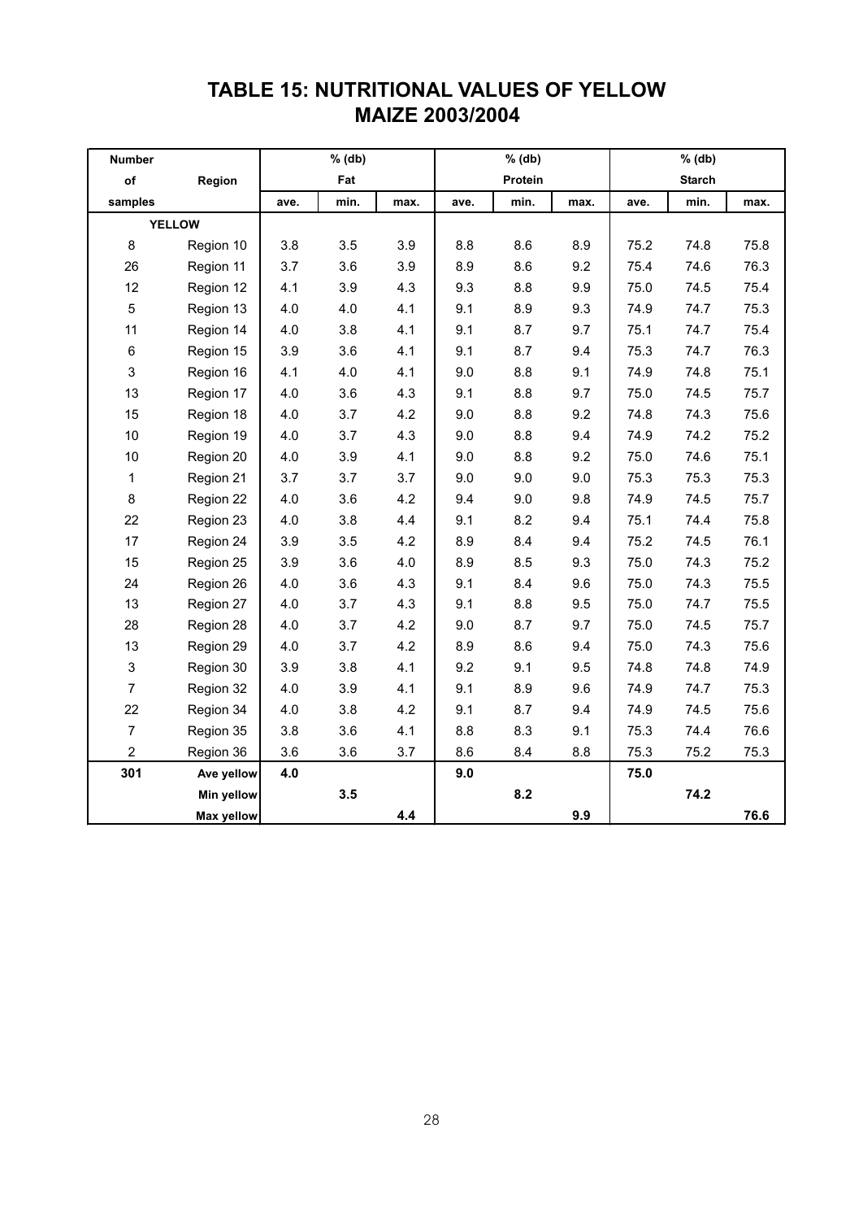# TABLE 15: NUTRITIONAL VALUES OF YELLOW MAIZE 2003/2004

| Number of samples | Region | % (db) Fat | | | % (db) Protein | | | % (db) Starch | | |
|---|---|---|---|---|---|---|---|---|---|---|
| | | ave. | min. | max. | ave. | min. | max. | ave. | min. | max. |
| YELLOW | | | | | | | | | | |
| 8 | Region 10 | 3.8 | 3.5 | 3.9 | 8.8 | 8.6 | 8.9 | 75.2 | 74.8 | 75.8 |
| 26 | Region 11 | 3.7 | 3.6 | 3.9 | 8.9 | 8.6 | 9.2 | 75.4 | 74.6 | 76.3 |
| 12 | Region 12 | 4.1 | 3.9 | 4.3 | 9.3 | 8.8 | 9.9 | 75.0 | 74.5 | 75.4 |
| 5 | Region 13 | 4.0 | 4.0 | 4.1 | 9.1 | 8.9 | 9.3 | 74.9 | 74.7 | 75.3 |
| 11 | Region 14 | 4.0 | 3.8 | 4.1 | 9.1 | 8.7 | 9.7 | 75.1 | 74.7 | 75.4 |
| 6 | Region 15 | 3.9 | 3.6 | 4.1 | 9.1 | 8.7 | 9.4 | 75.3 | 74.7 | 76.3 |
| 3 | Region 16 | 4.1 | 4.0 | 4.1 | 9.0 | 8.8 | 9.1 | 74.9 | 74.8 | 75.1 |
| 13 | Region 17 | 4.0 | 3.6 | 4.3 | 9.1 | 8.8 | 9.7 | 75.0 | 74.5 | 75.7 |
| 15 | Region 18 | 4.0 | 3.7 | 4.2 | 9.0 | 8.8 | 9.2 | 74.8 | 74.3 | 75.6 |
| 10 | Region 19 | 4.0 | 3.7 | 4.3 | 9.0 | 8.8 | 9.4 | 74.9 | 74.2 | 75.2 |
| 10 | Region 20 | 4.0 | 3.9 | 4.1 | 9.0 | 8.8 | 9.2 | 75.0 | 74.6 | 75.1 |
| 1 | Region 21 | 3.7 | 3.7 | 3.7 | 9.0 | 9.0 | 9.0 | 75.3 | 75.3 | 75.3 |
| 8 | Region 22 | 4.0 | 3.6 | 4.2 | 9.4 | 9.0 | 9.8 | 74.9 | 74.5 | 75.7 |
| 22 | Region 23 | 4.0 | 3.8 | 4.4 | 9.1 | 8.2 | 9.4 | 75.1 | 74.4 | 75.8 |
| 17 | Region 24 | 3.9 | 3.5 | 4.2 | 8.9 | 8.4 | 9.4 | 75.2 | 74.5 | 76.1 |
| 15 | Region 25 | 3.9 | 3.6 | 4.0 | 8.9 | 8.5 | 9.3 | 75.0 | 74.3 | 75.2 |
| 24 | Region 26 | 4.0 | 3.6 | 4.3 | 9.1 | 8.4 | 9.6 | 75.0 | 74.3 | 75.5 |
| 13 | Region 27 | 4.0 | 3.7 | 4.3 | 9.1 | 8.8 | 9.5 | 75.0 | 74.7 | 75.5 |
| 28 | Region 28 | 4.0 | 3.7 | 4.2 | 9.0 | 8.7 | 9.7 | 75.0 | 74.5 | 75.7 |
| 13 | Region 29 | 4.0 | 3.7 | 4.2 | 8.9 | 8.6 | 9.4 | 75.0 | 74.3 | 75.6 |
| 3 | Region 30 | 3.9 | 3.8 | 4.1 | 9.2 | 9.1 | 9.5 | 74.8 | 74.8 | 74.9 |
| 7 | Region 32 | 4.0 | 3.9 | 4.1 | 9.1 | 8.9 | 9.6 | 74.9 | 74.7 | 75.3 |
| 22 | Region 34 | 4.0 | 3.8 | 4.2 | 9.1 | 8.7 | 9.4 | 74.9 | 74.5 | 75.6 |
| 7 | Region 35 | 3.8 | 3.6 | 4.1 | 8.8 | 8.3 | 9.1 | 75.3 | 74.4 | 76.6 |
| 2 | Region 36 | 3.6 | 3.6 | 3.7 | 8.6 | 8.4 | 8.8 | 75.3 | 75.2 | 75.3 |
| **301** | **Ave yellow** | **4.0** | | | **9.0** | | | **75.0** | | |
| | **Min yellow** | | **3.5** | | | **8.2** | | | **74.2** | |
| | **Max yellow** | | | **4.4** | | | **9.9** | | | **76.6** |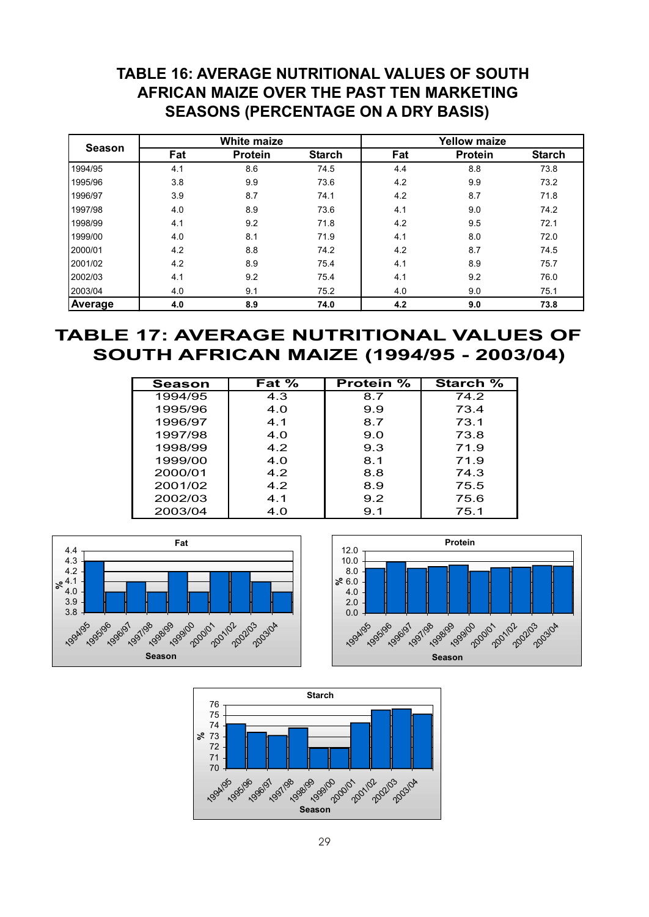## TABLE 16: AVERAGE NUTRITIONAL VALUES OF SOUTH AFRICAN MAIZE OVER THE PAST TEN MARKETING SEASONS (PERCENTAGE ON A DRY BASIS)

| Season | White maize | | | Yellow maize | | |
|---|---|---|---|---|---|---|
| | Fat | Protein | Starch | Fat | Protein | Starch |
| 1994/95 | 4.1 | 8.6 | 74.5 | 4.4 | 8.8 | 73.8 |
| 1995/96 | 3.8 | 9.9 | 73.6 | 4.2 | 9.9 | 73.2 |
| 1996/97 | 3.9 | 8.7 | 74.1 | 4.2 | 8.7 | 71.8 |
| 1997/98 | 4.0 | 8.9 | 73.6 | 4.1 | 9.0 | 74.2 |
| 1998/99 | 4.1 | 9.2 | 71.8 | 4.2 | 9.5 | 72.1 |
| 1999/00 | 4.0 | 8.1 | 71.9 | 4.1 | 8.0 | 72.0 |
| 2000/01 | 4.2 | 8.8 | 74.2 | 4.2 | 8.7 | 74.5 |
| 2001/02 | 4.2 | 8.9 | 75.4 | 4.1 | 8.9 | 75.7 |
| 2002/03 | 4.1 | 9.2 | 75.4 | 4.1 | 9.2 | 76.0 |
| 2003/04 | 4.0 | 9.1 | 75.2 | 4.0 | 9.0 | 75.1 |
| **Average** | **4.0** | **8.9** | **74.0** | **4.2** | **9.0** | **73.8** |

## TABLE 17: AVERAGE NUTRITIONAL VALUES OF SOUTH AFRICAN MAIZE (1994/95 - 2003/04)

| Season | Fat % | Protein % | Starch % |
|---|---|---|---|
| 1994/95 | 4.3 | 8.7 | 74.2 |
| 1995/96 | 4.0 | 9.9 | 73.4 |
| 1996/97 | 4.1 | 8.7 | 73.1 |
| 1997/98 | 4.0 | 9.0 | 73.8 |
| 1998/99 | 4.2 | 9.3 | 71.9 |
| 1999/00 | 4.0 | 8.1 | 71.9 |
| 2000/01 | 4.2 | 8.8 | 74.3 |
| 2001/02 | 4.2 | 8.9 | 75.5 |
| 2002/03 | 4.1 | 9.2 | 75.6 |
| 2003/04 | 4.0 | 9.1 | 75.1 |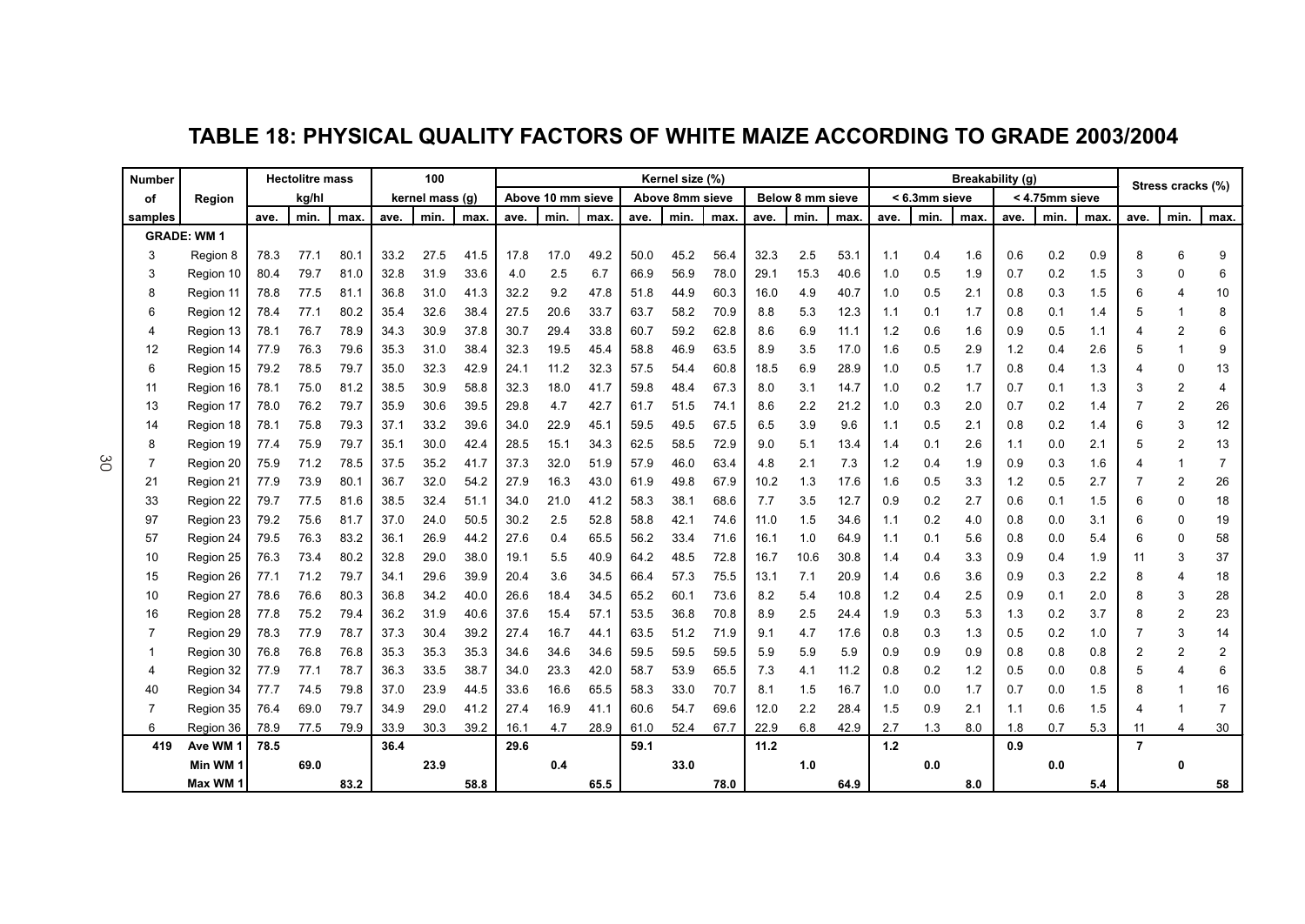# TABLE 18: PHYSICAL QUALITY FACTORS OF WHITE MAIZE ACCORDING TO GRADE 2003/2004

| Number of samples | Region | Hectolitre mass kg/hl | | | 100 kernel mass (g) | | | Kernel size (%) | | | | | | | | | Breakability (g) | | | | | | Stress cracks (%) | | |
|---|---|---|---|---|---|---|---|---|---|---|---|---|---|---|---|---|---|---|---|---|---|---|---|---|---|
| | | | | | | | | Above 10 mm sieve | | | Above 8mm sieve | | | Below 8 mm sieve | | | < 6.3mm sieve | | | < 4.75mm sieve | | | | | |
| | | ave. | min. | max. | ave. | min. | max. | ave. | min. | max. | ave. | min. | max. | ave. | min. | max. | ave. | min. | max. | ave. | min. | max. | ave. | min. | max. |
| **GRADE: WM 1** | | | | | | | | | | | | | | | | | | | | | | | | | |
| 3 | Region 8 | 78.3 | 77.1 | 80.1 | 33.2 | 27.5 | 41.5 | 17.8 | 17.0 | 49.2 | 50.0 | 45.2 | 56.4 | 32.3 | 2.5 | 53.1 | 1.1 | 0.4 | 1.6 | 0.6 | 0.2 | 0.9 | 8 | 6 | 9 |
| 3 | Region 10 | 80.4 | 79.7 | 81.0 | 32.8 | 31.9 | 33.6 | 4.0 | 2.5 | 6.7 | 66.9 | 56.9 | 78.0 | 29.1 | 15.3 | 40.6 | 1.0 | 0.5 | 1.9 | 0.7 | 0.2 | 1.5 | 3 | 0 | 6 |
| 8 | Region 11 | 78.8 | 77.5 | 81.1 | 36.8 | 31.0 | 41.3 | 32.2 | 9.2 | 47.8 | 51.8 | 44.9 | 60.3 | 16.0 | 4.9 | 40.7 | 1.0 | 0.5 | 2.1 | 0.8 | 0.3 | 1.5 | 6 | 4 | 10 |
| 6 | Region 12 | 78.4 | 77.1 | 80.2 | 35.4 | 32.6 | 38.4 | 27.5 | 20.6 | 33.7 | 63.7 | 58.2 | 70.9 | 8.8 | 5.3 | 12.3 | 1.1 | 0.1 | 1.7 | 0.8 | 0.1 | 1.4 | 5 | 1 | 8 |
| 4 | Region 13 | 78.1 | 76.7 | 78.9 | 34.3 | 30.9 | 37.8 | 30.7 | 29.4 | 33.8 | 60.7 | 59.2 | 62.8 | 8.6 | 6.9 | 11.1 | 1.2 | 0.6 | 1.6 | 0.9 | 0.5 | 1.1 | 4 | 2 | 6 |
| 12 | Region 14 | 77.9 | 76.3 | 79.6 | 35.3 | 31.0 | 38.4 | 32.3 | 19.5 | 45.4 | 58.8 | 46.9 | 63.5 | 8.9 | 3.5 | 17.0 | 1.6 | 0.5 | 2.9 | 1.2 | 0.4 | 2.6 | 5 | 1 | 9 |
| 6 | Region 15 | 79.2 | 78.5 | 79.7 | 35.0 | 32.3 | 42.9 | 24.1 | 11.2 | 32.3 | 57.5 | 54.4 | 60.8 | 18.5 | 6.9 | 28.9 | 1.0 | 0.5 | 1.7 | 0.8 | 0.4 | 1.3 | 4 | 0 | 13 |
| 11 | Region 16 | 78.1 | 75.0 | 81.2 | 38.5 | 30.9 | 58.8 | 32.3 | 18.0 | 41.7 | 59.8 | 48.4 | 67.3 | 8.0 | 3.1 | 14.7 | 1.0 | 0.2 | 1.7 | 0.7 | 0.1 | 1.3 | 3 | 2 | 4 |
| 13 | Region 17 | 78.0 | 76.2 | 79.7 | 35.9 | 30.6 | 39.5 | 29.8 | 4.7 | 42.7 | 61.7 | 51.5 | 74.1 | 8.6 | 2.2 | 21.2 | 1.0 | 0.3 | 2.0 | 0.7 | 0.2 | 1.4 | 7 | 2 | 26 |
| 14 | Region 18 | 78.1 | 75.8 | 79.3 | 37.1 | 33.2 | 39.6 | 34.0 | 22.9 | 45.1 | 59.5 | 49.5 | 67.5 | 6.5 | 3.9 | 9.6 | 1.1 | 0.5 | 2.1 | 0.8 | 0.2 | 1.4 | 6 | 3 | 12 |
| 8 | Region 19 | 77.4 | 75.9 | 79.7 | 35.1 | 30.0 | 42.4 | 28.5 | 15.1 | 34.3 | 62.5 | 58.5 | 72.9 | 9.0 | 5.1 | 13.4 | 1.4 | 0.1 | 2.6 | 1.1 | 0.0 | 2.1 | 5 | 2 | 13 |
| 7 | Region 20 | 75.9 | 71.2 | 78.5 | 37.5 | 35.2 | 41.7 | 37.3 | 32.0 | 51.9 | 57.9 | 46.0 | 63.4 | 4.8 | 2.1 | 7.3 | 1.2 | 0.4 | 1.9 | 0.9 | 0.3 | 1.6 | 4 | 1 | 7 |
| 21 | Region 21 | 77.9 | 73.9 | 80.1 | 36.7 | 32.0 | 54.2 | 27.9 | 16.3 | 43.0 | 61.9 | 49.8 | 67.9 | 10.2 | 1.3 | 17.6 | 1.6 | 0.5 | 3.3 | 1.2 | 0.5 | 2.7 | 7 | 2 | 26 |
| 33 | Region 22 | 79.7 | 77.5 | 81.6 | 38.5 | 32.4 | 51.1 | 34.0 | 21.0 | 41.2 | 58.3 | 38.1 | 68.6 | 7.7 | 3.5 | 12.7 | 0.9 | 0.2 | 2.7 | 0.6 | 0.1 | 1.5 | 6 | 0 | 18 |
| 97 | Region 23 | 79.2 | 75.6 | 81.7 | 37.0 | 24.0 | 50.5 | 30.2 | 2.5 | 52.8 | 58.8 | 42.1 | 74.6 | 11.0 | 1.5 | 34.6 | 1.1 | 0.2 | 4.0 | 0.8 | 0.0 | 3.1 | 6 | 0 | 19 |
| 57 | Region 24 | 79.5 | 76.3 | 83.2 | 36.1 | 26.9 | 44.2 | 27.6 | 0.4 | 65.5 | 56.2 | 33.4 | 71.6 | 16.1 | 1.0 | 64.9 | 1.1 | 0.1 | 5.6 | 0.8 | 0.0 | 5.4 | 6 | 0 | 58 |
| 10 | Region 25 | 76.3 | 73.4 | 80.2 | 32.8 | 29.0 | 38.0 | 19.1 | 5.5 | 40.9 | 64.2 | 48.5 | 72.8 | 16.7 | 10.6 | 30.8 | 1.4 | 0.4 | 3.3 | 0.9 | 0.4 | 1.9 | 11 | 3 | 37 |
| 15 | Region 26 | 77.1 | 71.2 | 79.7 | 34.1 | 29.6 | 39.9 | 20.4 | 3.6 | 34.5 | 66.4 | 57.3 | 75.5 | 13.1 | 7.1 | 20.9 | 1.4 | 0.6 | 3.6 | 0.9 | 0.3 | 2.2 | 8 | 4 | 18 |
| 10 | Region 27 | 78.6 | 76.6 | 80.3 | 36.8 | 34.2 | 40.0 | 26.6 | 18.4 | 34.5 | 65.2 | 60.1 | 73.6 | 8.2 | 5.4 | 10.8 | 1.2 | 0.4 | 2.5 | 0.9 | 0.1 | 2.0 | 8 | 3 | 28 |
| 16 | Region 28 | 77.8 | 75.2 | 79.4 | 36.2 | 31.9 | 40.6 | 37.6 | 15.4 | 57.1 | 53.5 | 36.8 | 70.8 | 8.9 | 2.5 | 24.4 | 1.9 | 0.3 | 5.3 | 1.3 | 0.2 | 3.7 | 8 | 2 | 23 |
| 7 | Region 29 | 78.3 | 77.9 | 78.7 | 37.3 | 30.4 | 39.2 | 27.4 | 16.7 | 44.1 | 63.5 | 51.2 | 71.9 | 9.1 | 4.7 | 17.6 | 0.8 | 0.3 | 1.3 | 0.5 | 0.2 | 1.0 | 7 | 3 | 14 |
| 1 | Region 30 | 76.8 | 76.8 | 76.8 | 35.3 | 35.3 | 35.3 | 34.6 | 34.6 | 34.6 | 59.5 | 59.5 | 59.5 | 5.9 | 5.9 | 5.9 | 0.9 | 0.9 | 0.9 | 0.8 | 0.8 | 0.8 | 2 | 2 | 2 |
| 4 | Region 32 | 77.9 | 77.1 | 78.7 | 36.3 | 33.5 | 38.7 | 34.0 | 23.3 | 42.0 | 58.7 | 53.9 | 65.5 | 7.3 | 4.1 | 11.2 | 0.8 | 0.2 | 1.2 | 0.5 | 0.0 | 0.8 | 5 | 4 | 6 |
| 40 | Region 34 | 77.7 | 74.5 | 79.8 | 37.0 | 23.9 | 44.5 | 33.6 | 16.6 | 65.5 | 58.3 | 33.0 | 70.7 | 8.1 | 1.5 | 16.7 | 1.0 | 0.0 | 1.7 | 0.7 | 0.0 | 1.5 | 8 | 1 | 16 |
| 7 | Region 35 | 76.4 | 69.0 | 79.7 | 34.9 | 29.0 | 41.2 | 27.4 | 16.9 | 41.1 | 60.6 | 54.7 | 69.6 | 12.0 | 2.2 | 28.4 | 1.5 | 0.9 | 2.1 | 1.1 | 0.6 | 1.5 | 4 | 1 | 7 |
| 6 | Region 36 | 78.9 | 77.5 | 79.9 | 33.9 | 30.3 | 39.2 | 16.1 | 4.7 | 28.9 | 61.0 | 52.4 | 67.7 | 22.9 | 6.8 | 42.9 | 2.7 | 1.3 | 8.0 | 1.8 | 0.7 | 5.3 | 11 | 4 | 30 |
| **419** | **Ave WM 1** | **78.5** | | | **36.4** | | | **29.6** | | | **59.1** | | | **11.2** | | | **1.2** | | | **0.9** | | | **7** | | |
| | **Min WM 1** | | **69.0** | | | **23.9** | | | **0.4** | | | **33.0** | | | **1.0** | | | **0.0** | | | **0.0** | | | **0** | |
| | **Max WM 1** | | | **83.2** | | | **58.8** | | | **65.5** | | | **78.0** | | | **64.9** | | | **8.0** | | | **5.4** | | | **58** |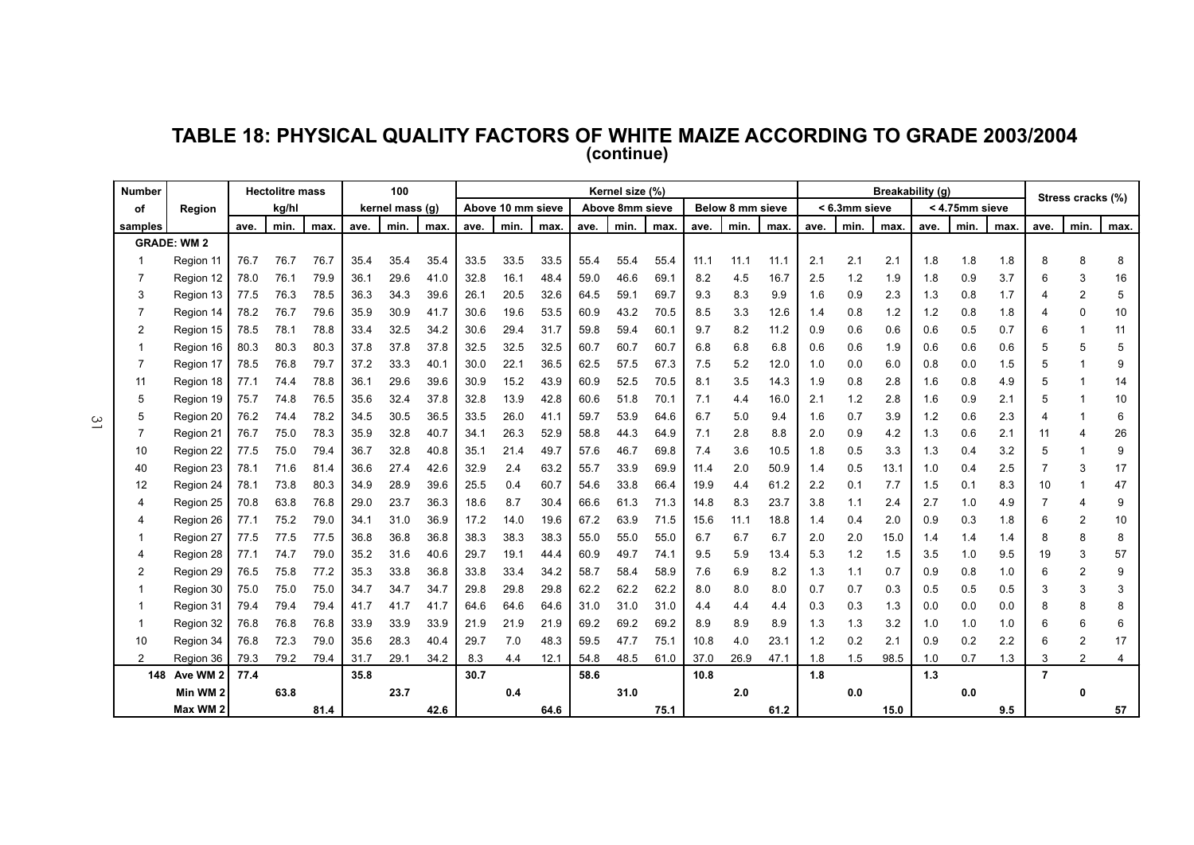# TABLE 18: PHYSICAL QUALITY FACTORS OF WHITE MAIZE ACCORDING TO GRADE 2003/2004

**(continue)**

| Number of samples | Region | Hectolitre mass kg/hl | | | 100 kernel mass (g) | | | Kernel size (%) Above 10 mm sieve | | | Above 8mm sieve | | | Below 8 mm sieve | | | Breakability (g) < 6.3mm sieve | | | < 4.75mm sieve | | | Stress cracks (%) | | |
|---|---|---|---|---|---|---|---|---|---|---|---|---|---|---|---|---|---|---|---|---|---|---|---|---|---|
| | | ave. | min. | max. | ave. | min. | max. | ave. | min. | max. | ave. | min. | max. | ave. | min. | max. | ave. | min. | max. | ave. | min. | max. | ave. | min. | max. |
| **GRADE: WM 2** | | | | | | | | | | | | | | | | | | | | | | | | | |
| 1 | Region 11 | 76.7 | 76.7 | 76.7 | 35.4 | 35.4 | 35.4 | 33.5 | 33.5 | 33.5 | 55.4 | 55.4 | 55.4 | 11.1 | 11.1 | 11.1 | 2.1 | 2.1 | 2.1 | 1.8 | 1.8 | 1.8 | 8 | 8 | 8 |
| 7 | Region 12 | 78.0 | 76.1 | 79.9 | 36.1 | 29.6 | 41.0 | 32.8 | 16.1 | 48.4 | 59.0 | 46.6 | 69.1 | 8.2 | 4.5 | 16.7 | 2.5 | 1.2 | 1.9 | 1.8 | 0.9 | 3.7 | 6 | 3 | 16 |
| 3 | Region 13 | 77.5 | 76.3 | 78.5 | 36.3 | 34.3 | 39.6 | 26.1 | 20.5 | 32.6 | 64.5 | 59.1 | 69.7 | 9.3 | 8.3 | 9.9 | 1.6 | 0.9 | 2.3 | 1.3 | 0.8 | 1.7 | 4 | 2 | 5 |
| 7 | Region 14 | 78.2 | 76.7 | 79.6 | 35.9 | 30.9 | 41.7 | 30.6 | 19.6 | 53.5 | 60.9 | 43.2 | 70.5 | 8.5 | 3.3 | 12.6 | 1.4 | 0.8 | 1.2 | 1.2 | 0.8 | 1.8 | 4 | 0 | 10 |
| 2 | Region 15 | 78.5 | 78.1 | 78.8 | 33.4 | 32.5 | 34.2 | 30.6 | 29.4 | 31.7 | 59.8 | 59.4 | 60.1 | 9.7 | 8.2 | 11.2 | 0.9 | 0.6 | 0.6 | 0.6 | 0.5 | 0.7 | 6 | 1 | 11 |
| 1 | Region 16 | 80.3 | 80.3 | 80.3 | 37.8 | 37.8 | 37.8 | 32.5 | 32.5 | 32.5 | 60.7 | 60.7 | 60.7 | 6.8 | 6.8 | 6.8 | 0.6 | 0.6 | 1.9 | 0.6 | 0.6 | 0.6 | 5 | 5 | 5 |
| 7 | Region 17 | 78.5 | 76.8 | 79.7 | 37.2 | 33.3 | 40.1 | 30.0 | 22.1 | 36.5 | 62.5 | 57.5 | 67.3 | 7.5 | 5.2 | 12.0 | 1.0 | 0.0 | 6.0 | 0.8 | 0.0 | 1.5 | 5 | 1 | 9 |
| 11 | Region 18 | 77.1 | 74.4 | 78.8 | 36.1 | 29.6 | 39.6 | 30.9 | 15.2 | 43.9 | 60.9 | 52.5 | 70.5 | 8.1 | 3.5 | 14.3 | 1.9 | 0.8 | 2.8 | 1.6 | 0.8 | 4.9 | 5 | 1 | 14 |
| 5 | Region 19 | 75.7 | 74.8 | 76.5 | 35.6 | 32.4 | 37.8 | 32.8 | 13.9 | 42.8 | 60.6 | 51.8 | 70.1 | 7.1 | 4.4 | 16.0 | 2.1 | 1.2 | 2.8 | 1.6 | 0.9 | 2.1 | 5 | 1 | 10 |
| 5 | Region 20 | 76.2 | 74.4 | 78.2 | 34.5 | 30.5 | 36.5 | 33.5 | 26.0 | 41.1 | 59.7 | 53.9 | 64.6 | 6.7 | 5.0 | 9.4 | 1.6 | 0.7 | 3.9 | 1.2 | 0.6 | 2.3 | 4 | 1 | 6 |
| 7 | Region 21 | 76.7 | 75.0 | 78.3 | 35.9 | 32.8 | 40.7 | 34.1 | 26.3 | 52.9 | 58.8 | 44.3 | 64.9 | 7.1 | 2.8 | 8.8 | 2.0 | 0.9 | 4.2 | 1.3 | 0.6 | 2.1 | 11 | 4 | 26 |
| 10 | Region 22 | 77.5 | 75.0 | 79.4 | 36.7 | 32.8 | 40.8 | 35.1 | 21.4 | 49.7 | 57.6 | 46.7 | 69.8 | 7.4 | 3.6 | 10.5 | 1.8 | 0.5 | 3.3 | 1.3 | 0.4 | 3.2 | 5 | 1 | 9 |
| 40 | Region 23 | 78.1 | 71.6 | 81.4 | 36.6 | 27.4 | 42.6 | 32.9 | 2.4 | 63.2 | 55.7 | 33.9 | 69.9 | 11.4 | 2.0 | 50.9 | 1.4 | 0.5 | 13.1 | 1.0 | 0.4 | 2.5 | 7 | 3 | 17 |
| 12 | Region 24 | 78.1 | 73.8 | 80.3 | 34.9 | 28.9 | 39.6 | 25.5 | 0.4 | 60.7 | 54.6 | 33.8 | 66.4 | 19.9 | 4.4 | 61.2 | 2.2 | 0.1 | 7.7 | 1.5 | 0.1 | 8.3 | 10 | 1 | 47 |
| 4 | Region 25 | 70.8 | 63.8 | 76.8 | 29.0 | 23.7 | 36.3 | 18.6 | 8.7 | 30.4 | 66.6 | 61.3 | 71.3 | 14.8 | 8.3 | 23.7 | 3.8 | 1.1 | 2.4 | 2.7 | 1.0 | 4.9 | 7 | 4 | 9 |
| 4 | Region 26 | 77.1 | 75.2 | 79.0 | 34.1 | 31.0 | 36.9 | 17.2 | 14.0 | 19.6 | 67.2 | 63.9 | 71.5 | 15.6 | 11.1 | 18.8 | 1.4 | 0.4 | 2.0 | 0.9 | 0.3 | 1.8 | 6 | 2 | 10 |
| 1 | Region 27 | 77.5 | 77.5 | 77.5 | 36.8 | 36.8 | 36.8 | 38.3 | 38.3 | 38.3 | 55.0 | 55.0 | 55.0 | 6.7 | 6.7 | 6.7 | 2.0 | 2.0 | 15.0 | 1.4 | 1.4 | 1.4 | 8 | 8 | 8 |
| 4 | Region 28 | 77.1 | 74.7 | 79.0 | 35.2 | 31.6 | 40.6 | 29.7 | 19.1 | 44.4 | 60.9 | 49.7 | 74.1 | 9.5 | 5.9 | 13.4 | 5.3 | 1.2 | 1.5 | 3.5 | 1.0 | 9.5 | 19 | 3 | 57 |
| 2 | Region 29 | 76.5 | 75.8 | 77.2 | 35.3 | 33.8 | 36.8 | 33.8 | 33.4 | 34.2 | 58.7 | 58.4 | 58.9 | 7.6 | 6.9 | 8.2 | 1.3 | 1.1 | 0.7 | 0.9 | 0.8 | 1.0 | 6 | 2 | 9 |
| 1 | Region 30 | 75.0 | 75.0 | 75.0 | 34.7 | 34.7 | 34.7 | 29.8 | 29.8 | 29.8 | 62.2 | 62.2 | 62.2 | 8.0 | 8.0 | 8.0 | 0.7 | 0.7 | 0.3 | 0.5 | 0.5 | 0.5 | 3 | 3 | 3 |
| 1 | Region 31 | 79.4 | 79.4 | 79.4 | 41.7 | 41.7 | 41.7 | 64.6 | 64.6 | 64.6 | 31.0 | 31.0 | 31.0 | 4.4 | 4.4 | 4.4 | 0.3 | 0.3 | 1.3 | 0.0 | 0.0 | 0.0 | 8 | 8 | 8 |
| 1 | Region 32 | 76.8 | 76.8 | 76.8 | 33.9 | 33.9 | 33.9 | 21.9 | 21.9 | 21.9 | 69.2 | 69.2 | 69.2 | 8.9 | 8.9 | 8.9 | 1.3 | 1.3 | 3.2 | 1.0 | 1.0 | 1.0 | 6 | 6 | 6 |
| 10 | Region 34 | 76.8 | 72.3 | 79.0 | 35.6 | 28.3 | 40.4 | 29.7 | 7.0 | 48.3 | 59.5 | 47.7 | 75.1 | 10.8 | 4.0 | 23.1 | 1.2 | 0.2 | 2.1 | 0.9 | 0.2 | 2.2 | 6 | 2 | 17 |
| 2 | Region 36 | 79.3 | 79.2 | 79.4 | 31.7 | 29.1 | 34.2 | 8.3 | 4.4 | 12.1 | 54.8 | 48.5 | 61.0 | 37.0 | 26.9 | 47.1 | 1.8 | 1.5 | 98.5 | 1.0 | 0.7 | 1.3 | 3 | 2 | 4 |
| **148** | **Ave WM 2** | **77.4** | | | **35.8** | | | **30.7** | | | **58.6** | | | **10.8** | | | **1.8** | | | **1.3** | | | **7** | | |
| | **Min WM 2** | | **63.8** | | | **23.7** | | | **0.4** | | | **31.0** | | | **2.0** | | | **0.0** | | | **0.0** | | | **0** | |
| | **Max WM 2** | | | **81.4** | | | **42.6** | | | **64.6** | | | **75.1** | | | **61.2** | | | **15.0** | | | **9.5** | | | **57** |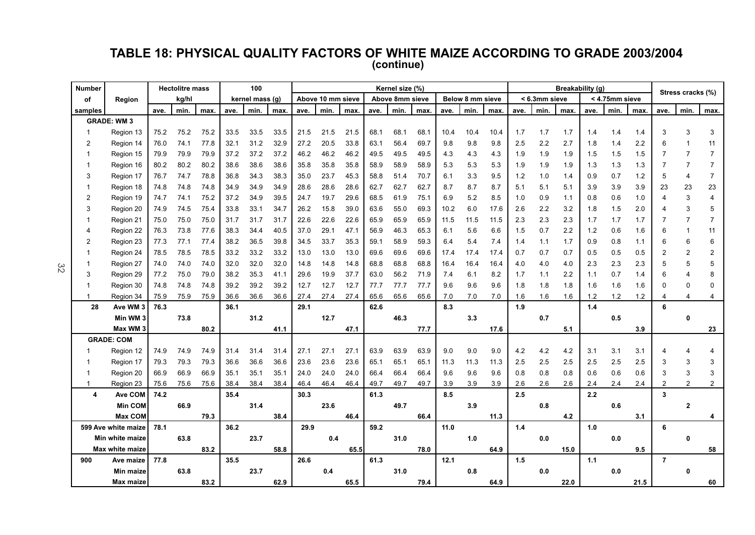## TABLE 18: PHYSICAL QUALITY FACTORS OF WHITE MAIZE ACCORDING TO GRADE 2003/2004
**(continue)**

| Number of samples | Region | Hectolitre mass kg/hl | | | 100 kernel mass (g) | | | Kernel size (%) | | | | | | | | | Breakability (g) | | | | | | Stress cracks (%) | | |
|---|---|---|---|---|---|---|---|---|---|---|---|---|---|---|---|---|---|---|---|---|---|---|---|---|---|
| | | | | | | | | Above 10 mm sieve | | | Above 8mm sieve | | | Below 8 mm sieve | | | < 6.3mm sieve | | | < 4.75mm sieve | | | | | |
| | | ave. | min. | max. | ave. | min. | max. | ave. | min. | max. | ave. | min. | max. | ave. | min. | max. | ave. | min. | max. | ave. | min. | max. | ave. | min. | max. |
| **GRADE: WM 3** | | | | | | | | | | | | | | | | | | | | | | | | | |
| 1 | Region 13 | 75.2 | 75.2 | 75.2 | 33.5 | 33.5 | 33.5 | 21.5 | 21.5 | 21.5 | 68.1 | 68.1 | 68.1 | 10.4 | 10.4 | 10.4 | 1.7 | 1.7 | 1.7 | 1.4 | 1.4 | 1.4 | 3 | 3 | 3 |
| 2 | Region 14 | 76.0 | 74.1 | 77.8 | 32.1 | 31.2 | 32.9 | 27.2 | 20.5 | 33.8 | 63.1 | 56.4 | 69.7 | 9.8 | 9.8 | 9.8 | 2.5 | 2.2 | 2.7 | 1.8 | 1.4 | 2.2 | 6 | 1 | 11 |
| 1 | Region 15 | 79.9 | 79.9 | 79.9 | 37.2 | 37.2 | 37.2 | 46.2 | 46.2 | 46.2 | 49.5 | 49.5 | 49.5 | 4.3 | 4.3 | 4.3 | 1.9 | 1.9 | 1.9 | 1.5 | 1.5 | 1.5 | 7 | 7 | 7 |
| 1 | Region 16 | 80.2 | 80.2 | 80.2 | 38.6 | 38.6 | 38.6 | 35.8 | 35.8 | 35.8 | 58.9 | 58.9 | 58.9 | 5.3 | 5.3 | 5.3 | 1.9 | 1.9 | 1.9 | 1.3 | 1.3 | 1.3 | 7 | 7 | 7 |
| 3 | Region 17 | 76.7 | 74.7 | 78.8 | 36.8 | 34.3 | 38.3 | 35.0 | 23.7 | 45.3 | 58.8 | 51.4 | 70.7 | 6.1 | 3.3 | 9.5 | 1.2 | 1.0 | 1.4 | 0.9 | 0.7 | 1.2 | 5 | 4 | 7 |
| 1 | Region 18 | 74.8 | 74.8 | 74.8 | 34.9 | 34.9 | 34.9 | 28.6 | 28.6 | 28.6 | 62.7 | 62.7 | 62.7 | 8.7 | 8.7 | 8.7 | 5.1 | 5.1 | 5.1 | 3.9 | 3.9 | 3.9 | 23 | 23 | 23 |
| 2 | Region 19 | 74.7 | 74.1 | 75.2 | 37.2 | 34.9 | 39.5 | 24.7 | 19.7 | 29.6 | 68.5 | 61.9 | 75.1 | 6.9 | 5.2 | 8.5 | 1.0 | 0.9 | 1.1 | 0.8 | 0.6 | 1.0 | 4 | 3 | 4 |
| 3 | Region 20 | 74.9 | 74.5 | 75.4 | 33.8 | 33.1 | 34.7 | 26.2 | 15.8 | 39.0 | 63.6 | 55.0 | 69.3 | 10.2 | 6.0 | 17.6 | 2.6 | 2.2 | 3.2 | 1.8 | 1.5 | 2.0 | 4 | 3 | 5 |
| 1 | Region 21 | 75.0 | 75.0 | 75.0 | 31.7 | 31.7 | 31.7 | 22.6 | 22.6 | 22.6 | 65.9 | 65.9 | 65.9 | 11.5 | 11.5 | 11.5 | 2.3 | 2.3 | 2.3 | 1.7 | 1.7 | 1.7 | 7 | 7 | 7 |
| 4 | Region 22 | 76.3 | 73.8 | 77.6 | 38.3 | 34.4 | 40.5 | 37.0 | 29.1 | 47.1 | 56.9 | 46.3 | 65.3 | 6.1 | 5.6 | 6.6 | 1.5 | 0.7 | 2.2 | 1.2 | 0.6 | 1.6 | 6 | 1 | 11 |
| 2 | Region 23 | 77.3 | 77.1 | 77.4 | 38.2 | 36.5 | 39.8 | 34.5 | 33.7 | 35.3 | 59.1 | 58.9 | 59.3 | 6.4 | 5.4 | 7.4 | 1.4 | 1.1 | 1.7 | 0.9 | 0.8 | 1.1 | 6 | 6 | 6 |
| 1 | Region 24 | 78.5 | 78.5 | 78.5 | 33.2 | 33.2 | 33.2 | 13.0 | 13.0 | 13.0 | 69.6 | 69.6 | 69.6 | 17.4 | 17.4 | 17.4 | 0.7 | 0.7 | 0.7 | 0.5 | 0.5 | 0.5 | 2 | 2 | 2 |
| 1 | Region 27 | 74.0 | 74.0 | 74.0 | 32.0 | 32.0 | 32.0 | 14.8 | 14.8 | 14.8 | 68.8 | 68.8 | 68.8 | 16.4 | 16.4 | 16.4 | 4.0 | 4.0 | 4.0 | 2.3 | 2.3 | 2.3 | 5 | 5 | 5 |
| 3 | Region 29 | 77.2 | 75.0 | 79.0 | 38.2 | 35.3 | 41.1 | 29.6 | 19.9 | 37.7 | 63.0 | 56.2 | 71.9 | 7.4 | 6.1 | 8.2 | 1.7 | 1.1 | 2.2 | 1.1 | 0.7 | 1.4 | 6 | 4 | 8 |
| 1 | Region 30 | 74.8 | 74.8 | 74.8 | 39.2 | 39.2 | 39.2 | 12.7 | 12.7 | 12.7 | 77.7 | 77.7 | 77.7 | 9.6 | 9.6 | 9.6 | 1.8 | 1.8 | 1.8 | 1.6 | 1.6 | 1.6 | 0 | 0 | 0 |
| 1 | Region 34 | 75.9 | 75.9 | 75.9 | 36.6 | 36.6 | 36.6 | 27.4 | 27.4 | 27.4 | 65.6 | 65.6 | 65.6 | 7.0 | 7.0 | 7.0 | 1.6 | 1.6 | 1.6 | 1.2 | 1.2 | 1.2 | 4 | 4 | 4 |
| **28** | **Ave WM 3** | **76.3** | | | **36.1** | | | **29.1** | | | **62.6** | | | **8.3** | | | **1.9** | | | **1.4** | | | **6** | | |
| | **Min WM 3** | | **73.8** | | | **31.2** | | | **12.7** | | | **46.3** | | | **3.3** | | | **0.7** | | | **0.5** | | | **0** | |
| | **Max WM 3** | | | **80.2** | | | **41.1** | | | **47.1** | | | **77.7** | | | **17.6** | | | **5.1** | | | **3.9** | | | **23** |
| **GRADE: COM** | | | | | | | | | | | | | | | | | | | | | | | | | |
| 1 | Region 12 | 74.9 | 74.9 | 74.9 | 31.4 | 31.4 | 31.4 | 27.1 | 27.1 | 27.1 | 63.9 | 63.9 | 63.9 | 9.0 | 9.0 | 9.0 | 4.2 | 4.2 | 4.2 | 3.1 | 3.1 | 3.1 | 4 | 4 | 4 |
| 1 | Region 17 | 79.3 | 79.3 | 79.3 | 36.6 | 36.6 | 36.6 | 23.6 | 23.6 | 23.6 | 65.1 | 65.1 | 65.1 | 11.3 | 11.3 | 11.3 | 2.5 | 2.5 | 2.5 | 2.5 | 2.5 | 2.5 | 3 | 3 | 3 |
| 1 | Region 20 | 66.9 | 66.9 | 66.9 | 35.1 | 35.1 | 35.1 | 24.0 | 24.0 | 24.0 | 66.4 | 66.4 | 66.4 | 9.6 | 9.6 | 9.6 | 0.8 | 0.8 | 0.8 | 0.6 | 0.6 | 0.6 | 3 | 3 | 3 |
| 1 | Region 23 | 75.6 | 75.6 | 75.6 | 38.4 | 38.4 | 38.4 | 46.4 | 46.4 | 46.4 | 49.7 | 49.7 | 49.7 | 3.9 | 3.9 | 3.9 | 2.6 | 2.6 | 2.6 | 2.4 | 2.4 | 2.4 | 2 | 2 | 2 |
| **4** | **Ave COM** | **74.2** | | | **35.4** | | | **30.3** | | | **61.3** | | | **8.5** | | | **2.5** | | | **2.2** | | | **3** | | |
| | **Min COM** | | **66.9** | | | **31.4** | | | **23.6** | | | **49.7** | | | **3.9** | | | **0.8** | | | **0.6** | | | **2** | |
| | **Max COM** | | | **79.3** | | | **38.4** | | | **46.4** | | | **66.4** | | | **11.3** | | | **4.2** | | | **3.1** | | | **4** |
| **599** | **Ave white maize** | **78.1** | | | **36.2** | | | **29.9** | | | **59.2** | | | **11.0** | | | **1.4** | | | **1.0** | | | **6** | | |
| | **Min white maize** | | **63.8** | | | **23.7** | | | **0.4** | | | **31.0** | | | **1.0** | | | **0.0** | | | **0.0** | | | **0** | |
| | **Max white maize** | | | **83.2** | | | **58.8** | | | **65.5** | | | **78.0** | | | **64.9** | | | **15.0** | | | **9.5** | | | **58** |
| **900** | **Ave maize** | **77.8** | | | **35.5** | | | **26.6** | | | **61.3** | | | **12.1** | | | **1.5** | | | **1.1** | | | **7** | | |
| | **Min maize** | | **63.8** | | | **23.7** | | | **0.4** | | | **31.0** | | | **0.8** | | | **0.0** | | | **0.0** | | | **0** | |
| | **Max maize** | | | **83.2** | | | **62.9** | | | **65.5** | | | **79.4** | | | **64.9** | | | **22.0** | | | **21.5** | | | **60** |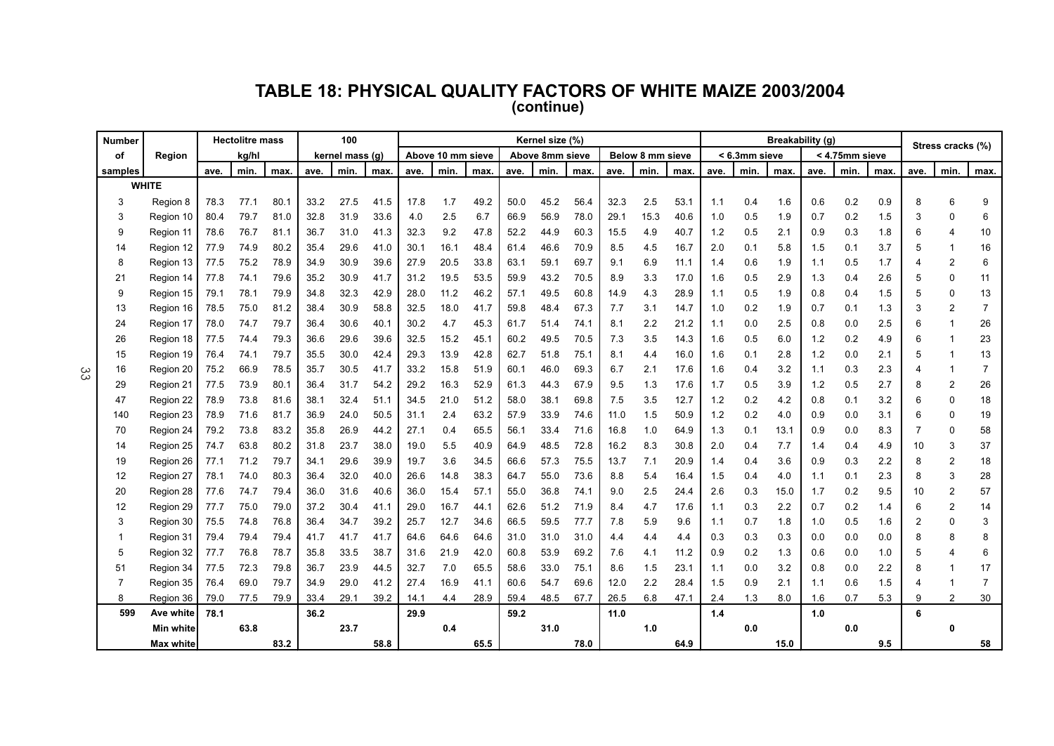## TABLE 18: PHYSICAL QUALITY FACTORS OF WHITE MAIZE 2003/2004
### (continue)

| Number of samples | Region | Hectolitre mass kg/hl | | | 100 kernel mass (g) | | | Kernel size (%) Above 10 mm sieve | | | Kernel size (%) Above 8mm sieve | | | Kernel size (%) Below 8 mm sieve | | | Breakability (g) < 6.3mm sieve | | | Breakability (g) < 4.75mm sieve | | | Stress cracks (%) | | |
|---|---|---|---|---|---|---|---|---|---|---|---|---|---|---|---|---|---|---|---|---|---|---|---|---|---|
| | | ave. | min. | max. | ave. | min. | max. | ave. | min. | max. | ave. | min. | max. | ave. | min. | max. | ave. | min. | max. | ave. | min. | max. | ave. | min. | max. |
| **WHITE** | | | | | | | | | | | | | | | | | | | | | | | | | |
| 3 | Region 8 | 78.3 | 77.1 | 80.1 | 33.2 | 27.5 | 41.5 | 17.8 | 1.7 | 49.2 | 50.0 | 45.2 | 56.4 | 32.3 | 2.5 | 53.1 | 1.1 | 0.4 | 1.6 | 0.6 | 0.2 | 0.9 | 8 | 6 | 9 |
| 3 | Region 10 | 80.4 | 79.7 | 81.0 | 32.8 | 31.9 | 33.6 | 4.0 | 2.5 | 6.7 | 66.9 | 56.9 | 78.0 | 29.1 | 15.3 | 40.6 | 1.0 | 0.5 | 1.9 | 0.7 | 0.2 | 1.5 | 3 | 0 | 6 |
| 9 | Region 11 | 78.6 | 76.7 | 81.1 | 36.7 | 31.0 | 41.3 | 32.3 | 9.2 | 47.8 | 52.2 | 44.9 | 60.3 | 15.5 | 4.9 | 40.7 | 1.2 | 0.5 | 2.1 | 0.9 | 0.3 | 1.8 | 6 | 4 | 10 |
| 14 | Region 12 | 77.9 | 74.9 | 80.2 | 35.4 | 29.6 | 41.0 | 30.1 | 16.1 | 48.4 | 61.4 | 46.6 | 70.9 | 8.5 | 4.5 | 16.7 | 2.0 | 0.1 | 5.8 | 1.5 | 0.1 | 3.7 | 5 | 1 | 16 |
| 8 | Region 13 | 77.5 | 75.2 | 78.9 | 34.9 | 30.9 | 39.6 | 27.9 | 20.5 | 33.8 | 63.1 | 59.1 | 69.7 | 9.1 | 6.9 | 11.1 | 1.4 | 0.6 | 1.9 | 1.1 | 0.5 | 1.7 | 4 | 2 | 6 |
| 21 | Region 14 | 77.8 | 74.1 | 79.6 | 35.2 | 30.9 | 41.7 | 31.2 | 19.5 | 53.5 | 59.9 | 43.2 | 70.5 | 8.9 | 3.3 | 17.0 | 1.6 | 0.5 | 2.9 | 1.3 | 0.4 | 2.6 | 5 | 0 | 11 |
| 9 | Region 15 | 79.1 | 78.1 | 79.9 | 34.8 | 32.3 | 42.9 | 28.0 | 11.2 | 46.2 | 57.1 | 49.5 | 60.8 | 14.9 | 4.3 | 28.9 | 1.1 | 0.5 | 1.9 | 0.8 | 0.4 | 1.5 | 5 | 0 | 13 |
| 13 | Region 16 | 78.5 | 75.0 | 81.2 | 38.4 | 30.9 | 58.8 | 32.5 | 18.0 | 41.7 | 59.8 | 48.4 | 67.3 | 7.7 | 3.1 | 14.7 | 1.0 | 0.2 | 1.9 | 0.7 | 0.1 | 1.3 | 3 | 2 | 7 |
| 24 | Region 17 | 78.0 | 74.7 | 79.7 | 36.4 | 30.6 | 40.1 | 30.2 | 4.7 | 45.3 | 61.7 | 51.4 | 74.1 | 8.1 | 2.2 | 21.2 | 1.1 | 0.0 | 2.5 | 0.8 | 0.0 | 2.5 | 6 | 1 | 26 |
| 26 | Region 18 | 77.5 | 74.4 | 79.3 | 36.6 | 29.6 | 39.6 | 32.5 | 15.2 | 45.1 | 60.2 | 49.5 | 70.5 | 7.3 | 3.5 | 14.3 | 1.6 | 0.5 | 6.0 | 1.2 | 0.2 | 4.9 | 6 | 1 | 23 |
| 15 | Region 19 | 76.4 | 74.1 | 79.7 | 35.5 | 30.0 | 42.4 | 29.3 | 13.9 | 42.8 | 62.7 | 51.8 | 75.1 | 8.1 | 4.4 | 16.0 | 1.6 | 0.1 | 2.8 | 1.2 | 0.0 | 2.1 | 5 | 1 | 13 |
| 16 | Region 20 | 75.2 | 66.9 | 78.5 | 35.7 | 30.5 | 41.7 | 33.2 | 15.8 | 51.9 | 60.1 | 46.0 | 69.3 | 6.7 | 2.1 | 17.6 | 1.6 | 0.4 | 3.2 | 1.1 | 0.3 | 2.3 | 4 | 1 | 7 |
| 29 | Region 21 | 77.5 | 73.9 | 80.1 | 36.4 | 31.7 | 54.2 | 29.2 | 16.3 | 52.9 | 61.3 | 44.3 | 67.9 | 9.5 | 1.3 | 17.6 | 1.7 | 0.5 | 3.9 | 1.2 | 0.5 | 2.7 | 8 | 2 | 26 |
| 47 | Region 22 | 78.9 | 73.8 | 81.6 | 38.1 | 32.4 | 51.1 | 34.5 | 21.0 | 51.2 | 58.0 | 38.1 | 69.8 | 7.5 | 3.5 | 12.7 | 1.2 | 0.2 | 4.2 | 0.8 | 0.1 | 3.2 | 6 | 0 | 18 |
| 140 | Region 23 | 78.9 | 71.6 | 81.7 | 36.9 | 24.0 | 50.5 | 31.1 | 2.4 | 63.2 | 57.9 | 33.9 | 74.6 | 11.0 | 1.5 | 50.9 | 1.2 | 0.2 | 4.0 | 0.9 | 0.0 | 3.1 | 6 | 0 | 19 |
| 70 | Region 24 | 79.2 | 73.8 | 83.2 | 35.8 | 26.9 | 44.2 | 27.1 | 0.4 | 65.5 | 56.1 | 33.4 | 71.6 | 16.8 | 1.0 | 64.9 | 1.3 | 0.1 | 13.1 | 0.9 | 0.0 | 8.3 | 7 | 0 | 58 |
| 14 | Region 25 | 74.7 | 63.8 | 80.2 | 31.8 | 23.7 | 38.0 | 19.0 | 5.5 | 40.9 | 64.9 | 48.5 | 72.8 | 16.2 | 8.3 | 30.8 | 2.0 | 0.4 | 7.7 | 1.4 | 0.4 | 4.9 | 10 | 3 | 37 |
| 19 | Region 26 | 77.1 | 71.2 | 79.7 | 34.1 | 29.6 | 39.9 | 19.7 | 3.6 | 34.5 | 66.6 | 57.3 | 75.5 | 13.7 | 7.1 | 20.9 | 1.4 | 0.4 | 3.6 | 0.9 | 0.3 | 2.2 | 8 | 2 | 18 |
| 12 | Region 27 | 78.1 | 74.0 | 80.3 | 36.4 | 32.0 | 40.0 | 26.6 | 14.8 | 38.3 | 64.7 | 55.0 | 73.6 | 8.8 | 5.4 | 16.4 | 1.5 | 0.4 | 4.0 | 1.1 | 0.1 | 2.3 | 8 | 3 | 28 |
| 20 | Region 28 | 77.6 | 74.7 | 79.4 | 36.0 | 31.6 | 40.6 | 36.0 | 15.4 | 57.1 | 55.0 | 36.8 | 74.1 | 9.0 | 2.5 | 24.4 | 2.6 | 0.3 | 15.0 | 1.7 | 0.2 | 9.5 | 10 | 2 | 57 |
| 12 | Region 29 | 77.7 | 75.0 | 79.0 | 37.2 | 30.4 | 41.1 | 29.0 | 16.7 | 44.1 | 62.6 | 51.2 | 71.9 | 8.4 | 4.7 | 17.6 | 1.1 | 0.3 | 2.2 | 0.7 | 0.2 | 1.4 | 6 | 2 | 14 |
| 3 | Region 30 | 75.5 | 74.8 | 76.8 | 36.4 | 34.7 | 39.2 | 25.7 | 12.7 | 34.6 | 66.5 | 59.5 | 77.7 | 7.8 | 5.9 | 9.6 | 1.1 | 0.7 | 1.8 | 1.0 | 0.5 | 1.6 | 2 | 0 | 3 |
| 1 | Region 31 | 79.4 | 79.4 | 79.4 | 41.7 | 41.7 | 41.7 | 64.6 | 64.6 | 64.6 | 31.0 | 31.0 | 31.0 | 4.4 | 4.4 | 4.4 | 0.3 | 0.3 | 0.3 | 0.0 | 0.0 | 0.0 | 8 | 8 | 8 |
| 5 | Region 32 | 77.7 | 76.8 | 78.7 | 35.8 | 33.5 | 38.7 | 31.6 | 21.9 | 42.0 | 60.8 | 53.9 | 69.2 | 7.6 | 4.1 | 11.2 | 0.9 | 0.2 | 1.3 | 0.6 | 0.0 | 1.0 | 5 | 4 | 6 |
| 51 | Region 34 | 77.5 | 72.3 | 79.8 | 36.7 | 23.9 | 44.5 | 32.7 | 7.0 | 65.5 | 58.6 | 33.0 | 75.1 | 8.6 | 1.5 | 23.1 | 1.1 | 0.0 | 3.2 | 0.8 | 0.0 | 2.2 | 8 | 1 | 17 |
| 7 | Region 35 | 76.4 | 69.0 | 79.7 | 34.9 | 29.0 | 41.2 | 27.4 | 16.9 | 41.1 | 60.6 | 54.7 | 69.6 | 12.0 | 2.2 | 28.4 | 1.5 | 0.9 | 2.1 | 1.1 | 0.6 | 1.5 | 4 | 1 | 7 |
| 8 | Region 36 | 79.0 | 77.5 | 79.9 | 33.4 | 29.1 | 39.2 | 14.1 | 4.4 | 28.9 | 59.4 | 48.5 | 67.7 | 26.5 | 6.8 | 47.1 | 2.4 | 1.3 | 8.0 | 1.6 | 0.7 | 5.3 | 9 | 2 | 30 |
| **599** | **Ave white** | **78.1** | | | **36.2** | | | **29.9** | | | **59.2** | | | **11.0** | | | **1.4** | | | **1.0** | | | **6** | | |
| | **Min white** | | **63.8** | | | **23.7** | | | **0.4** | | | **31.0** | | | **1.0** | | | **0.0** | | | **0.0** | | | **0** | |
| | **Max white** | | | **83.2** | | | **58.8** | | | **65.5** | | | **78.0** | | | **64.9** | | | **15.0** | | | **9.5** | | | **58** |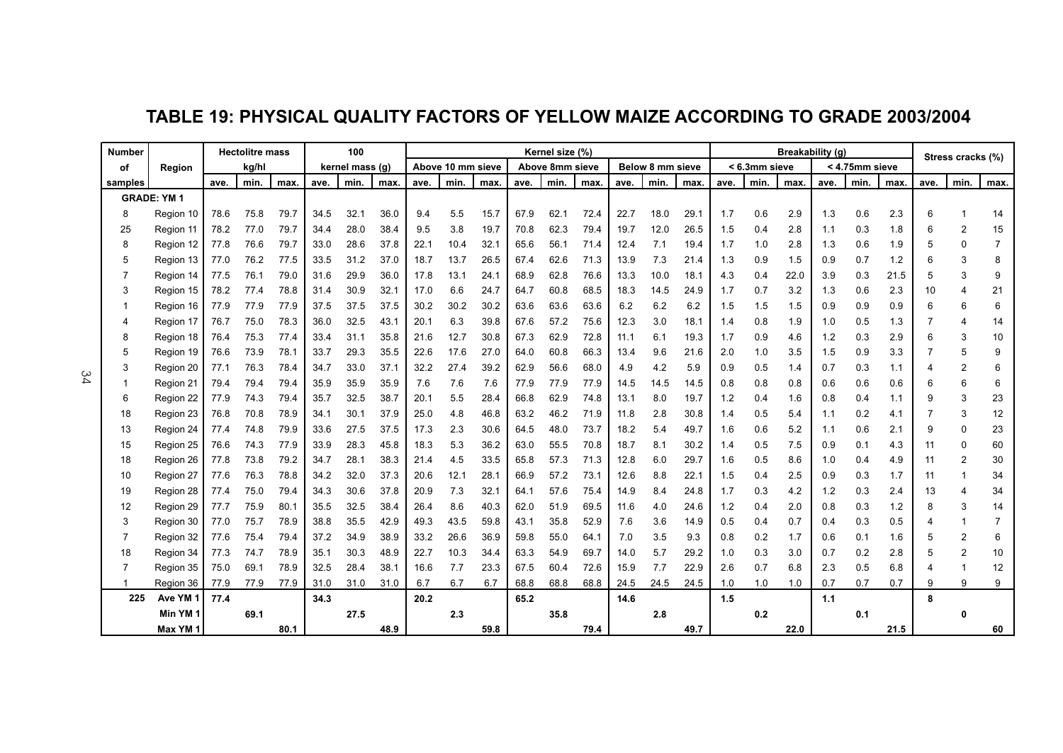# TABLE 19: PHYSICAL QUALITY FACTORS OF YELLOW MAIZE ACCORDING TO GRADE 2003/2004

| Number of samples | Region | Hectolitre mass kg/hl | | | 100 kernel mass (g) | | | Kernel size (%) Above 10 mm sieve | | | Kernel size (%) Above 8mm sieve | | | Kernel size (%) Below 8 mm sieve | | | Breakability (g) < 6.3mm sieve | | | Breakability (g) < 4.75mm sieve | | | Stress cracks (%) | | |
|---|---|---|---|---|---|---|---|---|---|---|---|---|---|---|---|---|---|---|---|---|---|---|---|---|---|
| | | ave. | min. | max. | ave. | min. | max. | ave. | min. | max. | ave. | min. | max. | ave. | min. | max. | ave. | min. | max. | ave. | min. | max. | ave. | min. | max. |
| **GRADE: YM 1** | | | | | | | | | | | | | | | | | | | | | | | | | |
| 8 | Region 10 | 78.6 | 75.8 | 79.7 | 34.5 | 32.1 | 36.0 | 9.4 | 5.5 | 15.7 | 67.9 | 62.1 | 72.4 | 22.7 | 18.0 | 29.1 | 1.7 | 0.6 | 2.9 | 1.3 | 0.6 | 2.3 | 6 | 1 | 14 |
| 25 | Region 11 | 78.2 | 77.0 | 79.7 | 34.4 | 28.0 | 38.4 | 9.5 | 3.8 | 19.7 | 70.8 | 62.3 | 79.4 | 19.7 | 12.0 | 26.5 | 1.5 | 0.4 | 2.8 | 1.1 | 0.3 | 1.8 | 6 | 2 | 15 |
| 8 | Region 12 | 77.8 | 76.6 | 79.7 | 33.0 | 28.6 | 37.8 | 22.1 | 10.4 | 32.1 | 65.6 | 56.1 | 71.4 | 12.4 | 7.1 | 19.4 | 1.7 | 1.0 | 2.8 | 1.3 | 0.6 | 1.9 | 5 | 0 | 7 |
| 5 | Region 13 | 77.0 | 76.2 | 77.5 | 33.5 | 31.2 | 37.0 | 18.7 | 13.7 | 26.5 | 67.4 | 62.6 | 71.3 | 13.9 | 7.3 | 21.4 | 1.3 | 0.9 | 1.5 | 0.9 | 0.7 | 1.2 | 6 | 3 | 8 |
| 7 | Region 14 | 77.5 | 76.1 | 79.0 | 31.6 | 29.9 | 36.0 | 17.8 | 13.1 | 24.1 | 68.9 | 62.8 | 76.6 | 13.3 | 10.0 | 18.1 | 4.3 | 0.4 | 22.0 | 3.9 | 0.3 | 21.5 | 5 | 3 | 9 |
| 3 | Region 15 | 78.2 | 77.4 | 78.8 | 31.4 | 30.9 | 32.1 | 17.0 | 6.6 | 24.7 | 64.7 | 60.8 | 68.5 | 18.3 | 14.5 | 24.9 | 1.7 | 0.7 | 3.2 | 1.3 | 0.6 | 2.3 | 10 | 4 | 21 |
| 1 | Region 16 | 77.9 | 77.9 | 77.9 | 37.5 | 37.5 | 37.5 | 30.2 | 30.2 | 30.2 | 63.6 | 63.6 | 63.6 | 6.2 | 6.2 | 6.2 | 1.5 | 1.5 | 1.5 | 0.9 | 0.9 | 0.9 | 6 | 6 | 6 |
| 4 | Region 17 | 76.7 | 75.0 | 78.3 | 36.0 | 32.5 | 43.1 | 20.1 | 6.3 | 39.8 | 67.6 | 57.2 | 75.6 | 12.3 | 3.0 | 18.1 | 1.4 | 0.8 | 1.9 | 1.0 | 0.5 | 1.3 | 7 | 4 | 14 |
| 8 | Region 18 | 76.4 | 75.3 | 77.4 | 33.4 | 31.1 | 35.8 | 21.6 | 12.7 | 30.8 | 67.3 | 62.9 | 72.8 | 11.1 | 6.1 | 19.3 | 1.7 | 0.9 | 4.6 | 1.2 | 0.3 | 2.9 | 6 | 3 | 10 |
| 5 | Region 19 | 76.6 | 73.9 | 78.1 | 33.7 | 29.3 | 35.5 | 22.6 | 17.6 | 27.0 | 64.0 | 60.8 | 66.3 | 13.4 | 9.6 | 21.6 | 2.0 | 1.0 | 3.5 | 1.5 | 0.9 | 3.3 | 7 | 5 | 9 |
| 3 | Region 20 | 77.1 | 76.3 | 78.4 | 34.7 | 33.0 | 37.1 | 32.2 | 27.4 | 39.2 | 62.9 | 56.6 | 68.0 | 4.9 | 4.2 | 5.9 | 0.9 | 0.5 | 1.4 | 0.7 | 0.3 | 1.1 | 4 | 2 | 6 |
| 1 | Region 21 | 79.4 | 79.4 | 79.4 | 35.9 | 35.9 | 35.9 | 7.6 | 7.6 | 7.6 | 77.9 | 77.9 | 77.9 | 14.5 | 14.5 | 14.5 | 0.8 | 0.8 | 0.8 | 0.6 | 0.6 | 0.6 | 6 | 6 | 6 |
| 6 | Region 22 | 77.9 | 74.3 | 79.4 | 35.7 | 32.5 | 38.7 | 20.1 | 5.5 | 28.4 | 66.8 | 62.9 | 74.8 | 13.1 | 8.0 | 19.7 | 1.2 | 0.4 | 1.6 | 0.8 | 0.4 | 1.1 | 9 | 3 | 23 |
| 18 | Region 23 | 76.8 | 70.8 | 78.9 | 34.1 | 30.1 | 37.9 | 25.0 | 4.8 | 46.8 | 63.2 | 46.2 | 71.9 | 11.8 | 2.8 | 30.8 | 1.4 | 0.5 | 5.4 | 1.1 | 0.2 | 4.1 | 7 | 3 | 12 |
| 13 | Region 24 | 77.4 | 74.8 | 79.9 | 33.6 | 27.5 | 37.5 | 17.3 | 2.3 | 30.6 | 64.5 | 48.0 | 73.7 | 18.2 | 5.4 | 49.7 | 1.6 | 0.6 | 5.2 | 1.1 | 0.6 | 2.1 | 9 | 0 | 23 |
| 15 | Region 25 | 76.6 | 74.3 | 77.9 | 33.9 | 28.3 | 45.8 | 18.3 | 5.3 | 36.2 | 63.0 | 55.5 | 70.8 | 18.7 | 8.1 | 30.2 | 1.4 | 0.5 | 7.5 | 0.9 | 0.1 | 4.3 | 11 | 0 | 60 |
| 18 | Region 26 | 77.8 | 73.8 | 79.2 | 34.7 | 28.1 | 38.3 | 21.4 | 4.5 | 33.5 | 65.8 | 57.3 | 71.3 | 12.8 | 6.0 | 29.7 | 1.6 | 0.5 | 8.6 | 1.0 | 0.4 | 4.9 | 11 | 2 | 30 |
| 10 | Region 27 | 77.6 | 76.3 | 78.8 | 34.2 | 32.0 | 37.3 | 20.6 | 12.1 | 28.1 | 66.9 | 57.2 | 73.1 | 12.6 | 8.8 | 22.1 | 1.5 | 0.4 | 2.5 | 0.9 | 0.3 | 1.7 | 11 | 1 | 34 |
| 19 | Region 28 | 77.4 | 75.0 | 79.4 | 34.3 | 30.6 | 37.8 | 20.9 | 7.3 | 32.1 | 64.1 | 57.6 | 75.4 | 14.9 | 8.4 | 24.8 | 1.7 | 0.3 | 4.2 | 1.2 | 0.3 | 2.4 | 13 | 4 | 34 |
| 12 | Region 29 | 77.7 | 75.9 | 80.1 | 35.5 | 32.5 | 38.4 | 26.4 | 8.6 | 40.3 | 62.0 | 51.9 | 69.5 | 11.6 | 4.0 | 24.6 | 1.2 | 0.4 | 2.0 | 0.8 | 0.3 | 1.2 | 8 | 3 | 14 |
| 3 | Region 30 | 77.0 | 75.7 | 78.9 | 38.8 | 35.5 | 42.9 | 49.3 | 43.5 | 59.8 | 43.1 | 35.8 | 52.9 | 7.6 | 3.6 | 14.9 | 0.5 | 0.4 | 0.7 | 0.4 | 0.3 | 0.5 | 4 | 1 | 7 |
| 7 | Region 32 | 77.6 | 75.4 | 79.4 | 37.2 | 34.9 | 38.9 | 33.2 | 26.6 | 36.9 | 59.8 | 55.0 | 64.1 | 7.0 | 3.5 | 9.3 | 0.8 | 0.2 | 1.7 | 0.6 | 0.1 | 1.6 | 5 | 2 | 6 |
| 18 | Region 34 | 77.3 | 74.7 | 78.9 | 35.1 | 30.3 | 48.9 | 22.7 | 10.3 | 34.4 | 63.3 | 54.9 | 69.7 | 14.0 | 5.7 | 29.2 | 1.0 | 0.3 | 3.0 | 0.7 | 0.2 | 2.8 | 5 | 2 | 10 |
| 7 | Region 35 | 75.0 | 69.1 | 78.9 | 32.5 | 28.4 | 38.1 | 16.6 | 7.7 | 23.3 | 67.5 | 60.4 | 72.6 | 15.9 | 7.7 | 22.9 | 2.6 | 0.7 | 6.8 | 2.3 | 0.5 | 6.8 | 4 | 1 | 12 |
| 1 | Region 36 | 77.9 | 77.9 | 77.9 | 31.0 | 31.0 | 31.0 | 6.7 | 6.7 | 6.7 | 68.8 | 68.8 | 68.8 | 24.5 | 24.5 | 24.5 | 1.0 | 1.0 | 1.0 | 0.7 | 0.7 | 0.7 | 9 | 9 | 9 |
| **225** | **Ave YM 1** | **77.4** | | | **34.3** | | | **20.2** | | | **65.2** | | | **14.6** | | | **1.5** | | | **1.1** | | | **8** | | |
| | **Min YM 1** | | **69.1** | | | **27.5** | | | **2.3** | | | **35.8** | | | **2.8** | | | **0.2** | | | **0.1** | | | **0** | |
| | **Max YM 1** | | | **80.1** | | | **48.9** | | | **59.8** | | | **79.4** | | | **49.7** | | | **22.0** | | | **21.5** | | | **60** |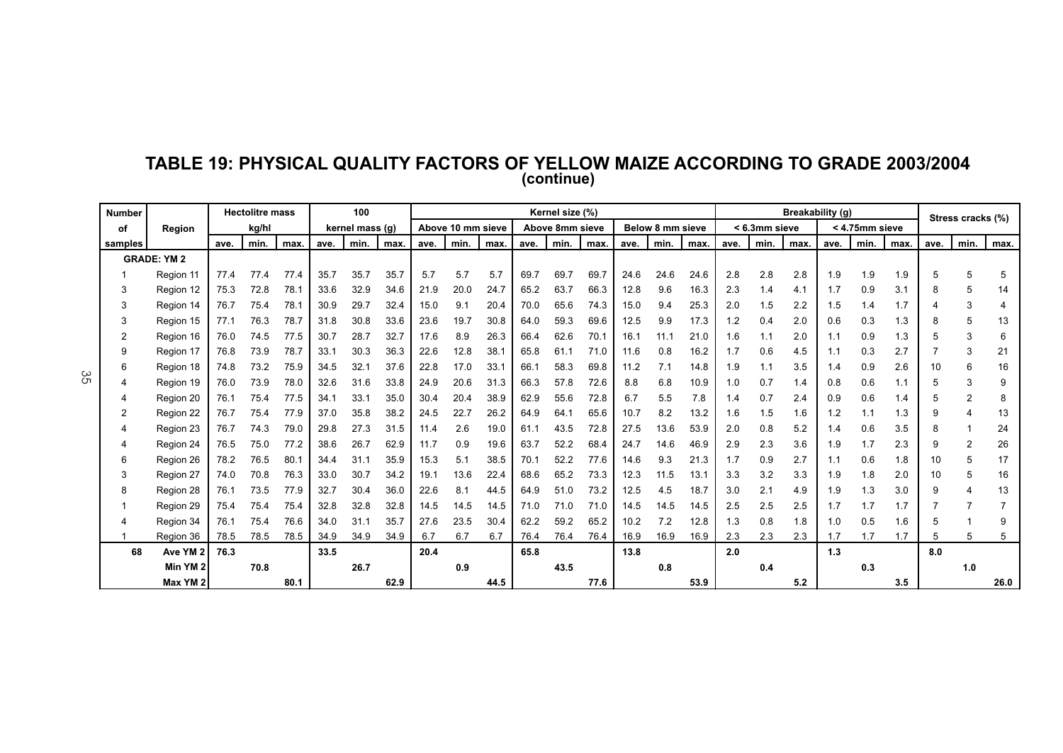# TABLE 19: PHYSICAL QUALITY FACTORS OF YELLOW MAIZE ACCORDING TO GRADE 2003/2004
**(continue)**

| Number of samples | Region | Hectolitre mass kg/hl | | | 100 kernel mass (g) | | | Kernel size (%) Above 10 mm sieve | | | Kernel size (%) Above 8mm sieve | | | Kernel size (%) Below 8 mm sieve | | | Breakability (g) < 6.3mm sieve | | | Breakability (g) < 4.75mm sieve | | | Stress cracks (%) | | |
|---|---|---|---|---|---|---|---|---|---|---|---|---|---|---|---|---|---|---|---|---|---|---|---|---|---|
| | | ave. | min. | max. | ave. | min. | max. | ave. | min. | max. | ave. | min. | max. | ave. | min. | max. | ave. | min. | max. | ave. | min. | max. | ave. | min. | max. |
| | **GRADE: YM 2** | | | | | | | | | | | | | | | | | | | | | | | | |
| 1 | Region 11 | 77.4 | 77.4 | 77.4 | 35.7 | 35.7 | 35.7 | 5.7 | 5.7 | 5.7 | 69.7 | 69.7 | 69.7 | 24.6 | 24.6 | 24.6 | 2.8 | 2.8 | 2.8 | 1.9 | 1.9 | 1.9 | 5 | 5 | 5 |
| 3 | Region 12 | 75.3 | 72.8 | 78.1 | 33.6 | 32.9 | 34.6 | 21.9 | 20.0 | 24.7 | 65.2 | 63.7 | 66.3 | 12.8 | 9.6 | 16.3 | 2.3 | 1.4 | 4.1 | 1.7 | 0.9 | 3.1 | 8 | 5 | 14 |
| 3 | Region 14 | 76.7 | 75.4 | 78.1 | 30.9 | 29.7 | 32.4 | 15.0 | 9.1 | 20.4 | 70.0 | 65.6 | 74.3 | 15.0 | 9.4 | 25.3 | 2.0 | 1.5 | 2.2 | 1.5 | 1.4 | 1.7 | 4 | 3 | 4 |
| 3 | Region 15 | 77.1 | 76.3 | 78.7 | 31.8 | 30.8 | 33.6 | 23.6 | 19.7 | 30.8 | 64.0 | 59.3 | 69.6 | 12.5 | 9.9 | 17.3 | 1.2 | 0.4 | 2.0 | 0.6 | 0.3 | 1.3 | 8 | 5 | 13 |
| 2 | Region 16 | 76.0 | 74.5 | 77.5 | 30.7 | 28.7 | 32.7 | 17.6 | 8.9 | 26.3 | 66.4 | 62.6 | 70.1 | 16.1 | 11.1 | 21.0 | 1.6 | 1.1 | 2.0 | 1.1 | 0.9 | 1.3 | 5 | 3 | 6 |
| 9 | Region 17 | 76.8 | 73.9 | 78.7 | 33.1 | 30.3 | 36.3 | 22.6 | 12.8 | 38.1 | 65.8 | 61.1 | 71.0 | 11.6 | 0.8 | 16.2 | 1.7 | 0.6 | 4.5 | 1.1 | 0.3 | 2.7 | 7 | 3 | 21 |
| 6 | Region 18 | 74.8 | 73.2 | 75.9 | 34.5 | 32.1 | 37.6 | 22.8 | 17.0 | 33.1 | 66.1 | 58.3 | 69.8 | 11.2 | 7.1 | 14.8 | 1.9 | 1.1 | 3.5 | 1.4 | 0.9 | 2.6 | 10 | 6 | 16 |
| 4 | Region 19 | 76.0 | 73.9 | 78.0 | 32.6 | 31.6 | 33.8 | 24.9 | 20.6 | 31.3 | 66.3 | 57.8 | 72.6 | 8.8 | 6.8 | 10.9 | 1.0 | 0.7 | 1.4 | 0.8 | 0.6 | 1.1 | 5 | 3 | 9 |
| 4 | Region 20 | 76.1 | 75.4 | 77.5 | 34.1 | 33.1 | 35.0 | 30.4 | 20.4 | 38.9 | 62.9 | 55.6 | 72.8 | 6.7 | 5.5 | 7.8 | 1.4 | 0.7 | 2.4 | 0.9 | 0.6 | 1.4 | 5 | 2 | 8 |
| 2 | Region 22 | 76.7 | 75.4 | 77.9 | 37.0 | 35.8 | 38.2 | 24.5 | 22.7 | 26.2 | 64.9 | 64.1 | 65.6 | 10.7 | 8.2 | 13.2 | 1.6 | 1.5 | 1.6 | 1.2 | 1.1 | 1.3 | 9 | 4 | 13 |
| 4 | Region 23 | 76.7 | 74.3 | 79.0 | 29.8 | 27.3 | 31.5 | 11.4 | 2.6 | 19.0 | 61.1 | 43.5 | 72.8 | 27.5 | 13.6 | 53.9 | 2.0 | 0.8 | 5.2 | 1.4 | 0.6 | 3.5 | 8 | 1 | 24 |
| 4 | Region 24 | 76.5 | 75.0 | 77.2 | 38.6 | 26.7 | 62.9 | 11.7 | 0.9 | 19.6 | 63.7 | 52.2 | 68.4 | 24.7 | 14.6 | 46.9 | 2.9 | 2.3 | 3.6 | 1.9 | 1.7 | 2.3 | 9 | 2 | 26 |
| 6 | Region 26 | 78.2 | 76.5 | 80.1 | 34.4 | 31.1 | 35.9 | 15.3 | 5.1 | 38.5 | 70.1 | 52.2 | 77.6 | 14.6 | 9.3 | 21.3 | 1.7 | 0.9 | 2.7 | 1.1 | 0.6 | 1.8 | 10 | 5 | 17 |
| 3 | Region 27 | 74.0 | 70.8 | 76.3 | 33.0 | 30.7 | 34.2 | 19.1 | 13.6 | 22.4 | 68.6 | 65.2 | 73.3 | 12.3 | 11.5 | 13.1 | 3.3 | 3.2 | 3.3 | 1.9 | 1.8 | 2.0 | 10 | 5 | 16 |
| 8 | Region 28 | 76.1 | 73.5 | 77.9 | 32.7 | 30.4 | 36.0 | 22.6 | 8.1 | 44.5 | 64.9 | 51.0 | 73.2 | 12.5 | 4.5 | 18.7 | 3.0 | 2.1 | 4.9 | 1.9 | 1.3 | 3.0 | 9 | 4 | 13 |
| 1 | Region 29 | 75.4 | 75.4 | 75.4 | 32.8 | 32.8 | 32.8 | 14.5 | 14.5 | 14.5 | 71.0 | 71.0 | 71.0 | 14.5 | 14.5 | 14.5 | 2.5 | 2.5 | 2.5 | 1.7 | 1.7 | 1.7 | 7 | 7 | 7 |
| 4 | Region 34 | 76.1 | 75.4 | 76.6 | 34.0 | 31.1 | 35.7 | 27.6 | 23.5 | 30.4 | 62.2 | 59.2 | 65.2 | 10.2 | 7.2 | 12.8 | 1.3 | 0.8 | 1.8 | 1.0 | 0.5 | 1.6 | 5 | 1 | 9 |
| 1 | Region 36 | 78.5 | 78.5 | 78.5 | 34.9 | 34.9 | 34.9 | 6.7 | 6.7 | 6.7 | 76.4 | 76.4 | 76.4 | 16.9 | 16.9 | 16.9 | 2.3 | 2.3 | 2.3 | 1.7 | 1.7 | 1.7 | 5 | 5 | 5 |
| **68** | **Ave YM 2** | **76.3** | | | **33.5** | | | **20.4** | | | **65.8** | | | **13.8** | | | **2.0** | | | **1.3** | | | **8.0** | | |
| | **Min YM 2** | | **70.8** | | | **26.7** | | | **0.9** | | | **43.5** | | | **0.8** | | | **0.4** | | | **0.3** | | | **1.0** | |
| | **Max YM 2** | | | **80.1** | | | **62.9** | | | **44.5** | | | **77.6** | | | **53.9** | | | **5.2** | | | **3.5** | | | **26.0** |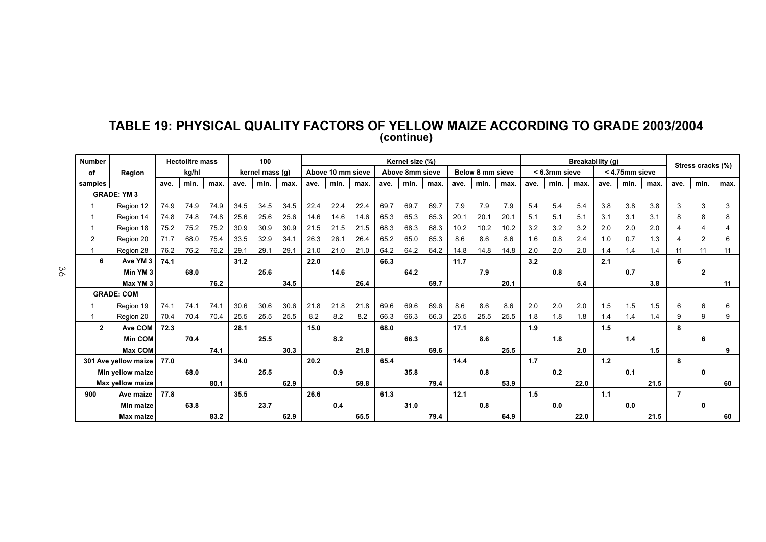# TABLE 19: PHYSICAL QUALITY FACTORS OF YELLOW MAIZE ACCORDING TO GRADE 2003/2004
## (continue)

| Number of samples | Region | Hectolitre mass kg/hl | | | 100 kernel mass (g) | | | Kernel size (%) | | | | | | | | | Breakability (g) | | | | | | Stress cracks (%) | | |
|---|---|---|---|---|---|---|---|---|---|---|---|---|---|---|---|---|---|---|---|---|---|---|---|---|---|
| | | | | | | | | Above 10 mm sieve | | | Above 8mm sieve | | | Below 8 mm sieve | | | < 6.3mm sieve | | | < 4.75mm sieve | | | | | |
| | | ave. | min. | max. | ave. | min. | max. | ave. | min. | max. | ave. | min. | max. | ave. | min. | max. | ave. | min. | max. | ave. | min. | max. | ave. | min. | max. |
| **GRADE: YM 3** | | | | | | | | | | | | | | | | | | | | | | | | | |
| 1 | Region 12 | 74.9 | 74.9 | 74.9 | 34.5 | 34.5 | 34.5 | 22.4 | 22.4 | 22.4 | 69.7 | 69.7 | 69.7 | 7.9 | 7.9 | 7.9 | 5.4 | 5.4 | 5.4 | 3.8 | 3.8 | 3.8 | 3 | 3 | 3 |
| 1 | Region 14 | 74.8 | 74.8 | 74.8 | 25.6 | 25.6 | 25.6 | 14.6 | 14.6 | 14.6 | 65.3 | 65.3 | 65.3 | 20.1 | 20.1 | 20.1 | 5.1 | 5.1 | 5.1 | 3.1 | 3.1 | 3.1 | 8 | 8 | 8 |
| 1 | Region 18 | 75.2 | 75.2 | 75.2 | 30.9 | 30.9 | 30.9 | 21.5 | 21.5 | 21.5 | 68.3 | 68.3 | 68.3 | 10.2 | 10.2 | 10.2 | 3.2 | 3.2 | 3.2 | 2.0 | 2.0 | 2.0 | 4 | 4 | 4 |
| 2 | Region 20 | 71.7 | 68.0 | 75.4 | 33.5 | 32.9 | 34.1 | 26.3 | 26.1 | 26.4 | 65.2 | 65.0 | 65.3 | 8.6 | 8.6 | 8.6 | 1.6 | 0.8 | 2.4 | 1.0 | 0.7 | 1.3 | 4 | 2 | 6 |
| 1 | Region 28 | 76.2 | 76.2 | 76.2 | 29.1 | 29.1 | 29.1 | 21.0 | 21.0 | 21.0 | 64.2 | 64.2 | 64.2 | 14.8 | 14.8 | 14.8 | 2.0 | 2.0 | 2.0 | 1.4 | 1.4 | 1.4 | 11 | 11 | 11 |
| **6** | **Ave YM 3** | **74.1** | | | **31.2** | | | **22.0** | | | **66.3** | | | **11.7** | | | **3.2** | | | **2.1** | | | **6** | | |
| | **Min YM 3** | | **68.0** | | | **25.6** | | | **14.6** | | | **64.2** | | | **7.9** | | | **0.8** | | | **0.7** | | | **2** | |
| | **Max YM 3** | | | **76.2** | | | **34.5** | | | **26.4** | | | **69.7** | | | **20.1** | | | **5.4** | | | **3.8** | | | **11** |
| **GRADE: COM** | | | | | | | | | | | | | | | | | | | | | | | | | |
| 1 | Region 19 | 74.1 | 74.1 | 74.1 | 30.6 | 30.6 | 30.6 | 21.8 | 21.8 | 21.8 | 69.6 | 69.6 | 69.6 | 8.6 | 8.6 | 8.6 | 2.0 | 2.0 | 2.0 | 1.5 | 1.5 | 1.5 | 6 | 6 | 6 |
| 1 | Region 20 | 70.4 | 70.4 | 70.4 | 25.5 | 25.5 | 25.5 | 8.2 | 8.2 | 8.2 | 66.3 | 66.3 | 66.3 | 25.5 | 25.5 | 25.5 | 1.8 | 1.8 | 1.8 | 1.4 | 1.4 | 1.4 | 9 | 9 | 9 |
| **2** | **Ave COM** | **72.3** | | | **28.1** | | | **15.0** | | | **68.0** | | | **17.1** | | | **1.9** | | | **1.5** | | | **8** | | |
| | **Min COM** | | **70.4** | | | **25.5** | | | **8.2** | | | **66.3** | | | **8.6** | | | **1.8** | | | **1.4** | | | **6** | |
| | **Max COM** | | | **74.1** | | | **30.3** | | | **21.8** | | | **69.6** | | | **25.5** | | | **2.0** | | | **1.5** | | | **9** |
| **301** | **Ave yellow maize** | **77.0** | | | **34.0** | | | **20.2** | | | **65.4** | | | **14.4** | | | **1.7** | | | **1.2** | | | **8** | | |
| | **Min yellow maize** | | **68.0** | | | **25.5** | | | **0.9** | | | **35.8** | | | **0.8** | | | **0.2** | | | **0.1** | | | **0** | |
| | **Max yellow maize** | | | **80.1** | | | **62.9** | | | **59.8** | | | **79.4** | | | **53.9** | | | **22.0** | | | **21.5** | | | **60** |
| **900** | **Ave maize** | **77.8** | | | **35.5** | | | **26.6** | | | **61.3** | | | **12.1** | | | **1.5** | | | **1.1** | | | **7** | | |
| | **Min maize** | | **63.8** | | | **23.7** | | | **0.4** | | | **31.0** | | | **0.8** | | | **0.0** | | | **0.0** | | | **0** | |
| | **Max maize** | | | **83.2** | | | **62.9** | | | **65.5** | | | **79.4** | | | **64.9** | | | **22.0** | | | **21.5** | | | **60** |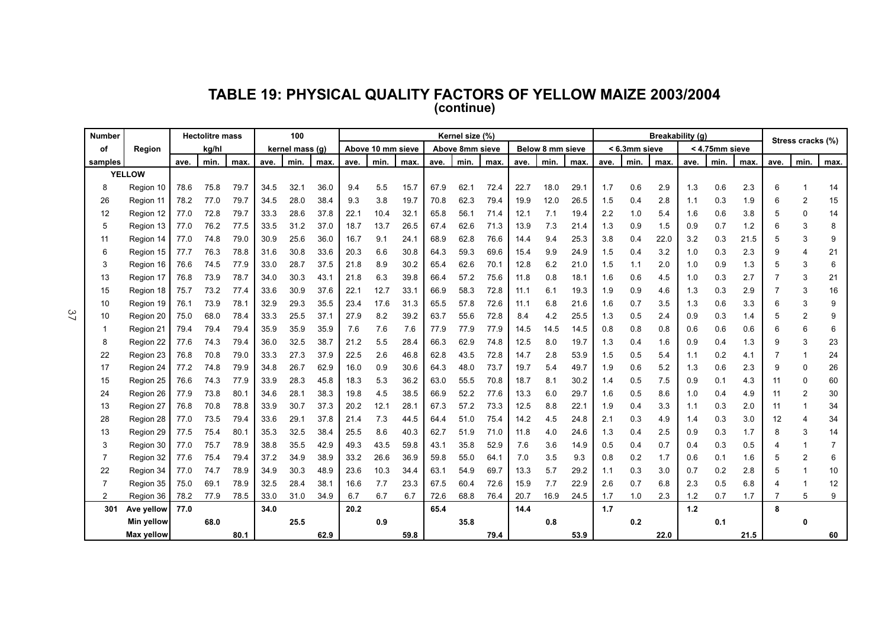# TABLE 19: PHYSICAL QUALITY FACTORS OF YELLOW MAIZE 2003/2004
**(continue)**

| Number of samples | Region | Hectolitre mass kg/hl | | | 100 kernel mass (g) | | | Kernel size (%) Above 10 mm sieve | | | Above 8mm sieve | | | Below 8 mm sieve | | | Breakability (g) < 6.3mm sieve | | | < 4.75mm sieve | | | Stress cracks (%) | | |
|---|---|---|---|---|---|---|---|---|---|---|---|---|---|---|---|---|---|---|---|---|---|---|---|---|---|
| | | ave. | min. | max. | ave. | min. | max. | ave. | min. | max. | ave. | min. | max. | ave. | min. | max. | ave. | min. | max. | ave. | min. | max. | ave. | min. | max. |
| **YELLOW** | | | | | | | | | | | | | | | | | | | | | | | | | |
| 8 | Region 10 | 78.6 | 75.8 | 79.7 | 34.5 | 32.1 | 36.0 | 9.4 | 5.5 | 15.7 | 67.9 | 62.1 | 72.4 | 22.7 | 18.0 | 29.1 | 1.7 | 0.6 | 2.9 | 1.3 | 0.6 | 2.3 | 6 | 1 | 14 |
| 26 | Region 11 | 78.2 | 77.0 | 79.7 | 34.5 | 28.0 | 38.4 | 9.3 | 3.8 | 19.7 | 70.8 | 62.3 | 79.4 | 19.9 | 12.0 | 26.5 | 1.5 | 0.4 | 2.8 | 1.1 | 0.3 | 1.9 | 6 | 2 | 15 |
| 12 | Region 12 | 77.0 | 72.8 | 79.7 | 33.3 | 28.6 | 37.8 | 22.1 | 10.4 | 32.1 | 65.8 | 56.1 | 71.4 | 12.1 | 7.1 | 19.4 | 2.2 | 1.0 | 5.4 | 1.6 | 0.6 | 3.8 | 5 | 0 | 14 |
| 5 | Region 13 | 77.0 | 76.2 | 77.5 | 33.5 | 31.2 | 37.0 | 18.7 | 13.7 | 26.5 | 67.4 | 62.6 | 71.3 | 13.9 | 7.3 | 21.4 | 1.3 | 0.9 | 1.5 | 0.9 | 0.7 | 1.2 | 6 | 3 | 8 |
| 11 | Region 14 | 77.0 | 74.8 | 79.0 | 30.9 | 25.6 | 36.0 | 16.7 | 9.1 | 24.1 | 68.9 | 62.8 | 76.6 | 14.4 | 9.4 | 25.3 | 3.8 | 0.4 | 22.0 | 3.2 | 0.3 | 21.5 | 5 | 3 | 9 |
| 6 | Region 15 | 77.7 | 76.3 | 78.8 | 31.6 | 30.8 | 33.6 | 20.3 | 6.6 | 30.8 | 64.3 | 59.3 | 69.6 | 15.4 | 9.9 | 24.9 | 1.5 | 0.4 | 3.2 | 1.0 | 0.3 | 2.3 | 9 | 4 | 21 |
| 3 | Region 16 | 76.6 | 74.5 | 77.9 | 33.0 | 28.7 | 37.5 | 21.8 | 8.9 | 30.2 | 65.4 | 62.6 | 70.1 | 12.8 | 6.2 | 21.0 | 1.5 | 1.1 | 2.0 | 1.0 | 0.9 | 1.3 | 5 | 3 | 6 |
| 13 | Region 17 | 76.8 | 73.9 | 78.7 | 34.0 | 30.3 | 43.1 | 21.8 | 6.3 | 39.8 | 66.4 | 57.2 | 75.6 | 11.8 | 0.8 | 18.1 | 1.6 | 0.6 | 4.5 | 1.0 | 0.3 | 2.7 | 7 | 3 | 21 |
| 15 | Region 18 | 75.7 | 73.2 | 77.4 | 33.6 | 30.9 | 37.6 | 22.1 | 12.7 | 33.1 | 66.9 | 58.3 | 72.8 | 11.1 | 6.1 | 19.3 | 1.9 | 0.9 | 4.6 | 1.3 | 0.3 | 2.9 | 7 | 3 | 16 |
| 10 | Region 19 | 76.1 | 73.9 | 78.1 | 32.9 | 29.3 | 35.5 | 23.4 | 17.6 | 31.3 | 65.5 | 57.8 | 72.6 | 11.1 | 6.8 | 21.6 | 1.6 | 0.7 | 3.5 | 1.3 | 0.6 | 3.3 | 6 | 3 | 9 |
| 10 | Region 20 | 75.0 | 68.0 | 78.4 | 33.3 | 25.5 | 37.1 | 27.9 | 8.2 | 39.2 | 63.7 | 55.6 | 72.8 | 8.4 | 4.2 | 25.5 | 1.3 | 0.5 | 2.4 | 0.9 | 0.3 | 1.4 | 5 | 2 | 9 |
| 1 | Region 21 | 79.4 | 79.4 | 79.4 | 35.9 | 35.9 | 35.9 | 7.6 | 7.6 | 7.6 | 77.9 | 77.9 | 77.9 | 14.5 | 14.5 | 14.5 | 0.8 | 0.8 | 0.8 | 0.6 | 0.6 | 0.6 | 6 | 6 | 6 |
| 8 | Region 22 | 77.6 | 74.3 | 79.4 | 36.0 | 32.5 | 38.7 | 21.2 | 5.5 | 28.4 | 66.3 | 62.9 | 74.8 | 12.5 | 8.0 | 19.7 | 1.3 | 0.4 | 1.6 | 0.9 | 0.4 | 1.3 | 9 | 3 | 23 |
| 22 | Region 23 | 76.8 | 70.8 | 79.0 | 33.3 | 27.3 | 37.9 | 22.5 | 2.6 | 46.8 | 62.8 | 43.5 | 72.8 | 14.7 | 2.8 | 53.9 | 1.5 | 0.5 | 5.4 | 1.1 | 0.2 | 4.1 | 7 | 1 | 24 |
| 17 | Region 24 | 77.2 | 74.8 | 79.9 | 34.8 | 26.7 | 62.9 | 16.0 | 0.9 | 30.6 | 64.3 | 48.0 | 73.7 | 19.7 | 5.4 | 49.7 | 1.9 | 0.6 | 5.2 | 1.3 | 0.6 | 2.3 | 9 | 0 | 26 |
| 15 | Region 25 | 76.6 | 74.3 | 77.9 | 33.9 | 28.3 | 45.8 | 18.3 | 5.3 | 36.2 | 63.0 | 55.5 | 70.8 | 18.7 | 8.1 | 30.2 | 1.4 | 0.5 | 7.5 | 0.9 | 0.1 | 4.3 | 11 | 0 | 60 |
| 24 | Region 26 | 77.9 | 73.8 | 80.1 | 34.6 | 28.1 | 38.3 | 19.8 | 4.5 | 38.5 | 66.9 | 52.2 | 77.6 | 13.3 | 6.0 | 29.7 | 1.6 | 0.5 | 8.6 | 1.0 | 0.4 | 4.9 | 11 | 2 | 30 |
| 13 | Region 27 | 76.8 | 70.8 | 78.8 | 33.9 | 30.7 | 37.3 | 20.2 | 12.1 | 28.1 | 67.3 | 57.2 | 73.3 | 12.5 | 8.8 | 22.1 | 1.9 | 0.4 | 3.3 | 1.1 | 0.3 | 2.0 | 11 | 1 | 34 |
| 28 | Region 28 | 77.0 | 73.5 | 79.4 | 33.6 | 29.1 | 37.8 | 21.4 | 7.3 | 44.5 | 64.4 | 51.0 | 75.4 | 14.2 | 4.5 | 24.8 | 2.1 | 0.3 | 4.9 | 1.4 | 0.3 | 3.0 | 12 | 4 | 34 |
| 13 | Region 29 | 77.5 | 75.4 | 80.1 | 35.3 | 32.5 | 38.4 | 25.5 | 8.6 | 40.3 | 62.7 | 51.9 | 71.0 | 11.8 | 4.0 | 24.6 | 1.3 | 0.4 | 2.5 | 0.9 | 0.3 | 1.7 | 8 | 3 | 14 |
| 3 | Region 30 | 77.0 | 75.7 | 78.9 | 38.8 | 35.5 | 42.9 | 49.3 | 43.5 | 59.8 | 43.1 | 35.8 | 52.9 | 7.6 | 3.6 | 14.9 | 0.5 | 0.4 | 0.7 | 0.4 | 0.3 | 0.5 | 4 | 1 | 7 |
| 7 | Region 32 | 77.6 | 75.4 | 79.4 | 37.2 | 34.9 | 38.9 | 33.2 | 26.6 | 36.9 | 59.8 | 55.0 | 64.1 | 7.0 | 3.5 | 9.3 | 0.8 | 0.2 | 1.7 | 0.6 | 0.1 | 1.6 | 5 | 2 | 6 |
| 22 | Region 34 | 77.0 | 74.7 | 78.9 | 34.9 | 30.3 | 48.9 | 23.6 | 10.3 | 34.4 | 63.1 | 54.9 | 69.7 | 13.3 | 5.7 | 29.2 | 1.1 | 0.3 | 3.0 | 0.7 | 0.2 | 2.8 | 5 | 1 | 10 |
| 7 | Region 35 | 75.0 | 69.1 | 78.9 | 32.5 | 28.4 | 38.1 | 16.6 | 7.7 | 23.3 | 67.5 | 60.4 | 72.6 | 15.9 | 7.7 | 22.9 | 2.6 | 0.7 | 6.8 | 2.3 | 0.5 | 6.8 | 4 | 1 | 12 |
| 2 | Region 36 | 78.2 | 77.9 | 78.5 | 33.0 | 31.0 | 34.9 | 6.7 | 6.7 | 6.7 | 72.6 | 68.8 | 76.4 | 20.7 | 16.9 | 24.5 | 1.7 | 1.0 | 2.3 | 1.2 | 0.7 | 1.7 | 7 | 5 | 9 |
| **301** | **Ave yellow** | **77.0** | | | **34.0** | | | **20.2** | | | **65.4** | | | **14.4** | | | **1.7** | | | **1.2** | | | **8** | | |
| | **Min yellow** | | **68.0** | | | **25.5** | | | **0.9** | | | **35.8** | | | **0.8** | | | **0.2** | | | **0.1** | | | **0** | |
| | **Max yellow** | | | **80.1** | | | **62.9** | | | **59.8** | | | **79.4** | | | **53.9** | | | **22.0** | | | **21.5** | | | **60** |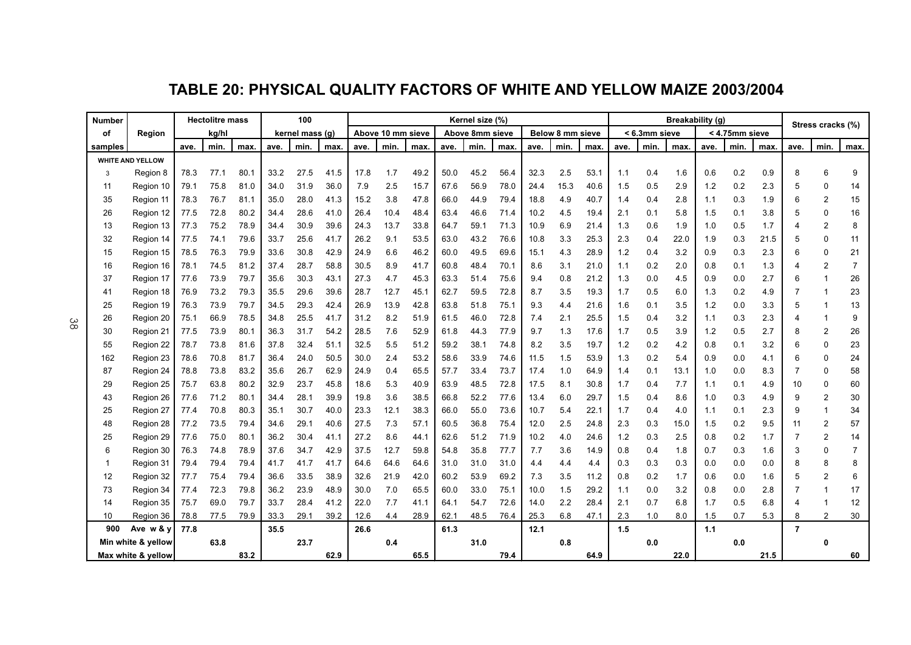# TABLE 20: PHYSICAL QUALITY FACTORS OF WHITE AND YELLOW MAIZE 2003/2004

| Number of samples | Region | Hectolitre mass kg/hl | | | 100 kernel mass (g) | | | Kernel size (%) Above 10 mm sieve | | | Above 8mm sieve | | | Below 8 mm sieve | | | Breakability (g) < 6.3mm sieve | | | < 4.75mm sieve | | | Stress cracks (%) | | |
|---|---|---|---|---|---|---|---|---|---|---|---|---|---|---|---|---|---|---|---|---|---|---|---|---|---|
| | | ave. | min. | max. | ave. | min. | max. | ave. | min. | max. | ave. | min. | max. | ave. | min. | max. | ave. | min. | max. | ave. | min. | max. | ave. | min. | max. |
| WHITE AND YELLOW | | | | | | | | | | | | | | | | | | | | | | | | | |
| 3 | Region 8 | 78.3 | 77.1 | 80.1 | 33.2 | 27.5 | 41.5 | 17.8 | 1.7 | 49.2 | 50.0 | 45.2 | 56.4 | 32.3 | 2.5 | 53.1 | 1.1 | 0.4 | 1.6 | 0.6 | 0.2 | 0.9 | 8 | 6 | 9 |
| 11 | Region 10 | 79.1 | 75.8 | 81.0 | 34.0 | 31.9 | 36.0 | 7.9 | 2.5 | 15.7 | 67.6 | 56.9 | 78.0 | 24.4 | 15.3 | 40.6 | 1.5 | 0.5 | 2.9 | 1.2 | 0.2 | 2.3 | 5 | 0 | 14 |
| 35 | Region 11 | 78.3 | 76.7 | 81.1 | 35.0 | 28.0 | 41.3 | 15.2 | 3.8 | 47.8 | 66.0 | 44.9 | 79.4 | 18.8 | 4.9 | 40.7 | 1.4 | 0.4 | 2.8 | 1.1 | 0.3 | 1.9 | 6 | 2 | 15 |
| 26 | Region 12 | 77.5 | 72.8 | 80.2 | 34.4 | 28.6 | 41.0 | 26.4 | 10.4 | 48.4 | 63.4 | 46.6 | 71.4 | 10.2 | 4.5 | 19.4 | 2.1 | 0.1 | 5.8 | 1.5 | 0.1 | 3.8 | 5 | 0 | 16 |
| 13 | Region 13 | 77.3 | 75.2 | 78.9 | 34.4 | 30.9 | 39.6 | 24.3 | 13.7 | 33.8 | 64.7 | 59.1 | 71.3 | 10.9 | 6.9 | 21.4 | 1.3 | 0.6 | 1.9 | 1.0 | 0.5 | 1.7 | 4 | 2 | 8 |
| 32 | Region 14 | 77.5 | 74.1 | 79.6 | 33.7 | 25.6 | 41.7 | 26.2 | 9.1 | 53.5 | 63.0 | 43.2 | 76.6 | 10.8 | 3.3 | 25.3 | 2.3 | 0.4 | 22.0 | 1.9 | 0.3 | 21.5 | 5 | 0 | 11 |
| 15 | Region 15 | 78.5 | 76.3 | 79.9 | 33.6 | 30.8 | 42.9 | 24.9 | 6.6 | 46.2 | 60.0 | 49.5 | 69.6 | 15.1 | 4.3 | 28.9 | 1.2 | 0.4 | 3.2 | 0.9 | 0.3 | 2.3 | 6 | 0 | 21 |
| 16 | Region 16 | 78.1 | 74.5 | 81.2 | 37.4 | 28.7 | 58.8 | 30.5 | 8.9 | 41.7 | 60.8 | 48.4 | 70.1 | 8.6 | 3.1 | 21.0 | 1.1 | 0.2 | 2.0 | 0.8 | 0.1 | 1.3 | 4 | 2 | 7 |
| 37 | Region 17 | 77.6 | 73.9 | 79.7 | 35.6 | 30.3 | 43.1 | 27.3 | 4.7 | 45.3 | 63.3 | 51.4 | 75.6 | 9.4 | 0.8 | 21.2 | 1.3 | 0.0 | 4.5 | 0.9 | 0.0 | 2.7 | 6 | 1 | 26 |
| 41 | Region 18 | 76.9 | 73.2 | 79.3 | 35.5 | 29.6 | 39.6 | 28.7 | 12.7 | 45.1 | 62.7 | 59.5 | 72.8 | 8.7 | 3.5 | 19.3 | 1.7 | 0.5 | 6.0 | 1.3 | 0.2 | 4.9 | 7 | 1 | 23 |
| 25 | Region 19 | 76.3 | 73.9 | 79.7 | 34.5 | 29.3 | 42.4 | 26.9 | 13.9 | 42.8 | 63.8 | 51.8 | 75.1 | 9.3 | 4.4 | 21.6 | 1.6 | 0.1 | 3.5 | 1.2 | 0.0 | 3.3 | 5 | 1 | 13 |
| 26 | Region 20 | 75.1 | 66.9 | 78.5 | 34.8 | 25.5 | 41.7 | 31.2 | 8.2 | 51.9 | 61.5 | 46.0 | 72.8 | 7.4 | 2.1 | 25.5 | 1.5 | 0.4 | 3.2 | 1.1 | 0.3 | 2.3 | 4 | 1 | 9 |
| 30 | Region 21 | 77.5 | 73.9 | 80.1 | 36.3 | 31.7 | 54.2 | 28.5 | 7.6 | 52.9 | 61.8 | 44.3 | 77.9 | 9.7 | 1.3 | 17.6 | 1.7 | 0.5 | 3.9 | 1.2 | 0.5 | 2.7 | 8 | 2 | 26 |
| 55 | Region 22 | 78.7 | 73.8 | 81.6 | 37.8 | 32.4 | 51.1 | 32.5 | 5.5 | 51.2 | 59.2 | 38.1 | 74.8 | 8.2 | 3.5 | 19.7 | 1.2 | 0.2 | 4.2 | 0.8 | 0.1 | 3.2 | 6 | 0 | 23 |
| 162 | Region 23 | 78.6 | 70.8 | 81.7 | 36.4 | 24.0 | 50.5 | 30.0 | 2.4 | 53.2 | 58.6 | 33.9 | 74.6 | 11.5 | 1.5 | 53.9 | 1.3 | 0.2 | 5.4 | 0.9 | 0.0 | 4.1 | 6 | 0 | 24 |
| 87 | Region 24 | 78.8 | 73.8 | 83.2 | 35.6 | 26.7 | 62.9 | 24.9 | 0.4 | 65.5 | 57.7 | 33.4 | 73.7 | 17.4 | 1.0 | 64.9 | 1.4 | 0.1 | 13.1 | 1.0 | 0.0 | 8.3 | 7 | 0 | 58 |
| 29 | Region 25 | 75.7 | 63.8 | 80.2 | 32.9 | 23.7 | 45.8 | 18.6 | 5.3 | 40.9 | 63.9 | 48.5 | 72.8 | 17.5 | 8.1 | 30.8 | 1.7 | 0.4 | 7.7 | 1.1 | 0.1 | 4.9 | 10 | 0 | 60 |
| 43 | Region 26 | 77.6 | 71.2 | 80.1 | 34.4 | 28.1 | 39.9 | 19.8 | 3.6 | 38.5 | 66.8 | 52.2 | 77.6 | 13.4 | 6.0 | 29.7 | 1.5 | 0.4 | 8.6 | 1.0 | 0.3 | 4.9 | 9 | 2 | 30 |
| 25 | Region 27 | 77.4 | 70.8 | 80.3 | 35.1 | 30.7 | 40.0 | 23.3 | 12.1 | 38.3 | 66.0 | 55.0 | 73.6 | 10.7 | 5.4 | 22.1 | 1.7 | 0.4 | 4.0 | 1.1 | 0.1 | 2.3 | 9 | 1 | 34 |
| 48 | Region 28 | 77.2 | 73.5 | 79.4 | 34.6 | 29.1 | 40.6 | 27.5 | 7.3 | 57.1 | 60.5 | 36.8 | 75.4 | 12.0 | 2.5 | 24.8 | 2.3 | 0.3 | 15.0 | 1.5 | 0.2 | 9.5 | 11 | 2 | 57 |
| 25 | Region 29 | 77.6 | 75.0 | 80.1 | 36.2 | 30.4 | 41.1 | 27.2 | 8.6 | 44.1 | 62.6 | 51.2 | 71.9 | 10.2 | 4.0 | 24.6 | 1.2 | 0.3 | 2.5 | 0.8 | 0.2 | 1.7 | 7 | 2 | 14 |
| 6 | Region 30 | 76.3 | 74.8 | 78.9 | 37.6 | 34.7 | 42.9 | 37.5 | 12.7 | 59.8 | 54.8 | 35.8 | 77.7 | 7.7 | 3.6 | 14.9 | 0.8 | 0.4 | 1.8 | 0.7 | 0.3 | 1.6 | 3 | 0 | 7 |
| 1 | Region 31 | 79.4 | 79.4 | 79.4 | 41.7 | 41.7 | 41.7 | 64.6 | 64.6 | 64.6 | 31.0 | 31.0 | 31.0 | 4.4 | 4.4 | 4.4 | 0.3 | 0.3 | 0.3 | 0.0 | 0.0 | 0.0 | 8 | 8 | 8 |
| 12 | Region 32 | 77.7 | 75.4 | 79.4 | 36.6 | 33.5 | 38.9 | 32.6 | 21.9 | 42.0 | 60.2 | 53.9 | 69.2 | 7.3 | 3.5 | 11.2 | 0.8 | 0.2 | 1.7 | 0.6 | 0.0 | 1.6 | 5 | 2 | 6 |
| 73 | Region 34 | 77.4 | 72.3 | 79.8 | 36.2 | 23.9 | 48.9 | 30.0 | 7.0 | 65.5 | 60.0 | 33.0 | 75.1 | 10.0 | 1.5 | 29.2 | 1.1 | 0.0 | 3.2 | 0.8 | 0.0 | 2.8 | 7 | 1 | 17 |
| 14 | Region 35 | 75.7 | 69.0 | 79.7 | 33.7 | 28.4 | 41.2 | 22.0 | 7.7 | 41.1 | 64.1 | 54.7 | 72.6 | 14.0 | 2.2 | 28.4 | 2.1 | 0.7 | 6.8 | 1.7 | 0.5 | 6.8 | 4 | 1 | 12 |
| 10 | Region 36 | 78.8 | 77.5 | 79.9 | 33.3 | 29.1 | 39.2 | 12.6 | 4.4 | 28.9 | 62.1 | 48.5 | 76.4 | 25.3 | 6.8 | 47.1 | 2.3 | 1.0 | 8.0 | 1.5 | 0.7 | 5.3 | 8 | 2 | 30 |
| **900** | **Ave w & y** | **77.8** | | | **35.5** | | | **26.6** | | | **61.3** | | | **12.1** | | | **1.5** | | | **1.1** | | | **7** | | |
| **Min white & yellow** | | | **63.8** | | | **23.7** | | | **0.4** | | | **31.0** | | | **0.8** | | | **0.0** | | | **0.0** | | | **0** | |
| **Max white & yellow** | | | | **83.2** | | | **62.9** | | | **65.5** | | | **79.4** | | | **64.9** | | | **22.0** | | | **21.5** | | | **60** |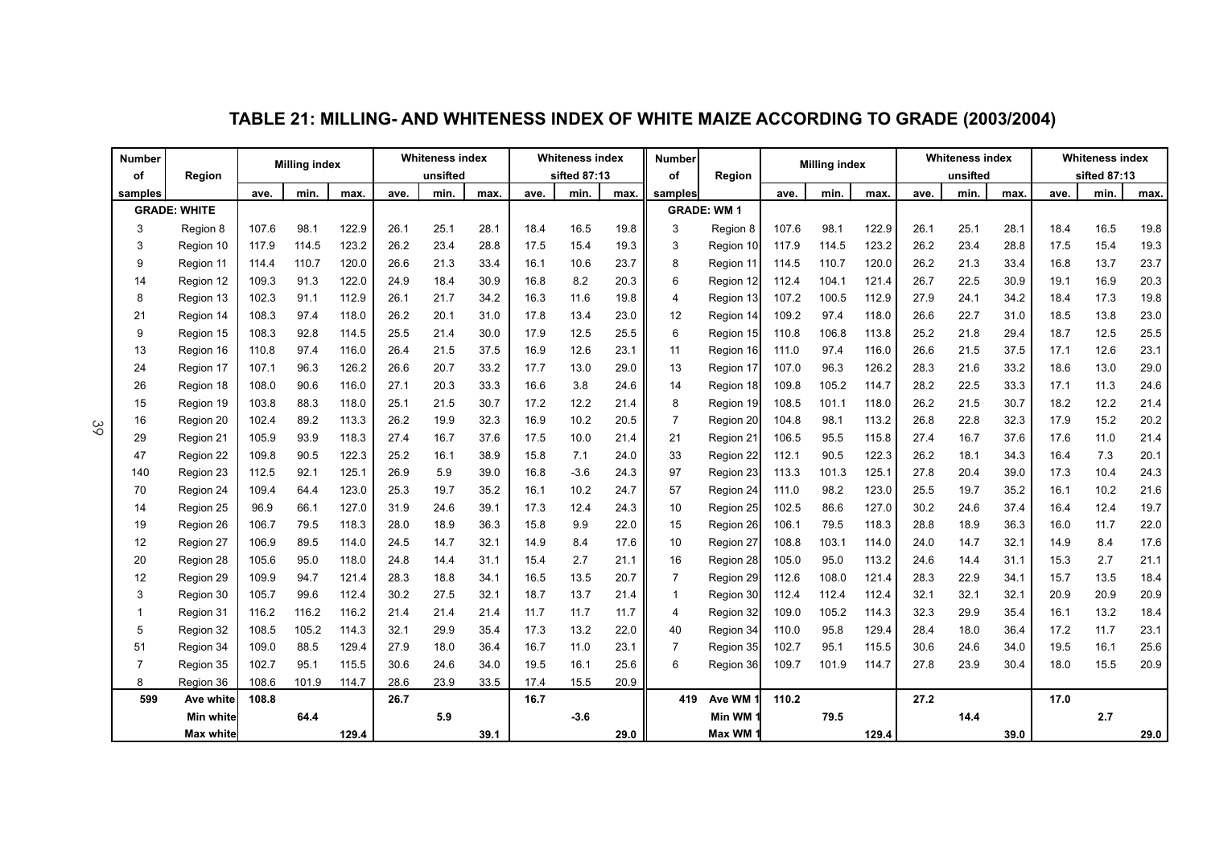# TABLE 21: MILLING- AND WHITENESS INDEX OF WHITE MAIZE ACCORDING TO GRADE (2003/2004)

| Number of samples | Region | Milling index | | | Whiteness index unsifted | | | Whiteness index sifted 87:13 | | | Number of samples | Region | Milling index | | | Whiteness index unsifted | | | Whiteness index sifted 87:13 | | |
|---|---|---|---|---|---|---|---|---|---|---|---|---|---|---|---|---|---|---|---|---|---|
| | | ave. | min. | max. | ave. | min. | max. | ave. | min. | max. | | | ave. | min. | max. | ave. | min. | max. | ave. | min. | max. |
| **GRADE: WHITE** | | | | | | | | | | | **GRADE: WM 1** | | | | | | | | | | |
| 3 | Region 8 | 107.6 | 98.1 | 122.9 | 26.1 | 25.1 | 28.1 | 18.4 | 16.5 | 19.8 | 3 | Region 8 | 107.6 | 98.1 | 122.9 | 26.1 | 25.1 | 28.1 | 18.4 | 16.5 | 19.8 |
| 3 | Region 10 | 117.9 | 114.5 | 123.2 | 26.2 | 23.4 | 28.8 | 17.5 | 15.4 | 19.3 | 3 | Region 10 | 117.9 | 114.5 | 123.2 | 26.2 | 23.4 | 28.8 | 17.5 | 15.4 | 19.3 |
| 9 | Region 11 | 114.4 | 110.7 | 120.0 | 26.6 | 21.3 | 33.4 | 16.1 | 10.6 | 23.7 | 8 | Region 11 | 114.5 | 110.7 | 120.0 | 26.2 | 21.3 | 33.4 | 16.8 | 13.7 | 23.7 |
| 14 | Region 12 | 109.3 | 91.3 | 122.0 | 24.9 | 18.4 | 30.9 | 16.8 | 8.2 | 20.3 | 6 | Region 12 | 112.4 | 104.1 | 121.4 | 26.7 | 22.5 | 30.9 | 19.1 | 16.9 | 20.3 |
| 8 | Region 13 | 102.3 | 91.1 | 112.9 | 26.1 | 21.7 | 34.2 | 16.3 | 11.6 | 19.8 | 4 | Region 13 | 107.2 | 100.5 | 112.9 | 27.9 | 24.1 | 34.2 | 18.4 | 17.3 | 19.8 |
| 21 | Region 14 | 108.3 | 97.4 | 118.0 | 26.2 | 20.1 | 31.0 | 17.8 | 13.4 | 23.0 | 12 | Region 14 | 109.2 | 97.4 | 118.0 | 26.6 | 22.7 | 31.0 | 18.5 | 13.8 | 23.0 |
| 9 | Region 15 | 108.3 | 92.8 | 114.5 | 25.5 | 21.4 | 30.0 | 17.9 | 12.5 | 25.5 | 6 | Region 15 | 110.8 | 106.8 | 113.8 | 25.2 | 21.8 | 29.4 | 18.7 | 12.5 | 25.5 |
| 13 | Region 16 | 110.8 | 97.4 | 116.0 | 26.4 | 21.5 | 37.5 | 16.9 | 12.6 | 23.1 | 11 | Region 16 | 111.0 | 97.4 | 116.0 | 26.6 | 21.5 | 37.5 | 17.1 | 12.6 | 23.1 |
| 24 | Region 17 | 107.1 | 96.3 | 126.2 | 26.6 | 20.7 | 33.2 | 17.7 | 13.0 | 29.0 | 13 | Region 17 | 107.0 | 96.3 | 126.2 | 28.3 | 21.6 | 33.2 | 18.6 | 13.0 | 29.0 |
| 26 | Region 18 | 108.0 | 90.6 | 116.0 | 27.1 | 20.3 | 33.3 | 16.6 | 3.8 | 24.6 | 14 | Region 18 | 109.8 | 105.2 | 114.7 | 28.2 | 22.5 | 33.3 | 17.1 | 11.3 | 24.6 |
| 15 | Region 19 | 103.8 | 88.3 | 118.0 | 25.1 | 21.5 | 30.7 | 17.2 | 12.2 | 21.4 | 8 | Region 19 | 108.5 | 101.1 | 118.0 | 26.2 | 21.5 | 30.7 | 18.2 | 12.2 | 21.4 |
| 16 | Region 20 | 102.4 | 89.2 | 113.3 | 26.2 | 19.9 | 32.3 | 16.9 | 10.2 | 20.5 | 7 | Region 20 | 104.8 | 98.1 | 113.2 | 26.8 | 22.8 | 32.3 | 17.9 | 15.2 | 20.2 |
| 29 | Region 21 | 105.9 | 93.9 | 118.3 | 27.4 | 16.7 | 37.6 | 17.5 | 10.0 | 21.4 | 21 | Region 21 | 106.5 | 95.5 | 115.8 | 27.4 | 16.7 | 37.6 | 17.6 | 11.0 | 21.4 |
| 47 | Region 22 | 109.8 | 90.5 | 122.3 | 25.2 | 16.1 | 38.9 | 15.8 | 7.1 | 24.0 | 33 | Region 22 | 112.1 | 90.5 | 122.3 | 26.2 | 18.1 | 34.3 | 16.4 | 7.3 | 20.1 |
| 140 | Region 23 | 112.5 | 92.1 | 125.1 | 26.9 | 5.9 | 39.0 | 16.8 | -3.6 | 24.3 | 97 | Region 23 | 113.3 | 101.3 | 125.1 | 27.8 | 20.4 | 39.0 | 17.3 | 10.4 | 24.3 |
| 70 | Region 24 | 109.4 | 64.4 | 123.0 | 25.3 | 19.7 | 35.2 | 16.1 | 10.2 | 24.7 | 57 | Region 24 | 111.0 | 98.2 | 123.0 | 25.5 | 19.7 | 35.2 | 16.1 | 10.2 | 21.6 |
| 14 | Region 25 | 96.9 | 66.1 | 127.0 | 31.9 | 24.6 | 39.1 | 17.3 | 12.4 | 24.3 | 10 | Region 25 | 102.5 | 86.6 | 127.0 | 30.2 | 24.6 | 37.4 | 16.4 | 12.4 | 19.7 |
| 19 | Region 26 | 106.7 | 79.5 | 118.3 | 28.0 | 18.9 | 36.3 | 15.8 | 9.9 | 22.0 | 15 | Region 26 | 106.1 | 79.5 | 118.3 | 28.8 | 18.9 | 36.3 | 16.0 | 11.7 | 22.0 |
| 12 | Region 27 | 106.9 | 89.5 | 114.0 | 24.5 | 14.7 | 32.1 | 14.9 | 8.4 | 17.6 | 10 | Region 27 | 108.8 | 103.1 | 114.0 | 24.0 | 14.7 | 32.1 | 14.9 | 8.4 | 17.6 |
| 20 | Region 28 | 105.6 | 95.0 | 118.0 | 24.8 | 14.4 | 31.1 | 15.4 | 2.7 | 21.1 | 16 | Region 28 | 105.0 | 95.0 | 113.2 | 24.6 | 14.4 | 31.1 | 15.3 | 2.7 | 21.1 |
| 12 | Region 29 | 109.9 | 94.7 | 121.4 | 28.3 | 18.8 | 34.1 | 16.5 | 13.5 | 20.7 | 7 | Region 29 | 112.6 | 108.0 | 121.4 | 28.3 | 22.9 | 34.1 | 15.7 | 13.5 | 18.4 |
| 3 | Region 30 | 105.7 | 99.6 | 112.4 | 30.2 | 27.5 | 32.1 | 18.7 | 13.7 | 21.4 | 1 | Region 30 | 112.4 | 112.4 | 112.4 | 32.1 | 32.1 | 32.1 | 20.9 | 20.9 | 20.9 |
| 1 | Region 31 | 116.2 | 116.2 | 116.2 | 21.4 | 21.4 | 21.4 | 11.7 | 11.7 | 11.7 | 4 | Region 32 | 109.0 | 105.2 | 114.3 | 32.3 | 29.9 | 35.4 | 16.1 | 13.2 | 18.4 |
| 5 | Region 32 | 108.5 | 105.2 | 114.3 | 32.1 | 29.9 | 35.4 | 17.3 | 13.2 | 22.0 | 40 | Region 34 | 110.0 | 95.8 | 129.4 | 28.4 | 18.0 | 36.4 | 17.2 | 11.7 | 23.1 |
| 51 | Region 34 | 109.0 | 88.5 | 129.4 | 27.9 | 18.0 | 36.4 | 16.7 | 11.0 | 23.1 | 7 | Region 35 | 102.7 | 95.1 | 115.5 | 30.6 | 24.6 | 34.0 | 19.5 | 16.1 | 25.6 |
| 7 | Region 35 | 102.7 | 95.1 | 115.5 | 30.6 | 24.6 | 34.0 | 19.5 | 16.1 | 25.6 | 6 | Region 36 | 109.7 | 101.9 | 114.7 | 27.8 | 23.9 | 30.4 | 18.0 | 15.5 | 20.9 |
| 8 | Region 36 | 108.6 | 101.9 | 114.7 | 28.6 | 23.9 | 33.5 | 17.4 | 15.5 | 20.9 | | | | | | | | | | | |
| **599** | **Ave white** | **108.8** | | | **26.7** | | | **16.7** | | | **419** | **Ave WM 1** | **110.2** | | | **27.2** | | | **17.0** | | |
| | **Min white** | | **64.4** | | | **5.9** | | | **-3.6** | | | **Min WM 1** | | **79.5** | | | **14.4** | | | **2.7** | |
| | **Max white** | | | **129.4** | | | **39.1** | | | **29.0** | | **Max WM 1** | | | **129.4** | | | **39.0** | | | **29.0** |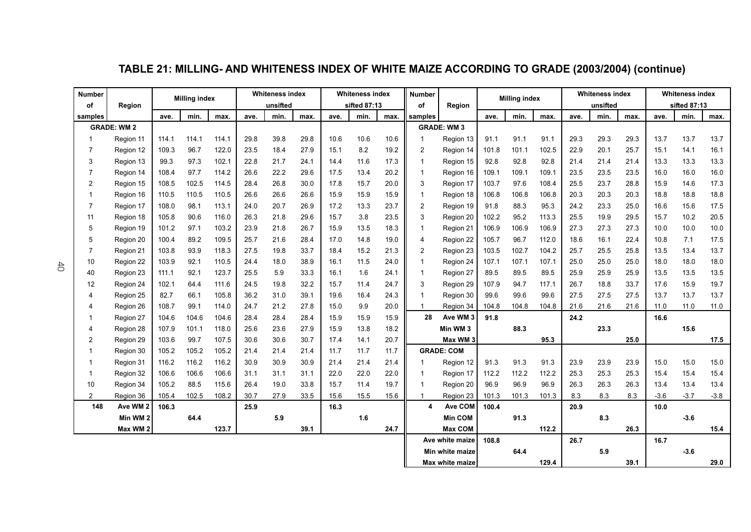## TABLE 21: MILLING- AND WHITENESS INDEX OF WHITE MAIZE ACCORDING TO GRADE (2003/2004) (continue)

| Number of samples | Region | Milling index | | | Whiteness index unsifted | | | Whiteness index sifted 87:13 | | | Number of samples | Region | Milling index | | | Whiteness index unsifted | | | Whiteness index sifted 87:13 | | |
|---|---|---|---|---|---|---|---|---|---|---|---|---|---|---|---|---|---|---|---|---|---|
| | | ave. | min. | max. | ave. | min. | max. | ave. | min. | max. | | | ave. | min. | max. | ave. | min. | max. | ave. | min. | max. |
| | **GRADE: WM 2** | | | | | | | | | | | **GRADE: WM 3** | | | | | | | | | |
| 1 | Region 11 | 114.1 | 114.1 | 114.1 | 29.8 | 39.8 | 29.8 | 10.6 | 10.6 | 10.6 | 1 | Region 13 | 91.1 | 91.1 | 91.1 | 29.3 | 29.3 | 29.3 | 13.7 | 13.7 | 13.7 |
| 7 | Region 12 | 109.3 | 96.7 | 122.0 | 23.5 | 18.4 | 27.9 | 15.1 | 8.2 | 19.2 | 2 | Region 14 | 101.8 | 101.1 | 102.5 | 22.9 | 20.1 | 25.7 | 15.1 | 14.1 | 16.1 |
| 3 | Region 13 | 99.3 | 97.3 | 102.1 | 22.8 | 21.7 | 24.1 | 14.4 | 11.6 | 17.3 | 1 | Region 15 | 92.8 | 92.8 | 92.8 | 21.4 | 21.4 | 21.4 | 13.3 | 13.3 | 13.3 |
| 7 | Region 14 | 108.4 | 97.7 | 114.2 | 26.6 | 22.2 | 29.6 | 17.5 | 13.4 | 20.2 | 1 | Region 16 | 109.1 | 109.1 | 109.1 | 23.5 | 23.5 | 23.5 | 16.0 | 16.0 | 16.0 |
| 2 | Region 15 | 108.5 | 102.5 | 114.5 | 28.4 | 26.8 | 30.0 | 17.8 | 15.7 | 20.0 | 3 | Region 17 | 103.7 | 97.6 | 108.4 | 25.5 | 23.7 | 28.8 | 15.9 | 14.6 | 17.3 |
| 1 | Region 16 | 110.5 | 110.5 | 110.5 | 26.6 | 26.6 | 26.6 | 15.9 | 15.9 | 15.9 | 1 | Region 18 | 106.8 | 106.8 | 106.8 | 20.3 | 20.3 | 20.3 | 18.8 | 18.8 | 18.8 |
| 7 | Region 17 | 108.0 | 98.1 | 113.1 | 24.0 | 20.7 | 26.9 | 17.2 | 13.3 | 23.7 | 2 | Region 19 | 91.8 | 88.3 | 95.3 | 24.2 | 23.3 | 25.0 | 16.6 | 15.6 | 17.5 |
| 11 | Region 18 | 105.8 | 90.6 | 116.0 | 26.3 | 21.8 | 29.6 | 15.7 | 3.8 | 23.5 | 3 | Region 20 | 102.2 | 95.2 | 113.3 | 25.5 | 19.9 | 29.5 | 15.7 | 10.2 | 20.5 |
| 5 | Region 19 | 101.2 | 97.1 | 103.2 | 23.9 | 21.8 | 26.7 | 15.9 | 13.5 | 18.3 | 1 | Region 21 | 106.9 | 106.9 | 106.9 | 27.3 | 27.3 | 27.3 | 10.0 | 10.0 | 10.0 |
| 5 | Region 20 | 100.4 | 89.2 | 109.5 | 25.7 | 21.6 | 28.4 | 17.0 | 14.8 | 19.0 | 4 | Region 22 | 105.7 | 96.7 | 112.0 | 18.6 | 16.1 | 22.4 | 10.8 | 7.1 | 17.5 |
| 7 | Region 21 | 103.8 | 93.9 | 118.3 | 27.5 | 19.8 | 33.7 | 18.4 | 15.2 | 21.3 | 2 | Region 23 | 103.5 | 102.7 | 104.2 | 25.7 | 25.5 | 25.8 | 13.5 | 13.4 | 13.7 |
| 10 | Region 22 | 103.9 | 92.1 | 110.5 | 24.4 | 18.0 | 38.9 | 16.1 | 11.5 | 24.0 | 1 | Region 24 | 107.1 | 107.1 | 107.1 | 25.0 | 25.0 | 25.0 | 18.0 | 18.0 | 18.0 |
| 40 | Region 23 | 111.1 | 92.1 | 123.7 | 25.5 | 5.9 | 33.3 | 16.1 | 1.6 | 24.1 | 1 | Region 27 | 89.5 | 89.5 | 89.5 | 25.9 | 25.9 | 25.9 | 13.5 | 13.5 | 13.5 |
| 12 | Region 24 | 102.1 | 64.4 | 111.6 | 24.5 | 19.8 | 32.2 | 15.7 | 11.4 | 24.7 | 3 | Region 29 | 107.9 | 94.7 | 117.1 | 26.7 | 18.8 | 33.7 | 17.6 | 15.9 | 19.7 |
| 4 | Region 25 | 82.7 | 66.1 | 105.8 | 36.2 | 31.0 | 39.1 | 19.6 | 16.4 | 24.3 | 1 | Region 30 | 99.6 | 99.6 | 99.6 | 27.5 | 27.5 | 27.5 | 13.7 | 13.7 | 13.7 |
| 4 | Region 26 | 108.7 | 99.1 | 114.0 | 24.7 | 21.2 | 27.8 | 15.0 | 9.9 | 20.0 | 1 | Region 34 | 104.8 | 104.8 | 104.8 | 21.6 | 21.6 | 21.6 | 11.0 | 11.0 | 11.0 |
| 1 | Region 27 | 104.6 | 104.6 | 104.6 | 28.4 | 28.4 | 28.4 | 15.9 | 15.9 | 15.9 | **28** | **Ave WM 3** | **91.8** | | | **24.2** | | | **16.6** | | |
| 4 | Region 28 | 107.9 | 101.1 | 118.0 | 25.6 | 23.6 | 27.9 | 15.9 | 13.8 | 18.2 | | **Min WM 3** | | **88.3** | | | **23.3** | | | **15.6** | |
| 2 | Region 29 | 103.6 | 99.7 | 107.5 | 30.6 | 30.6 | 30.7 | 17.4 | 14.1 | 20.7 | | **Max WM 3** | | | **95.3** | | | **25.0** | | | **17.5** |
| 1 | Region 30 | 105.2 | 105.2 | 105.2 | 21.4 | 21.4 | 21.4 | 11.7 | 11.7 | 11.7 | | **GRADE: COM** | | | | | | | | | |
| 1 | Region 31 | 116.2 | 116.2 | 116.2 | 30.9 | 30.9 | 30.9 | 21.4 | 21.4 | 21.4 | 1 | Region 12 | 91.3 | 91.3 | 91.3 | 23.9 | 23.9 | 23.9 | 15.0 | 15.0 | 15.0 |
| 1 | Region 32 | 106.6 | 106.6 | 106.6 | 31.1 | 31.1 | 31.1 | 22.0 | 22.0 | 22.0 | 1 | Region 17 | 112.2 | 112.2 | 112.2 | 25.3 | 25.3 | 25.3 | 15.4 | 15.4 | 15.4 |
| 10 | Region 34 | 105.2 | 88.5 | 115.6 | 26.4 | 19.0 | 33.8 | 15.7 | 11.4 | 19.7 | 1 | Region 20 | 96.9 | 96.9 | 96.9 | 26.3 | 26.3 | 26.3 | 13.4 | 13.4 | 13.4 |
| 2 | Region 36 | 105.4 | 102.5 | 108.2 | 30.7 | 27.9 | 33.5 | 15.6 | 15.5 | 15.6 | 1 | Region 23 | 101.3 | 101.3 | 101.3 | 8.3 | 8.3 | 8.3 | -3.6 | -3.7 | -3.8 |
| **148** | **Ave WM 2** | **106.3** | | | **25.9** | | | **16.3** | | | **4** | **Ave COM** | **100.4** | | | **20.9** | | | **10.0** | | |
| | **Min WM 2** | | **64.4** | | | **5.9** | | | **1.6** | | | **Min COM** | | **91.3** | | | **8.3** | | | **-3.6** | |
| | **Max WM 2** | | | **123.7** | | | **39.1** | | | **24.7** | | **Max COM** | | | **112.2** | | | **26.3** | | | **15.4** |
| | | | | | | | | | | | | **Ave white maize** | **108.8** | | | **26.7** | | | **16.7** | | |
| | | | | | | | | | | | | **Min white maize** | | **64.4** | | | **5.9** | | | **-3.6** | |
| | | | | | | | | | | | | **Max white maize** | | | **129.4** | | | **39.1** | | | **29.0** |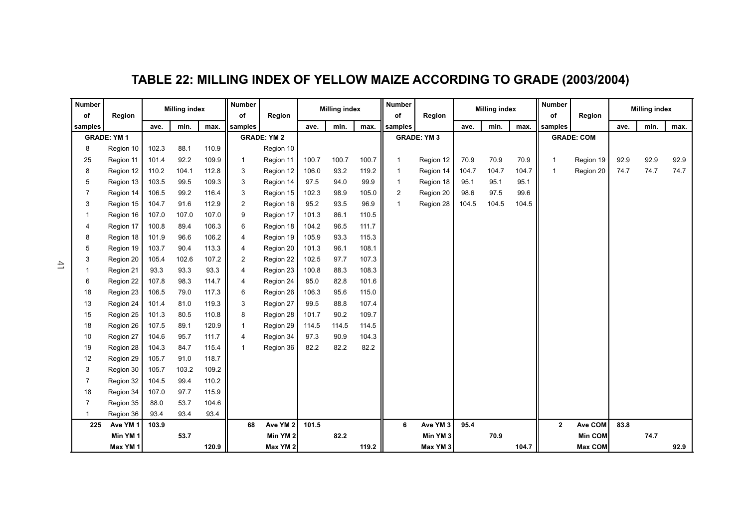# TABLE 22: MILLING INDEX OF YELLOW MAIZE ACCORDING TO GRADE (2003/2004)

| Number of samples | Region | Milling index | | | Number of samples | Region | Milling index | | | Number of samples | Region | Milling index | | | Number of samples | Region | Milling index | | |
|---|---|---|---|---|---|---|---|---|---|---|---|---|---|---|---|---|---|---|---|
| | | ave. | min. | max. | | | ave. | min. | max. | | | ave. | min. | max. | | | ave. | min. | max. |
| **GRADE: YM 1** | | | | | **GRADE: YM 2** | | | | | **GRADE: YM 3** | | | | | **GRADE: COM** | | | | |
| 8 | Region 10 | 102.3 | 88.1 | 110.9 | | Region 10 | | | | | | | | | | | | | |
| 25 | Region 11 | 101.4 | 92.2 | 109.9 | 1 | Region 11 | 100.7 | 100.7 | 100.7 | 1 | Region 12 | 70.9 | 70.9 | 70.9 | 1 | Region 19 | 92.9 | 92.9 | 92.9 |
| 8 | Region 12 | 110.2 | 104.1 | 112.8 | 3 | Region 12 | 106.0 | 93.2 | 119.2 | 1 | Region 14 | 104.7 | 104.7 | 104.7 | 1 | Region 20 | 74.7 | 74.7 | 74.7 |
| 5 | Region 13 | 103.5 | 99.5 | 109.3 | 3 | Region 14 | 97.5 | 94.0 | 99.9 | 1 | Region 18 | 95.1 | 95.1 | 95.1 | | | | | |
| 7 | Region 14 | 106.5 | 99.2 | 116.4 | 3 | Region 15 | 102.3 | 98.9 | 105.0 | 2 | Region 20 | 98.6 | 97.5 | 99.6 | | | | | |
| 3 | Region 15 | 104.7 | 91.6 | 112.9 | 2 | Region 16 | 95.2 | 93.5 | 96.9 | 1 | Region 28 | 104.5 | 104.5 | 104.5 | | | | | |
| 1 | Region 16 | 107.0 | 107.0 | 107.0 | 9 | Region 17 | 101.3 | 86.1 | 110.5 | | | | | | | | | | |
| 4 | Region 17 | 100.8 | 89.4 | 106.3 | 6 | Region 18 | 104.2 | 96.5 | 111.7 | | | | | | | | | | |
| 8 | Region 18 | 101.9 | 96.6 | 106.2 | 4 | Region 19 | 105.9 | 93.3 | 115.3 | | | | | | | | | | |
| 5 | Region 19 | 103.7 | 90.4 | 113.3 | 4 | Region 20 | 101.3 | 96.1 | 108.1 | | | | | | | | | | |
| 3 | Region 20 | 105.4 | 102.6 | 107.2 | 2 | Region 22 | 102.5 | 97.7 | 107.3 | | | | | | | | | | |
| 1 | Region 21 | 93.3 | 93.3 | 93.3 | 4 | Region 23 | 100.8 | 88.3 | 108.3 | | | | | | | | | | |
| 6 | Region 22 | 107.8 | 98.3 | 114.7 | 4 | Region 24 | 95.0 | 82.8 | 101.6 | | | | | | | | | | |
| 18 | Region 23 | 106.5 | 79.0 | 117.3 | 6 | Region 26 | 106.3 | 95.6 | 115.0 | | | | | | | | | | |
| 13 | Region 24 | 101.4 | 81.0 | 119.3 | 3 | Region 27 | 99.5 | 88.8 | 107.4 | | | | | | | | | | |
| 15 | Region 25 | 101.3 | 80.5 | 110.8 | 8 | Region 28 | 101.7 | 90.2 | 109.7 | | | | | | | | | | |
| 18 | Region 26 | 107.5 | 89.1 | 120.9 | 1 | Region 29 | 114.5 | 114.5 | 114.5 | | | | | | | | | | |
| 10 | Region 27 | 104.6 | 95.7 | 111.7 | 4 | Region 34 | 97.3 | 90.9 | 104.3 | | | | | | | | | | |
| 19 | Region 28 | 104.3 | 84.7 | 115.4 | 1 | Region 36 | 82.2 | 82.2 | 82.2 | | | | | | | | | | |
| 12 | Region 29 | 105.7 | 91.0 | 118.7 | | | | | | | | | | | | | | | |
| 3 | Region 30 | 105.7 | 103.2 | 109.2 | | | | | | | | | | | | | | | |
| 7 | Region 32 | 104.5 | 99.4 | 110.2 | | | | | | | | | | | | | | | |
| 18 | Region 34 | 107.0 | 97.7 | 115.9 | | | | | | | | | | | | | | | |
| 7 | Region 35 | 88.0 | 53.7 | 104.6 | | | | | | | | | | | | | | | |
| 1 | Region 36 | 93.4 | 93.4 | 93.4 | | | | | | | | | | | | | | | |
| **225** | **Ave YM 1** | **103.9** | | | **68** | **Ave YM 2** | **101.5** | | | **6** | **Ave YM 3** | **95.4** | | | **2** | **Ave COM** | **83.8** | | |
| | **Min YM 1** | | **53.7** | | | **Min YM 2** | | **82.2** | | | **Min YM 3** | | **70.9** | | | **Min COM** | | **74.7** | |
| | **Max YM 1** | | | **120.9** | | **Max YM 2** | | | **119.2** | | **Max YM 3** | | | **104.7** | | **Max COM** | | | **92.9** |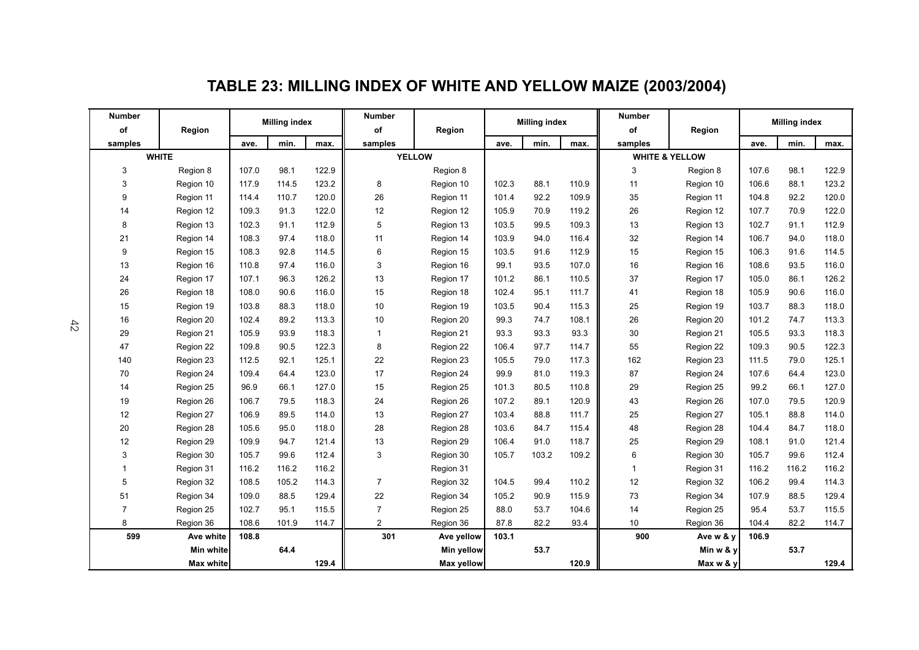# TABLE 23: MILLING INDEX OF WHITE AND YELLOW MAIZE (2003/2004)

| Number of samples | Region | Milling index | | | Number of samples | Region | Milling index | | | Number of samples | Region | Milling index | | |
|---|---|---|---|---|---|---|---|---|---|---|---|---|---|---|
| | | ave. | min. | max. | | | ave. | min. | max. | | | ave. | min. | max. |
| WHITE | | | | | YELLOW | | | | | WHITE & YELLOW | | | | |
| 3 | Region 8 | 107.0 | 98.1 | 122.9 | | Region 8 | | | | 3 | Region 8 | 107.6 | 98.1 | 122.9 |
| 3 | Region 10 | 117.9 | 114.5 | 123.2 | 8 | Region 10 | 102.3 | 88.1 | 110.9 | 11 | Region 10 | 106.6 | 88.1 | 123.2 |
| 9 | Region 11 | 114.4 | 110.7 | 120.0 | 26 | Region 11 | 101.4 | 92.2 | 109.9 | 35 | Region 11 | 104.8 | 92.2 | 120.0 |
| 14 | Region 12 | 109.3 | 91.3 | 122.0 | 12 | Region 12 | 105.9 | 70.9 | 119.2 | 26 | Region 12 | 107.7 | 70.9 | 122.0 |
| 8 | Region 13 | 102.3 | 91.1 | 112.9 | 5 | Region 13 | 103.5 | 99.5 | 109.3 | 13 | Region 13 | 102.7 | 91.1 | 112.9 |
| 21 | Region 14 | 108.3 | 97.4 | 118.0 | 11 | Region 14 | 103.9 | 94.0 | 116.4 | 32 | Region 14 | 106.7 | 94.0 | 118.0 |
| 9 | Region 15 | 108.3 | 92.8 | 114.5 | 6 | Region 15 | 103.5 | 91.6 | 112.9 | 15 | Region 15 | 106.3 | 91.6 | 114.5 |
| 13 | Region 16 | 110.8 | 97.4 | 116.0 | 3 | Region 16 | 99.1 | 93.5 | 107.0 | 16 | Region 16 | 108.6 | 93.5 | 116.0 |
| 24 | Region 17 | 107.1 | 96.3 | 126.2 | 13 | Region 17 | 101.2 | 86.1 | 110.5 | 37 | Region 17 | 105.0 | 86.1 | 126.2 |
| 26 | Region 18 | 108.0 | 90.6 | 116.0 | 15 | Region 18 | 102.4 | 95.1 | 111.7 | 41 | Region 18 | 105.9 | 90.6 | 116.0 |
| 15 | Region 19 | 103.8 | 88.3 | 118.0 | 10 | Region 19 | 103.5 | 90.4 | 115.3 | 25 | Region 19 | 103.7 | 88.3 | 118.0 |
| 16 | Region 20 | 102.4 | 89.2 | 113.3 | 10 | Region 20 | 99.3 | 74.7 | 108.1 | 26 | Region 20 | 101.2 | 74.7 | 113.3 |
| 29 | Region 21 | 105.9 | 93.9 | 118.3 | 1 | Region 21 | 93.3 | 93.3 | 93.3 | 30 | Region 21 | 105.5 | 93.3 | 118.3 |
| 47 | Region 22 | 109.8 | 90.5 | 122.3 | 8 | Region 22 | 106.4 | 97.7 | 114.7 | 55 | Region 22 | 109.3 | 90.5 | 122.3 |
| 140 | Region 23 | 112.5 | 92.1 | 125.1 | 22 | Region 23 | 105.5 | 79.0 | 117.3 | 162 | Region 23 | 111.5 | 79.0 | 125.1 |
| 70 | Region 24 | 109.4 | 64.4 | 123.0 | 17 | Region 24 | 99.9 | 81.0 | 119.3 | 87 | Region 24 | 107.6 | 64.4 | 123.0 |
| 14 | Region 25 | 96.9 | 66.1 | 127.0 | 15 | Region 25 | 101.3 | 80.5 | 110.8 | 29 | Region 25 | 99.2 | 66.1 | 127.0 |
| 19 | Region 26 | 106.7 | 79.5 | 118.3 | 24 | Region 26 | 107.2 | 89.1 | 120.9 | 43 | Region 26 | 107.0 | 79.5 | 120.9 |
| 12 | Region 27 | 106.9 | 89.5 | 114.0 | 13 | Region 27 | 103.4 | 88.8 | 111.7 | 25 | Region 27 | 105.1 | 88.8 | 114.0 |
| 20 | Region 28 | 105.6 | 95.0 | 118.0 | 28 | Region 28 | 103.6 | 84.7 | 115.4 | 48 | Region 28 | 104.4 | 84.7 | 118.0 |
| 12 | Region 29 | 109.9 | 94.7 | 121.4 | 13 | Region 29 | 106.4 | 91.0 | 118.7 | 25 | Region 29 | 108.1 | 91.0 | 121.4 |
| 3 | Region 30 | 105.7 | 99.6 | 112.4 | 3 | Region 30 | 105.7 | 103.2 | 109.2 | 6 | Region 30 | 105.7 | 99.6 | 112.4 |
| 1 | Region 31 | 116.2 | 116.2 | 116.2 | | Region 31 | | | | 1 | Region 31 | 116.2 | 116.2 | 116.2 |
| 5 | Region 32 | 108.5 | 105.2 | 114.3 | 7 | Region 32 | 104.5 | 99.4 | 110.2 | 12 | Region 32 | 106.2 | 99.4 | 114.3 |
| 51 | Region 34 | 109.0 | 88.5 | 129.4 | 22 | Region 34 | 105.2 | 90.9 | 115.9 | 73 | Region 34 | 107.9 | 88.5 | 129.4 |
| 7 | Region 25 | 102.7 | 95.1 | 115.5 | 7 | Region 25 | 88.0 | 53.7 | 104.6 | 14 | Region 25 | 95.4 | 53.7 | 115.5 |
| 8 | Region 36 | 108.6 | 101.9 | 114.7 | 2 | Region 36 | 87.8 | 82.2 | 93.4 | 10 | Region 36 | 104.4 | 82.2 | 114.7 |
| **599** | **Ave white** | **108.8** | | | **301** | **Ave yellow** | **103.1** | | | **900** | **Ave w & y** | **106.9** | | |
| | **Min white** | | **64.4** | | | **Min yellow** | | **53.7** | | | **Min w & y** | | **53.7** | |
| | **Max white** | | | **129.4** | | **Max yellow** | | | **120.9** | | **Max w & y** | | | **129.4** |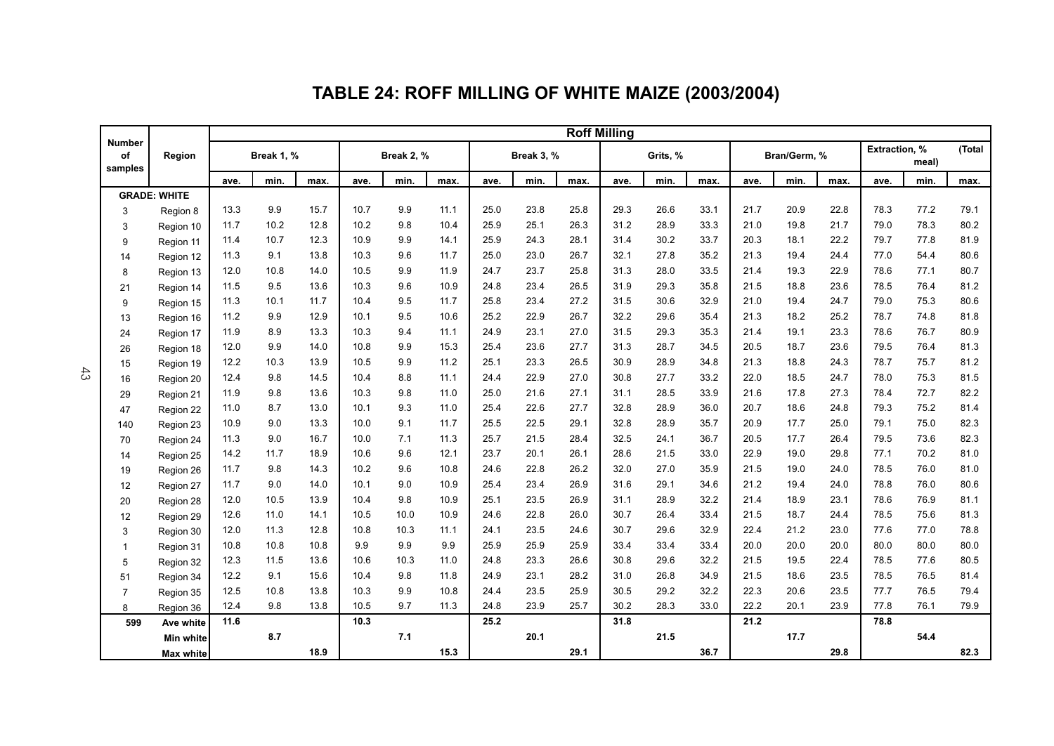# TABLE 24: ROFF MILLING OF WHITE MAIZE (2003/2004)

| Number of samples | Region | Roff Milling | | | | | | | | | | | | | | | | | |
|---|---|---|---|---|---|---|---|---|---|---|---|---|---|---|---|---|---|---|---|
| | | Break 1, % | | | Break 2, % | | | Break 3, % | | | Grits, % | | | Bran/Germ, % | | | Extraction, % (Total meal) | | |
| | | ave. | min. | max. | ave. | min. | max. | ave. | min. | max. | ave. | min. | max. | ave. | min. | max. | ave. | min. | max. |
| **GRADE: WHITE** | | | | | | | | | | | | | | | | | | | |
| 3 | Region 8 | 13.3 | 9.9 | 15.7 | 10.7 | 9.9 | 11.1 | 25.0 | 23.8 | 25.8 | 29.3 | 26.6 | 33.1 | 21.7 | 20.9 | 22.8 | 78.3 | 77.2 | 79.1 |
| 3 | Region 10 | 11.7 | 10.2 | 12.8 | 10.2 | 9.8 | 10.4 | 25.9 | 25.1 | 26.3 | 31.2 | 28.9 | 33.3 | 21.0 | 19.8 | 21.7 | 79.0 | 78.3 | 80.2 |
| 9 | Region 11 | 11.4 | 10.7 | 12.3 | 10.9 | 9.9 | 14.1 | 25.9 | 24.3 | 28.1 | 31.4 | 30.2 | 33.7 | 20.3 | 18.1 | 22.2 | 79.7 | 77.8 | 81.9 |
| 14 | Region 12 | 11.3 | 9.1 | 13.8 | 10.3 | 9.6 | 11.7 | 25.0 | 23.0 | 26.7 | 32.1 | 27.8 | 35.2 | 21.3 | 19.4 | 24.4 | 77.0 | 54.4 | 80.6 |
| 8 | Region 13 | 12.0 | 10.8 | 14.0 | 10.5 | 9.9 | 11.9 | 24.7 | 23.7 | 25.8 | 31.3 | 28.0 | 33.5 | 21.4 | 19.3 | 22.9 | 78.6 | 77.1 | 80.7 |
| 21 | Region 14 | 11.5 | 9.5 | 13.6 | 10.3 | 9.6 | 10.9 | 24.8 | 23.4 | 26.5 | 31.9 | 29.3 | 35.8 | 21.5 | 18.8 | 23.6 | 78.5 | 76.4 | 81.2 |
| 9 | Region 15 | 11.3 | 10.1 | 11.7 | 10.4 | 9.5 | 11.7 | 25.8 | 23.4 | 27.2 | 31.5 | 30.6 | 32.9 | 21.0 | 19.4 | 24.7 | 79.0 | 75.3 | 80.6 |
| 13 | Region 16 | 11.2 | 9.9 | 12.9 | 10.1 | 9.5 | 10.6 | 25.2 | 22.9 | 26.7 | 32.2 | 29.6 | 35.4 | 21.3 | 18.2 | 25.2 | 78.7 | 74.8 | 81.8 |
| 24 | Region 17 | 11.9 | 8.9 | 13.3 | 10.3 | 9.4 | 11.1 | 24.9 | 23.1 | 27.0 | 31.5 | 29.3 | 35.3 | 21.4 | 19.1 | 23.3 | 78.6 | 76.7 | 80.9 |
| 26 | Region 18 | 12.0 | 9.9 | 14.0 | 10.8 | 9.9 | 15.3 | 25.4 | 23.6 | 27.7 | 31.3 | 28.7 | 34.5 | 20.5 | 18.7 | 23.6 | 79.5 | 76.4 | 81.3 |
| 15 | Region 19 | 12.2 | 10.3 | 13.9 | 10.5 | 9.9 | 11.2 | 25.1 | 23.3 | 26.5 | 30.9 | 28.9 | 34.8 | 21.3 | 18.8 | 24.3 | 78.7 | 75.7 | 81.2 |
| 16 | Region 20 | 12.4 | 9.8 | 14.5 | 10.4 | 8.8 | 11.1 | 24.4 | 22.9 | 27.0 | 30.8 | 27.7 | 33.2 | 22.0 | 18.5 | 24.7 | 78.0 | 75.3 | 81.5 |
| 29 | Region 21 | 11.9 | 9.8 | 13.6 | 10.3 | 9.8 | 11.0 | 25.0 | 21.6 | 27.1 | 31.1 | 28.5 | 33.9 | 21.6 | 17.8 | 27.3 | 78.4 | 72.7 | 82.2 |
| 47 | Region 22 | 11.0 | 8.7 | 13.0 | 10.1 | 9.3 | 11.0 | 25.4 | 22.6 | 27.7 | 32.8 | 28.9 | 36.0 | 20.7 | 18.6 | 24.8 | 79.3 | 75.2 | 81.4 |
| 140 | Region 23 | 10.9 | 9.0 | 13.3 | 10.0 | 9.1 | 11.7 | 25.5 | 22.5 | 29.1 | 32.8 | 28.9 | 35.7 | 20.9 | 17.7 | 25.0 | 79.1 | 75.0 | 82.3 |
| 70 | Region 24 | 11.3 | 9.0 | 16.7 | 10.0 | 7.1 | 11.3 | 25.7 | 21.5 | 28.4 | 32.5 | 24.1 | 36.7 | 20.5 | 17.7 | 26.4 | 79.5 | 73.6 | 82.3 |
| 14 | Region 25 | 14.2 | 11.7 | 18.9 | 10.6 | 9.6 | 12.1 | 23.7 | 20.1 | 26.1 | 28.6 | 21.5 | 33.0 | 22.9 | 19.0 | 29.8 | 77.1 | 70.2 | 81.0 |
| 19 | Region 26 | 11.7 | 9.8 | 14.3 | 10.2 | 9.6 | 10.8 | 24.6 | 22.8 | 26.2 | 32.0 | 27.0 | 35.9 | 21.5 | 19.0 | 24.0 | 78.5 | 76.0 | 81.0 |
| 12 | Region 27 | 11.7 | 9.0 | 14.0 | 10.1 | 9.0 | 10.9 | 25.4 | 23.4 | 26.9 | 31.6 | 29.1 | 34.6 | 21.2 | 19.4 | 24.0 | 78.8 | 76.0 | 80.6 |
| 20 | Region 28 | 12.0 | 10.5 | 13.9 | 10.4 | 9.8 | 10.9 | 25.1 | 23.5 | 26.9 | 31.1 | 28.9 | 32.2 | 21.4 | 18.9 | 23.1 | 78.6 | 76.9 | 81.1 |
| 12 | Region 29 | 12.6 | 11.0 | 14.1 | 10.5 | 10.0 | 10.9 | 24.6 | 22.8 | 26.0 | 30.7 | 26.4 | 33.4 | 21.5 | 18.7 | 24.4 | 78.5 | 75.6 | 81.3 |
| 3 | Region 30 | 12.0 | 11.3 | 12.8 | 10.8 | 10.3 | 11.1 | 24.1 | 23.5 | 24.6 | 30.7 | 29.6 | 32.9 | 22.4 | 21.2 | 23.0 | 77.6 | 77.0 | 78.8 |
| 1 | Region 31 | 10.8 | 10.8 | 10.8 | 9.9 | 9.9 | 9.9 | 25.9 | 25.9 | 25.9 | 33.4 | 33.4 | 33.4 | 20.0 | 20.0 | 20.0 | 80.0 | 80.0 | 80.0 |
| 5 | Region 32 | 12.3 | 11.5 | 13.6 | 10.6 | 10.3 | 11.0 | 24.8 | 23.3 | 26.6 | 30.8 | 29.6 | 32.2 | 21.5 | 19.5 | 22.4 | 78.5 | 77.6 | 80.5 |
| 51 | Region 34 | 12.2 | 9.1 | 15.6 | 10.4 | 9.8 | 11.8 | 24.9 | 23.1 | 28.2 | 31.0 | 26.8 | 34.9 | 21.5 | 18.6 | 23.5 | 78.5 | 76.5 | 81.4 |
| 7 | Region 35 | 12.5 | 10.8 | 13.8 | 10.3 | 9.9 | 10.8 | 24.4 | 23.5 | 25.9 | 30.5 | 29.2 | 32.2 | 22.3 | 20.6 | 23.5 | 77.7 | 76.5 | 79.4 |
| 8 | Region 36 | 12.4 | 9.8 | 13.8 | 10.5 | 9.7 | 11.3 | 24.8 | 23.9 | 25.7 | 30.2 | 28.3 | 33.0 | 22.2 | 20.1 | 23.9 | 77.8 | 76.1 | 79.9 |
| **599** | **Ave white** | **11.6** | | | **10.3** | | | **25.2** | | | **31.8** | | | **21.2** | | | **78.8** | | |
| | **Min white** | | **8.7** | | | **7.1** | | | **20.1** | | | **21.5** | | | **17.7** | | | **54.4** | |
| | **Max white** | | | **18.9** | | | **15.3** | | | **29.1** | | | **36.7** | | | **29.8** | | | **82.3** |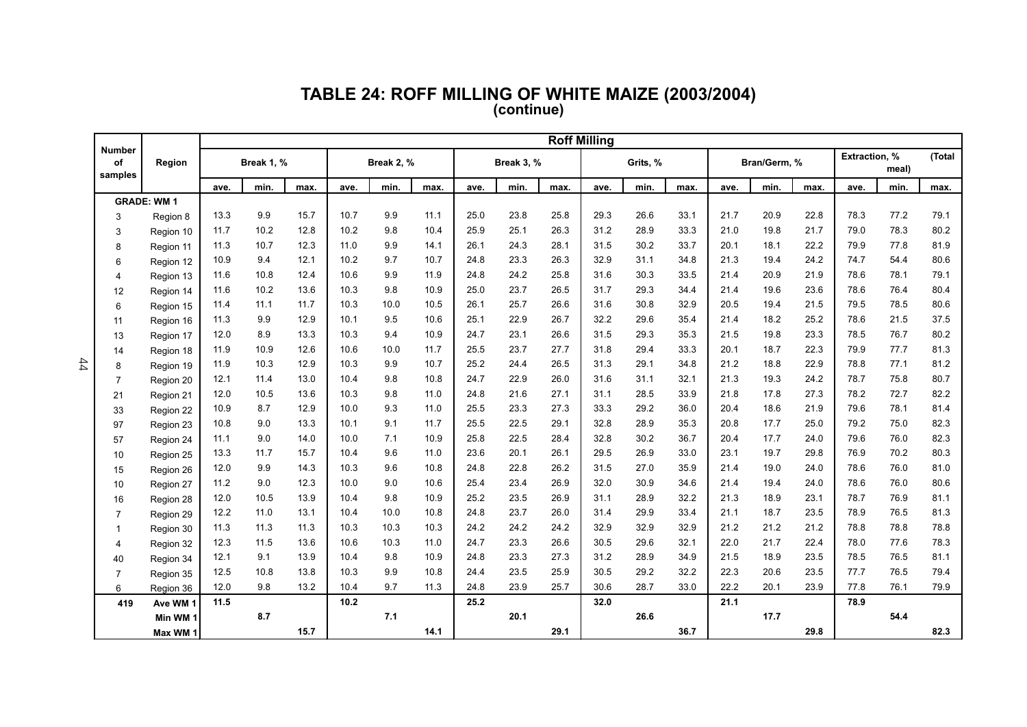# TABLE 24: ROFF MILLING OF WHITE MAIZE (2003/2004)
## (continue)

| Number of samples | Region | Roff Milling | | | | | | | | | | | | | | | | | |
|---|---|---|---|---|---|---|---|---|---|---|---|---|---|---|---|---|---|---|---|
| | | Break 1, % | | | Break 2, % | | | Break 3, % | | | Grits, % | | | Bran/Germ, % | | | Extraction, % (Total meal) | | |
| | | ave. | min. | max. | ave. | min. | max. | ave. | min. | max. | ave. | min. | max. | ave. | min. | max. | ave. | min. | max. |
| **GRADE: WM 1** | | | | | | | | | | | | | | | | | | | |
| 3 | Region 8 | 13.3 | 9.9 | 15.7 | 10.7 | 9.9 | 11.1 | 25.0 | 23.8 | 25.8 | 29.3 | 26.6 | 33.1 | 21.7 | 20.9 | 22.8 | 78.3 | 77.2 | 79.1 |
| 3 | Region 10 | 11.7 | 10.2 | 12.8 | 10.2 | 9.8 | 10.4 | 25.9 | 25.1 | 26.3 | 31.2 | 28.9 | 33.3 | 21.0 | 19.8 | 21.7 | 79.0 | 78.3 | 80.2 |
| 8 | Region 11 | 11.3 | 10.7 | 12.3 | 11.0 | 9.9 | 14.1 | 26.1 | 24.3 | 28.1 | 31.5 | 30.2 | 33.7 | 20.1 | 18.1 | 22.2 | 79.9 | 77.8 | 81.9 |
| 6 | Region 12 | 10.9 | 9.4 | 12.1 | 10.2 | 9.7 | 10.7 | 24.8 | 23.3 | 26.3 | 32.9 | 31.1 | 34.8 | 21.3 | 19.4 | 24.2 | 74.7 | 54.4 | 80.6 |
| 4 | Region 13 | 11.6 | 10.8 | 12.4 | 10.6 | 9.9 | 11.9 | 24.8 | 24.2 | 25.8 | 31.6 | 30.3 | 33.5 | 21.4 | 20.9 | 21.9 | 78.6 | 78.1 | 79.1 |
| 12 | Region 14 | 11.6 | 10.2 | 13.6 | 10.3 | 9.8 | 10.9 | 25.0 | 23.7 | 26.5 | 31.7 | 29.3 | 34.4 | 21.4 | 19.6 | 23.6 | 78.6 | 76.4 | 80.4 |
| 6 | Region 15 | 11.4 | 11.1 | 11.7 | 10.3 | 10.0 | 10.5 | 26.1 | 25.7 | 26.6 | 31.6 | 30.8 | 32.9 | 20.5 | 19.4 | 21.5 | 79.5 | 78.5 | 80.6 |
| 11 | Region 16 | 11.3 | 9.9 | 12.9 | 10.1 | 9.5 | 10.6 | 25.1 | 22.9 | 26.7 | 32.2 | 29.6 | 35.4 | 21.4 | 18.2 | 25.2 | 78.6 | 21.5 | 37.5 |
| 13 | Region 17 | 12.0 | 8.9 | 13.3 | 10.3 | 9.4 | 10.9 | 24.7 | 23.1 | 26.6 | 31.5 | 29.3 | 35.3 | 21.5 | 19.8 | 23.3 | 78.5 | 76.7 | 80.2 |
| 14 | Region 18 | 11.9 | 10.9 | 12.6 | 10.6 | 10.0 | 11.7 | 25.5 | 23.7 | 27.7 | 31.8 | 29.4 | 33.3 | 20.1 | 18.7 | 22.3 | 79.9 | 77.7 | 81.3 |
| 8 | Region 19 | 11.9 | 10.3 | 12.9 | 10.3 | 9.9 | 10.7 | 25.2 | 24.4 | 26.5 | 31.3 | 29.1 | 34.8 | 21.2 | 18.8 | 22.9 | 78.8 | 77.1 | 81.2 |
| 7 | Region 20 | 12.1 | 11.4 | 13.0 | 10.4 | 9.8 | 10.8 | 24.7 | 22.9 | 26.0 | 31.6 | 31.1 | 32.1 | 21.3 | 19.3 | 24.2 | 78.7 | 75.8 | 80.7 |
| 21 | Region 21 | 12.0 | 10.5 | 13.6 | 10.3 | 9.8 | 11.0 | 24.8 | 21.6 | 27.1 | 31.1 | 28.5 | 33.9 | 21.8 | 17.8 | 27.3 | 78.2 | 72.7 | 82.2 |
| 33 | Region 22 | 10.9 | 8.7 | 12.9 | 10.0 | 9.3 | 11.0 | 25.5 | 23.3 | 27.3 | 33.3 | 29.2 | 36.0 | 20.4 | 18.6 | 21.9 | 79.6 | 78.1 | 81.4 |
| 97 | Region 23 | 10.8 | 9.0 | 13.3 | 10.1 | 9.1 | 11.7 | 25.5 | 22.5 | 29.1 | 32.8 | 28.9 | 35.3 | 20.8 | 17.7 | 25.0 | 79.2 | 75.0 | 82.3 |
| 57 | Region 24 | 11.1 | 9.0 | 14.0 | 10.0 | 7.1 | 10.9 | 25.8 | 22.5 | 28.4 | 32.8 | 30.2 | 36.7 | 20.4 | 17.7 | 24.0 | 79.6 | 76.0 | 82.3 |
| 10 | Region 25 | 13.3 | 11.7 | 15.7 | 10.4 | 9.6 | 11.0 | 23.6 | 20.1 | 26.1 | 29.5 | 26.9 | 33.0 | 23.1 | 19.7 | 29.8 | 76.9 | 70.2 | 80.3 |
| 15 | Region 26 | 12.0 | 9.9 | 14.3 | 10.3 | 9.6 | 10.8 | 24.8 | 22.8 | 26.2 | 31.5 | 27.0 | 35.9 | 21.4 | 19.0 | 24.0 | 78.6 | 76.0 | 81.0 |
| 10 | Region 27 | 11.2 | 9.0 | 12.3 | 10.0 | 9.0 | 10.6 | 25.4 | 23.4 | 26.9 | 32.0 | 30.9 | 34.6 | 21.4 | 19.4 | 24.0 | 78.6 | 76.0 | 80.6 |
| 16 | Region 28 | 12.0 | 10.5 | 13.9 | 10.4 | 9.8 | 10.9 | 25.2 | 23.5 | 26.9 | 31.1 | 28.9 | 32.2 | 21.3 | 18.9 | 23.1 | 78.7 | 76.9 | 81.1 |
| 7 | Region 29 | 12.2 | 11.0 | 13.1 | 10.4 | 10.0 | 10.8 | 24.8 | 23.7 | 26.0 | 31.4 | 29.9 | 33.4 | 21.1 | 18.7 | 23.5 | 78.9 | 76.5 | 81.3 |
| 1 | Region 30 | 11.3 | 11.3 | 11.3 | 10.3 | 10.3 | 10.3 | 24.2 | 24.2 | 24.2 | 32.9 | 32.9 | 32.9 | 21.2 | 21.2 | 21.2 | 78.8 | 78.8 | 78.8 |
| 4 | Region 32 | 12.3 | 11.5 | 13.6 | 10.6 | 10.3 | 11.0 | 24.7 | 23.3 | 26.6 | 30.5 | 29.6 | 32.1 | 22.0 | 21.7 | 22.4 | 78.0 | 77.6 | 78.3 |
| 40 | Region 34 | 12.1 | 9.1 | 13.9 | 10.4 | 9.8 | 10.9 | 24.8 | 23.3 | 27.3 | 31.2 | 28.9 | 34.9 | 21.5 | 18.9 | 23.5 | 78.5 | 76.5 | 81.1 |
| 7 | Region 35 | 12.5 | 10.8 | 13.8 | 10.3 | 9.9 | 10.8 | 24.4 | 23.5 | 25.9 | 30.5 | 29.2 | 32.2 | 22.3 | 20.6 | 23.5 | 77.7 | 76.5 | 79.4 |
| 6 | Region 36 | 12.0 | 9.8 | 13.2 | 10.4 | 9.7 | 11.3 | 24.8 | 23.9 | 25.7 | 30.6 | 28.7 | 33.0 | 22.2 | 20.1 | 23.9 | 77.8 | 76.1 | 79.9 |
| **419** | **Ave WM 1** | **11.5** | | | **10.2** | | | **25.2** | | | **32.0** | | | **21.1** | | | **78.9** | | |
| | **Min WM 1** | | **8.7** | | | **7.1** | | | **20.1** | | | **26.6** | | | **17.7** | | | **54.4** | |
| | **Max WM 1** | | | **15.7** | | | **14.1** | | | **29.1** | | | **36.7** | | | **29.8** | | | **82.3** |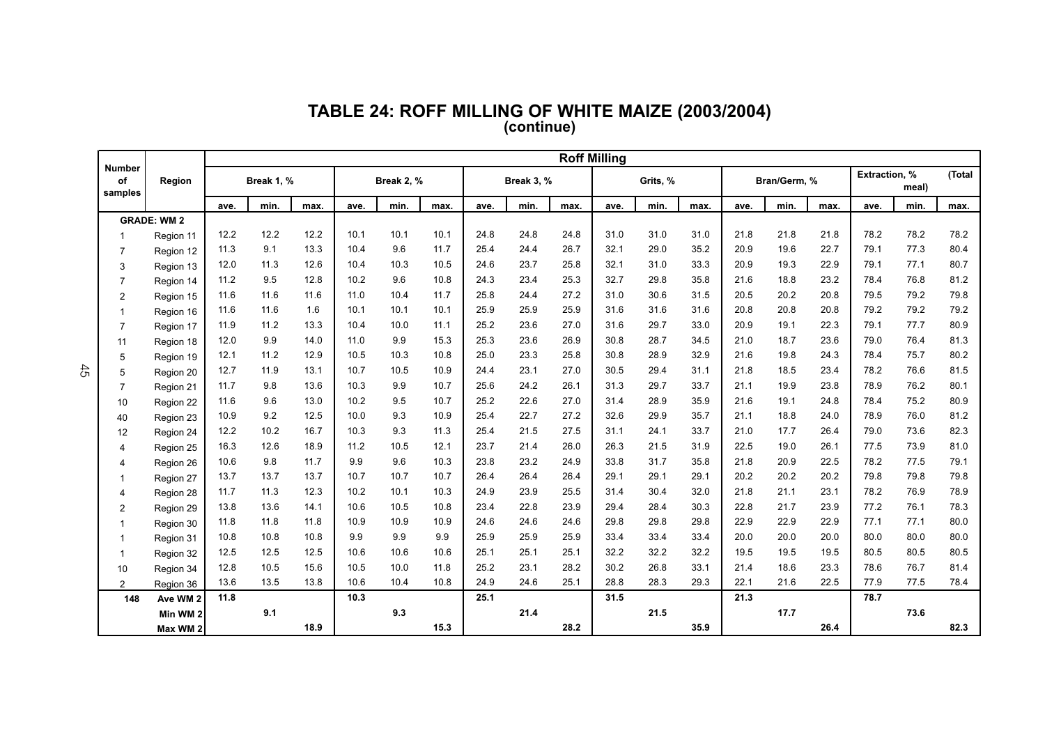# TABLE 24: ROFF MILLING OF WHITE MAIZE (2003/2004)
(continue)

| Number of samples | Region | Roff Milling | | | | | | | | | | | | | | | | | |
|---|---|---|---|---|---|---|---|---|---|---|---|---|---|---|---|---|---|---|---|
| | | Break 1, % | | | Break 2, % | | | Break 3, % | | | Grits, % | | | Bran/Germ, % | | | Extraction, % (Total meal) | | |
| | | ave. | min. | max. | ave. | min. | max. | ave. | min. | max. | ave. | min. | max. | ave. | min. | max. | ave. | min. | max. |
| **GRADE: WM 2** | | | | | | | | | | | | | | | | | | | |
| 1 | Region 11 | 12.2 | 12.2 | 12.2 | 10.1 | 10.1 | 10.1 | 24.8 | 24.8 | 24.8 | 31.0 | 31.0 | 31.0 | 21.8 | 21.8 | 21.8 | 78.2 | 78.2 | 78.2 |
| 7 | Region 12 | 11.3 | 9.1 | 13.3 | 10.4 | 9.6 | 11.7 | 25.4 | 24.4 | 26.7 | 32.1 | 29.0 | 35.2 | 20.9 | 19.6 | 22.7 | 79.1 | 77.3 | 80.4 |
| 3 | Region 13 | 12.0 | 11.3 | 12.6 | 10.4 | 10.3 | 10.5 | 24.6 | 23.7 | 25.8 | 32.1 | 31.0 | 33.3 | 20.9 | 19.3 | 22.9 | 79.1 | 77.1 | 80.7 |
| 7 | Region 14 | 11.2 | 9.5 | 12.8 | 10.2 | 9.6 | 10.8 | 24.3 | 23.4 | 25.3 | 32.7 | 29.8 | 35.8 | 21.6 | 18.8 | 23.2 | 78.4 | 76.8 | 81.2 |
| 2 | Region 15 | 11.6 | 11.6 | 11.6 | 11.0 | 10.4 | 11.7 | 25.8 | 24.4 | 27.2 | 31.0 | 30.6 | 31.5 | 20.5 | 20.2 | 20.8 | 79.5 | 79.2 | 79.8 |
| 1 | Region 16 | 11.6 | 11.6 | 1.6 | 10.1 | 10.1 | 10.1 | 25.9 | 25.9 | 25.9 | 31.6 | 31.6 | 31.6 | 20.8 | 20.8 | 20.8 | 79.2 | 79.2 | 79.2 |
| 7 | Region 17 | 11.9 | 11.2 | 13.3 | 10.4 | 10.0 | 11.1 | 25.2 | 23.6 | 27.0 | 31.6 | 29.7 | 33.0 | 20.9 | 19.1 | 22.3 | 79.1 | 77.7 | 80.9 |
| 11 | Region 18 | 12.0 | 9.9 | 14.0 | 11.0 | 9.9 | 15.3 | 25.3 | 23.6 | 26.9 | 30.8 | 28.7 | 34.5 | 21.0 | 18.7 | 23.6 | 79.0 | 76.4 | 81.3 |
| 5 | Region 19 | 12.1 | 11.2 | 12.9 | 10.5 | 10.3 | 10.8 | 25.0 | 23.3 | 25.8 | 30.8 | 28.9 | 32.9 | 21.6 | 19.8 | 24.3 | 78.4 | 75.7 | 80.2 |
| 5 | Region 20 | 12.7 | 11.9 | 13.1 | 10.7 | 10.5 | 10.9 | 24.4 | 23.1 | 27.0 | 30.5 | 29.4 | 31.1 | 21.8 | 18.5 | 23.4 | 78.2 | 76.6 | 81.5 |
| 7 | Region 21 | 11.7 | 9.8 | 13.6 | 10.3 | 9.9 | 10.7 | 25.6 | 24.2 | 26.1 | 31.3 | 29.7 | 33.7 | 21.1 | 19.9 | 23.8 | 78.9 | 76.2 | 80.1 |
| 10 | Region 22 | 11.6 | 9.6 | 13.0 | 10.2 | 9.5 | 10.7 | 25.2 | 22.6 | 27.0 | 31.4 | 28.9 | 35.9 | 21.6 | 19.1 | 24.8 | 78.4 | 75.2 | 80.9 |
| 40 | Region 23 | 10.9 | 9.2 | 12.5 | 10.0 | 9.3 | 10.9 | 25.4 | 22.7 | 27.2 | 32.6 | 29.9 | 35.7 | 21.1 | 18.8 | 24.0 | 78.9 | 76.0 | 81.2 |
| 12 | Region 24 | 12.2 | 10.2 | 16.7 | 10.3 | 9.3 | 11.3 | 25.4 | 21.5 | 27.5 | 31.1 | 24.1 | 33.7 | 21.0 | 17.7 | 26.4 | 79.0 | 73.6 | 82.3 |
| 4 | Region 25 | 16.3 | 12.6 | 18.9 | 11.2 | 10.5 | 12.1 | 23.7 | 21.4 | 26.0 | 26.3 | 21.5 | 31.9 | 22.5 | 19.0 | 26.1 | 77.5 | 73.9 | 81.0 |
| 4 | Region 26 | 10.6 | 9.8 | 11.7 | 9.9 | 9.6 | 10.3 | 23.8 | 23.2 | 24.9 | 33.8 | 31.7 | 35.8 | 21.8 | 20.9 | 22.5 | 78.2 | 77.5 | 79.1 |
| 1 | Region 27 | 13.7 | 13.7 | 13.7 | 10.7 | 10.7 | 10.7 | 26.4 | 26.4 | 26.4 | 29.1 | 29.1 | 29.1 | 20.2 | 20.2 | 20.2 | 79.8 | 79.8 | 79.8 |
| 4 | Region 28 | 11.7 | 11.3 | 12.3 | 10.2 | 10.1 | 10.3 | 24.9 | 23.9 | 25.5 | 31.4 | 30.4 | 32.0 | 21.8 | 21.1 | 23.1 | 78.2 | 76.9 | 78.9 |
| 2 | Region 29 | 13.8 | 13.6 | 14.1 | 10.6 | 10.5 | 10.8 | 23.4 | 22.8 | 23.9 | 29.4 | 28.4 | 30.3 | 22.8 | 21.7 | 23.9 | 77.2 | 76.1 | 78.3 |
| 1 | Region 30 | 11.8 | 11.8 | 11.8 | 10.9 | 10.9 | 10.9 | 24.6 | 24.6 | 24.6 | 29.8 | 29.8 | 29.8 | 22.9 | 22.9 | 22.9 | 77.1 | 77.1 | 80.0 |
| 1 | Region 31 | 10.8 | 10.8 | 10.8 | 9.9 | 9.9 | 9.9 | 25.9 | 25.9 | 25.9 | 33.4 | 33.4 | 33.4 | 20.0 | 20.0 | 20.0 | 80.0 | 80.0 | 80.0 |
| 1 | Region 32 | 12.5 | 12.5 | 12.5 | 10.6 | 10.6 | 10.6 | 25.1 | 25.1 | 25.1 | 32.2 | 32.2 | 32.2 | 19.5 | 19.5 | 19.5 | 80.5 | 80.5 | 80.5 |
| 10 | Region 34 | 12.8 | 10.5 | 15.6 | 10.5 | 10.0 | 11.8 | 25.2 | 23.1 | 28.2 | 30.2 | 26.8 | 33.1 | 21.4 | 18.6 | 23.3 | 78.6 | 76.7 | 81.4 |
| 2 | Region 36 | 13.6 | 13.5 | 13.8 | 10.6 | 10.4 | 10.8 | 24.9 | 24.6 | 25.1 | 28.8 | 28.3 | 29.3 | 22.1 | 21.6 | 22.5 | 77.9 | 77.5 | 78.4 |
| **148** | **Ave WM 2** | **11.8** | | | **10.3** | | | **25.1** | | | **31.5** | | | **21.3** | | | **78.7** | | |
| | **Min WM 2** | | **9.1** | | | **9.3** | | | **21.4** | | | **21.5** | | | **17.7** | | | **73.6** | |
| | **Max WM 2** | | | **18.9** | | | **15.3** | | | **28.2** | | | **35.9** | | | **26.4** | | | **82.3** |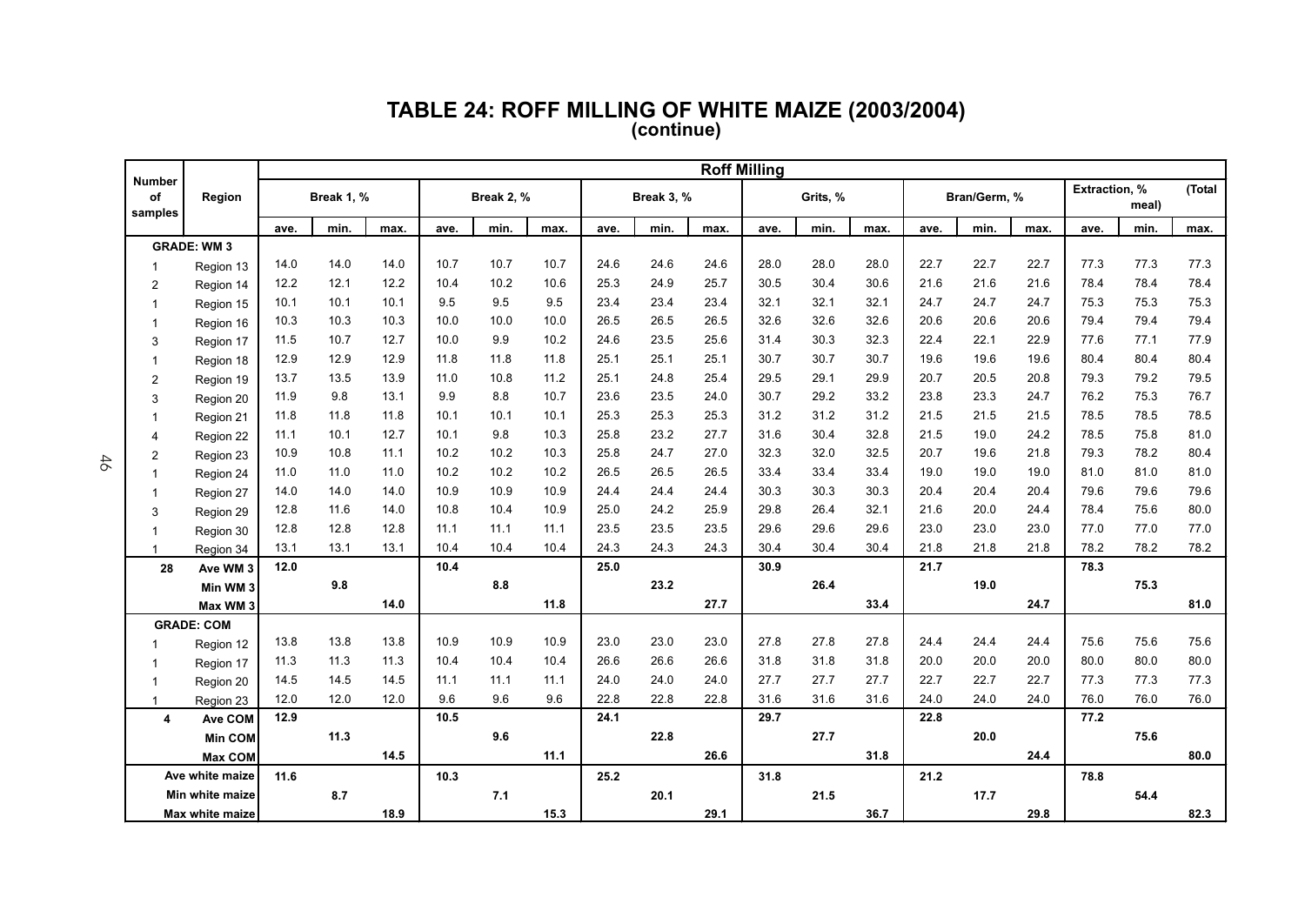# TABLE 24: ROFF MILLING OF WHITE MAIZE (2003/2004)
**(continue)**

| Number of samples | Region | Roff Milling | | | | | | | | | | | | | | | | | |
|---|---|---|---|---|---|---|---|---|---|---|---|---|---|---|---|---|---|---|---|
| | | Break 1, % | | | Break 2, % | | | Break 3, % | | | Grits, % | | | Bran/Germ, % | | | Extraction, % (Total meal) | | |
| | | ave. | min. | max. | ave. | min. | max. | ave. | min. | max. | ave. | min. | max. | ave. | min. | max. | ave. | min. | max. |
| **GRADE: WM 3** | | | | | | | | | | | | | | | | | | | |
| 1 | Region 13 | 14.0 | 14.0 | 14.0 | 10.7 | 10.7 | 10.7 | 24.6 | 24.6 | 24.6 | 28.0 | 28.0 | 28.0 | 22.7 | 22.7 | 22.7 | 77.3 | 77.3 | 77.3 |
| 2 | Region 14 | 12.2 | 12.1 | 12.2 | 10.4 | 10.2 | 10.6 | 25.3 | 24.9 | 25.7 | 30.5 | 30.4 | 30.6 | 21.6 | 21.6 | 21.6 | 78.4 | 78.4 | 78.4 |
| 1 | Region 15 | 10.1 | 10.1 | 10.1 | 9.5 | 9.5 | 9.5 | 23.4 | 23.4 | 23.4 | 32.1 | 32.1 | 32.1 | 24.7 | 24.7 | 24.7 | 75.3 | 75.3 | 75.3 |
| 1 | Region 16 | 10.3 | 10.3 | 10.3 | 10.0 | 10.0 | 10.0 | 26.5 | 26.5 | 26.5 | 32.6 | 32.6 | 32.6 | 20.6 | 20.6 | 20.6 | 79.4 | 79.4 | 79.4 |
| 3 | Region 17 | 11.5 | 10.7 | 12.7 | 10.0 | 9.9 | 10.2 | 24.6 | 23.5 | 25.6 | 31.4 | 30.3 | 32.3 | 22.4 | 22.1 | 22.9 | 77.6 | 77.1 | 77.9 |
| 1 | Region 18 | 12.9 | 12.9 | 12.9 | 11.8 | 11.8 | 11.8 | 25.1 | 25.1 | 25.1 | 30.7 | 30.7 | 30.7 | 19.6 | 19.6 | 19.6 | 80.4 | 80.4 | 80.4 |
| 2 | Region 19 | 13.7 | 13.5 | 13.9 | 11.0 | 10.8 | 11.2 | 25.1 | 24.8 | 25.4 | 29.5 | 29.1 | 29.9 | 20.7 | 20.5 | 20.8 | 79.3 | 79.2 | 79.5 |
| 3 | Region 20 | 11.9 | 9.8 | 13.1 | 9.9 | 8.8 | 10.7 | 23.6 | 23.5 | 24.0 | 30.7 | 29.2 | 33.2 | 23.8 | 23.3 | 24.7 | 76.2 | 75.3 | 76.7 |
| 1 | Region 21 | 11.8 | 11.8 | 11.8 | 10.1 | 10.1 | 10.1 | 25.3 | 25.3 | 25.3 | 31.2 | 31.2 | 31.2 | 21.5 | 21.5 | 21.5 | 78.5 | 78.5 | 78.5 |
| 4 | Region 22 | 11.1 | 10.1 | 12.7 | 10.1 | 9.8 | 10.3 | 25.8 | 23.2 | 27.7 | 31.6 | 30.4 | 32.8 | 21.5 | 19.0 | 24.2 | 78.5 | 75.8 | 81.0 |
| 2 | Region 23 | 10.9 | 10.8 | 11.1 | 10.2 | 10.2 | 10.3 | 25.8 | 24.7 | 27.0 | 32.3 | 32.0 | 32.5 | 20.7 | 19.6 | 21.8 | 79.3 | 78.2 | 80.4 |
| 1 | Region 24 | 11.0 | 11.0 | 11.0 | 10.2 | 10.2 | 10.2 | 26.5 | 26.5 | 26.5 | 33.4 | 33.4 | 33.4 | 19.0 | 19.0 | 19.0 | 81.0 | 81.0 | 81.0 |
| 1 | Region 27 | 14.0 | 14.0 | 14.0 | 10.9 | 10.9 | 10.9 | 24.4 | 24.4 | 24.4 | 30.3 | 30.3 | 30.3 | 20.4 | 20.4 | 20.4 | 79.6 | 79.6 | 79.6 |
| 3 | Region 29 | 12.8 | 11.6 | 14.0 | 10.8 | 10.4 | 10.9 | 25.0 | 24.2 | 25.9 | 29.8 | 26.4 | 32.1 | 21.6 | 20.0 | 24.4 | 78.4 | 75.6 | 80.0 |
| 1 | Region 30 | 12.8 | 12.8 | 12.8 | 11.1 | 11.1 | 11.1 | 23.5 | 23.5 | 23.5 | 29.6 | 29.6 | 29.6 | 23.0 | 23.0 | 23.0 | 77.0 | 77.0 | 77.0 |
| 1 | Region 34 | 13.1 | 13.1 | 13.1 | 10.4 | 10.4 | 10.4 | 24.3 | 24.3 | 24.3 | 30.4 | 30.4 | 30.4 | 21.8 | 21.8 | 21.8 | 78.2 | 78.2 | 78.2 |
| **28** | **Ave WM 3** | **12.0** | | | **10.4** | | | **25.0** | | | **30.9** | | | **21.7** | | | **78.3** | | |
| | **Min WM 3** | | **9.8** | | | **8.8** | | | **23.2** | | | **26.4** | | | **19.0** | | | **75.3** | |
| | **Max WM 3** | | | **14.0** | | | **11.8** | | | **27.7** | | | **33.4** | | | **24.7** | | | **81.0** |
| **GRADE: COM** | | | | | | | | | | | | | | | | | | | |
| 1 | Region 12 | 13.8 | 13.8 | 13.8 | 10.9 | 10.9 | 10.9 | 23.0 | 23.0 | 23.0 | 27.8 | 27.8 | 27.8 | 24.4 | 24.4 | 24.4 | 75.6 | 75.6 | 75.6 |
| 1 | Region 17 | 11.3 | 11.3 | 11.3 | 10.4 | 10.4 | 10.4 | 26.6 | 26.6 | 26.6 | 31.8 | 31.8 | 31.8 | 20.0 | 20.0 | 20.0 | 80.0 | 80.0 | 80.0 |
| 1 | Region 20 | 14.5 | 14.5 | 14.5 | 11.1 | 11.1 | 11.1 | 24.0 | 24.0 | 24.0 | 27.7 | 27.7 | 27.7 | 22.7 | 22.7 | 22.7 | 77.3 | 77.3 | 77.3 |
| 1 | Region 23 | 12.0 | 12.0 | 12.0 | 9.6 | 9.6 | 9.6 | 22.8 | 22.8 | 22.8 | 31.6 | 31.6 | 31.6 | 24.0 | 24.0 | 24.0 | 76.0 | 76.0 | 76.0 |
| **4** | **Ave COM** | **12.9** | | | **10.5** | | | **24.1** | | | **29.7** | | | **22.8** | | | **77.2** | | |
| | **Min COM** | | **11.3** | | | **9.6** | | | **22.8** | | | **27.7** | | | **20.0** | | | **75.6** | |
| | **Max COM** | | | **14.5** | | | **11.1** | | | **26.6** | | | **31.8** | | | **24.4** | | | **80.0** |
| | **Ave white maize** | **11.6** | | | **10.3** | | | **25.2** | | | **31.8** | | | **21.2** | | | **78.8** | | |
| | **Min white maize** | | **8.7** | | | **7.1** | | | **20.1** | | | **21.5** | | | **17.7** | | | **54.4** | |
| | **Max white maize** | | | **18.9** | | | **15.3** | | | **29.1** | | | **36.7** | | | **29.8** | | | **82.3** |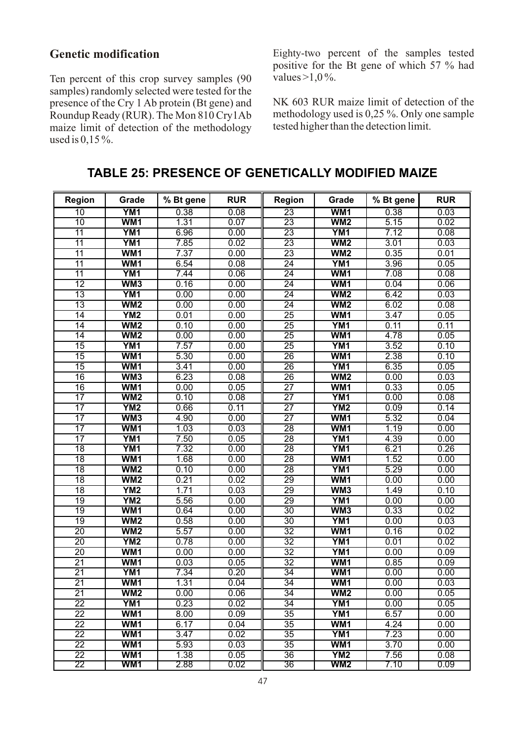## Genetic modification

Ten percent of this crop survey samples (90 samples) randomly selected were tested for the presence of the Cry 1 Ab protein (Bt gene) and Roundup Ready (RUR). The Mon 810 Cry1Ab maize limit of detection of the methodology used is 0,15 %.

Eighty-two percent of the samples tested positive for the Bt gene of which 57 % had values >1,0 %.

NK 603 RUR maize limit of detection of the methodology used is 0,25 %. Only one sample tested higher than the detection limit.

## TABLE 25: PRESENCE OF GENETICALLY MODIFIED MAIZE

| Region | Grade | % Bt gene | RUR | Region | Grade | % Bt gene | RUR |
|---|---|---|---|---|---|---|---|
| 10 | **YM1** | 0.38 | 0.08 | 23 | **WM1** | 0.38 | 0.03 |
| 10 | **WM1** | 1.31 | 0.07 | 23 | **WM2** | 5.15 | 0.02 |
| 11 | **YM1** | 6.96 | 0.00 | 23 | **YM1** | 7.12 | 0.08 |
| 11 | **YM1** | 7.85 | 0.02 | 23 | **WM2** | 3.01 | 0.03 |
| 11 | **WM1** | 7.37 | 0.00 | 23 | **WM2** | 0.35 | 0.01 |
| 11 | **WM1** | 6.54 | 0.08 | 24 | **YM1** | 3.96 | 0.05 |
| 11 | **YM1** | 7.44 | 0.06 | 24 | **WM1** | 7.08 | 0.08 |
| 12 | **WM3** | 0.16 | 0.00 | 24 | **WM1** | 0.04 | 0.06 |
| 13 | **YM1** | 0.00 | 0.00 | 24 | **WM2** | 6.42 | 0.03 |
| 13 | **WM2** | 0.00 | 0.00 | 24 | **WM2** | 6.02 | 0.08 |
| 14 | **YM2** | 0.01 | 0.00 | 25 | **WM1** | 3.47 | 0.05 |
| 14 | **WM2** | 0.10 | 0.00 | 25 | **YM1** | 0.11 | 0.11 |
| 14 | **WM2** | 0.00 | 0.00 | 25 | **WM1** | 4.78 | 0.05 |
| 15 | **YM1** | 7.57 | 0.00 | 25 | **YM1** | 3.52 | 0.10 |
| 15 | **WM1** | 5.30 | 0.00 | 26 | **WM1** | 2.38 | 0.10 |
| 15 | **WM1** | 3.41 | 0.00 | 26 | **YM1** | 6.35 | 0.05 |
| 16 | **WM3** | 6.23 | 0.08 | 26 | **WM2** | 0.00 | 0.03 |
| 16 | **WM1** | 0.00 | 0.05 | 27 | **WM1** | 0.33 | 0.05 |
| 17 | **WM2** | 0.10 | 0.08 | 27 | **YM1** | 0.00 | 0.08 |
| 17 | **YM2** | 0.66 | 0.11 | 27 | **YM2** | 0.09 | 0.14 |
| 17 | **WM3** | 4.90 | 0.00 | 27 | **WM1** | 5.32 | 0.04 |
| 17 | **WM1** | 1.03 | 0.03 | 28 | **WM1** | 1.19 | 0.00 |
| 17 | **YM1** | 7.50 | 0.05 | 28 | **YM1** | 4.39 | 0.00 |
| 18 | **YM1** | 7.32 | 0.00 | 28 | **YM1** | 6.21 | 0.26 |
| 18 | **WM1** | 1.68 | 0.00 | 28 | **WM1** | 1.52 | 0.00 |
| 18 | **WM2** | 0.10 | 0.00 | 28 | **YM1** | 5.29 | 0.00 |
| 18 | **WM2** | 0.21 | 0.02 | 29 | **WM1** | 0.00 | 0.00 |
| 18 | **YM2** | 1.71 | 0.03 | 29 | **WM3** | 1.49 | 0.10 |
| 19 | **YM2** | 5.56 | 0.00 | 29 | **YM1** | 0.00 | 0.00 |
| 19 | **WM1** | 0.64 | 0.00 | 30 | **WM3** | 0.33 | 0.02 |
| 19 | **WM2** | 0.58 | 0.00 | 30 | **YM1** | 0.00 | 0.03 |
| 20 | **WM2** | 5.57 | 0.00 | 32 | **WM1** | 0.16 | 0.02 |
| 20 | **YM2** | 0.78 | 0.00 | 32 | **YM1** | 0.01 | 0.02 |
| 20 | **WM1** | 0.00 | 0.00 | 32 | **YM1** | 0.00 | 0.09 |
| 21 | **WM1** | 0.03 | 0.05 | 32 | **WM1** | 0.85 | 0.09 |
| 21 | **YM1** | 7.34 | 0.20 | 34 | **WM1** | 0.00 | 0.00 |
| 21 | **WM1** | 1.31 | 0.04 | 34 | **WM1** | 0.00 | 0.03 |
| 21 | **WM2** | 0.00 | 0.06 | 34 | **WM2** | 0.00 | 0.05 |
| 22 | **YM1** | 0.23 | 0.02 | 34 | **YM1** | 0.00 | 0.05 |
| 22 | **WM1** | 8.00 | 0.09 | 35 | **YM1** | 6.57 | 0.00 |
| 22 | **WM1** | 6.17 | 0.04 | 35 | **WM1** | 4.24 | 0.00 |
| 22 | **WM1** | 3.47 | 0.02 | 35 | **YM1** | 7.23 | 0.00 |
| 22 | **WM1** | 5.93 | 0.03 | 35 | **WM1** | 3.70 | 0.00 |
| 22 | **WM1** | 1.38 | 0.05 | 36 | **YM2** | 7.56 | 0.08 |
| 22 | **WM1** | 2.88 | 0.02 | 36 | **WM2** | 7.10 | 0.09 |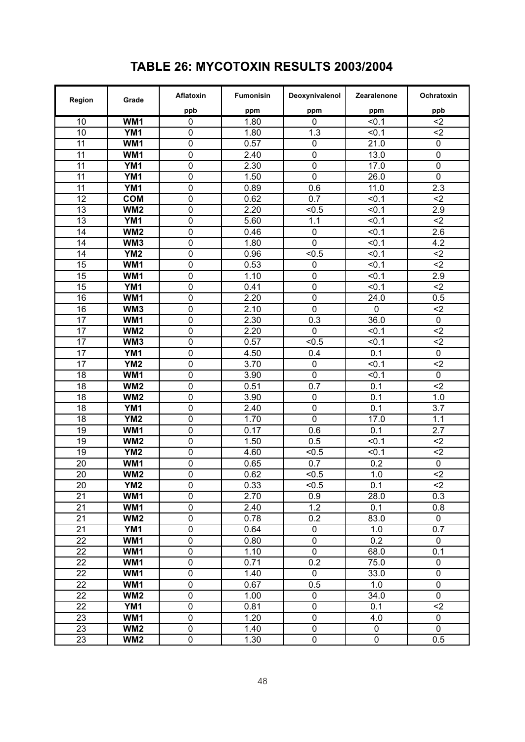# TABLE 26: MYCOTOXIN RESULTS 2003/2004

| Region | Grade | Aflatoxin ppb | Fumonisin ppm | Deoxynivalenol ppm | Zearalenone ppm | Ochratoxin ppb |
|---|---|---|---|---|---|---|
| 10 | **WM1** | 0 | 1.80 | 0 | <0.1 | <2 |
| 10 | **YM1** | 0 | 1.80 | 1.3 | <0.1 | <2 |
| 11 | **WM1** | 0 | 0.57 | 0 | 21.0 | 0 |
| 11 | **WM1** | 0 | 2.40 | 0 | 13.0 | 0 |
| 11 | **YM1** | 0 | 2.30 | 0 | 17.0 | 0 |
| 11 | **YM1** | 0 | 1.50 | 0 | 26.0 | 0 |
| 11 | **YM1** | 0 | 0.89 | 0.6 | 11.0 | 2.3 |
| 12 | **COM** | 0 | 0.62 | 0.7 | <0.1 | <2 |
| 13 | **WM2** | 0 | 2.20 | <0.5 | <0.1 | 2.9 |
| 13 | **YM1** | 0 | 5.60 | 1.1 | <0.1 | <2 |
| 14 | **WM2** | 0 | 0.46 | 0 | <0.1 | 2.6 |
| 14 | **WM3** | 0 | 1.80 | 0 | <0.1 | 4.2 |
| 14 | **YM2** | 0 | 0.96 | <0.5 | <0.1 | <2 |
| 15 | **WM1** | 0 | 0.53 | 0 | <0.1 | <2 |
| 15 | **WM1** | 0 | 1.10 | 0 | <0.1 | 2.9 |
| 15 | **YM1** | 0 | 0.41 | 0 | <0.1 | <2 |
| 16 | **WM1** | 0 | 2.20 | 0 | 24.0 | 0.5 |
| 16 | **WM3** | 0 | 2.10 | 0 | 0 | <2 |
| 17 | **WM1** | 0 | 2.30 | 0.3 | 36.0 | 0 |
| 17 | **WM2** | 0 | 2.20 | 0 | <0.1 | <2 |
| 17 | **WM3** | 0 | 0.57 | <0.5 | <0.1 | <2 |
| 17 | **YM1** | 0 | 4.50 | 0.4 | 0.1 | 0 |
| 17 | **YM2** | 0 | 3.70 | 0 | <0.1 | <2 |
| 18 | **WM1** | 0 | 3.90 | 0 | <0.1 | 0 |
| 18 | **WM2** | 0 | 0.51 | 0.7 | 0.1 | <2 |
| 18 | **WM2** | 0 | 3.90 | 0 | 0.1 | 1.0 |
| 18 | **YM1** | 0 | 2.40 | 0 | 0.1 | 3.7 |
| 18 | **YM2** | 0 | 1.70 | 0 | 17.0 | 1.1 |
| 19 | **WM1** | 0 | 0.17 | 0.6 | 0.1 | 2.7 |
| 19 | **WM2** | 0 | 1.50 | 0.5 | <0.1 | <2 |
| 19 | **YM2** | 0 | 4.60 | <0.5 | <0.1 | <2 |
| 20 | **WM1** | 0 | 0.65 | 0.7 | 0.2 | 0 |
| 20 | **WM2** | 0 | 0.62 | <0.5 | 1.0 | <2 |
| 20 | **YM2** | 0 | 0.33 | <0.5 | 0.1 | <2 |
| 21 | **WM1** | 0 | 2.70 | 0.9 | 28.0 | 0.3 |
| 21 | **WM1** | 0 | 2.40 | 1.2 | 0.1 | 0.8 |
| 21 | **WM2** | 0 | 0.78 | 0.2 | 83.0 | 0 |
| 21 | **YM1** | 0 | 0.64 | 0 | 1.0 | 0.7 |
| 22 | **WM1** | 0 | 0.80 | 0 | 0.2 | 0 |
| 22 | **WM1** | 0 | 1.10 | 0 | 68.0 | 0.1 |
| 22 | **WM1** | 0 | 0.71 | 0.2 | 75.0 | 0 |
| 22 | **WM1** | 0 | 1.40 | 0 | 33.0 | 0 |
| 22 | **WM1** | 0 | 0.67 | 0.5 | 1.0 | 0 |
| 22 | **WM2** | 0 | 1.00 | 0 | 34.0 | 0 |
| 22 | **YM1** | 0 | 0.81 | 0 | 0.1 | <2 |
| 23 | **WM1** | 0 | 1.20 | 0 | 4.0 | 0 |
| 23 | **WM2** | 0 | 1.40 | 0 | 0 | 0 |
| 23 | **WM2** | 0 | 1.30 | 0 | 0 | 0.5 |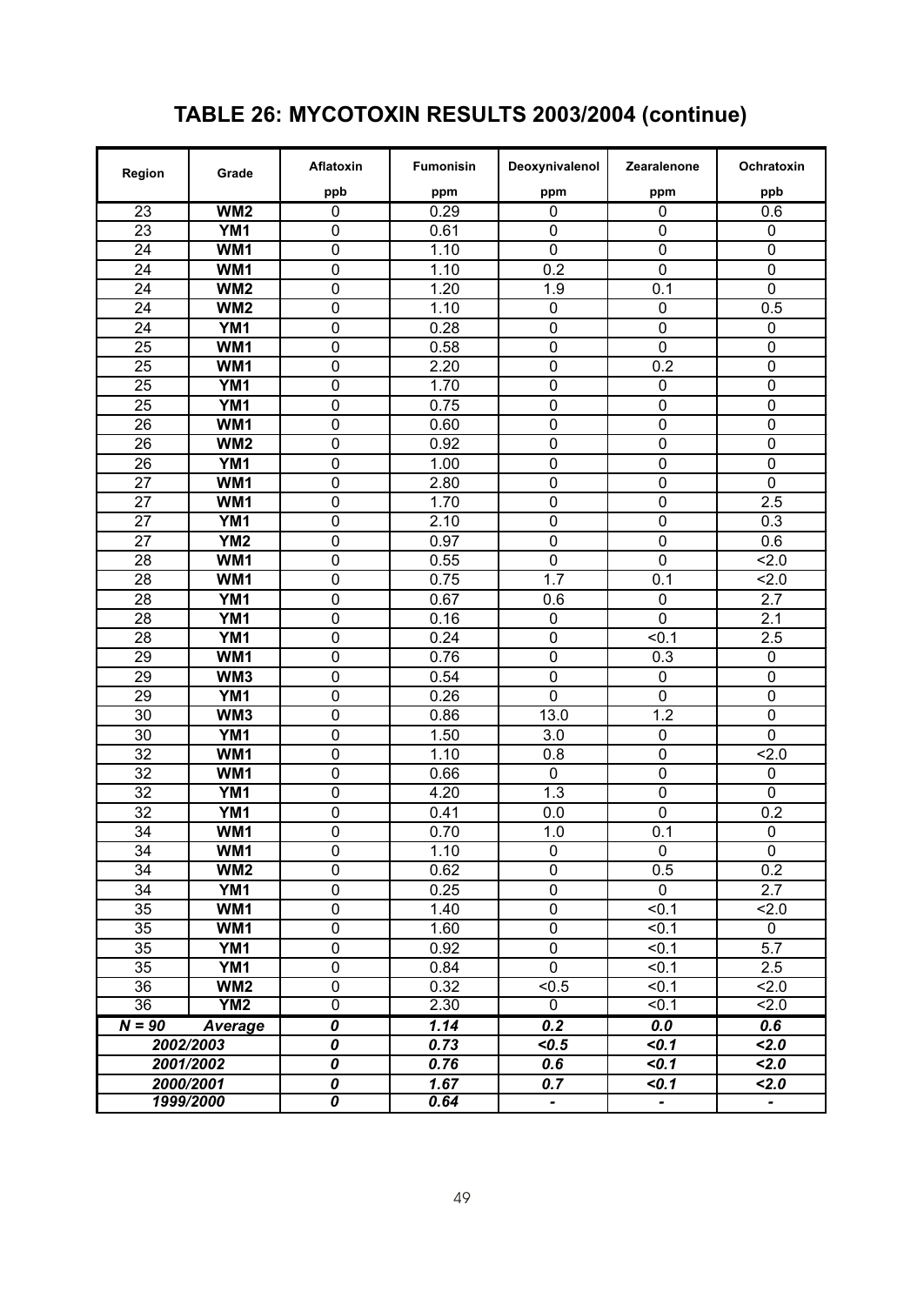# TABLE 26: MYCOTOXIN RESULTS 2003/2004 (continue)

| Region | Grade | Aflatoxin ppb | Fumonisin ppm | Deoxynivalenol ppm | Zearalenone ppm | Ochratoxin ppb |
|---|---|---|---|---|---|---|
| 23 | **WM2** | 0 | 0.29 | 0 | 0 | 0.6 |
| 23 | **YM1** | 0 | 0.61 | 0 | 0 | 0 |
| 24 | **WM1** | 0 | 1.10 | 0 | 0 | 0 |
| 24 | **WM1** | 0 | 1.10 | 0.2 | 0 | 0 |
| 24 | **WM2** | 0 | 1.20 | 1.9 | 0.1 | 0 |
| 24 | **WM2** | 0 | 1.10 | 0 | 0 | 0.5 |
| 24 | **YM1** | 0 | 0.28 | 0 | 0 | 0 |
| 25 | **WM1** | 0 | 0.58 | 0 | 0 | 0 |
| 25 | **WM1** | 0 | 2.20 | 0 | 0.2 | 0 |
| 25 | **YM1** | 0 | 1.70 | 0 | 0 | 0 |
| 25 | **YM1** | 0 | 0.75 | 0 | 0 | 0 |
| 26 | **WM1** | 0 | 0.60 | 0 | 0 | 0 |
| 26 | **WM2** | 0 | 0.92 | 0 | 0 | 0 |
| 26 | **YM1** | 0 | 1.00 | 0 | 0 | 0 |
| 27 | **WM1** | 0 | 2.80 | 0 | 0 | 0 |
| 27 | **WM1** | 0 | 1.70 | 0 | 0 | 2.5 |
| 27 | **YM1** | 0 | 2.10 | 0 | 0 | 0.3 |
| 27 | **YM2** | 0 | 0.97 | 0 | 0 | 0.6 |
| 28 | **WM1** | 0 | 0.55 | 0 | 0 | <2.0 |
| 28 | **WM1** | 0 | 0.75 | 1.7 | 0.1 | <2.0 |
| 28 | **YM1** | 0 | 0.67 | 0.6 | 0 | 2.7 |
| 28 | **YM1** | 0 | 0.16 | 0 | 0 | 2.1 |
| 28 | **YM1** | 0 | 0.24 | 0 | <0.1 | 2.5 |
| 29 | **WM1** | 0 | 0.76 | 0 | 0.3 | 0 |
| 29 | **WM3** | 0 | 0.54 | 0 | 0 | 0 |
| 29 | **YM1** | 0 | 0.26 | 0 | 0 | 0 |
| 30 | **WM3** | 0 | 0.86 | 13.0 | 1.2 | 0 |
| 30 | **YM1** | 0 | 1.50 | 3.0 | 0 | 0 |
| 32 | **WM1** | 0 | 1.10 | 0.8 | 0 | <2.0 |
| 32 | **WM1** | 0 | 0.66 | 0 | 0 | 0 |
| 32 | **YM1** | 0 | 4.20 | 1.3 | 0 | 0 |
| 32 | **YM1** | 0 | 0.41 | 0.0 | 0 | 0.2 |
| 34 | **WM1** | 0 | 0.70 | 1.0 | 0.1 | 0 |
| 34 | **WM1** | 0 | 1.10 | 0 | 0 | 0 |
| 34 | **WM2** | 0 | 0.62 | 0 | 0.5 | 0.2 |
| 34 | **YM1** | 0 | 0.25 | 0 | 0 | 2.7 |
| 35 | **WM1** | 0 | 1.40 | 0 | <0.1 | <2.0 |
| 35 | **WM1** | 0 | 1.60 | 0 | <0.1 | 0 |
| 35 | **YM1** | 0 | 0.92 | 0 | <0.1 | 5.7 |
| 35 | **YM1** | 0 | 0.84 | 0 | <0.1 | 2.5 |
| 36 | **WM2** | 0 | 0.32 | <0.5 | <0.1 | <2.0 |
| 36 | **YM2** | 0 | 2.30 | 0 | <0.1 | <2.0 |
| ***N = 90*** | ***Average*** | ***0*** | ***1.14*** | ***0.2*** | ***0.0*** | ***0.6*** |
| ***2002/2003*** | | ***0*** | ***0.73*** | ***<0.5*** | ***<0.1*** | ***<2.0*** |
| ***2001/2002*** | | ***0*** | ***0.76*** | ***0.6*** | ***<0.1*** | ***<2.0*** |
| ***2000/2001*** | | ***0*** | ***1.67*** | ***0.7*** | ***<0.1*** | ***<2.0*** |
| ***1999/2000*** | | ***0*** | ***0.64*** | - | - | - |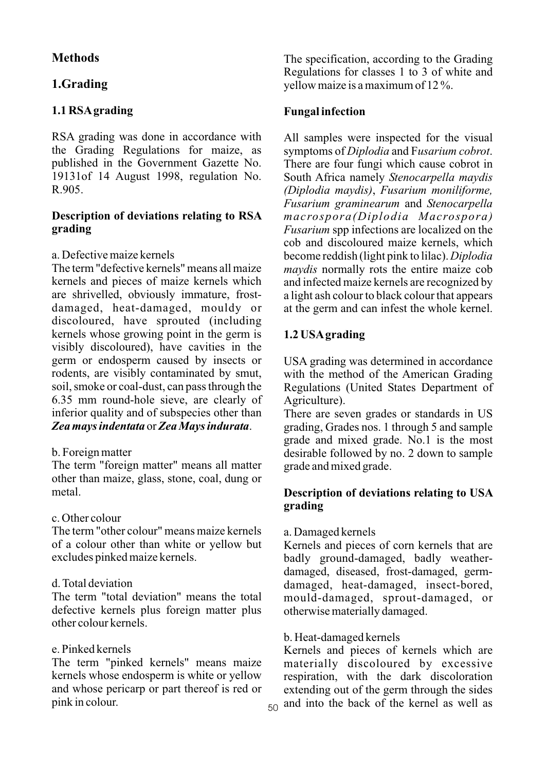## Methods

## 1.Grading

### 1.1 RSA grading

RSA grading was done in accordance with the Grading Regulations for maize, as published in the Government Gazette No. 19131of 14 August 1998, regulation No. R.905.

#### Description of deviations relating to RSA grading

a. Defective maize kernels
The term "defective kernels" means all maize kernels and pieces of maize kernels which are shrivelled, obviously immature, frost-damaged, heat-damaged, mouldy or discoloured, have sprouted (including kernels whose growing point in the germ is visibly discoloured), have cavities in the germ or endosperm caused by insects or rodents, are visibly contaminated by smut, soil, smoke or coal-dust, can pass through the 6.35 mm round-hole sieve, are clearly of inferior quality and of subspecies other than ***Zea mays indentata*** or ***Zea Mays indurata***.

b. Foreign matter
The term "foreign matter" means all matter other than maize, glass, stone, coal, dung or metal.

c. Other colour
The term "other colour" means maize kernels of a colour other than white or yellow but excludes pinked maize kernels.

d. Total deviation
The term "total deviation" means the total defective kernels plus foreign matter plus other colour kernels.

e. Pinked kernels
The term "pinked kernels" means maize kernels whose endosperm is white or yellow and whose pericarp or part thereof is red or pink in colour.

The specification, according to the Grading Regulations for classes 1 to 3 of white and yellow maize is a maximum of 12 %.

#### Fungal infection

All samples were inspected for the visual symptoms of *Diplodia* and F*usarium cobrot*. There are four fungi which cause cobrot in South Africa namely *Stenocarpella maydis (Diplodia maydis)*, *Fusarium moniliforme, Fusarium graminearum* and *Stenocarpella macrospora (Diplodia Macrospora) Fusarium* spp infections are localized on the cob and discoloured maize kernels, which become reddish (light pink to lilac). *Diplodia maydis* normally rots the entire maize cob and infected maize kernels are recognized by a light ash colour to black colour that appears at the germ and can infest the whole kernel.

### 1.2 USA grading

USA grading was determined in accordance with the method of the American Grading Regulations (United States Department of Agriculture).
There are seven grades or standards in US grading, Grades nos. 1 through 5 and sample grade and mixed grade. No.1 is the most desirable followed by no. 2 down to sample grade and mixed grade.

#### Description of deviations relating to USA grading

a. Damaged kernels
Kernels and pieces of corn kernels that are badly ground-damaged, badly weather-damaged, diseased, frost-damaged, germ-damaged, heat-damaged, insect-bored, mould-damaged, sprout-damaged, or otherwise materially damaged.

b. Heat-damaged kernels
Kernels and pieces of kernels which are materially discoloured by excessive respiration, with the dark discoloration extending out of the germ through the sides and into the back of the kernel as well as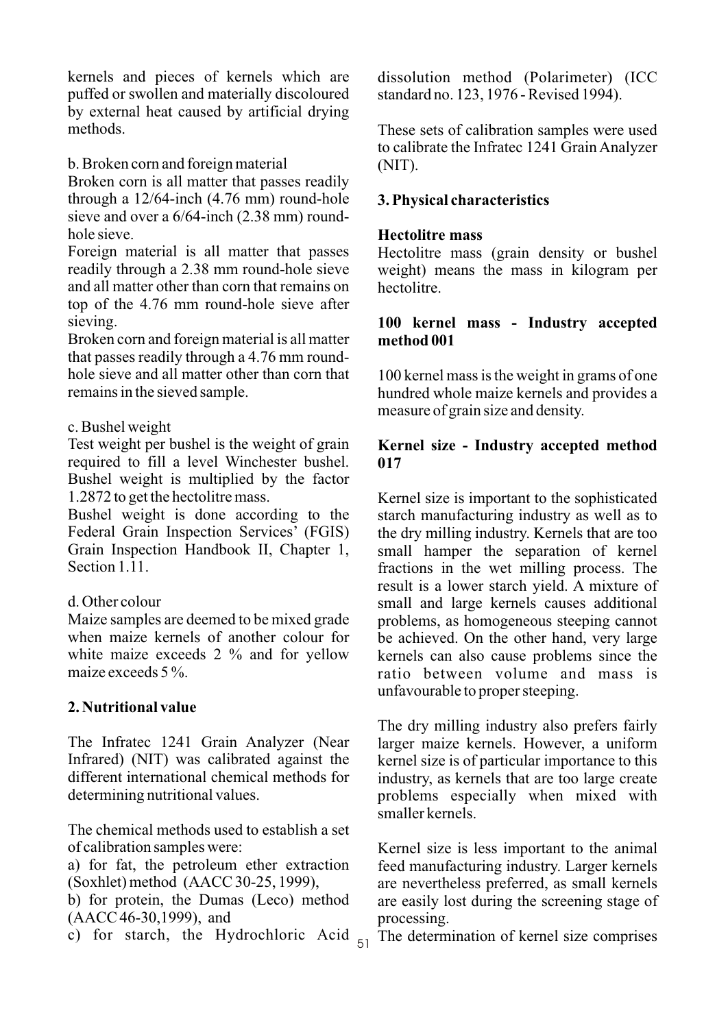kernels and pieces of kernels which are puffed or swollen and materially discoloured by external heat caused by artificial drying methods.

b. Broken corn and foreign material

Broken corn is all matter that passes readily through a 12/64-inch (4.76 mm) round-hole sieve and over a 6/64-inch (2.38 mm) round-hole sieve.

Foreign material is all matter that passes readily through a 2.38 mm round-hole sieve and all matter other than corn that remains on top of the 4.76 mm round-hole sieve after sieving.

Broken corn and foreign material is all matter that passes readily through a 4.76 mm round-hole sieve and all matter other than corn that remains in the sieved sample.

c. Bushel weight

Test weight per bushel is the weight of grain required to fill a level Winchester bushel. Bushel weight is multiplied by the factor 1.2872 to get the hectolitre mass.

Bushel weight is done according to the Federal Grain Inspection Services' (FGIS) Grain Inspection Handbook II, Chapter 1, Section 1.11.

d. Other colour

Maize samples are deemed to be mixed grade when maize kernels of another colour for white maize exceeds 2 % and for yellow maize exceeds 5 %.

## 2. Nutritional value

The Infratec 1241 Grain Analyzer (Near Infrared) (NIT) was calibrated against the different international chemical methods for determining nutritional values.

The chemical methods used to establish a set of calibration samples were:

a) for fat, the petroleum ether extraction (Soxhlet) method (AACC 30-25, 1999),

b) for protein, the Dumas (Leco) method (AACC 46-30,1999), and

c) for starch, the Hydrochloric Acid dissolution method (Polarimeter) (ICC standard no. 123, 1976 - Revised 1994).

These sets of calibration samples were used to calibrate the Infratec 1241 Grain Analyzer (NIT).

## 3. Physical characteristics

### Hectolitre mass

Hectolitre mass (grain density or bushel weight) means the mass in kilogram per hectolitre.

### 100 kernel mass - Industry accepted method 001

100 kernel mass is the weight in grams of one hundred whole maize kernels and provides a measure of grain size and density.

### Kernel size - Industry accepted method 017

Kernel size is important to the sophisticated starch manufacturing industry as well as to the dry milling industry. Kernels that are too small hamper the separation of kernel fractions in the wet milling process. The result is a lower starch yield. A mixture of small and large kernels causes additional problems, as homogeneous steeping cannot be achieved. On the other hand, very large kernels can also cause problems since the ratio between volume and mass is unfavourable to proper steeping.

The dry milling industry also prefers fairly larger maize kernels. However, a uniform kernel size is of particular importance to this industry, as kernels that are too large create problems especially when mixed with smaller kernels.

Kernel size is less important to the animal feed manufacturing industry. Larger kernels are nevertheless preferred, as small kernels are easily lost during the screening stage of processing.

The determination of kernel size comprises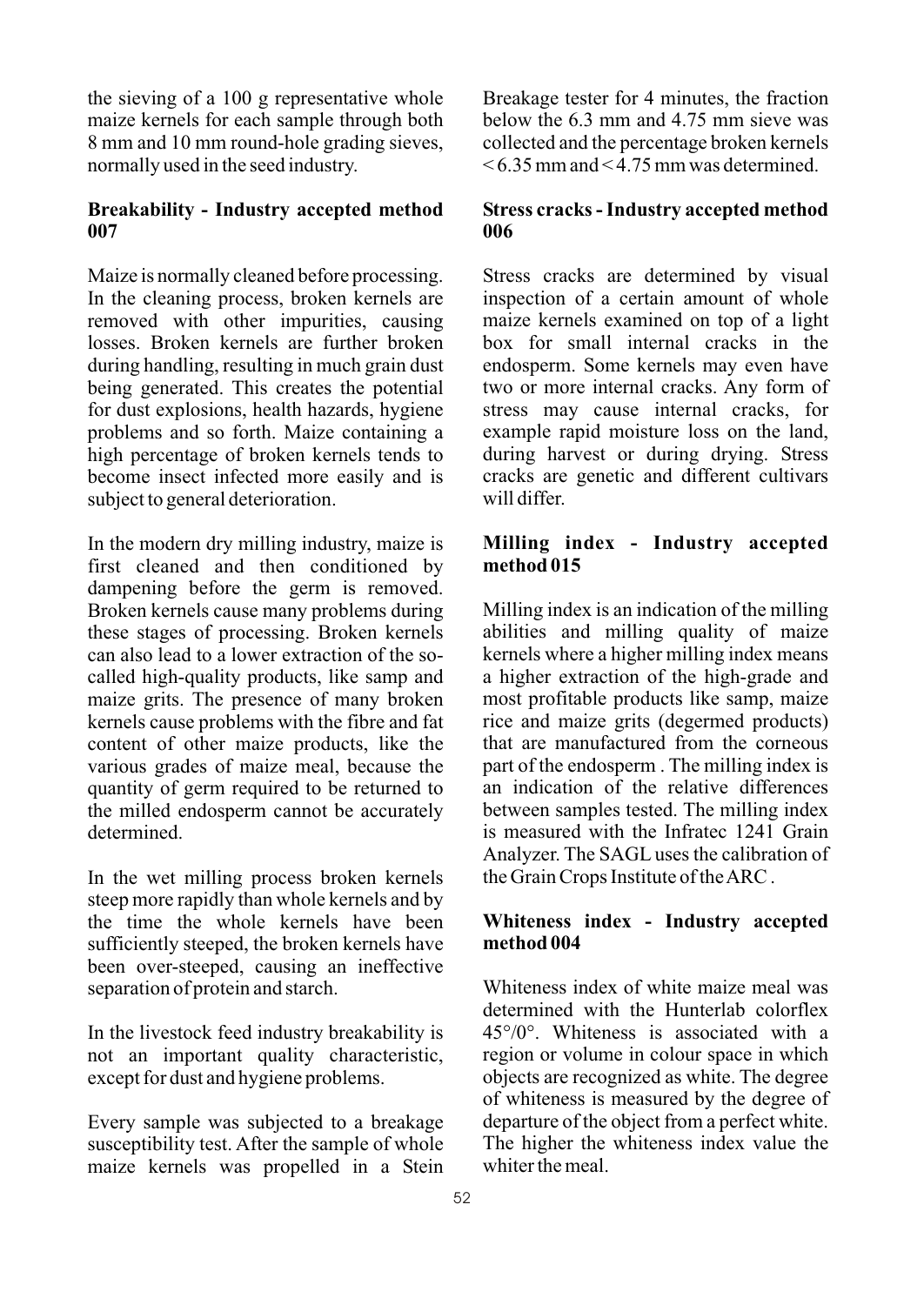the sieving of a 100 g representative whole maize kernels for each sample through both 8 mm and 10 mm round-hole grading sieves, normally used in the seed industry.

### Breakability - Industry accepted method 007

Maize is normally cleaned before processing. In the cleaning process, broken kernels are removed with other impurities, causing losses. Broken kernels are further broken during handling, resulting in much grain dust being generated. This creates the potential for dust explosions, health hazards, hygiene problems and so forth. Maize containing a high percentage of broken kernels tends to become insect infected more easily and is subject to general deterioration.

In the modern dry milling industry, maize is first cleaned and then conditioned by dampening before the germ is removed. Broken kernels cause many problems during these stages of processing. Broken kernels can also lead to a lower extraction of the so-called high-quality products, like samp and maize grits. The presence of many broken kernels cause problems with the fibre and fat content of other maize products, like the various grades of maize meal, because the quantity of germ required to be returned to the milled endosperm cannot be accurately determined.

In the wet milling process broken kernels steep more rapidly than whole kernels and by the time the whole kernels have been sufficiently steeped, the broken kernels have been over-steeped, causing an ineffective separation of protein and starch.

In the livestock feed industry breakability is not an important quality characteristic, except for dust and hygiene problems.

Every sample was subjected to a breakage susceptibility test. After the sample of whole maize kernels was propelled in a Stein Breakage tester for 4 minutes, the fraction below the 6.3 mm and 4.75 mm sieve was collected and the percentage broken kernels < 6.35 mm and < 4.75 mm was determined.

### Stress cracks - Industry accepted method 006

Stress cracks are determined by visual inspection of a certain amount of whole maize kernels examined on top of a light box for small internal cracks in the endosperm. Some kernels may even have two or more internal cracks. Any form of stress may cause internal cracks, for example rapid moisture loss on the land, during harvest or during drying. Stress cracks are genetic and different cultivars will differ.

### Milling index - Industry accepted method 015

Milling index is an indication of the milling abilities and milling quality of maize kernels where a higher milling index means a higher extraction of the high-grade and most profitable products like samp, maize rice and maize grits (degermed products) that are manufactured from the corneous part of the endosperm . The milling index is an indication of the relative differences between samples tested. The milling index is measured with the Infratec 1241 Grain Analyzer. The SAGL uses the calibration of the Grain Crops Institute of the ARC .

### Whiteness index - Industry accepted method 004

Whiteness index of white maize meal was determined with the Hunterlab colorflex 45°/0°. Whiteness is associated with a region or volume in colour space in which objects are recognized as white. The degree of whiteness is measured by the degree of departure of the object from a perfect white. The higher the whiteness index value the whiter the meal.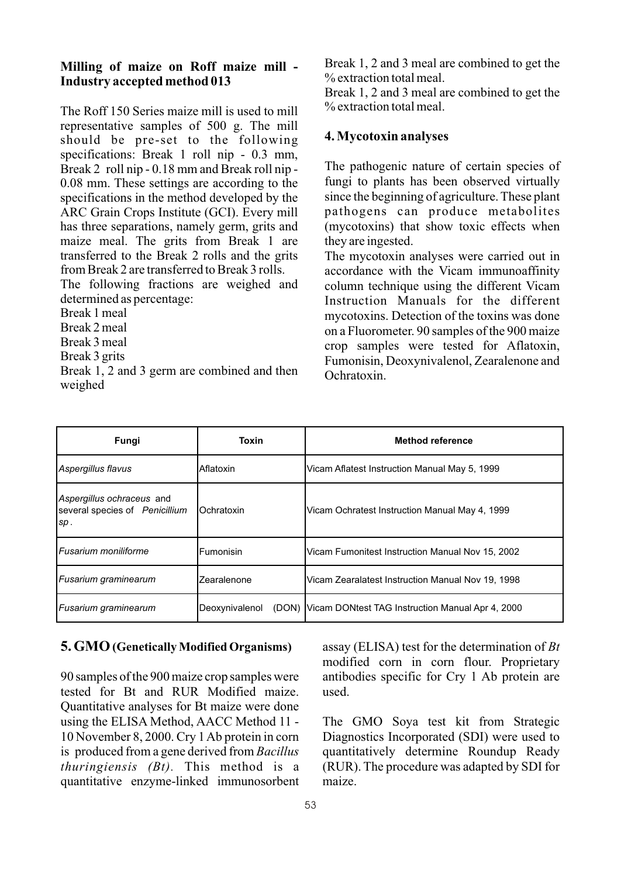### Milling of maize on Roff maize mill - Industry accepted method 013

The Roff 150 Series maize mill is used to mill representative samples of 500 g. The mill should be pre-set to the following specifications: Break 1 roll nip - 0.3 mm, Break 2 roll nip - 0.18 mm and Break roll nip - 0.08 mm. These settings are according to the specifications in the method developed by the ARC Grain Crops Institute (GCI). Every mill has three separations, namely germ, grits and maize meal. The grits from Break 1 are transferred to the Break 2 rolls and the grits from Break 2 are transferred to Break 3 rolls.

The following fractions are weighed and determined as percentage:

Break 1 meal
Break 2 meal
Break 3 meal
Break 3 grits
Break 1, 2 and 3 germ are combined and then weighed

Break 1, 2 and 3 meal are combined to get the % extraction total meal.
Break 1, 2 and 3 meal are combined to get the % extraction total meal.

## 4. Mycotoxin analyses

The pathogenic nature of certain species of fungi to plants has been observed virtually since the beginning of agriculture. These plant pathogens can produce metabolites (mycotoxins) that show toxic effects when they are ingested.

The mycotoxin analyses were carried out in accordance with the Vicam immunoaffinity column technique using the different Vicam Instruction Manuals for the different mycotoxins. Detection of the toxins was done on a Fluorometer. 90 samples of the 900 maize crop samples were tested for Aflatoxin, Fumonisin, Deoxynivalenol, Zearalenone and Ochratoxin.

| Fungi | Toxin | Method reference |
|---|---|---|
| *Aspergillus flavus* | Aflatoxin | Vicam Aflatest Instruction Manual May 5, 1999 |
| *Aspergillus ochraceus* and several species of *Penicillium sp*. | Ochratoxin | Vicam Ochratest Instruction Manual May 4, 1999 |
| *Fusarium moniliforme* | Fumonisin | Vicam Fumonitest Instruction Manual Nov 15, 2002 |
| *Fusarium graminearum* | Zearalenone | Vicam Zearalatest Instruction Manual Nov 19, 1998 |
| *Fusarium graminearum* | Deoxynivalenol (DON) | Vicam DONtest TAG Instruction Manual Apr 4, 2000 |

## 5. GMO (Genetically Modified Organisms)

90 samples of the 900 maize crop samples were tested for Bt and RUR Modified maize. Quantitative analyses for Bt maize were done using the ELISA Method, AACC Method 11 - 10 November 8, 2000. Cry 1 Ab protein in corn is produced from a gene derived from *Bacillus thuringiensis (Bt)*. This method is a quantitative enzyme-linked immunosorbent assay (ELISA) test for the determination of *Bt* modified corn in corn flour. Proprietary antibodies specific for Cry 1 Ab protein are used.

The GMO Soya test kit from Strategic Diagnostics Incorporated (SDI) were used to quantitatively determine Roundup Ready (RUR). The procedure was adapted by SDI for maize.